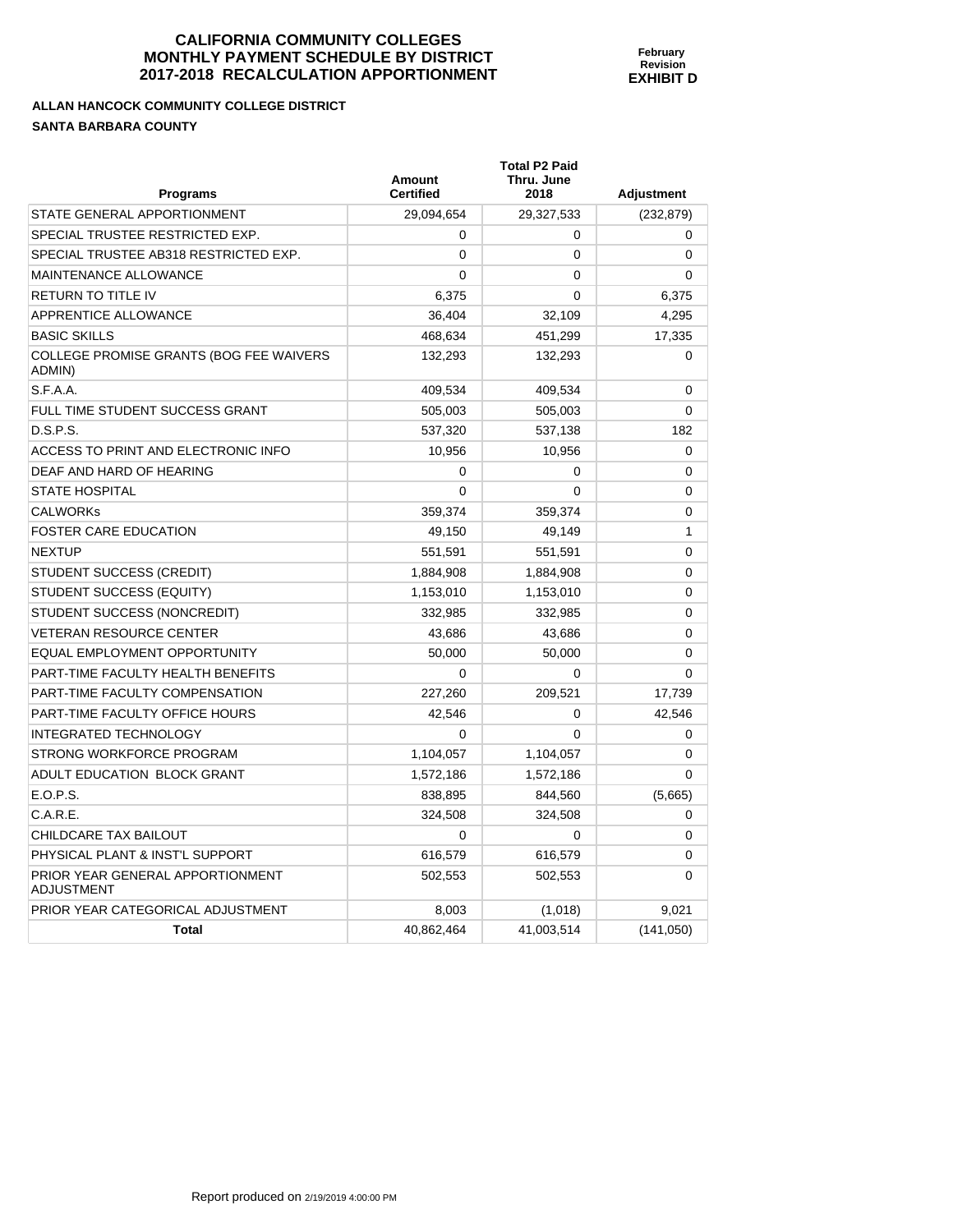# CALIFORNIA COMMUNITY COLLEGES
# MONTHLY PAYMENT SCHEDULE BY DISTRICT
# 2017-2018 RECALCULATION APPORTIONMENT

**February Revision**
**EXHIBIT D**

**ALLAN HANCOCK COMMUNITY COLLEGE DISTRICT**

**SANTA BARBARA COUNTY**

| Programs | Amount Certified | Total P2 Paid Thru. June 2018 | Adjustment |
|---|---|---|---|
| STATE GENERAL APPORTIONMENT | 29,094,654 | 29,327,533 | (232,879) |
| SPECIAL TRUSTEE RESTRICTED EXP. | 0 | 0 | 0 |
| SPECIAL TRUSTEE AB318 RESTRICTED EXP. | 0 | 0 | 0 |
| MAINTENANCE ALLOWANCE | 0 | 0 | 0 |
| RETURN TO TITLE IV | 6,375 | 0 | 6,375 |
| APPRENTICE ALLOWANCE | 36,404 | 32,109 | 4,295 |
| BASIC SKILLS | 468,634 | 451,299 | 17,335 |
| COLLEGE PROMISE GRANTS (BOG FEE WAIVERS ADMIN) | 132,293 | 132,293 | 0 |
| S.F.A.A. | 409,534 | 409,534 | 0 |
| FULL TIME STUDENT SUCCESS GRANT | 505,003 | 505,003 | 0 |
| D.S.P.S. | 537,320 | 537,138 | 182 |
| ACCESS TO PRINT AND ELECTRONIC INFO | 10,956 | 10,956 | 0 |
| DEAF AND HARD OF HEARING | 0 | 0 | 0 |
| STATE HOSPITAL | 0 | 0 | 0 |
| CALWORKs | 359,374 | 359,374 | 0 |
| FOSTER CARE EDUCATION | 49,150 | 49,149 | 1 |
| NEXTUP | 551,591 | 551,591 | 0 |
| STUDENT SUCCESS (CREDIT) | 1,884,908 | 1,884,908 | 0 |
| STUDENT SUCCESS (EQUITY) | 1,153,010 | 1,153,010 | 0 |
| STUDENT SUCCESS (NONCREDIT) | 332,985 | 332,985 | 0 |
| VETERAN RESOURCE CENTER | 43,686 | 43,686 | 0 |
| EQUAL EMPLOYMENT OPPORTUNITY | 50,000 | 50,000 | 0 |
| PART-TIME FACULTY HEALTH BENEFITS | 0 | 0 | 0 |
| PART-TIME FACULTY COMPENSATION | 227,260 | 209,521 | 17,739 |
| PART-TIME FACULTY OFFICE HOURS | 42,546 | 0 | 42,546 |
| INTEGRATED TECHNOLOGY | 0 | 0 | 0 |
| STRONG WORKFORCE PROGRAM | 1,104,057 | 1,104,057 | 0 |
| ADULT EDUCATION BLOCK GRANT | 1,572,186 | 1,572,186 | 0 |
| E.O.P.S. | 838,895 | 844,560 | (5,665) |
| C.A.R.E. | 324,508 | 324,508 | 0 |
| CHILDCARE TAX BAILOUT | 0 | 0 | 0 |
| PHYSICAL PLANT & INST'L SUPPORT | 616,579 | 616,579 | 0 |
| PRIOR YEAR GENERAL APPORTIONMENT ADJUSTMENT | 502,553 | 502,553 | 0 |
| PRIOR YEAR CATEGORICAL ADJUSTMENT | 8,003 | (1,018) | 9,021 |
| **Total** | 40,862,464 | 41,003,514 | (141,050) |

Report produced on 2/19/2019 4:00:00 PM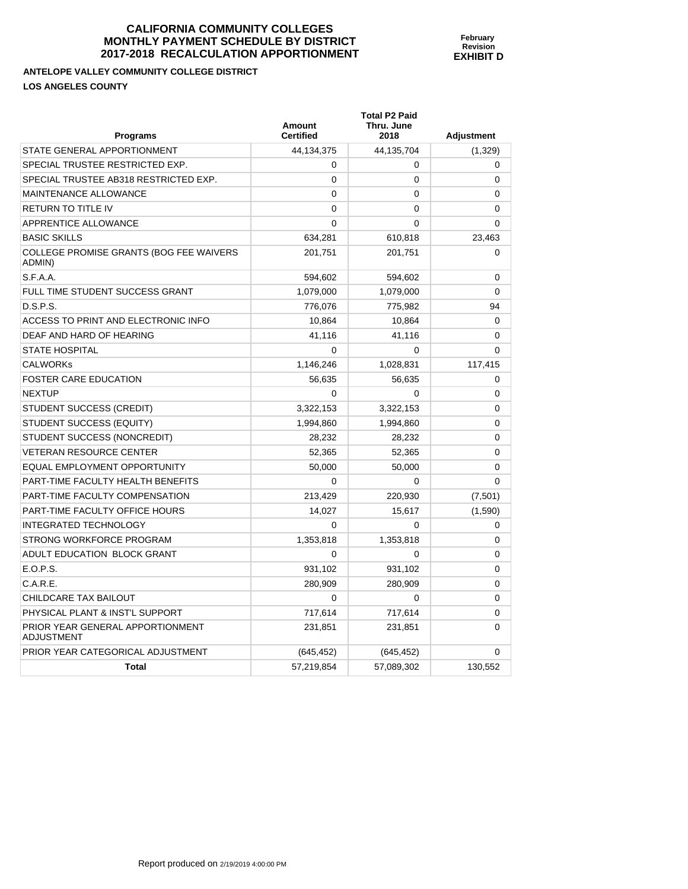# CALIFORNIA COMMUNITY COLLEGES
# MONTHLY PAYMENT SCHEDULE BY DISTRICT
# 2017-2018 RECALCULATION APPORTIONMENT

**February Revision**
**EXHIBIT D**

**ANTELOPE VALLEY COMMUNITY COLLEGE DISTRICT**

**LOS ANGELES COUNTY**

| Programs | Amount Certified | Total P2 Paid Thru. June 2018 | Adjustment |
|---|---|---|---|
| STATE GENERAL APPORTIONMENT | 44,134,375 | 44,135,704 | (1,329) |
| SPECIAL TRUSTEE RESTRICTED EXP. | 0 | 0 | 0 |
| SPECIAL TRUSTEE AB318 RESTRICTED EXP. | 0 | 0 | 0 |
| MAINTENANCE ALLOWANCE | 0 | 0 | 0 |
| RETURN TO TITLE IV | 0 | 0 | 0 |
| APPRENTICE ALLOWANCE | 0 | 0 | 0 |
| BASIC SKILLS | 634,281 | 610,818 | 23,463 |
| COLLEGE PROMISE GRANTS (BOG FEE WAIVERS ADMIN) | 201,751 | 201,751 | 0 |
| S.F.A.A. | 594,602 | 594,602 | 0 |
| FULL TIME STUDENT SUCCESS GRANT | 1,079,000 | 1,079,000 | 0 |
| D.S.P.S. | 776,076 | 775,982 | 94 |
| ACCESS TO PRINT AND ELECTRONIC INFO | 10,864 | 10,864 | 0 |
| DEAF AND HARD OF HEARING | 41,116 | 41,116 | 0 |
| STATE HOSPITAL | 0 | 0 | 0 |
| CALWORKs | 1,146,246 | 1,028,831 | 117,415 |
| FOSTER CARE EDUCATION | 56,635 | 56,635 | 0 |
| NEXTUP | 0 | 0 | 0 |
| STUDENT SUCCESS (CREDIT) | 3,322,153 | 3,322,153 | 0 |
| STUDENT SUCCESS (EQUITY) | 1,994,860 | 1,994,860 | 0 |
| STUDENT SUCCESS (NONCREDIT) | 28,232 | 28,232 | 0 |
| VETERAN RESOURCE CENTER | 52,365 | 52,365 | 0 |
| EQUAL EMPLOYMENT OPPORTUNITY | 50,000 | 50,000 | 0 |
| PART-TIME FACULTY HEALTH BENEFITS | 0 | 0 | 0 |
| PART-TIME FACULTY COMPENSATION | 213,429 | 220,930 | (7,501) |
| PART-TIME FACULTY OFFICE HOURS | 14,027 | 15,617 | (1,590) |
| INTEGRATED TECHNOLOGY | 0 | 0 | 0 |
| STRONG WORKFORCE PROGRAM | 1,353,818 | 1,353,818 | 0 |
| ADULT EDUCATION BLOCK GRANT | 0 | 0 | 0 |
| E.O.P.S. | 931,102 | 931,102 | 0 |
| C.A.R.E. | 280,909 | 280,909 | 0 |
| CHILDCARE TAX BAILOUT | 0 | 0 | 0 |
| PHYSICAL PLANT & INST'L SUPPORT | 717,614 | 717,614 | 0 |
| PRIOR YEAR GENERAL APPORTIONMENT ADJUSTMENT | 231,851 | 231,851 | 0 |
| PRIOR YEAR CATEGORICAL ADJUSTMENT | (645,452) | (645,452) | 0 |
| **Total** | 57,219,854 | 57,089,302 | 130,552 |

Report produced on 2/19/2019 4:00:00 PM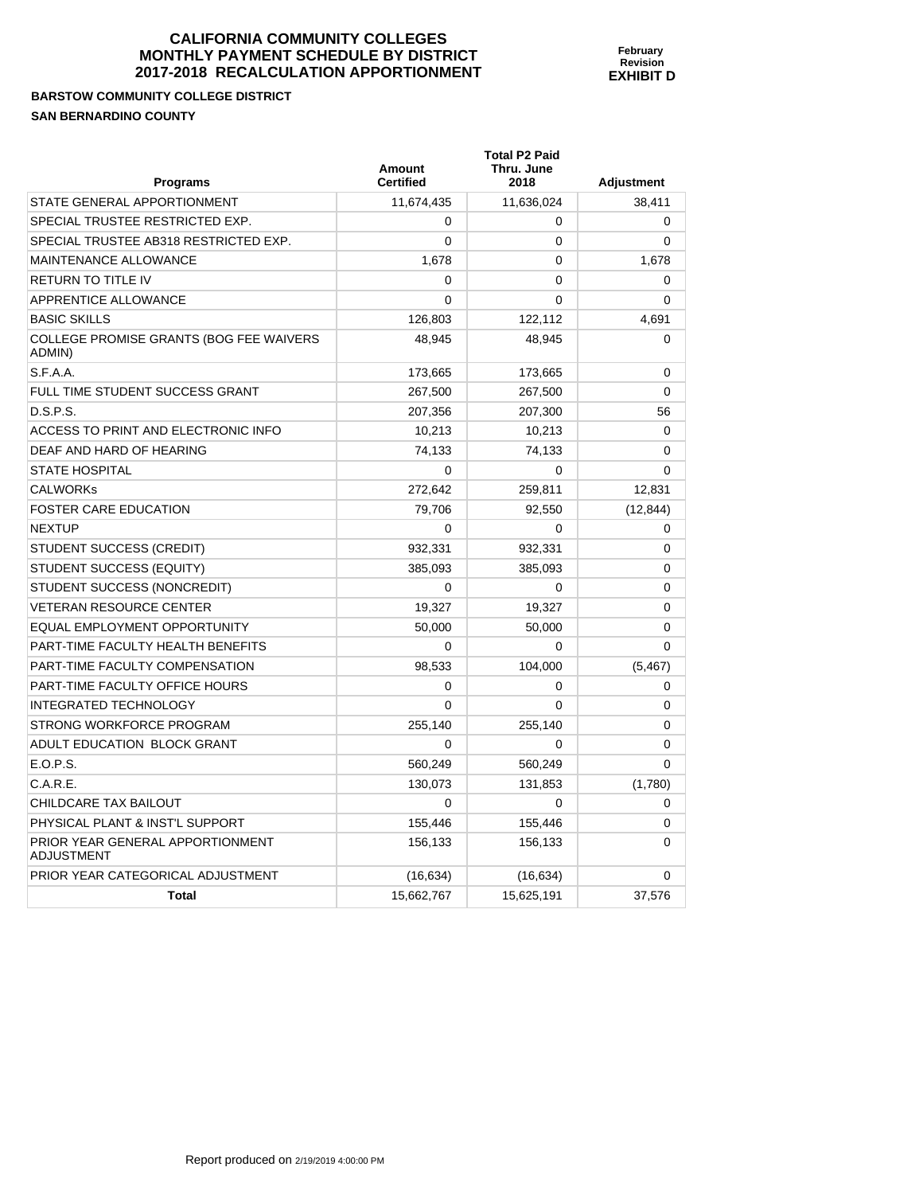# CALIFORNIA COMMUNITY COLLEGES
# MONTHLY PAYMENT SCHEDULE BY DISTRICT
# 2017-2018 RECALCULATION APPORTIONMENT

**February Revision**
**EXHIBIT D**

**BARSTOW COMMUNITY COLLEGE DISTRICT**

**SAN BERNARDINO COUNTY**

| Programs | Amount Certified | Total P2 Paid Thru. June 2018 | Adjustment |
|---|---|---|---|
| STATE GENERAL APPORTIONMENT | 11,674,435 | 11,636,024 | 38,411 |
| SPECIAL TRUSTEE RESTRICTED EXP. | 0 | 0 | 0 |
| SPECIAL TRUSTEE AB318 RESTRICTED EXP. | 0 | 0 | 0 |
| MAINTENANCE ALLOWANCE | 1,678 | 0 | 1,678 |
| RETURN TO TITLE IV | 0 | 0 | 0 |
| APPRENTICE ALLOWANCE | 0 | 0 | 0 |
| BASIC SKILLS | 126,803 | 122,112 | 4,691 |
| COLLEGE PROMISE GRANTS (BOG FEE WAIVERS ADMIN) | 48,945 | 48,945 | 0 |
| S.F.A.A. | 173,665 | 173,665 | 0 |
| FULL TIME STUDENT SUCCESS GRANT | 267,500 | 267,500 | 0 |
| D.S.P.S. | 207,356 | 207,300 | 56 |
| ACCESS TO PRINT AND ELECTRONIC INFO | 10,213 | 10,213 | 0 |
| DEAF AND HARD OF HEARING | 74,133 | 74,133 | 0 |
| STATE HOSPITAL | 0 | 0 | 0 |
| CALWORKs | 272,642 | 259,811 | 12,831 |
| FOSTER CARE EDUCATION | 79,706 | 92,550 | (12,844) |
| NEXTUP | 0 | 0 | 0 |
| STUDENT SUCCESS (CREDIT) | 932,331 | 932,331 | 0 |
| STUDENT SUCCESS (EQUITY) | 385,093 | 385,093 | 0 |
| STUDENT SUCCESS (NONCREDIT) | 0 | 0 | 0 |
| VETERAN RESOURCE CENTER | 19,327 | 19,327 | 0 |
| EQUAL EMPLOYMENT OPPORTUNITY | 50,000 | 50,000 | 0 |
| PART-TIME FACULTY HEALTH BENEFITS | 0 | 0 | 0 |
| PART-TIME FACULTY COMPENSATION | 98,533 | 104,000 | (5,467) |
| PART-TIME FACULTY OFFICE HOURS | 0 | 0 | 0 |
| INTEGRATED TECHNOLOGY | 0 | 0 | 0 |
| STRONG WORKFORCE PROGRAM | 255,140 | 255,140 | 0 |
| ADULT EDUCATION BLOCK GRANT | 0 | 0 | 0 |
| E.O.P.S. | 560,249 | 560,249 | 0 |
| C.A.R.E. | 130,073 | 131,853 | (1,780) |
| CHILDCARE TAX BAILOUT | 0 | 0 | 0 |
| PHYSICAL PLANT & INST'L SUPPORT | 155,446 | 155,446 | 0 |
| PRIOR YEAR GENERAL APPORTIONMENT ADJUSTMENT | 156,133 | 156,133 | 0 |
| PRIOR YEAR CATEGORICAL ADJUSTMENT | (16,634) | (16,634) | 0 |
| **Total** | 15,662,767 | 15,625,191 | 37,576 |

Report produced on 2/19/2019 4:00:00 PM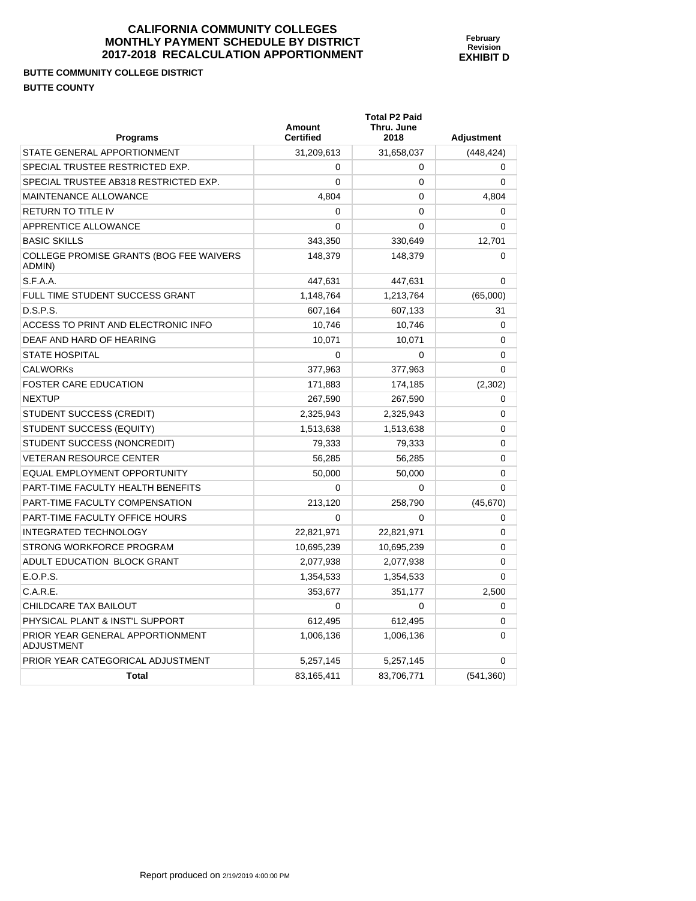**CALIFORNIA COMMUNITY COLLEGES**
**MONTHLY PAYMENT SCHEDULE BY DISTRICT**
**2017-2018 RECALCULATION APPORTIONMENT**

**February Revision**
**EXHIBIT D**

**BUTTE COMMUNITY COLLEGE DISTRICT**

**BUTTE COUNTY**

| Programs | Amount Certified | Total P2 Paid Thru. June 2018 | Adjustment |
|---|---|---|---|
| STATE GENERAL APPORTIONMENT | 31,209,613 | 31,658,037 | (448,424) |
| SPECIAL TRUSTEE RESTRICTED EXP. | 0 | 0 | 0 |
| SPECIAL TRUSTEE AB318 RESTRICTED EXP. | 0 | 0 | 0 |
| MAINTENANCE ALLOWANCE | 4,804 | 0 | 4,804 |
| RETURN TO TITLE IV | 0 | 0 | 0 |
| APPRENTICE ALLOWANCE | 0 | 0 | 0 |
| BASIC SKILLS | 343,350 | 330,649 | 12,701 |
| COLLEGE PROMISE GRANTS (BOG FEE WAIVERS ADMIN) | 148,379 | 148,379 | 0 |
| S.F.A.A. | 447,631 | 447,631 | 0 |
| FULL TIME STUDENT SUCCESS GRANT | 1,148,764 | 1,213,764 | (65,000) |
| D.S.P.S. | 607,164 | 607,133 | 31 |
| ACCESS TO PRINT AND ELECTRONIC INFO | 10,746 | 10,746 | 0 |
| DEAF AND HARD OF HEARING | 10,071 | 10,071 | 0 |
| STATE HOSPITAL | 0 | 0 | 0 |
| CALWORKs | 377,963 | 377,963 | 0 |
| FOSTER CARE EDUCATION | 171,883 | 174,185 | (2,302) |
| NEXTUP | 267,590 | 267,590 | 0 |
| STUDENT SUCCESS (CREDIT) | 2,325,943 | 2,325,943 | 0 |
| STUDENT SUCCESS (EQUITY) | 1,513,638 | 1,513,638 | 0 |
| STUDENT SUCCESS (NONCREDIT) | 79,333 | 79,333 | 0 |
| VETERAN RESOURCE CENTER | 56,285 | 56,285 | 0 |
| EQUAL EMPLOYMENT OPPORTUNITY | 50,000 | 50,000 | 0 |
| PART-TIME FACULTY HEALTH BENEFITS | 0 | 0 | 0 |
| PART-TIME FACULTY COMPENSATION | 213,120 | 258,790 | (45,670) |
| PART-TIME FACULTY OFFICE HOURS | 0 | 0 | 0 |
| INTEGRATED TECHNOLOGY | 22,821,971 | 22,821,971 | 0 |
| STRONG WORKFORCE PROGRAM | 10,695,239 | 10,695,239 | 0 |
| ADULT EDUCATION BLOCK GRANT | 2,077,938 | 2,077,938 | 0 |
| E.O.P.S. | 1,354,533 | 1,354,533 | 0 |
| C.A.R.E. | 353,677 | 351,177 | 2,500 |
| CHILDCARE TAX BAILOUT | 0 | 0 | 0 |
| PHYSICAL PLANT & INST'L SUPPORT | 612,495 | 612,495 | 0 |
| PRIOR YEAR GENERAL APPORTIONMENT ADJUSTMENT | 1,006,136 | 1,006,136 | 0 |
| PRIOR YEAR CATEGORICAL ADJUSTMENT | 5,257,145 | 5,257,145 | 0 |
| **Total** | 83,165,411 | 83,706,771 | (541,360) |

Report produced on 2/19/2019 4:00:00 PM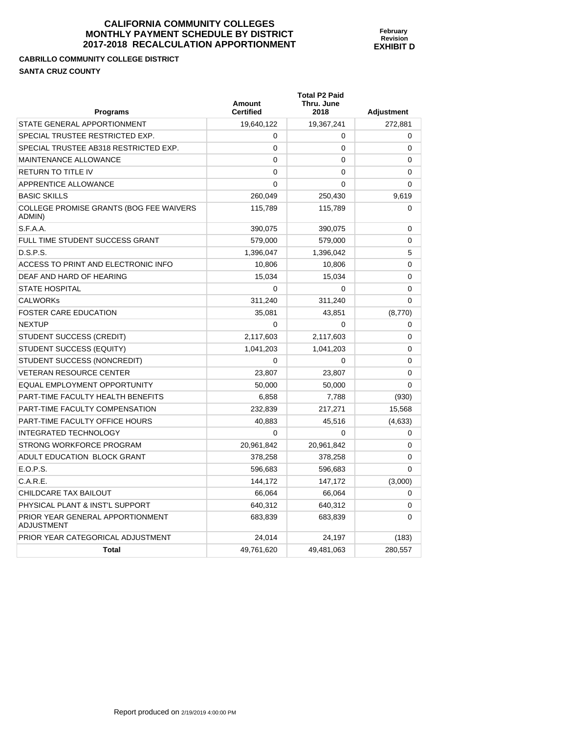# CALIFORNIA COMMUNITY COLLEGES
# MONTHLY PAYMENT SCHEDULE BY DISTRICT
# 2017-2018 RECALCULATION APPORTIONMENT

**February Revision**
**EXHIBIT D**

**CABRILLO COMMUNITY COLLEGE DISTRICT**

**SANTA CRUZ COUNTY**

| Programs | Amount Certified | Total P2 Paid Thru. June 2018 | Adjustment |
|---|---|---|---|
| STATE GENERAL APPORTIONMENT | 19,640,122 | 19,367,241 | 272,881 |
| SPECIAL TRUSTEE RESTRICTED EXP. | 0 | 0 | 0 |
| SPECIAL TRUSTEE AB318 RESTRICTED EXP. | 0 | 0 | 0 |
| MAINTENANCE ALLOWANCE | 0 | 0 | 0 |
| RETURN TO TITLE IV | 0 | 0 | 0 |
| APPRENTICE ALLOWANCE | 0 | 0 | 0 |
| BASIC SKILLS | 260,049 | 250,430 | 9,619 |
| COLLEGE PROMISE GRANTS (BOG FEE WAIVERS ADMIN) | 115,789 | 115,789 | 0 |
| S.F.A.A. | 390,075 | 390,075 | 0 |
| FULL TIME STUDENT SUCCESS GRANT | 579,000 | 579,000 | 0 |
| D.S.P.S. | 1,396,047 | 1,396,042 | 5 |
| ACCESS TO PRINT AND ELECTRONIC INFO | 10,806 | 10,806 | 0 |
| DEAF AND HARD OF HEARING | 15,034 | 15,034 | 0 |
| STATE HOSPITAL | 0 | 0 | 0 |
| CALWORKs | 311,240 | 311,240 | 0 |
| FOSTER CARE EDUCATION | 35,081 | 43,851 | (8,770) |
| NEXTUP | 0 | 0 | 0 |
| STUDENT SUCCESS (CREDIT) | 2,117,603 | 2,117,603 | 0 |
| STUDENT SUCCESS (EQUITY) | 1,041,203 | 1,041,203 | 0 |
| STUDENT SUCCESS (NONCREDIT) | 0 | 0 | 0 |
| VETERAN RESOURCE CENTER | 23,807 | 23,807 | 0 |
| EQUAL EMPLOYMENT OPPORTUNITY | 50,000 | 50,000 | 0 |
| PART-TIME FACULTY HEALTH BENEFITS | 6,858 | 7,788 | (930) |
| PART-TIME FACULTY COMPENSATION | 232,839 | 217,271 | 15,568 |
| PART-TIME FACULTY OFFICE HOURS | 40,883 | 45,516 | (4,633) |
| INTEGRATED TECHNOLOGY | 0 | 0 | 0 |
| STRONG WORKFORCE PROGRAM | 20,961,842 | 20,961,842 | 0 |
| ADULT EDUCATION BLOCK GRANT | 378,258 | 378,258 | 0 |
| E.O.P.S. | 596,683 | 596,683 | 0 |
| C.A.R.E. | 144,172 | 147,172 | (3,000) |
| CHILDCARE TAX BAILOUT | 66,064 | 66,064 | 0 |
| PHYSICAL PLANT & INST'L SUPPORT | 640,312 | 640,312 | 0 |
| PRIOR YEAR GENERAL APPORTIONMENT ADJUSTMENT | 683,839 | 683,839 | 0 |
| PRIOR YEAR CATEGORICAL ADJUSTMENT | 24,014 | 24,197 | (183) |
| **Total** | 49,761,620 | 49,481,063 | 280,557 |

Report produced on 2/19/2019 4:00:00 PM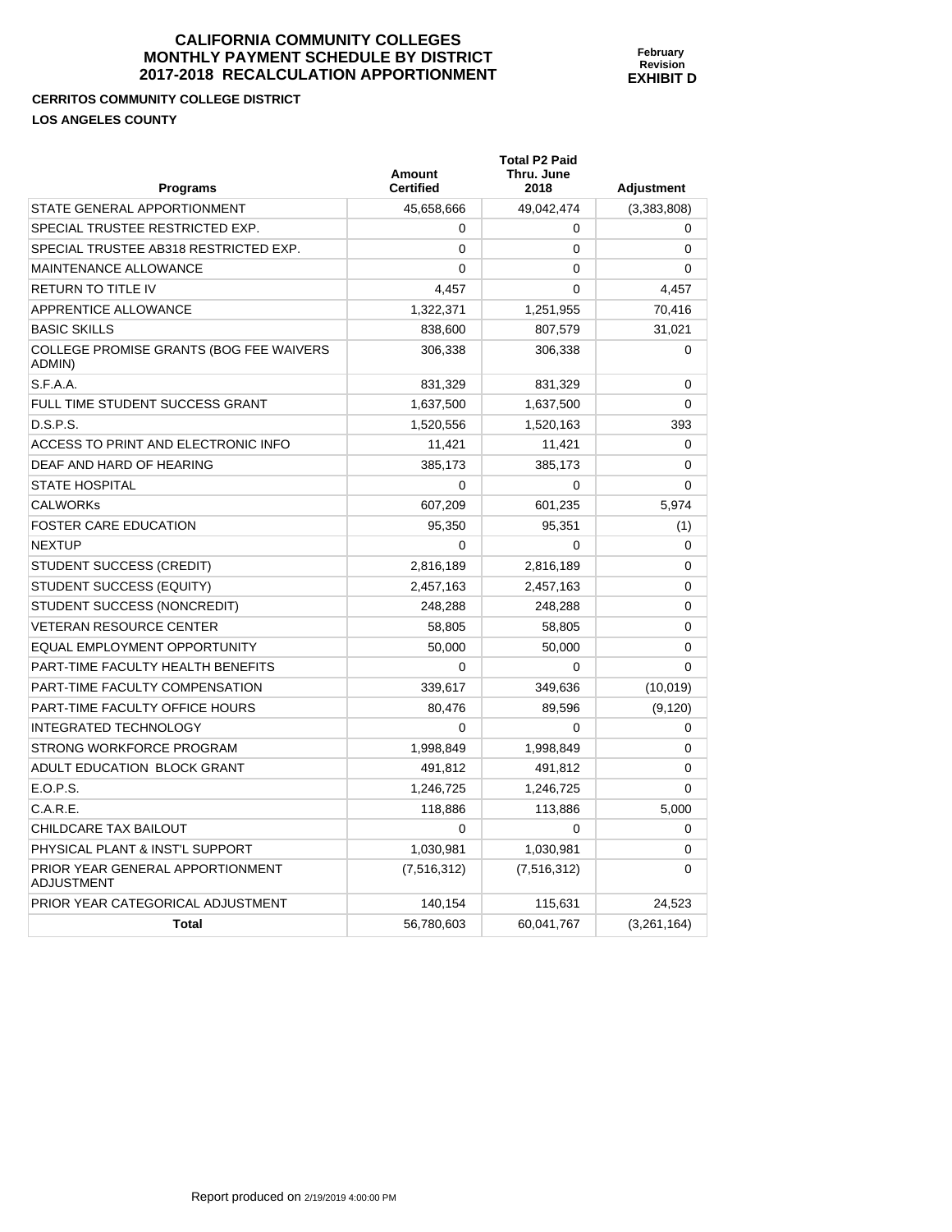# CALIFORNIA COMMUNITY COLLEGES
## MONTHLY PAYMENT SCHEDULE BY DISTRICT
## 2017-2018 RECALCULATION APPORTIONMENT

**February Revision**
**EXHIBIT D**

**CERRITOS COMMUNITY COLLEGE DISTRICT**

**LOS ANGELES COUNTY**

| Programs | Amount Certified | Total P2 Paid Thru. June 2018 | Adjustment |
|---|---|---|---|
| STATE GENERAL APPORTIONMENT | 45,658,666 | 49,042,474 | (3,383,808) |
| SPECIAL TRUSTEE RESTRICTED EXP. | 0 | 0 | 0 |
| SPECIAL TRUSTEE AB318 RESTRICTED EXP. | 0 | 0 | 0 |
| MAINTENANCE ALLOWANCE | 0 | 0 | 0 |
| RETURN TO TITLE IV | 4,457 | 0 | 4,457 |
| APPRENTICE ALLOWANCE | 1,322,371 | 1,251,955 | 70,416 |
| BASIC SKILLS | 838,600 | 807,579 | 31,021 |
| COLLEGE PROMISE GRANTS (BOG FEE WAIVERS ADMIN) | 306,338 | 306,338 | 0 |
| S.F.A.A. | 831,329 | 831,329 | 0 |
| FULL TIME STUDENT SUCCESS GRANT | 1,637,500 | 1,637,500 | 0 |
| D.S.P.S. | 1,520,556 | 1,520,163 | 393 |
| ACCESS TO PRINT AND ELECTRONIC INFO | 11,421 | 11,421 | 0 |
| DEAF AND HARD OF HEARING | 385,173 | 385,173 | 0 |
| STATE HOSPITAL | 0 | 0 | 0 |
| CALWORKs | 607,209 | 601,235 | 5,974 |
| FOSTER CARE EDUCATION | 95,350 | 95,351 | (1) |
| NEXTUP | 0 | 0 | 0 |
| STUDENT SUCCESS (CREDIT) | 2,816,189 | 2,816,189 | 0 |
| STUDENT SUCCESS (EQUITY) | 2,457,163 | 2,457,163 | 0 |
| STUDENT SUCCESS (NONCREDIT) | 248,288 | 248,288 | 0 |
| VETERAN RESOURCE CENTER | 58,805 | 58,805 | 0 |
| EQUAL EMPLOYMENT OPPORTUNITY | 50,000 | 50,000 | 0 |
| PART-TIME FACULTY HEALTH BENEFITS | 0 | 0 | 0 |
| PART-TIME FACULTY COMPENSATION | 339,617 | 349,636 | (10,019) |
| PART-TIME FACULTY OFFICE HOURS | 80,476 | 89,596 | (9,120) |
| INTEGRATED TECHNOLOGY | 0 | 0 | 0 |
| STRONG WORKFORCE PROGRAM | 1,998,849 | 1,998,849 | 0 |
| ADULT EDUCATION BLOCK GRANT | 491,812 | 491,812 | 0 |
| E.O.P.S. | 1,246,725 | 1,246,725 | 0 |
| C.A.R.E. | 118,886 | 113,886 | 5,000 |
| CHILDCARE TAX BAILOUT | 0 | 0 | 0 |
| PHYSICAL PLANT & INST'L SUPPORT | 1,030,981 | 1,030,981 | 0 |
| PRIOR YEAR GENERAL APPORTIONMENT ADJUSTMENT | (7,516,312) | (7,516,312) | 0 |
| PRIOR YEAR CATEGORICAL ADJUSTMENT | 140,154 | 115,631 | 24,523 |
| **Total** | 56,780,603 | 60,041,767 | (3,261,164) |

Report produced on 2/19/2019 4:00:00 PM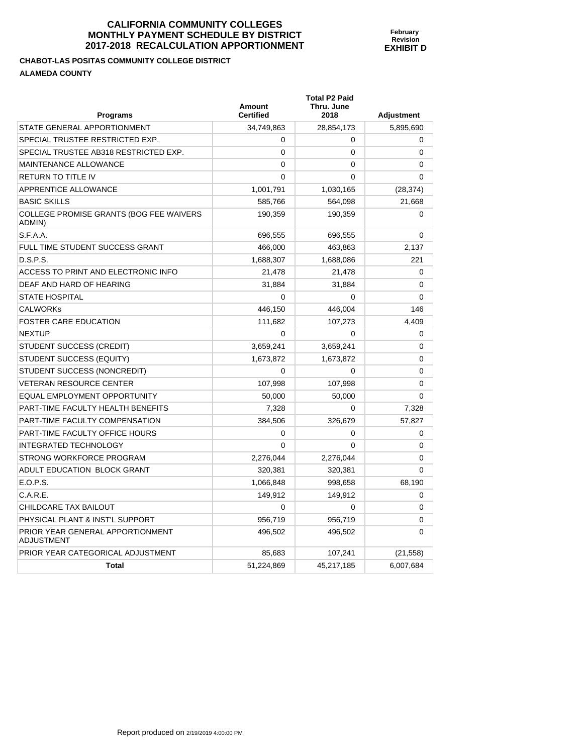# CALIFORNIA COMMUNITY COLLEGES
# MONTHLY PAYMENT SCHEDULE BY DISTRICT
# 2017-2018 RECALCULATION APPORTIONMENT

**February Revision**
**EXHIBIT D**

**CHABOT-LAS POSITAS COMMUNITY COLLEGE DISTRICT**

**ALAMEDA COUNTY**

| Programs | Amount Certified | Total P2 Paid Thru. June 2018 | Adjustment |
|---|---|---|---|
| STATE GENERAL APPORTIONMENT | 34,749,863 | 28,854,173 | 5,895,690 |
| SPECIAL TRUSTEE RESTRICTED EXP. | 0 | 0 | 0 |
| SPECIAL TRUSTEE AB318 RESTRICTED EXP. | 0 | 0 | 0 |
| MAINTENANCE ALLOWANCE | 0 | 0 | 0 |
| RETURN TO TITLE IV | 0 | 0 | 0 |
| APPRENTICE ALLOWANCE | 1,001,791 | 1,030,165 | (28,374) |
| BASIC SKILLS | 585,766 | 564,098 | 21,668 |
| COLLEGE PROMISE GRANTS (BOG FEE WAIVERS ADMIN) | 190,359 | 190,359 | 0 |
| S.F.A.A. | 696,555 | 696,555 | 0 |
| FULL TIME STUDENT SUCCESS GRANT | 466,000 | 463,863 | 2,137 |
| D.S.P.S. | 1,688,307 | 1,688,086 | 221 |
| ACCESS TO PRINT AND ELECTRONIC INFO | 21,478 | 21,478 | 0 |
| DEAF AND HARD OF HEARING | 31,884 | 31,884 | 0 |
| STATE HOSPITAL | 0 | 0 | 0 |
| CALWORKs | 446,150 | 446,004 | 146 |
| FOSTER CARE EDUCATION | 111,682 | 107,273 | 4,409 |
| NEXTUP | 0 | 0 | 0 |
| STUDENT SUCCESS (CREDIT) | 3,659,241 | 3,659,241 | 0 |
| STUDENT SUCCESS (EQUITY) | 1,673,872 | 1,673,872 | 0 |
| STUDENT SUCCESS (NONCREDIT) | 0 | 0 | 0 |
| VETERAN RESOURCE CENTER | 107,998 | 107,998 | 0 |
| EQUAL EMPLOYMENT OPPORTUNITY | 50,000 | 50,000 | 0 |
| PART-TIME FACULTY HEALTH BENEFITS | 7,328 | 0 | 7,328 |
| PART-TIME FACULTY COMPENSATION | 384,506 | 326,679 | 57,827 |
| PART-TIME FACULTY OFFICE HOURS | 0 | 0 | 0 |
| INTEGRATED TECHNOLOGY | 0 | 0 | 0 |
| STRONG WORKFORCE PROGRAM | 2,276,044 | 2,276,044 | 0 |
| ADULT EDUCATION BLOCK GRANT | 320,381 | 320,381 | 0 |
| E.O.P.S. | 1,066,848 | 998,658 | 68,190 |
| C.A.R.E. | 149,912 | 149,912 | 0 |
| CHILDCARE TAX BAILOUT | 0 | 0 | 0 |
| PHYSICAL PLANT & INST'L SUPPORT | 956,719 | 956,719 | 0 |
| PRIOR YEAR GENERAL APPORTIONMENT ADJUSTMENT | 496,502 | 496,502 | 0 |
| PRIOR YEAR CATEGORICAL ADJUSTMENT | 85,683 | 107,241 | (21,558) |
| **Total** | 51,224,869 | 45,217,185 | 6,007,684 |

Report produced on 2/19/2019 4:00:00 PM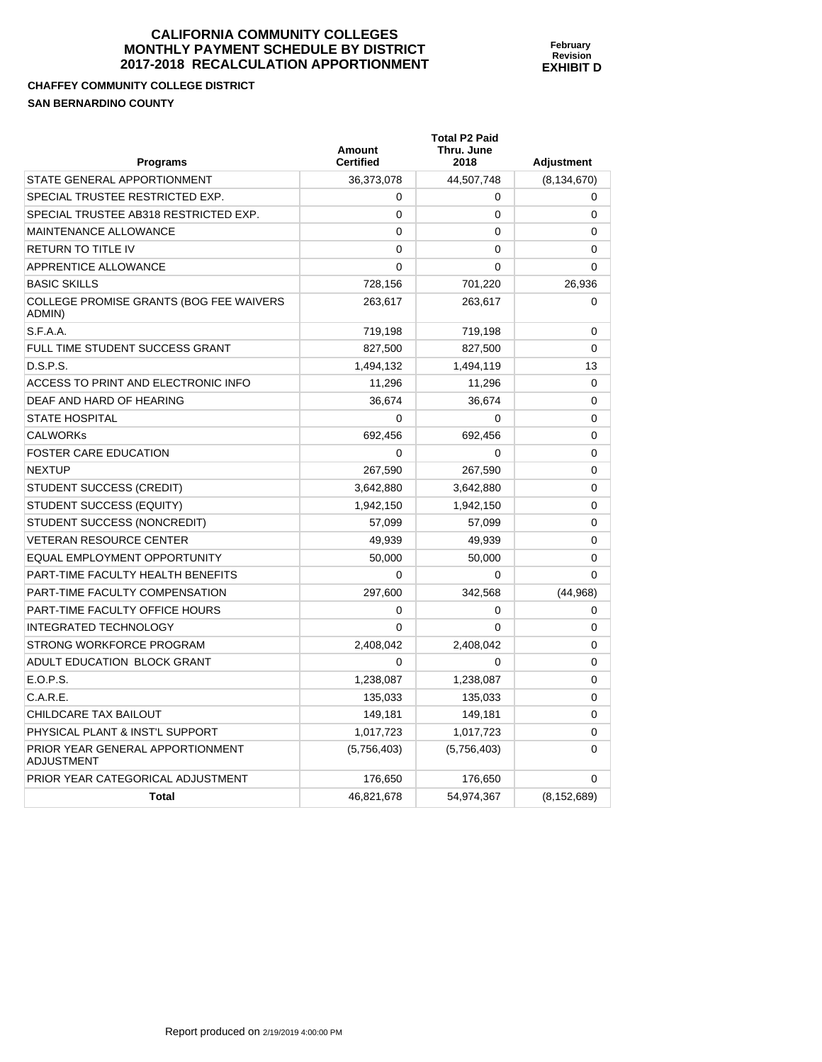# CALIFORNIA COMMUNITY COLLEGES
# MONTHLY PAYMENT SCHEDULE BY DISTRICT
# 2017-2018 RECALCULATION APPORTIONMENT

**February Revision**
**EXHIBIT D**

**CHAFFEY COMMUNITY COLLEGE DISTRICT**

**SAN BERNARDINO COUNTY**

| Programs | Amount Certified | Total P2 Paid Thru. June 2018 | Adjustment |
|---|---|---|---|
| STATE GENERAL APPORTIONMENT | 36,373,078 | 44,507,748 | (8,134,670) |
| SPECIAL TRUSTEE RESTRICTED EXP. | 0 | 0 | 0 |
| SPECIAL TRUSTEE AB318 RESTRICTED EXP. | 0 | 0 | 0 |
| MAINTENANCE ALLOWANCE | 0 | 0 | 0 |
| RETURN TO TITLE IV | 0 | 0 | 0 |
| APPRENTICE ALLOWANCE | 0 | 0 | 0 |
| BASIC SKILLS | 728,156 | 701,220 | 26,936 |
| COLLEGE PROMISE GRANTS (BOG FEE WAIVERS ADMIN) | 263,617 | 263,617 | 0 |
| S.F.A.A. | 719,198 | 719,198 | 0 |
| FULL TIME STUDENT SUCCESS GRANT | 827,500 | 827,500 | 0 |
| D.S.P.S. | 1,494,132 | 1,494,119 | 13 |
| ACCESS TO PRINT AND ELECTRONIC INFO | 11,296 | 11,296 | 0 |
| DEAF AND HARD OF HEARING | 36,674 | 36,674 | 0 |
| STATE HOSPITAL | 0 | 0 | 0 |
| CALWORKs | 692,456 | 692,456 | 0 |
| FOSTER CARE EDUCATION | 0 | 0 | 0 |
| NEXTUP | 267,590 | 267,590 | 0 |
| STUDENT SUCCESS (CREDIT) | 3,642,880 | 3,642,880 | 0 |
| STUDENT SUCCESS (EQUITY) | 1,942,150 | 1,942,150 | 0 |
| STUDENT SUCCESS (NONCREDIT) | 57,099 | 57,099 | 0 |
| VETERAN RESOURCE CENTER | 49,939 | 49,939 | 0 |
| EQUAL EMPLOYMENT OPPORTUNITY | 50,000 | 50,000 | 0 |
| PART-TIME FACULTY HEALTH BENEFITS | 0 | 0 | 0 |
| PART-TIME FACULTY COMPENSATION | 297,600 | 342,568 | (44,968) |
| PART-TIME FACULTY OFFICE HOURS | 0 | 0 | 0 |
| INTEGRATED TECHNOLOGY | 0 | 0 | 0 |
| STRONG WORKFORCE PROGRAM | 2,408,042 | 2,408,042 | 0 |
| ADULT EDUCATION BLOCK GRANT | 0 | 0 | 0 |
| E.O.P.S. | 1,238,087 | 1,238,087 | 0 |
| C.A.R.E. | 135,033 | 135,033 | 0 |
| CHILDCARE TAX BAILOUT | 149,181 | 149,181 | 0 |
| PHYSICAL PLANT & INST'L SUPPORT | 1,017,723 | 1,017,723 | 0 |
| PRIOR YEAR GENERAL APPORTIONMENT ADJUSTMENT | (5,756,403) | (5,756,403) | 0 |
| PRIOR YEAR CATEGORICAL ADJUSTMENT | 176,650 | 176,650 | 0 |
| **Total** | 46,821,678 | 54,974,367 | (8,152,689) |

Report produced on 2/19/2019 4:00:00 PM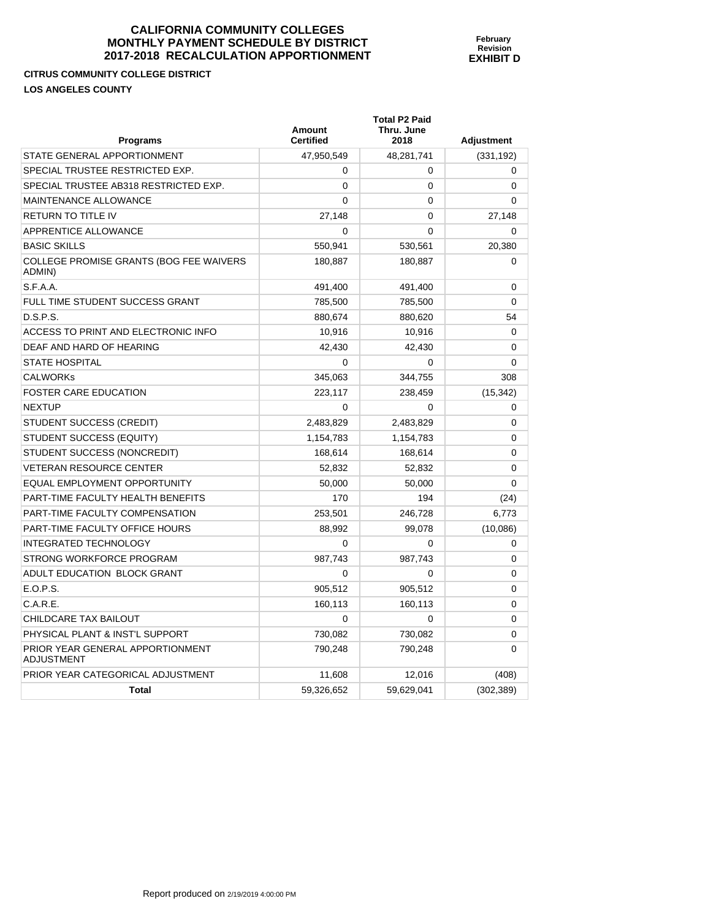**CALIFORNIA COMMUNITY COLLEGES**
**MONTHLY PAYMENT SCHEDULE BY DISTRICT**
**2017-2018 RECALCULATION APPORTIONMENT**

**February Revision**
**EXHIBIT D**

**CITRUS COMMUNITY COLLEGE DISTRICT**

**LOS ANGELES COUNTY**

| Programs | Amount Certified | Total P2 Paid Thru. June 2018 | Adjustment |
|---|---|---|---|
| STATE GENERAL APPORTIONMENT | 47,950,549 | 48,281,741 | (331,192) |
| SPECIAL TRUSTEE RESTRICTED EXP. | 0 | 0 | 0 |
| SPECIAL TRUSTEE AB318 RESTRICTED EXP. | 0 | 0 | 0 |
| MAINTENANCE ALLOWANCE | 0 | 0 | 0 |
| RETURN TO TITLE IV | 27,148 | 0 | 27,148 |
| APPRENTICE ALLOWANCE | 0 | 0 | 0 |
| BASIC SKILLS | 550,941 | 530,561 | 20,380 |
| COLLEGE PROMISE GRANTS (BOG FEE WAIVERS ADMIN) | 180,887 | 180,887 | 0 |
| S.F.A.A. | 491,400 | 491,400 | 0 |
| FULL TIME STUDENT SUCCESS GRANT | 785,500 | 785,500 | 0 |
| D.S.P.S. | 880,674 | 880,620 | 54 |
| ACCESS TO PRINT AND ELECTRONIC INFO | 10,916 | 10,916 | 0 |
| DEAF AND HARD OF HEARING | 42,430 | 42,430 | 0 |
| STATE HOSPITAL | 0 | 0 | 0 |
| CALWORKs | 345,063 | 344,755 | 308 |
| FOSTER CARE EDUCATION | 223,117 | 238,459 | (15,342) |
| NEXTUP | 0 | 0 | 0 |
| STUDENT SUCCESS (CREDIT) | 2,483,829 | 2,483,829 | 0 |
| STUDENT SUCCESS (EQUITY) | 1,154,783 | 1,154,783 | 0 |
| STUDENT SUCCESS (NONCREDIT) | 168,614 | 168,614 | 0 |
| VETERAN RESOURCE CENTER | 52,832 | 52,832 | 0 |
| EQUAL EMPLOYMENT OPPORTUNITY | 50,000 | 50,000 | 0 |
| PART-TIME FACULTY HEALTH BENEFITS | 170 | 194 | (24) |
| PART-TIME FACULTY COMPENSATION | 253,501 | 246,728 | 6,773 |
| PART-TIME FACULTY OFFICE HOURS | 88,992 | 99,078 | (10,086) |
| INTEGRATED TECHNOLOGY | 0 | 0 | 0 |
| STRONG WORKFORCE PROGRAM | 987,743 | 987,743 | 0 |
| ADULT EDUCATION BLOCK GRANT | 0 | 0 | 0 |
| E.O.P.S. | 905,512 | 905,512 | 0 |
| C.A.R.E. | 160,113 | 160,113 | 0 |
| CHILDCARE TAX BAILOUT | 0 | 0 | 0 |
| PHYSICAL PLANT & INST'L SUPPORT | 730,082 | 730,082 | 0 |
| PRIOR YEAR GENERAL APPORTIONMENT ADJUSTMENT | 790,248 | 790,248 | 0 |
| PRIOR YEAR CATEGORICAL ADJUSTMENT | 11,608 | 12,016 | (408) |
| **Total** | 59,326,652 | 59,629,041 | (302,389) |

Report produced on 2/19/2019 4:00:00 PM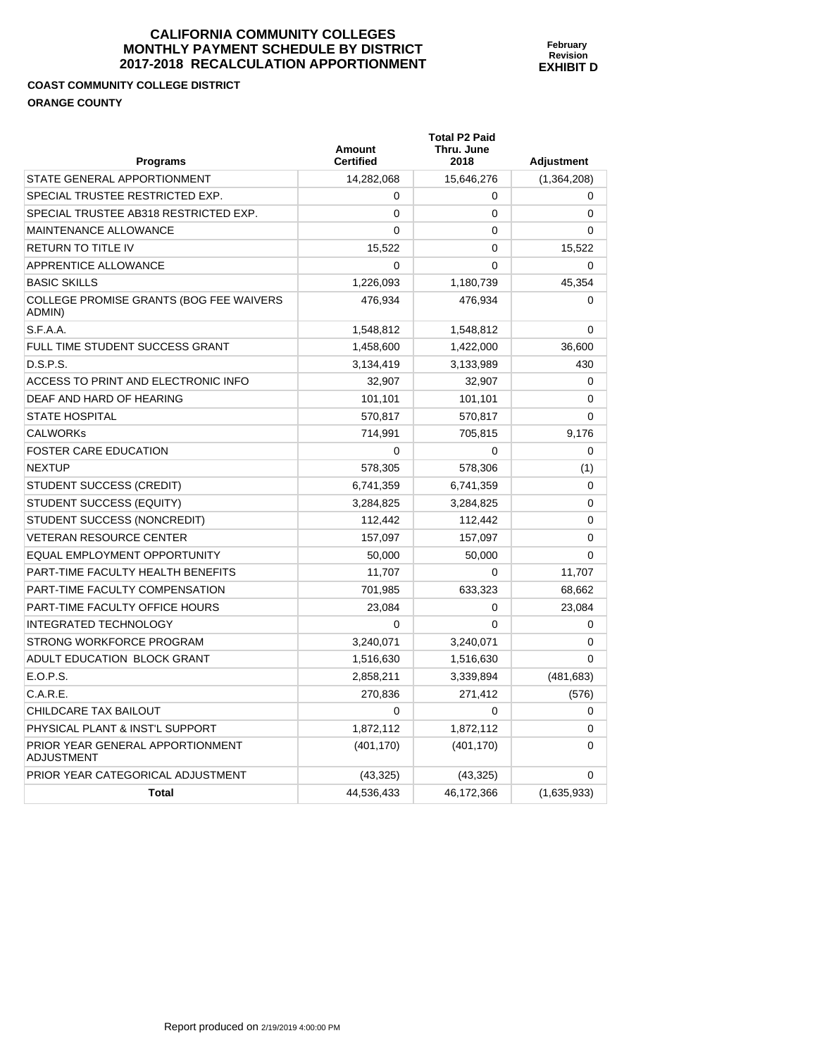**CALIFORNIA COMMUNITY COLLEGES**
**MONTHLY PAYMENT SCHEDULE BY DISTRICT**
**2017-2018 RECALCULATION APPORTIONMENT**

**February Revision**
**EXHIBIT D**

**COAST COMMUNITY COLLEGE DISTRICT**

**ORANGE COUNTY**

| Programs | Amount Certified | Total P2 Paid Thru. June 2018 | Adjustment |
|---|---|---|---|
| STATE GENERAL APPORTIONMENT | 14,282,068 | 15,646,276 | (1,364,208) |
| SPECIAL TRUSTEE RESTRICTED EXP. | 0 | 0 | 0 |
| SPECIAL TRUSTEE AB318 RESTRICTED EXP. | 0 | 0 | 0 |
| MAINTENANCE ALLOWANCE | 0 | 0 | 0 |
| RETURN TO TITLE IV | 15,522 | 0 | 15,522 |
| APPRENTICE ALLOWANCE | 0 | 0 | 0 |
| BASIC SKILLS | 1,226,093 | 1,180,739 | 45,354 |
| COLLEGE PROMISE GRANTS (BOG FEE WAIVERS ADMIN) | 476,934 | 476,934 | 0 |
| S.F.A.A. | 1,548,812 | 1,548,812 | 0 |
| FULL TIME STUDENT SUCCESS GRANT | 1,458,600 | 1,422,000 | 36,600 |
| D.S.P.S. | 3,134,419 | 3,133,989 | 430 |
| ACCESS TO PRINT AND ELECTRONIC INFO | 32,907 | 32,907 | 0 |
| DEAF AND HARD OF HEARING | 101,101 | 101,101 | 0 |
| STATE HOSPITAL | 570,817 | 570,817 | 0 |
| CALWORKs | 714,991 | 705,815 | 9,176 |
| FOSTER CARE EDUCATION | 0 | 0 | 0 |
| NEXTUP | 578,305 | 578,306 | (1) |
| STUDENT SUCCESS (CREDIT) | 6,741,359 | 6,741,359 | 0 |
| STUDENT SUCCESS (EQUITY) | 3,284,825 | 3,284,825 | 0 |
| STUDENT SUCCESS (NONCREDIT) | 112,442 | 112,442 | 0 |
| VETERAN RESOURCE CENTER | 157,097 | 157,097 | 0 |
| EQUAL EMPLOYMENT OPPORTUNITY | 50,000 | 50,000 | 0 |
| PART-TIME FACULTY HEALTH BENEFITS | 11,707 | 0 | 11,707 |
| PART-TIME FACULTY COMPENSATION | 701,985 | 633,323 | 68,662 |
| PART-TIME FACULTY OFFICE HOURS | 23,084 | 0 | 23,084 |
| INTEGRATED TECHNOLOGY | 0 | 0 | 0 |
| STRONG WORKFORCE PROGRAM | 3,240,071 | 3,240,071 | 0 |
| ADULT EDUCATION BLOCK GRANT | 1,516,630 | 1,516,630 | 0 |
| E.O.P.S. | 2,858,211 | 3,339,894 | (481,683) |
| C.A.R.E. | 270,836 | 271,412 | (576) |
| CHILDCARE TAX BAILOUT | 0 | 0 | 0 |
| PHYSICAL PLANT & INST'L SUPPORT | 1,872,112 | 1,872,112 | 0 |
| PRIOR YEAR GENERAL APPORTIONMENT ADJUSTMENT | (401,170) | (401,170) | 0 |
| PRIOR YEAR CATEGORICAL ADJUSTMENT | (43,325) | (43,325) | 0 |
| **Total** | 44,536,433 | 46,172,366 | (1,635,933) |

Report produced on 2/19/2019 4:00:00 PM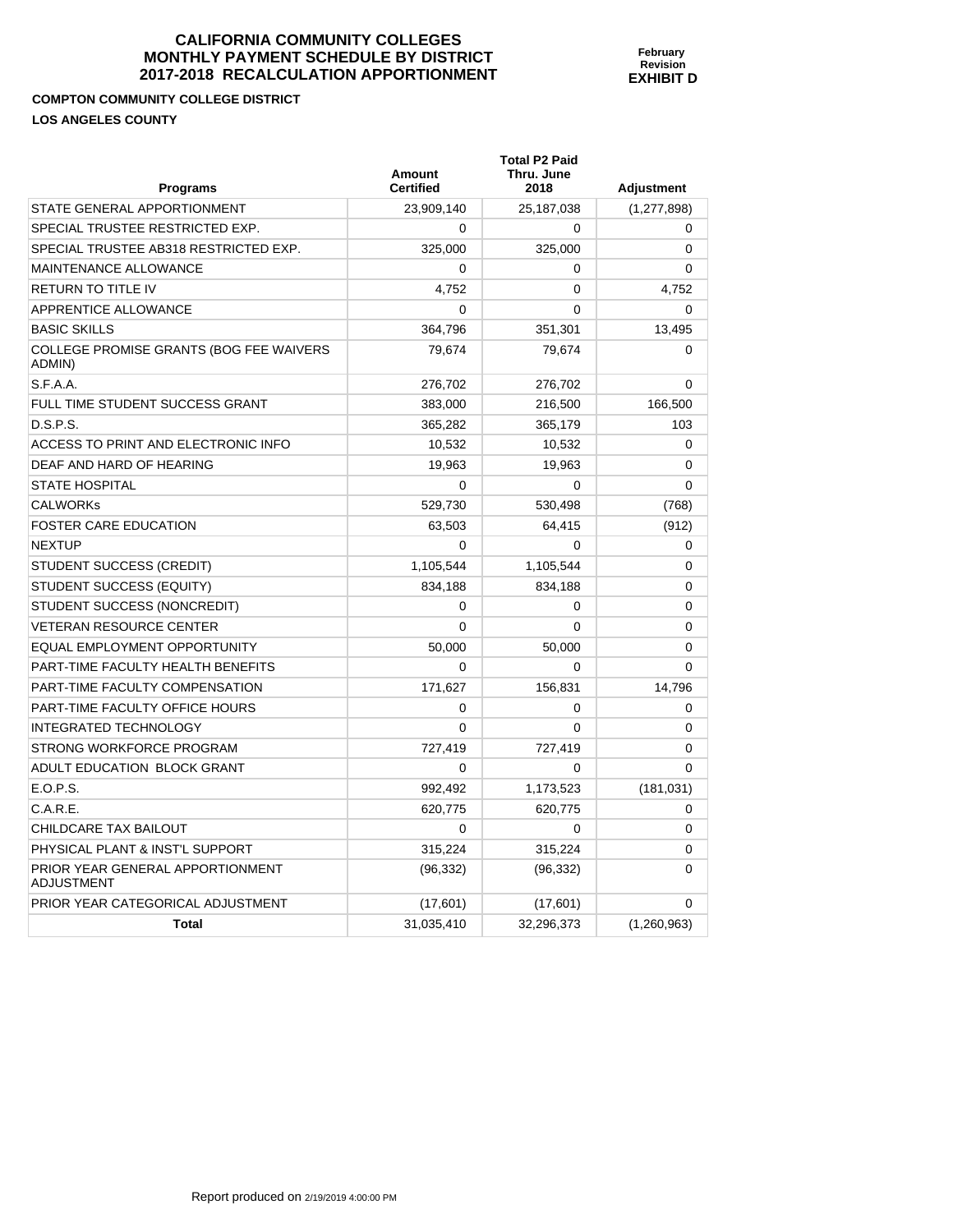# CALIFORNIA COMMUNITY COLLEGES
# MONTHLY PAYMENT SCHEDULE BY DISTRICT
# 2017-2018 RECALCULATION APPORTIONMENT

**February Revision**
**EXHIBIT D**

**COMPTON COMMUNITY COLLEGE DISTRICT**

**LOS ANGELES COUNTY**

| Programs | Amount Certified | Total P2 Paid Thru. June 2018 | Adjustment |
|---|---|---|---|
| STATE GENERAL APPORTIONMENT | 23,909,140 | 25,187,038 | (1,277,898) |
| SPECIAL TRUSTEE RESTRICTED EXP. | 0 | 0 | 0 |
| SPECIAL TRUSTEE AB318 RESTRICTED EXP. | 325,000 | 325,000 | 0 |
| MAINTENANCE ALLOWANCE | 0 | 0 | 0 |
| RETURN TO TITLE IV | 4,752 | 0 | 4,752 |
| APPRENTICE ALLOWANCE | 0 | 0 | 0 |
| BASIC SKILLS | 364,796 | 351,301 | 13,495 |
| COLLEGE PROMISE GRANTS (BOG FEE WAIVERS ADMIN) | 79,674 | 79,674 | 0 |
| S.F.A.A. | 276,702 | 276,702 | 0 |
| FULL TIME STUDENT SUCCESS GRANT | 383,000 | 216,500 | 166,500 |
| D.S.P.S. | 365,282 | 365,179 | 103 |
| ACCESS TO PRINT AND ELECTRONIC INFO | 10,532 | 10,532 | 0 |
| DEAF AND HARD OF HEARING | 19,963 | 19,963 | 0 |
| STATE HOSPITAL | 0 | 0 | 0 |
| CALWORKs | 529,730 | 530,498 | (768) |
| FOSTER CARE EDUCATION | 63,503 | 64,415 | (912) |
| NEXTUP | 0 | 0 | 0 |
| STUDENT SUCCESS (CREDIT) | 1,105,544 | 1,105,544 | 0 |
| STUDENT SUCCESS (EQUITY) | 834,188 | 834,188 | 0 |
| STUDENT SUCCESS (NONCREDIT) | 0 | 0 | 0 |
| VETERAN RESOURCE CENTER | 0 | 0 | 0 |
| EQUAL EMPLOYMENT OPPORTUNITY | 50,000 | 50,000 | 0 |
| PART-TIME FACULTY HEALTH BENEFITS | 0 | 0 | 0 |
| PART-TIME FACULTY COMPENSATION | 171,627 | 156,831 | 14,796 |
| PART-TIME FACULTY OFFICE HOURS | 0 | 0 | 0 |
| INTEGRATED TECHNOLOGY | 0 | 0 | 0 |
| STRONG WORKFORCE PROGRAM | 727,419 | 727,419 | 0 |
| ADULT EDUCATION BLOCK GRANT | 0 | 0 | 0 |
| E.O.P.S. | 992,492 | 1,173,523 | (181,031) |
| C.A.R.E. | 620,775 | 620,775 | 0 |
| CHILDCARE TAX BAILOUT | 0 | 0 | 0 |
| PHYSICAL PLANT & INST'L SUPPORT | 315,224 | 315,224 | 0 |
| PRIOR YEAR GENERAL APPORTIONMENT ADJUSTMENT | (96,332) | (96,332) | 0 |
| PRIOR YEAR CATEGORICAL ADJUSTMENT | (17,601) | (17,601) | 0 |
| **Total** | 31,035,410 | 32,296,373 | (1,260,963) |

Report produced on 2/19/2019 4:00:00 PM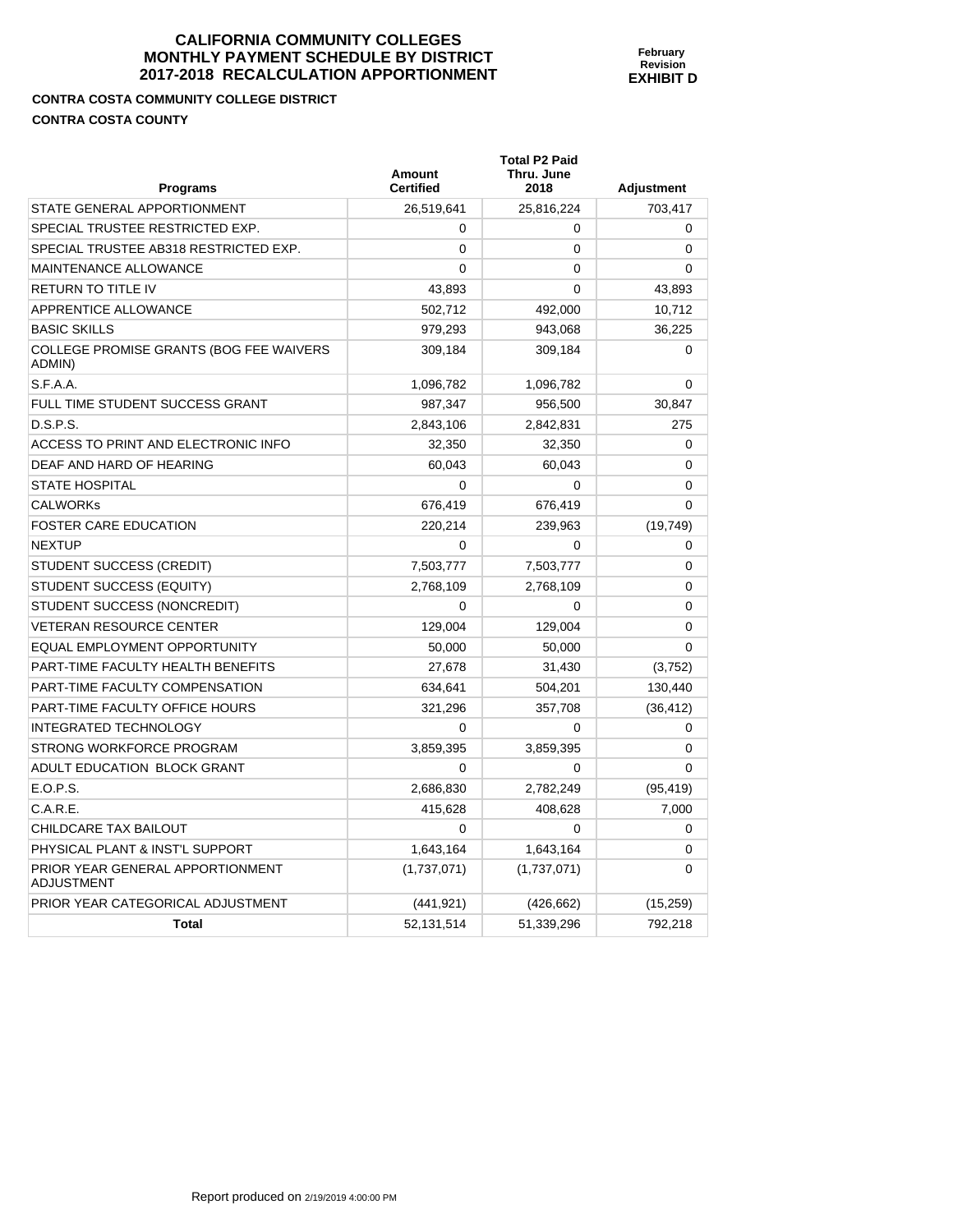# CALIFORNIA COMMUNITY COLLEGES
# MONTHLY PAYMENT SCHEDULE BY DISTRICT
# 2017-2018 RECALCULATION APPORTIONMENT

**February Revision**
**EXHIBIT D**

**CONTRA COSTA COMMUNITY COLLEGE DISTRICT**

**CONTRA COSTA COUNTY**

| Programs | Amount Certified | Total P2 Paid Thru. June 2018 | Adjustment |
|---|---|---|---|
| STATE GENERAL APPORTIONMENT | 26,519,641 | 25,816,224 | 703,417 |
| SPECIAL TRUSTEE RESTRICTED EXP. | 0 | 0 | 0 |
| SPECIAL TRUSTEE AB318 RESTRICTED EXP. | 0 | 0 | 0 |
| MAINTENANCE ALLOWANCE | 0 | 0 | 0 |
| RETURN TO TITLE IV | 43,893 | 0 | 43,893 |
| APPRENTICE ALLOWANCE | 502,712 | 492,000 | 10,712 |
| BASIC SKILLS | 979,293 | 943,068 | 36,225 |
| COLLEGE PROMISE GRANTS (BOG FEE WAIVERS ADMIN) | 309,184 | 309,184 | 0 |
| S.F.A.A. | 1,096,782 | 1,096,782 | 0 |
| FULL TIME STUDENT SUCCESS GRANT | 987,347 | 956,500 | 30,847 |
| D.S.P.S. | 2,843,106 | 2,842,831 | 275 |
| ACCESS TO PRINT AND ELECTRONIC INFO | 32,350 | 32,350 | 0 |
| DEAF AND HARD OF HEARING | 60,043 | 60,043 | 0 |
| STATE HOSPITAL | 0 | 0 | 0 |
| CALWORKs | 676,419 | 676,419 | 0 |
| FOSTER CARE EDUCATION | 220,214 | 239,963 | (19,749) |
| NEXTUP | 0 | 0 | 0 |
| STUDENT SUCCESS (CREDIT) | 7,503,777 | 7,503,777 | 0 |
| STUDENT SUCCESS (EQUITY) | 2,768,109 | 2,768,109 | 0 |
| STUDENT SUCCESS (NONCREDIT) | 0 | 0 | 0 |
| VETERAN RESOURCE CENTER | 129,004 | 129,004 | 0 |
| EQUAL EMPLOYMENT OPPORTUNITY | 50,000 | 50,000 | 0 |
| PART-TIME FACULTY HEALTH BENEFITS | 27,678 | 31,430 | (3,752) |
| PART-TIME FACULTY COMPENSATION | 634,641 | 504,201 | 130,440 |
| PART-TIME FACULTY OFFICE HOURS | 321,296 | 357,708 | (36,412) |
| INTEGRATED TECHNOLOGY | 0 | 0 | 0 |
| STRONG WORKFORCE PROGRAM | 3,859,395 | 3,859,395 | 0 |
| ADULT EDUCATION BLOCK GRANT | 0 | 0 | 0 |
| E.O.P.S. | 2,686,830 | 2,782,249 | (95,419) |
| C.A.R.E. | 415,628 | 408,628 | 7,000 |
| CHILDCARE TAX BAILOUT | 0 | 0 | 0 |
| PHYSICAL PLANT & INST'L SUPPORT | 1,643,164 | 1,643,164 | 0 |
| PRIOR YEAR GENERAL APPORTIONMENT ADJUSTMENT | (1,737,071) | (1,737,071) | 0 |
| PRIOR YEAR CATEGORICAL ADJUSTMENT | (441,921) | (426,662) | (15,259) |
| **Total** | 52,131,514 | 51,339,296 | 792,218 |

Report produced on 2/19/2019 4:00:00 PM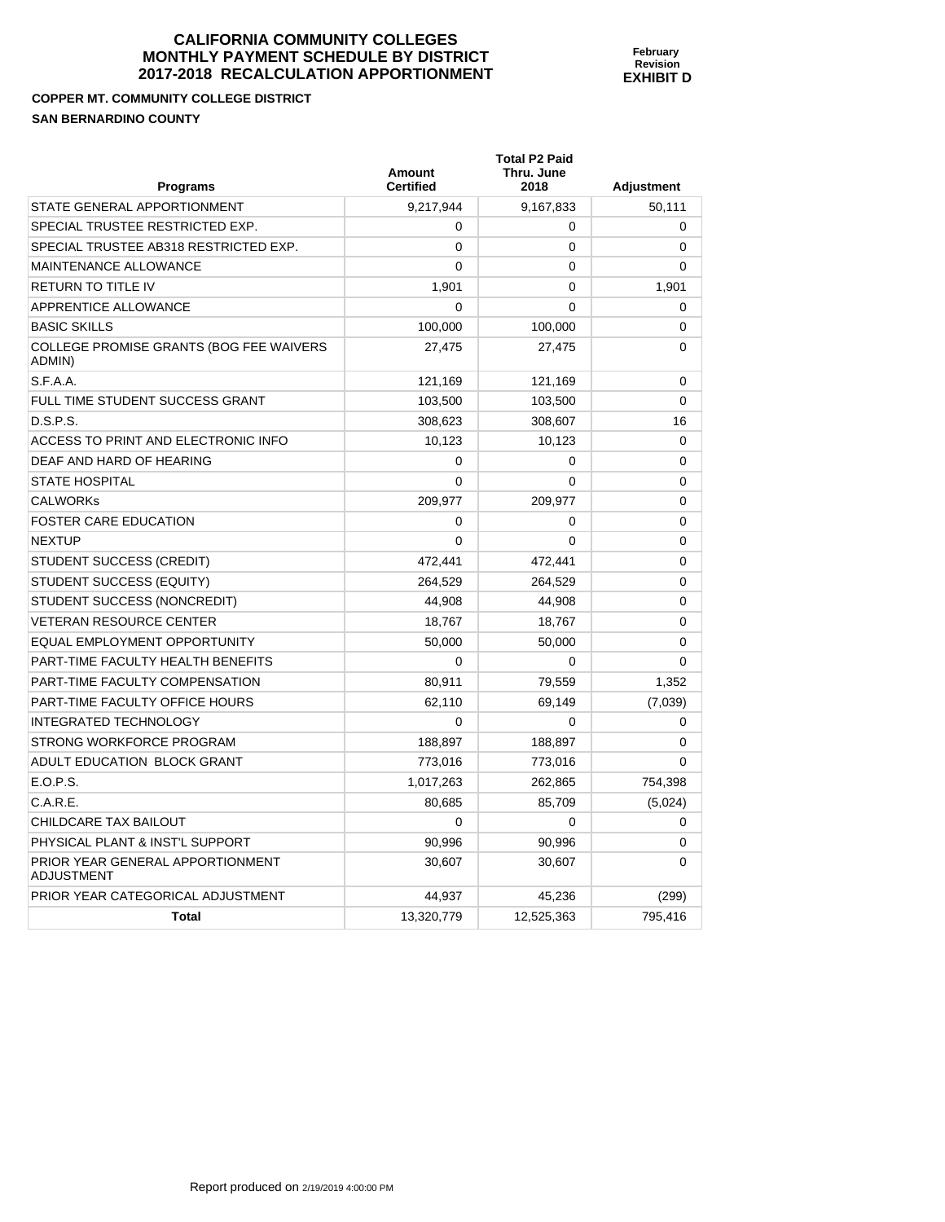# CALIFORNIA COMMUNITY COLLEGES
# MONTHLY PAYMENT SCHEDULE BY DISTRICT
# 2017-2018 RECALCULATION APPORTIONMENT

**February Revision**
**EXHIBIT D**

**COPPER MT. COMMUNITY COLLEGE DISTRICT**

**SAN BERNARDINO COUNTY**

| Programs | Amount Certified | Total P2 Paid Thru. June 2018 | Adjustment |
|---|---|---|---|
| STATE GENERAL APPORTIONMENT | 9,217,944 | 9,167,833 | 50,111 |
| SPECIAL TRUSTEE RESTRICTED EXP. | 0 | 0 | 0 |
| SPECIAL TRUSTEE AB318 RESTRICTED EXP. | 0 | 0 | 0 |
| MAINTENANCE ALLOWANCE | 0 | 0 | 0 |
| RETURN TO TITLE IV | 1,901 | 0 | 1,901 |
| APPRENTICE ALLOWANCE | 0 | 0 | 0 |
| BASIC SKILLS | 100,000 | 100,000 | 0 |
| COLLEGE PROMISE GRANTS (BOG FEE WAIVERS ADMIN) | 27,475 | 27,475 | 0 |
| S.F.A.A. | 121,169 | 121,169 | 0 |
| FULL TIME STUDENT SUCCESS GRANT | 103,500 | 103,500 | 0 |
| D.S.P.S. | 308,623 | 308,607 | 16 |
| ACCESS TO PRINT AND ELECTRONIC INFO | 10,123 | 10,123 | 0 |
| DEAF AND HARD OF HEARING | 0 | 0 | 0 |
| STATE HOSPITAL | 0 | 0 | 0 |
| CALWORKs | 209,977 | 209,977 | 0 |
| FOSTER CARE EDUCATION | 0 | 0 | 0 |
| NEXTUP | 0 | 0 | 0 |
| STUDENT SUCCESS (CREDIT) | 472,441 | 472,441 | 0 |
| STUDENT SUCCESS (EQUITY) | 264,529 | 264,529 | 0 |
| STUDENT SUCCESS (NONCREDIT) | 44,908 | 44,908 | 0 |
| VETERAN RESOURCE CENTER | 18,767 | 18,767 | 0 |
| EQUAL EMPLOYMENT OPPORTUNITY | 50,000 | 50,000 | 0 |
| PART-TIME FACULTY HEALTH BENEFITS | 0 | 0 | 0 |
| PART-TIME FACULTY COMPENSATION | 80,911 | 79,559 | 1,352 |
| PART-TIME FACULTY OFFICE HOURS | 62,110 | 69,149 | (7,039) |
| INTEGRATED TECHNOLOGY | 0 | 0 | 0 |
| STRONG WORKFORCE PROGRAM | 188,897 | 188,897 | 0 |
| ADULT EDUCATION BLOCK GRANT | 773,016 | 773,016 | 0 |
| E.O.P.S. | 1,017,263 | 262,865 | 754,398 |
| C.A.R.E. | 80,685 | 85,709 | (5,024) |
| CHILDCARE TAX BAILOUT | 0 | 0 | 0 |
| PHYSICAL PLANT & INST'L SUPPORT | 90,996 | 90,996 | 0 |
| PRIOR YEAR GENERAL APPORTIONMENT ADJUSTMENT | 30,607 | 30,607 | 0 |
| PRIOR YEAR CATEGORICAL ADJUSTMENT | 44,937 | 45,236 | (299) |
| **Total** | 13,320,779 | 12,525,363 | 795,416 |

Report produced on 2/19/2019 4:00:00 PM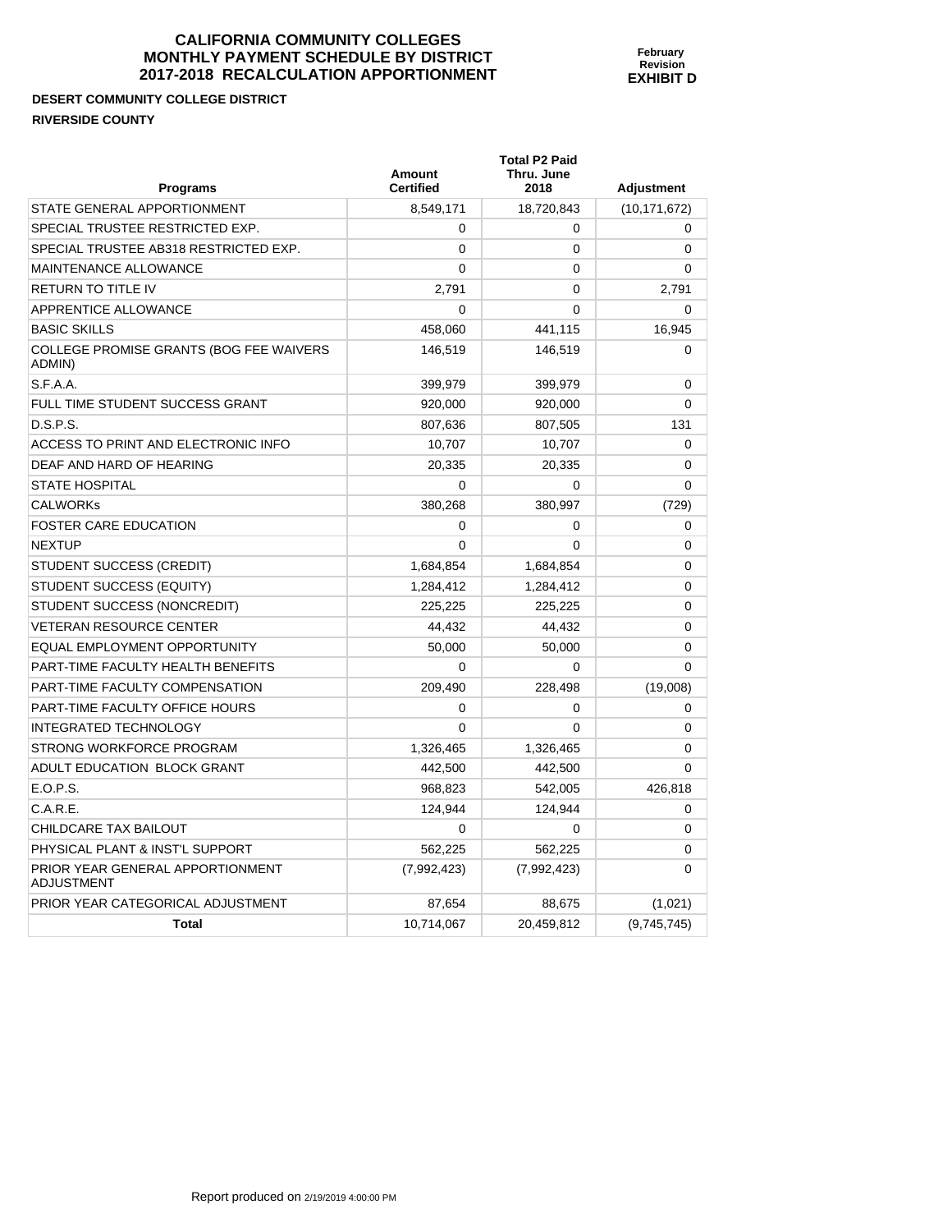# CALIFORNIA COMMUNITY COLLEGES
# MONTHLY PAYMENT SCHEDULE BY DISTRICT
# 2017-2018 RECALCULATION APPORTIONMENT

**February Revision**
**EXHIBIT D**

**DESERT COMMUNITY COLLEGE DISTRICT**
**RIVERSIDE COUNTY**

| Programs | Amount Certified | Total P2 Paid Thru. June 2018 | Adjustment |
|---|---|---|---|
| STATE GENERAL APPORTIONMENT | 8,549,171 | 18,720,843 | (10,171,672) |
| SPECIAL TRUSTEE RESTRICTED EXP. | 0 | 0 | 0 |
| SPECIAL TRUSTEE AB318 RESTRICTED EXP. | 0 | 0 | 0 |
| MAINTENANCE ALLOWANCE | 0 | 0 | 0 |
| RETURN TO TITLE IV | 2,791 | 0 | 2,791 |
| APPRENTICE ALLOWANCE | 0 | 0 | 0 |
| BASIC SKILLS | 458,060 | 441,115 | 16,945 |
| COLLEGE PROMISE GRANTS (BOG FEE WAIVERS ADMIN) | 146,519 | 146,519 | 0 |
| S.F.A.A. | 399,979 | 399,979 | 0 |
| FULL TIME STUDENT SUCCESS GRANT | 920,000 | 920,000 | 0 |
| D.S.P.S. | 807,636 | 807,505 | 131 |
| ACCESS TO PRINT AND ELECTRONIC INFO | 10,707 | 10,707 | 0 |
| DEAF AND HARD OF HEARING | 20,335 | 20,335 | 0 |
| STATE HOSPITAL | 0 | 0 | 0 |
| CALWORKs | 380,268 | 380,997 | (729) |
| FOSTER CARE EDUCATION | 0 | 0 | 0 |
| NEXTUP | 0 | 0 | 0 |
| STUDENT SUCCESS (CREDIT) | 1,684,854 | 1,684,854 | 0 |
| STUDENT SUCCESS (EQUITY) | 1,284,412 | 1,284,412 | 0 |
| STUDENT SUCCESS (NONCREDIT) | 225,225 | 225,225 | 0 |
| VETERAN RESOURCE CENTER | 44,432 | 44,432 | 0 |
| EQUAL EMPLOYMENT OPPORTUNITY | 50,000 | 50,000 | 0 |
| PART-TIME FACULTY HEALTH BENEFITS | 0 | 0 | 0 |
| PART-TIME FACULTY COMPENSATION | 209,490 | 228,498 | (19,008) |
| PART-TIME FACULTY OFFICE HOURS | 0 | 0 | 0 |
| INTEGRATED TECHNOLOGY | 0 | 0 | 0 |
| STRONG WORKFORCE PROGRAM | 1,326,465 | 1,326,465 | 0 |
| ADULT EDUCATION BLOCK GRANT | 442,500 | 442,500 | 0 |
| E.O.P.S. | 968,823 | 542,005 | 426,818 |
| C.A.R.E. | 124,944 | 124,944 | 0 |
| CHILDCARE TAX BAILOUT | 0 | 0 | 0 |
| PHYSICAL PLANT & INST'L SUPPORT | 562,225 | 562,225 | 0 |
| PRIOR YEAR GENERAL APPORTIONMENT ADJUSTMENT | (7,992,423) | (7,992,423) | 0 |
| PRIOR YEAR CATEGORICAL ADJUSTMENT | 87,654 | 88,675 | (1,021) |
| **Total** | 10,714,067 | 20,459,812 | (9,745,745) |

Report produced on 2/19/2019 4:00:00 PM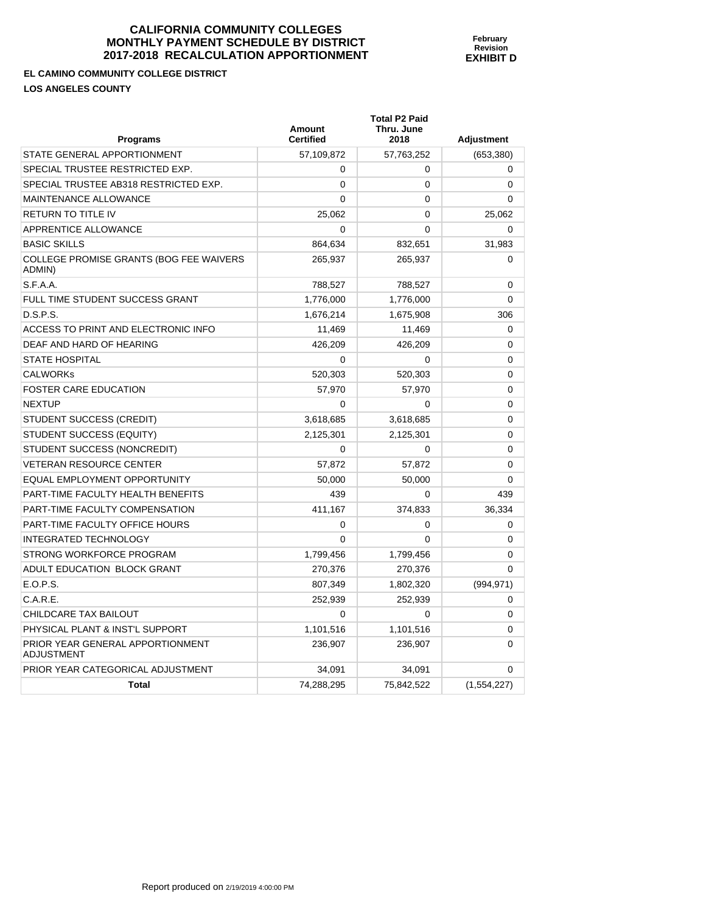# CALIFORNIA COMMUNITY COLLEGES
# MONTHLY PAYMENT SCHEDULE BY DISTRICT
# 2017-2018 RECALCULATION APPORTIONMENT

**February Revision**
**EXHIBIT D**

**EL CAMINO COMMUNITY COLLEGE DISTRICT**

**LOS ANGELES COUNTY**

| Programs | Amount Certified | Total P2 Paid Thru. June 2018 | Adjustment |
|---|---|---|---|
| STATE GENERAL APPORTIONMENT | 57,109,872 | 57,763,252 | (653,380) |
| SPECIAL TRUSTEE RESTRICTED EXP. | 0 | 0 | 0 |
| SPECIAL TRUSTEE AB318 RESTRICTED EXP. | 0 | 0 | 0 |
| MAINTENANCE ALLOWANCE | 0 | 0 | 0 |
| RETURN TO TITLE IV | 25,062 | 0 | 25,062 |
| APPRENTICE ALLOWANCE | 0 | 0 | 0 |
| BASIC SKILLS | 864,634 | 832,651 | 31,983 |
| COLLEGE PROMISE GRANTS (BOG FEE WAIVERS ADMIN) | 265,937 | 265,937 | 0 |
| S.F.A.A. | 788,527 | 788,527 | 0 |
| FULL TIME STUDENT SUCCESS GRANT | 1,776,000 | 1,776,000 | 0 |
| D.S.P.S. | 1,676,214 | 1,675,908 | 306 |
| ACCESS TO PRINT AND ELECTRONIC INFO | 11,469 | 11,469 | 0 |
| DEAF AND HARD OF HEARING | 426,209 | 426,209 | 0 |
| STATE HOSPITAL | 0 | 0 | 0 |
| CALWORKs | 520,303 | 520,303 | 0 |
| FOSTER CARE EDUCATION | 57,970 | 57,970 | 0 |
| NEXTUP | 0 | 0 | 0 |
| STUDENT SUCCESS (CREDIT) | 3,618,685 | 3,618,685 | 0 |
| STUDENT SUCCESS (EQUITY) | 2,125,301 | 2,125,301 | 0 |
| STUDENT SUCCESS (NONCREDIT) | 0 | 0 | 0 |
| VETERAN RESOURCE CENTER | 57,872 | 57,872 | 0 |
| EQUAL EMPLOYMENT OPPORTUNITY | 50,000 | 50,000 | 0 |
| PART-TIME FACULTY HEALTH BENEFITS | 439 | 0 | 439 |
| PART-TIME FACULTY COMPENSATION | 411,167 | 374,833 | 36,334 |
| PART-TIME FACULTY OFFICE HOURS | 0 | 0 | 0 |
| INTEGRATED TECHNOLOGY | 0 | 0 | 0 |
| STRONG WORKFORCE PROGRAM | 1,799,456 | 1,799,456 | 0 |
| ADULT EDUCATION BLOCK GRANT | 270,376 | 270,376 | 0 |
| E.O.P.S. | 807,349 | 1,802,320 | (994,971) |
| C.A.R.E. | 252,939 | 252,939 | 0 |
| CHILDCARE TAX BAILOUT | 0 | 0 | 0 |
| PHYSICAL PLANT & INST'L SUPPORT | 1,101,516 | 1,101,516 | 0 |
| PRIOR YEAR GENERAL APPORTIONMENT ADJUSTMENT | 236,907 | 236,907 | 0 |
| PRIOR YEAR CATEGORICAL ADJUSTMENT | 34,091 | 34,091 | 0 |
| **Total** | 74,288,295 | 75,842,522 | (1,554,227) |

Report produced on 2/19/2019 4:00:00 PM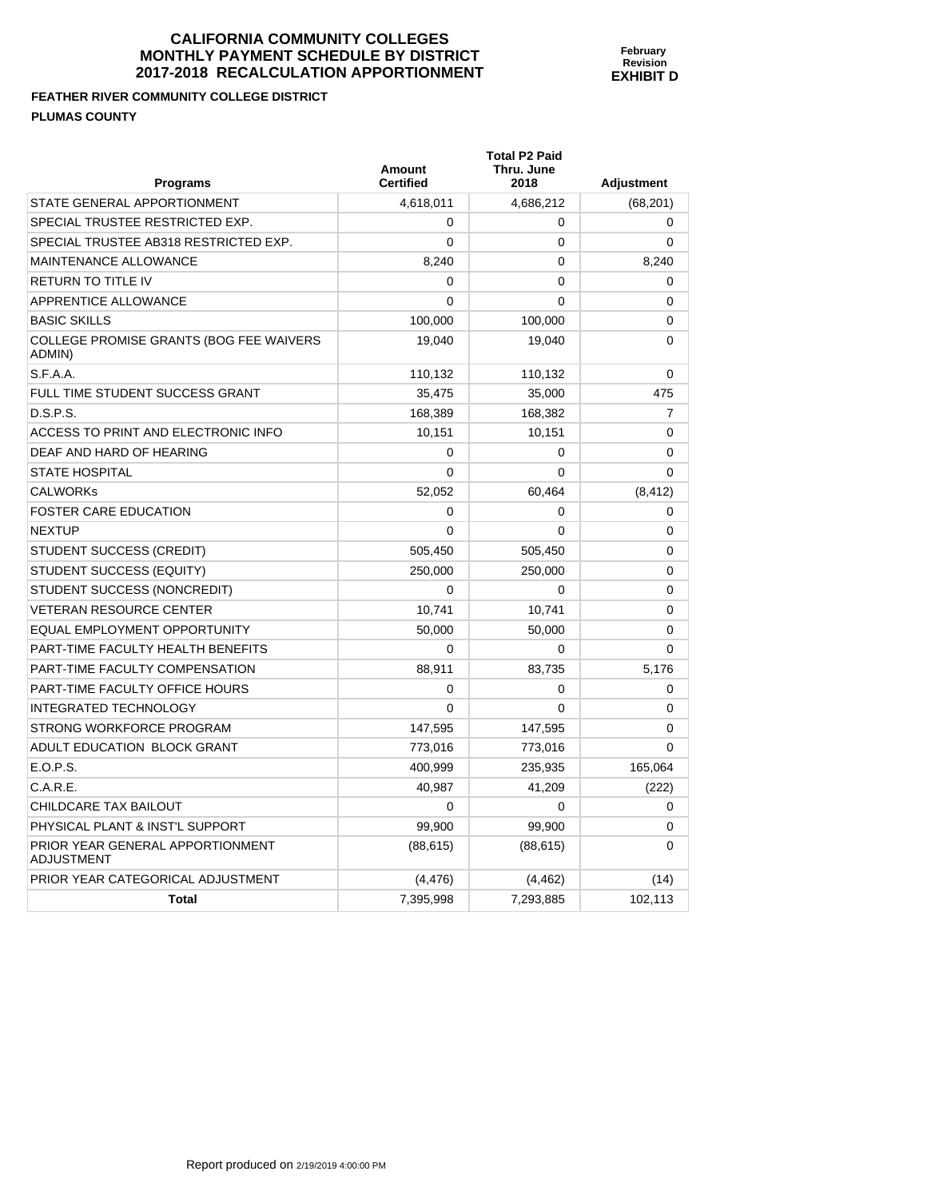# CALIFORNIA COMMUNITY COLLEGES
# MONTHLY PAYMENT SCHEDULE BY DISTRICT
# 2017-2018 RECALCULATION APPORTIONMENT

**February Revision**
**EXHIBIT D**

**FEATHER RIVER COMMUNITY COLLEGE DISTRICT**

**PLUMAS COUNTY**

| Programs | Amount Certified | Total P2 Paid Thru. June 2018 | Adjustment |
|---|---|---|---|
| STATE GENERAL APPORTIONMENT | 4,618,011 | 4,686,212 | (68,201) |
| SPECIAL TRUSTEE RESTRICTED EXP. | 0 | 0 | 0 |
| SPECIAL TRUSTEE AB318 RESTRICTED EXP. | 0 | 0 | 0 |
| MAINTENANCE ALLOWANCE | 8,240 | 0 | 8,240 |
| RETURN TO TITLE IV | 0 | 0 | 0 |
| APPRENTICE ALLOWANCE | 0 | 0 | 0 |
| BASIC SKILLS | 100,000 | 100,000 | 0 |
| COLLEGE PROMISE GRANTS (BOG FEE WAIVERS ADMIN) | 19,040 | 19,040 | 0 |
| S.F.A.A. | 110,132 | 110,132 | 0 |
| FULL TIME STUDENT SUCCESS GRANT | 35,475 | 35,000 | 475 |
| D.S.P.S. | 168,389 | 168,382 | 7 |
| ACCESS TO PRINT AND ELECTRONIC INFO | 10,151 | 10,151 | 0 |
| DEAF AND HARD OF HEARING | 0 | 0 | 0 |
| STATE HOSPITAL | 0 | 0 | 0 |
| CALWORKs | 52,052 | 60,464 | (8,412) |
| FOSTER CARE EDUCATION | 0 | 0 | 0 |
| NEXTUP | 0 | 0 | 0 |
| STUDENT SUCCESS (CREDIT) | 505,450 | 505,450 | 0 |
| STUDENT SUCCESS (EQUITY) | 250,000 | 250,000 | 0 |
| STUDENT SUCCESS (NONCREDIT) | 0 | 0 | 0 |
| VETERAN RESOURCE CENTER | 10,741 | 10,741 | 0 |
| EQUAL EMPLOYMENT OPPORTUNITY | 50,000 | 50,000 | 0 |
| PART-TIME FACULTY HEALTH BENEFITS | 0 | 0 | 0 |
| PART-TIME FACULTY COMPENSATION | 88,911 | 83,735 | 5,176 |
| PART-TIME FACULTY OFFICE HOURS | 0 | 0 | 0 |
| INTEGRATED TECHNOLOGY | 0 | 0 | 0 |
| STRONG WORKFORCE PROGRAM | 147,595 | 147,595 | 0 |
| ADULT EDUCATION BLOCK GRANT | 773,016 | 773,016 | 0 |
| E.O.P.S. | 400,999 | 235,935 | 165,064 |
| C.A.R.E. | 40,987 | 41,209 | (222) |
| CHILDCARE TAX BAILOUT | 0 | 0 | 0 |
| PHYSICAL PLANT & INST'L SUPPORT | 99,900 | 99,900 | 0 |
| PRIOR YEAR GENERAL APPORTIONMENT ADJUSTMENT | (88,615) | (88,615) | 0 |
| PRIOR YEAR CATEGORICAL ADJUSTMENT | (4,476) | (4,462) | (14) |
| **Total** | 7,395,998 | 7,293,885 | 102,113 |

Report produced on 2/19/2019 4:00:00 PM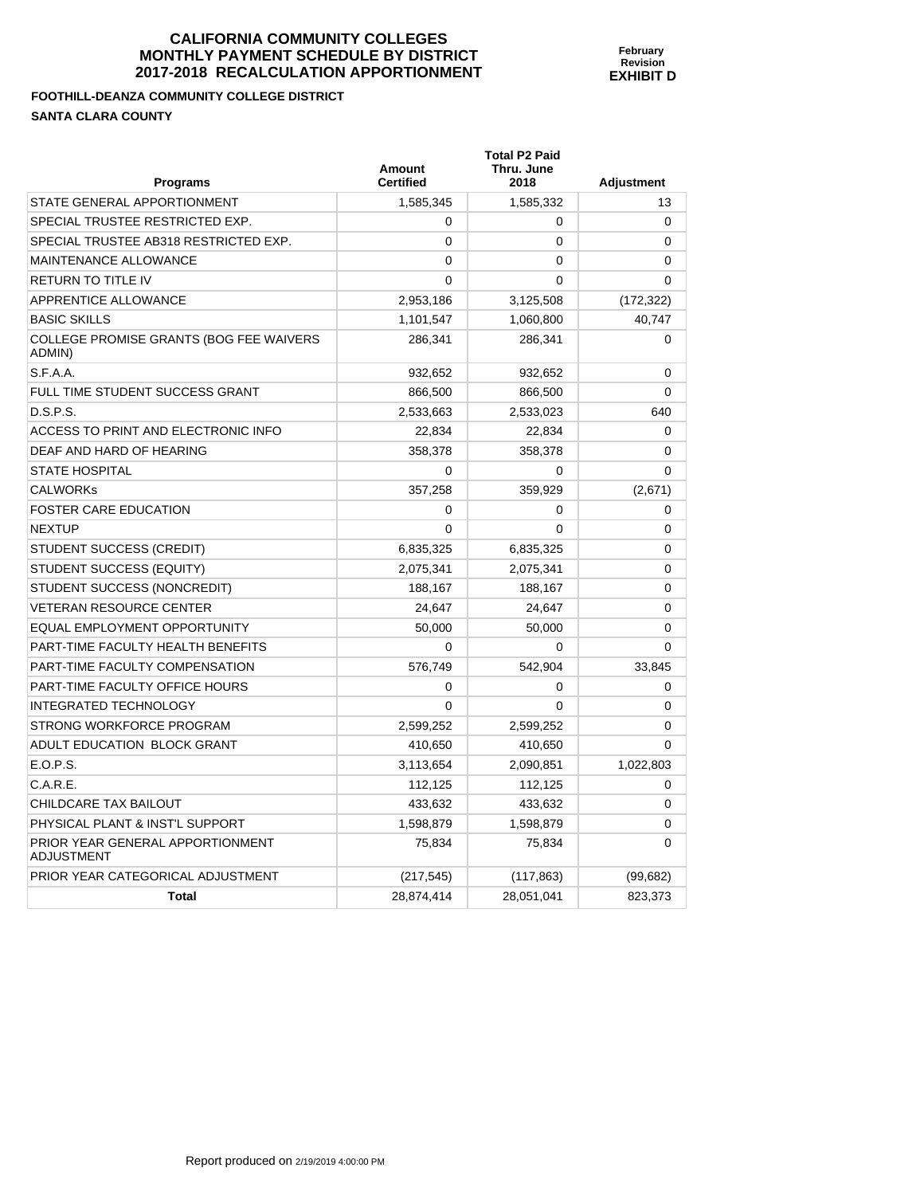# CALIFORNIA COMMUNITY COLLEGES
# MONTHLY PAYMENT SCHEDULE BY DISTRICT
# 2017-2018 RECALCULATION APPORTIONMENT

**February Revision**
**EXHIBIT D**

**FOOTHILL-DEANZA COMMUNITY COLLEGE DISTRICT**

**SANTA CLARA COUNTY**

| Programs | Amount Certified | Total P2 Paid Thru. June 2018 | Adjustment |
|---|---|---|---|
| STATE GENERAL APPORTIONMENT | 1,585,345 | 1,585,332 | 13 |
| SPECIAL TRUSTEE RESTRICTED EXP. | 0 | 0 | 0 |
| SPECIAL TRUSTEE AB318 RESTRICTED EXP. | 0 | 0 | 0 |
| MAINTENANCE ALLOWANCE | 0 | 0 | 0 |
| RETURN TO TITLE IV | 0 | 0 | 0 |
| APPRENTICE ALLOWANCE | 2,953,186 | 3,125,508 | (172,322) |
| BASIC SKILLS | 1,101,547 | 1,060,800 | 40,747 |
| COLLEGE PROMISE GRANTS (BOG FEE WAIVERS ADMIN) | 286,341 | 286,341 | 0 |
| S.F.A.A. | 932,652 | 932,652 | 0 |
| FULL TIME STUDENT SUCCESS GRANT | 866,500 | 866,500 | 0 |
| D.S.P.S. | 2,533,663 | 2,533,023 | 640 |
| ACCESS TO PRINT AND ELECTRONIC INFO | 22,834 | 22,834 | 0 |
| DEAF AND HARD OF HEARING | 358,378 | 358,378 | 0 |
| STATE HOSPITAL | 0 | 0 | 0 |
| CALWORKs | 357,258 | 359,929 | (2,671) |
| FOSTER CARE EDUCATION | 0 | 0 | 0 |
| NEXTUP | 0 | 0 | 0 |
| STUDENT SUCCESS (CREDIT) | 6,835,325 | 6,835,325 | 0 |
| STUDENT SUCCESS (EQUITY) | 2,075,341 | 2,075,341 | 0 |
| STUDENT SUCCESS (NONCREDIT) | 188,167 | 188,167 | 0 |
| VETERAN RESOURCE CENTER | 24,647 | 24,647 | 0 |
| EQUAL EMPLOYMENT OPPORTUNITY | 50,000 | 50,000 | 0 |
| PART-TIME FACULTY HEALTH BENEFITS | 0 | 0 | 0 |
| PART-TIME FACULTY COMPENSATION | 576,749 | 542,904 | 33,845 |
| PART-TIME FACULTY OFFICE HOURS | 0 | 0 | 0 |
| INTEGRATED TECHNOLOGY | 0 | 0 | 0 |
| STRONG WORKFORCE PROGRAM | 2,599,252 | 2,599,252 | 0 |
| ADULT EDUCATION BLOCK GRANT | 410,650 | 410,650 | 0 |
| E.O.P.S. | 3,113,654 | 2,090,851 | 1,022,803 |
| C.A.R.E. | 112,125 | 112,125 | 0 |
| CHILDCARE TAX BAILOUT | 433,632 | 433,632 | 0 |
| PHYSICAL PLANT & INST'L SUPPORT | 1,598,879 | 1,598,879 | 0 |
| PRIOR YEAR GENERAL APPORTIONMENT ADJUSTMENT | 75,834 | 75,834 | 0 |
| PRIOR YEAR CATEGORICAL ADJUSTMENT | (217,545) | (117,863) | (99,682) |
| **Total** | 28,874,414 | 28,051,041 | 823,373 |

Report produced on 2/19/2019 4:00:00 PM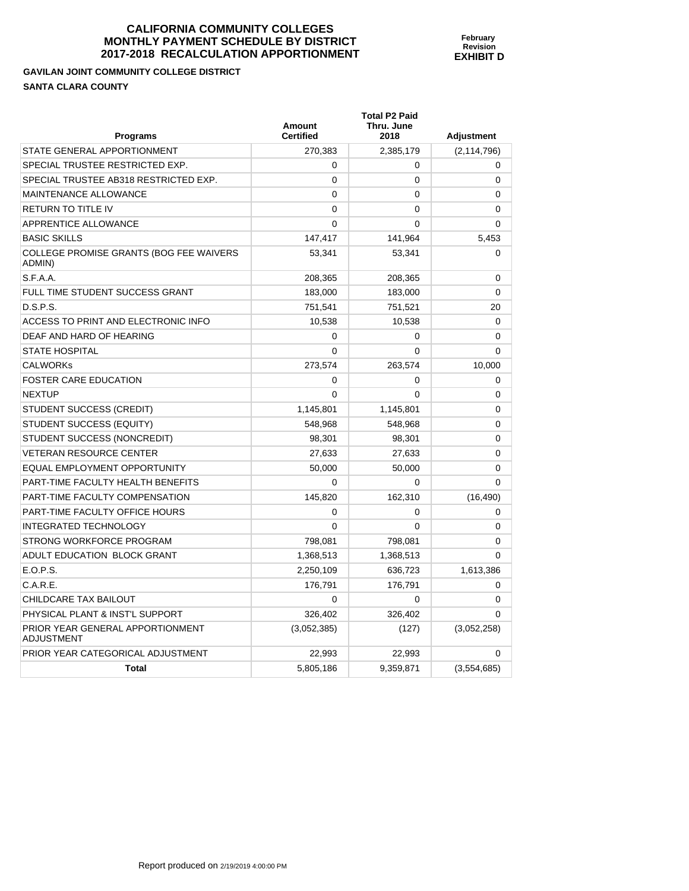# CALIFORNIA COMMUNITY COLLEGES MONTHLY PAYMENT SCHEDULE BY DISTRICT 2017-2018 RECALCULATION APPORTIONMENT

**February Revision EXHIBIT D**

**GAVILAN JOINT COMMUNITY COLLEGE DISTRICT**

**SANTA CLARA COUNTY**

| Programs | Amount Certified | Total P2 Paid Thru. June 2018 | Adjustment |
|---|---|---|---|
| STATE GENERAL APPORTIONMENT | 270,383 | 2,385,179 | (2,114,796) |
| SPECIAL TRUSTEE RESTRICTED EXP. | 0 | 0 | 0 |
| SPECIAL TRUSTEE AB318 RESTRICTED EXP. | 0 | 0 | 0 |
| MAINTENANCE ALLOWANCE | 0 | 0 | 0 |
| RETURN TO TITLE IV | 0 | 0 | 0 |
| APPRENTICE ALLOWANCE | 0 | 0 | 0 |
| BASIC SKILLS | 147,417 | 141,964 | 5,453 |
| COLLEGE PROMISE GRANTS (BOG FEE WAIVERS ADMIN) | 53,341 | 53,341 | 0 |
| S.F.A.A. | 208,365 | 208,365 | 0 |
| FULL TIME STUDENT SUCCESS GRANT | 183,000 | 183,000 | 0 |
| D.S.P.S. | 751,541 | 751,521 | 20 |
| ACCESS TO PRINT AND ELECTRONIC INFO | 10,538 | 10,538 | 0 |
| DEAF AND HARD OF HEARING | 0 | 0 | 0 |
| STATE HOSPITAL | 0 | 0 | 0 |
| CALWORKs | 273,574 | 263,574 | 10,000 |
| FOSTER CARE EDUCATION | 0 | 0 | 0 |
| NEXTUP | 0 | 0 | 0 |
| STUDENT SUCCESS (CREDIT) | 1,145,801 | 1,145,801 | 0 |
| STUDENT SUCCESS (EQUITY) | 548,968 | 548,968 | 0 |
| STUDENT SUCCESS (NONCREDIT) | 98,301 | 98,301 | 0 |
| VETERAN RESOURCE CENTER | 27,633 | 27,633 | 0 |
| EQUAL EMPLOYMENT OPPORTUNITY | 50,000 | 50,000 | 0 |
| PART-TIME FACULTY HEALTH BENEFITS | 0 | 0 | 0 |
| PART-TIME FACULTY COMPENSATION | 145,820 | 162,310 | (16,490) |
| PART-TIME FACULTY OFFICE HOURS | 0 | 0 | 0 |
| INTEGRATED TECHNOLOGY | 0 | 0 | 0 |
| STRONG WORKFORCE PROGRAM | 798,081 | 798,081 | 0 |
| ADULT EDUCATION BLOCK GRANT | 1,368,513 | 1,368,513 | 0 |
| E.O.P.S. | 2,250,109 | 636,723 | 1,613,386 |
| C.A.R.E. | 176,791 | 176,791 | 0 |
| CHILDCARE TAX BAILOUT | 0 | 0 | 0 |
| PHYSICAL PLANT & INST'L SUPPORT | 326,402 | 326,402 | 0 |
| PRIOR YEAR GENERAL APPORTIONMENT ADJUSTMENT | (3,052,385) | (127) | (3,052,258) |
| PRIOR YEAR CATEGORICAL ADJUSTMENT | 22,993 | 22,993 | 0 |
| **Total** | 5,805,186 | 9,359,871 | (3,554,685) |

Report produced on 2/19/2019 4:00:00 PM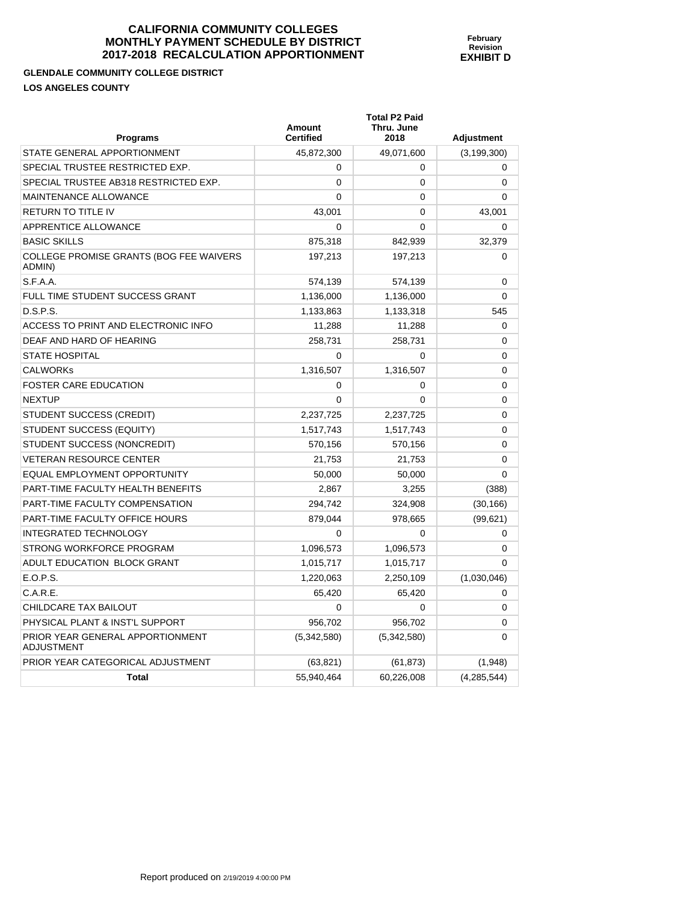# CALIFORNIA COMMUNITY COLLEGES MONTHLY PAYMENT SCHEDULE BY DISTRICT 2017-2018 RECALCULATION APPORTIONMENT

**February Revision EXHIBIT D**

**GLENDALE COMMUNITY COLLEGE DISTRICT**

**LOS ANGELES COUNTY**

| Programs | Amount Certified | Total P2 Paid Thru. June 2018 | Adjustment |
|---|---|---|---|
| STATE GENERAL APPORTIONMENT | 45,872,300 | 49,071,600 | (3,199,300) |
| SPECIAL TRUSTEE RESTRICTED EXP. | 0 | 0 | 0 |
| SPECIAL TRUSTEE AB318 RESTRICTED EXP. | 0 | 0 | 0 |
| MAINTENANCE ALLOWANCE | 0 | 0 | 0 |
| RETURN TO TITLE IV | 43,001 | 0 | 43,001 |
| APPRENTICE ALLOWANCE | 0 | 0 | 0 |
| BASIC SKILLS | 875,318 | 842,939 | 32,379 |
| COLLEGE PROMISE GRANTS (BOG FEE WAIVERS ADMIN) | 197,213 | 197,213 | 0 |
| S.F.A.A. | 574,139 | 574,139 | 0 |
| FULL TIME STUDENT SUCCESS GRANT | 1,136,000 | 1,136,000 | 0 |
| D.S.P.S. | 1,133,863 | 1,133,318 | 545 |
| ACCESS TO PRINT AND ELECTRONIC INFO | 11,288 | 11,288 | 0 |
| DEAF AND HARD OF HEARING | 258,731 | 258,731 | 0 |
| STATE HOSPITAL | 0 | 0 | 0 |
| CALWORKs | 1,316,507 | 1,316,507 | 0 |
| FOSTER CARE EDUCATION | 0 | 0 | 0 |
| NEXTUP | 0 | 0 | 0 |
| STUDENT SUCCESS (CREDIT) | 2,237,725 | 2,237,725 | 0 |
| STUDENT SUCCESS (EQUITY) | 1,517,743 | 1,517,743 | 0 |
| STUDENT SUCCESS (NONCREDIT) | 570,156 | 570,156 | 0 |
| VETERAN RESOURCE CENTER | 21,753 | 21,753 | 0 |
| EQUAL EMPLOYMENT OPPORTUNITY | 50,000 | 50,000 | 0 |
| PART-TIME FACULTY HEALTH BENEFITS | 2,867 | 3,255 | (388) |
| PART-TIME FACULTY COMPENSATION | 294,742 | 324,908 | (30,166) |
| PART-TIME FACULTY OFFICE HOURS | 879,044 | 978,665 | (99,621) |
| INTEGRATED TECHNOLOGY | 0 | 0 | 0 |
| STRONG WORKFORCE PROGRAM | 1,096,573 | 1,096,573 | 0 |
| ADULT EDUCATION BLOCK GRANT | 1,015,717 | 1,015,717 | 0 |
| E.O.P.S. | 1,220,063 | 2,250,109 | (1,030,046) |
| C.A.R.E. | 65,420 | 65,420 | 0 |
| CHILDCARE TAX BAILOUT | 0 | 0 | 0 |
| PHYSICAL PLANT & INST'L SUPPORT | 956,702 | 956,702 | 0 |
| PRIOR YEAR GENERAL APPORTIONMENT ADJUSTMENT | (5,342,580) | (5,342,580) | 0 |
| PRIOR YEAR CATEGORICAL ADJUSTMENT | (63,821) | (61,873) | (1,948) |
| **Total** | 55,940,464 | 60,226,008 | (4,285,544) |

Report produced on 2/19/2019 4:00:00 PM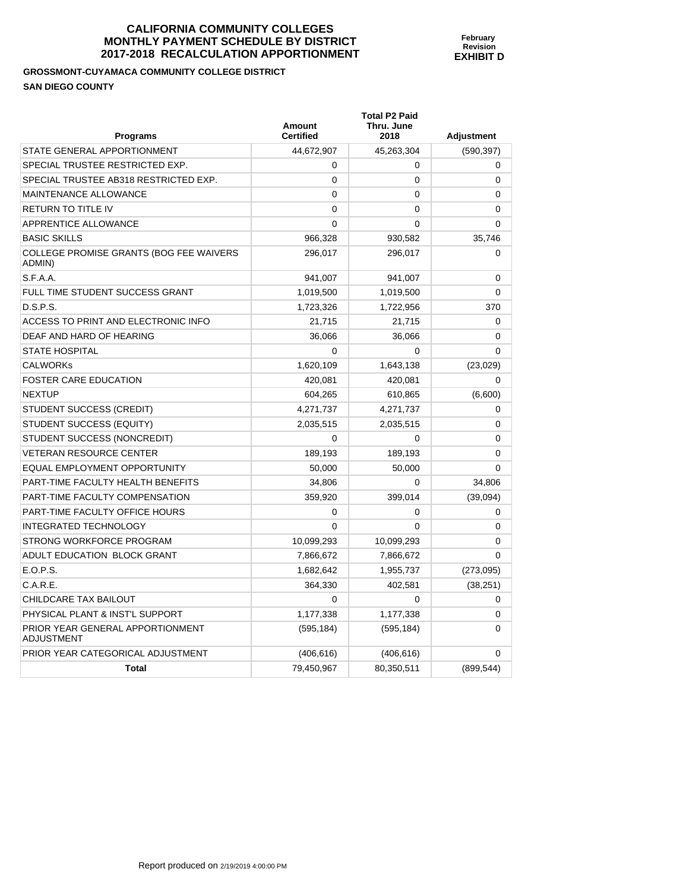# CALIFORNIA COMMUNITY COLLEGES
# MONTHLY PAYMENT SCHEDULE BY DISTRICT
# 2017-2018 RECALCULATION APPORTIONMENT

**February Revision**
**EXHIBIT D**

**GROSSMONT-CUYAMACA COMMUNITY COLLEGE DISTRICT**

**SAN DIEGO COUNTY**

| Programs | Amount Certified | Total P2 Paid Thru. June 2018 | Adjustment |
|---|---|---|---|
| STATE GENERAL APPORTIONMENT | 44,672,907 | 45,263,304 | (590,397) |
| SPECIAL TRUSTEE RESTRICTED EXP. | 0 | 0 | 0 |
| SPECIAL TRUSTEE AB318 RESTRICTED EXP. | 0 | 0 | 0 |
| MAINTENANCE ALLOWANCE | 0 | 0 | 0 |
| RETURN TO TITLE IV | 0 | 0 | 0 |
| APPRENTICE ALLOWANCE | 0 | 0 | 0 |
| BASIC SKILLS | 966,328 | 930,582 | 35,746 |
| COLLEGE PROMISE GRANTS (BOG FEE WAIVERS ADMIN) | 296,017 | 296,017 | 0 |
| S.F.A.A. | 941,007 | 941,007 | 0 |
| FULL TIME STUDENT SUCCESS GRANT | 1,019,500 | 1,019,500 | 0 |
| D.S.P.S. | 1,723,326 | 1,722,956 | 370 |
| ACCESS TO PRINT AND ELECTRONIC INFO | 21,715 | 21,715 | 0 |
| DEAF AND HARD OF HEARING | 36,066 | 36,066 | 0 |
| STATE HOSPITAL | 0 | 0 | 0 |
| CALWORKs | 1,620,109 | 1,643,138 | (23,029) |
| FOSTER CARE EDUCATION | 420,081 | 420,081 | 0 |
| NEXTUP | 604,265 | 610,865 | (6,600) |
| STUDENT SUCCESS (CREDIT) | 4,271,737 | 4,271,737 | 0 |
| STUDENT SUCCESS (EQUITY) | 2,035,515 | 2,035,515 | 0 |
| STUDENT SUCCESS (NONCREDIT) | 0 | 0 | 0 |
| VETERAN RESOURCE CENTER | 189,193 | 189,193 | 0 |
| EQUAL EMPLOYMENT OPPORTUNITY | 50,000 | 50,000 | 0 |
| PART-TIME FACULTY HEALTH BENEFITS | 34,806 | 0 | 34,806 |
| PART-TIME FACULTY COMPENSATION | 359,920 | 399,014 | (39,094) |
| PART-TIME FACULTY OFFICE HOURS | 0 | 0 | 0 |
| INTEGRATED TECHNOLOGY | 0 | 0 | 0 |
| STRONG WORKFORCE PROGRAM | 10,099,293 | 10,099,293 | 0 |
| ADULT EDUCATION BLOCK GRANT | 7,866,672 | 7,866,672 | 0 |
| E.O.P.S. | 1,682,642 | 1,955,737 | (273,095) |
| C.A.R.E. | 364,330 | 402,581 | (38,251) |
| CHILDCARE TAX BAILOUT | 0 | 0 | 0 |
| PHYSICAL PLANT & INST'L SUPPORT | 1,177,338 | 1,177,338 | 0 |
| PRIOR YEAR GENERAL APPORTIONMENT ADJUSTMENT | (595,184) | (595,184) | 0 |
| PRIOR YEAR CATEGORICAL ADJUSTMENT | (406,616) | (406,616) | 0 |
| **Total** | 79,450,967 | 80,350,511 | (899,544) |

Report produced on 2/19/2019 4:00:00 PM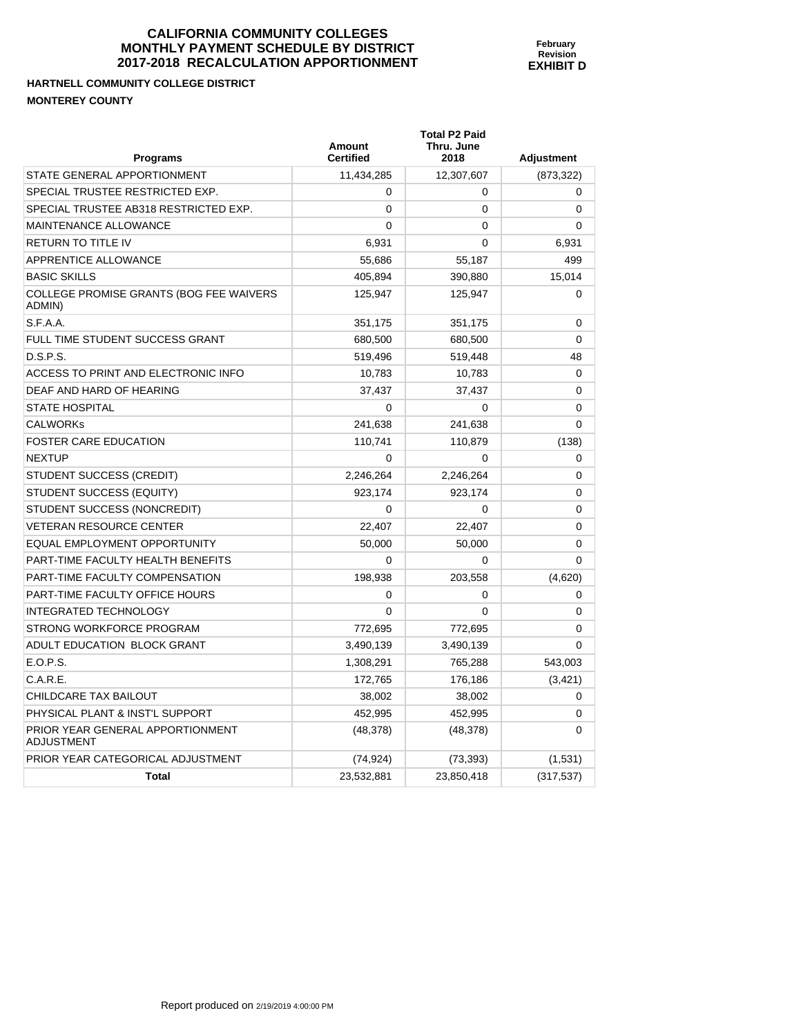# CALIFORNIA COMMUNITY COLLEGES MONTHLY PAYMENT SCHEDULE BY DISTRICT 2017-2018 RECALCULATION APPORTIONMENT

**February Revision**
**EXHIBIT D**

**HARTNELL COMMUNITY COLLEGE DISTRICT**

**MONTEREY COUNTY**

| Programs | Amount Certified | Total P2 Paid Thru. June 2018 | Adjustment |
|---|---|---|---|
| STATE GENERAL APPORTIONMENT | 11,434,285 | 12,307,607 | (873,322) |
| SPECIAL TRUSTEE RESTRICTED EXP. | 0 | 0 | 0 |
| SPECIAL TRUSTEE AB318 RESTRICTED EXP. | 0 | 0 | 0 |
| MAINTENANCE ALLOWANCE | 0 | 0 | 0 |
| RETURN TO TITLE IV | 6,931 | 0 | 6,931 |
| APPRENTICE ALLOWANCE | 55,686 | 55,187 | 499 |
| BASIC SKILLS | 405,894 | 390,880 | 15,014 |
| COLLEGE PROMISE GRANTS (BOG FEE WAIVERS ADMIN) | 125,947 | 125,947 | 0 |
| S.F.A.A. | 351,175 | 351,175 | 0 |
| FULL TIME STUDENT SUCCESS GRANT | 680,500 | 680,500 | 0 |
| D.S.P.S. | 519,496 | 519,448 | 48 |
| ACCESS TO PRINT AND ELECTRONIC INFO | 10,783 | 10,783 | 0 |
| DEAF AND HARD OF HEARING | 37,437 | 37,437 | 0 |
| STATE HOSPITAL | 0 | 0 | 0 |
| CALWORKs | 241,638 | 241,638 | 0 |
| FOSTER CARE EDUCATION | 110,741 | 110,879 | (138) |
| NEXTUP | 0 | 0 | 0 |
| STUDENT SUCCESS (CREDIT) | 2,246,264 | 2,246,264 | 0 |
| STUDENT SUCCESS (EQUITY) | 923,174 | 923,174 | 0 |
| STUDENT SUCCESS (NONCREDIT) | 0 | 0 | 0 |
| VETERAN RESOURCE CENTER | 22,407 | 22,407 | 0 |
| EQUAL EMPLOYMENT OPPORTUNITY | 50,000 | 50,000 | 0 |
| PART-TIME FACULTY HEALTH BENEFITS | 0 | 0 | 0 |
| PART-TIME FACULTY COMPENSATION | 198,938 | 203,558 | (4,620) |
| PART-TIME FACULTY OFFICE HOURS | 0 | 0 | 0 |
| INTEGRATED TECHNOLOGY | 0 | 0 | 0 |
| STRONG WORKFORCE PROGRAM | 772,695 | 772,695 | 0 |
| ADULT EDUCATION BLOCK GRANT | 3,490,139 | 3,490,139 | 0 |
| E.O.P.S. | 1,308,291 | 765,288 | 543,003 |
| C.A.R.E. | 172,765 | 176,186 | (3,421) |
| CHILDCARE TAX BAILOUT | 38,002 | 38,002 | 0 |
| PHYSICAL PLANT & INST'L SUPPORT | 452,995 | 452,995 | 0 |
| PRIOR YEAR GENERAL APPORTIONMENT ADJUSTMENT | (48,378) | (48,378) | 0 |
| PRIOR YEAR CATEGORICAL ADJUSTMENT | (74,924) | (73,393) | (1,531) |
| **Total** | 23,532,881 | 23,850,418 | (317,537) |

Report produced on 2/19/2019 4:00:00 PM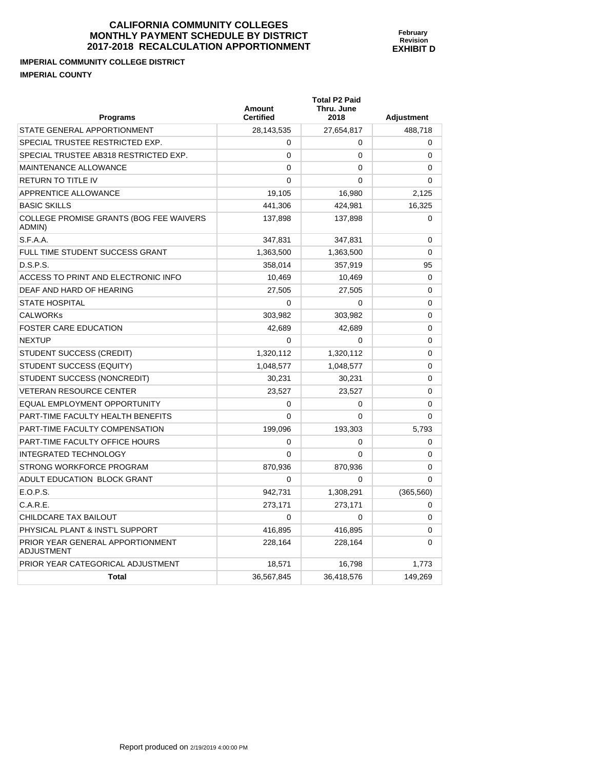# CALIFORNIA COMMUNITY COLLEGES
# MONTHLY PAYMENT SCHEDULE BY DISTRICT
# 2017-2018 RECALCULATION APPORTIONMENT

**February Revision**
**EXHIBIT D**

**IMPERIAL COMMUNITY COLLEGE DISTRICT**
**IMPERIAL COUNTY**

| Programs | Amount Certified | Total P2 Paid Thru. June 2018 | Adjustment |
|---|---|---|---|
| STATE GENERAL APPORTIONMENT | 28,143,535 | 27,654,817 | 488,718 |
| SPECIAL TRUSTEE RESTRICTED EXP. | 0 | 0 | 0 |
| SPECIAL TRUSTEE AB318 RESTRICTED EXP. | 0 | 0 | 0 |
| MAINTENANCE ALLOWANCE | 0 | 0 | 0 |
| RETURN TO TITLE IV | 0 | 0 | 0 |
| APPRENTICE ALLOWANCE | 19,105 | 16,980 | 2,125 |
| BASIC SKILLS | 441,306 | 424,981 | 16,325 |
| COLLEGE PROMISE GRANTS (BOG FEE WAIVERS ADMIN) | 137,898 | 137,898 | 0 |
| S.F.A.A. | 347,831 | 347,831 | 0 |
| FULL TIME STUDENT SUCCESS GRANT | 1,363,500 | 1,363,500 | 0 |
| D.S.P.S. | 358,014 | 357,919 | 95 |
| ACCESS TO PRINT AND ELECTRONIC INFO | 10,469 | 10,469 | 0 |
| DEAF AND HARD OF HEARING | 27,505 | 27,505 | 0 |
| STATE HOSPITAL | 0 | 0 | 0 |
| CALWORKs | 303,982 | 303,982 | 0 |
| FOSTER CARE EDUCATION | 42,689 | 42,689 | 0 |
| NEXTUP | 0 | 0 | 0 |
| STUDENT SUCCESS (CREDIT) | 1,320,112 | 1,320,112 | 0 |
| STUDENT SUCCESS (EQUITY) | 1,048,577 | 1,048,577 | 0 |
| STUDENT SUCCESS (NONCREDIT) | 30,231 | 30,231 | 0 |
| VETERAN RESOURCE CENTER | 23,527 | 23,527 | 0 |
| EQUAL EMPLOYMENT OPPORTUNITY | 0 | 0 | 0 |
| PART-TIME FACULTY HEALTH BENEFITS | 0 | 0 | 0 |
| PART-TIME FACULTY COMPENSATION | 199,096 | 193,303 | 5,793 |
| PART-TIME FACULTY OFFICE HOURS | 0 | 0 | 0 |
| INTEGRATED TECHNOLOGY | 0 | 0 | 0 |
| STRONG WORKFORCE PROGRAM | 870,936 | 870,936 | 0 |
| ADULT EDUCATION BLOCK GRANT | 0 | 0 | 0 |
| E.O.P.S. | 942,731 | 1,308,291 | (365,560) |
| C.A.R.E. | 273,171 | 273,171 | 0 |
| CHILDCARE TAX BAILOUT | 0 | 0 | 0 |
| PHYSICAL PLANT & INST'L SUPPORT | 416,895 | 416,895 | 0 |
| PRIOR YEAR GENERAL APPORTIONMENT ADJUSTMENT | 228,164 | 228,164 | 0 |
| PRIOR YEAR CATEGORICAL ADJUSTMENT | 18,571 | 16,798 | 1,773 |
| **Total** | 36,567,845 | 36,418,576 | 149,269 |

Report produced on 2/19/2019 4:00:00 PM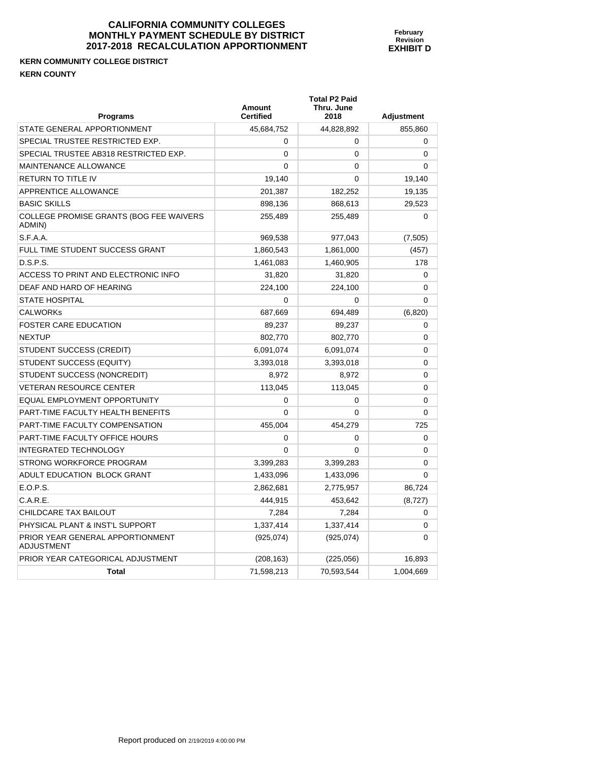# CALIFORNIA COMMUNITY COLLEGES
# MONTHLY PAYMENT SCHEDULE BY DISTRICT
# 2017-2018 RECALCULATION APPORTIONMENT

**February Revision**
**EXHIBIT D**

**KERN COMMUNITY COLLEGE DISTRICT**
**KERN COUNTY**

| Programs | Amount Certified | Total P2 Paid Thru. June 2018 | Adjustment |
|---|---|---|---|
| STATE GENERAL APPORTIONMENT | 45,684,752 | 44,828,892 | 855,860 |
| SPECIAL TRUSTEE RESTRICTED EXP. | 0 | 0 | 0 |
| SPECIAL TRUSTEE AB318 RESTRICTED EXP. | 0 | 0 | 0 |
| MAINTENANCE ALLOWANCE | 0 | 0 | 0 |
| RETURN TO TITLE IV | 19,140 | 0 | 19,140 |
| APPRENTICE ALLOWANCE | 201,387 | 182,252 | 19,135 |
| BASIC SKILLS | 898,136 | 868,613 | 29,523 |
| COLLEGE PROMISE GRANTS (BOG FEE WAIVERS ADMIN) | 255,489 | 255,489 | 0 |
| S.F.A.A. | 969,538 | 977,043 | (7,505) |
| FULL TIME STUDENT SUCCESS GRANT | 1,860,543 | 1,861,000 | (457) |
| D.S.P.S. | 1,461,083 | 1,460,905 | 178 |
| ACCESS TO PRINT AND ELECTRONIC INFO | 31,820 | 31,820 | 0 |
| DEAF AND HARD OF HEARING | 224,100 | 224,100 | 0 |
| STATE HOSPITAL | 0 | 0 | 0 |
| CALWORKs | 687,669 | 694,489 | (6,820) |
| FOSTER CARE EDUCATION | 89,237 | 89,237 | 0 |
| NEXTUP | 802,770 | 802,770 | 0 |
| STUDENT SUCCESS (CREDIT) | 6,091,074 | 6,091,074 | 0 |
| STUDENT SUCCESS (EQUITY) | 3,393,018 | 3,393,018 | 0 |
| STUDENT SUCCESS (NONCREDIT) | 8,972 | 8,972 | 0 |
| VETERAN RESOURCE CENTER | 113,045 | 113,045 | 0 |
| EQUAL EMPLOYMENT OPPORTUNITY | 0 | 0 | 0 |
| PART-TIME FACULTY HEALTH BENEFITS | 0 | 0 | 0 |
| PART-TIME FACULTY COMPENSATION | 455,004 | 454,279 | 725 |
| PART-TIME FACULTY OFFICE HOURS | 0 | 0 | 0 |
| INTEGRATED TECHNOLOGY | 0 | 0 | 0 |
| STRONG WORKFORCE PROGRAM | 3,399,283 | 3,399,283 | 0 |
| ADULT EDUCATION BLOCK GRANT | 1,433,096 | 1,433,096 | 0 |
| E.O.P.S. | 2,862,681 | 2,775,957 | 86,724 |
| C.A.R.E. | 444,915 | 453,642 | (8,727) |
| CHILDCARE TAX BAILOUT | 7,284 | 7,284 | 0 |
| PHYSICAL PLANT & INST'L SUPPORT | 1,337,414 | 1,337,414 | 0 |
| PRIOR YEAR GENERAL APPORTIONMENT ADJUSTMENT | (925,074) | (925,074) | 0 |
| PRIOR YEAR CATEGORICAL ADJUSTMENT | (208,163) | (225,056) | 16,893 |
| **Total** | 71,598,213 | 70,593,544 | 1,004,669 |

Report produced on 2/19/2019 4:00:00 PM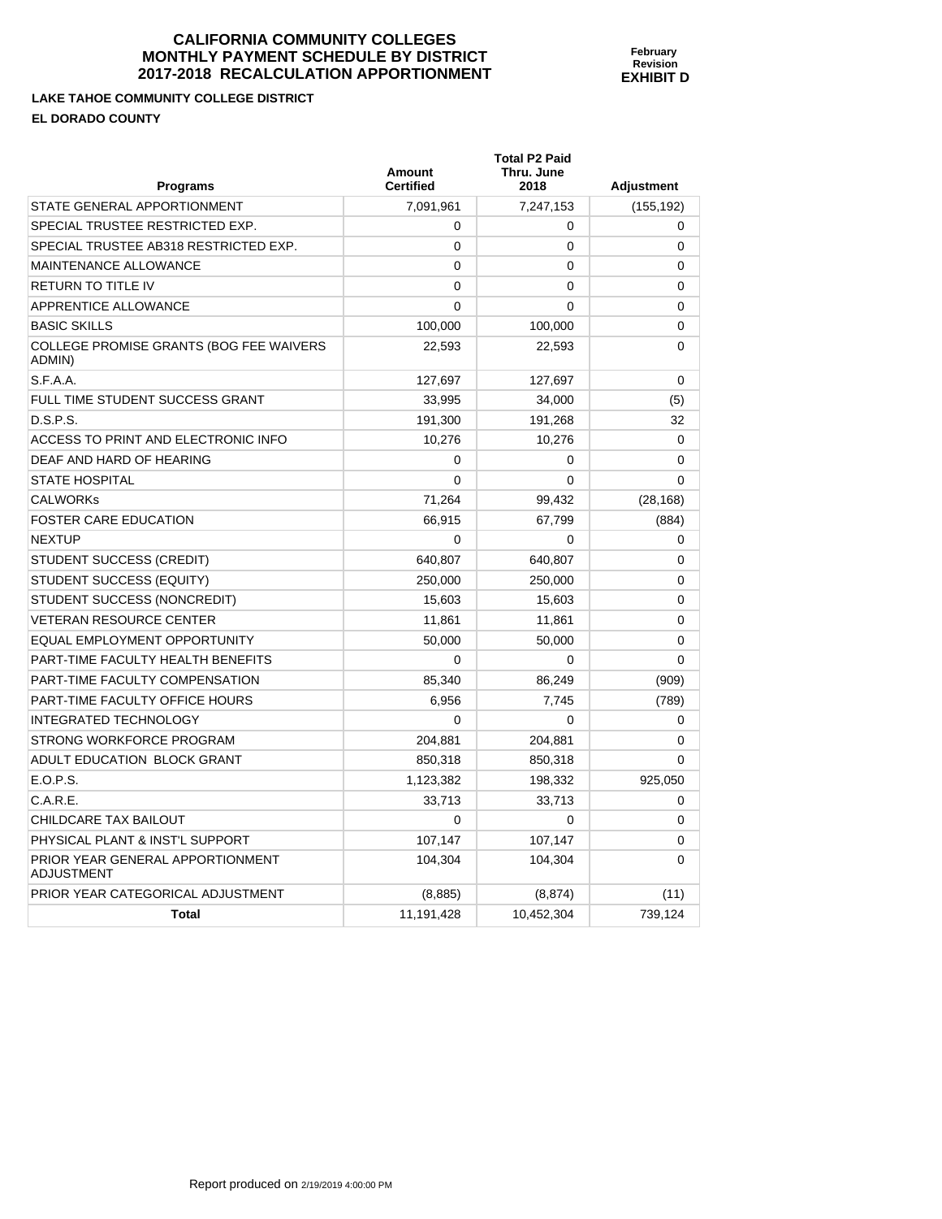# CALIFORNIA COMMUNITY COLLEGES
# MONTHLY PAYMENT SCHEDULE BY DISTRICT
# 2017-2018 RECALCULATION APPORTIONMENT

**February Revision**
**EXHIBIT D**

**LAKE TAHOE COMMUNITY COLLEGE DISTRICT**

**EL DORADO COUNTY**

| Programs | Amount Certified | Total P2 Paid Thru. June 2018 | Adjustment |
|---|---|---|---|
| STATE GENERAL APPORTIONMENT | 7,091,961 | 7,247,153 | (155,192) |
| SPECIAL TRUSTEE RESTRICTED EXP. | 0 | 0 | 0 |
| SPECIAL TRUSTEE AB318 RESTRICTED EXP. | 0 | 0 | 0 |
| MAINTENANCE ALLOWANCE | 0 | 0 | 0 |
| RETURN TO TITLE IV | 0 | 0 | 0 |
| APPRENTICE ALLOWANCE | 0 | 0 | 0 |
| BASIC SKILLS | 100,000 | 100,000 | 0 |
| COLLEGE PROMISE GRANTS (BOG FEE WAIVERS ADMIN) | 22,593 | 22,593 | 0 |
| S.F.A.A. | 127,697 | 127,697 | 0 |
| FULL TIME STUDENT SUCCESS GRANT | 33,995 | 34,000 | (5) |
| D.S.P.S. | 191,300 | 191,268 | 32 |
| ACCESS TO PRINT AND ELECTRONIC INFO | 10,276 | 10,276 | 0 |
| DEAF AND HARD OF HEARING | 0 | 0 | 0 |
| STATE HOSPITAL | 0 | 0 | 0 |
| CALWORKs | 71,264 | 99,432 | (28,168) |
| FOSTER CARE EDUCATION | 66,915 | 67,799 | (884) |
| NEXTUP | 0 | 0 | 0 |
| STUDENT SUCCESS (CREDIT) | 640,807 | 640,807 | 0 |
| STUDENT SUCCESS (EQUITY) | 250,000 | 250,000 | 0 |
| STUDENT SUCCESS (NONCREDIT) | 15,603 | 15,603 | 0 |
| VETERAN RESOURCE CENTER | 11,861 | 11,861 | 0 |
| EQUAL EMPLOYMENT OPPORTUNITY | 50,000 | 50,000 | 0 |
| PART-TIME FACULTY HEALTH BENEFITS | 0 | 0 | 0 |
| PART-TIME FACULTY COMPENSATION | 85,340 | 86,249 | (909) |
| PART-TIME FACULTY OFFICE HOURS | 6,956 | 7,745 | (789) |
| INTEGRATED TECHNOLOGY | 0 | 0 | 0 |
| STRONG WORKFORCE PROGRAM | 204,881 | 204,881 | 0 |
| ADULT EDUCATION BLOCK GRANT | 850,318 | 850,318 | 0 |
| E.O.P.S. | 1,123,382 | 198,332 | 925,050 |
| C.A.R.E. | 33,713 | 33,713 | 0 |
| CHILDCARE TAX BAILOUT | 0 | 0 | 0 |
| PHYSICAL PLANT & INST'L SUPPORT | 107,147 | 107,147 | 0 |
| PRIOR YEAR GENERAL APPORTIONMENT ADJUSTMENT | 104,304 | 104,304 | 0 |
| PRIOR YEAR CATEGORICAL ADJUSTMENT | (8,885) | (8,874) | (11) |
| **Total** | 11,191,428 | 10,452,304 | 739,124 |

Report produced on 2/19/2019 4:00:00 PM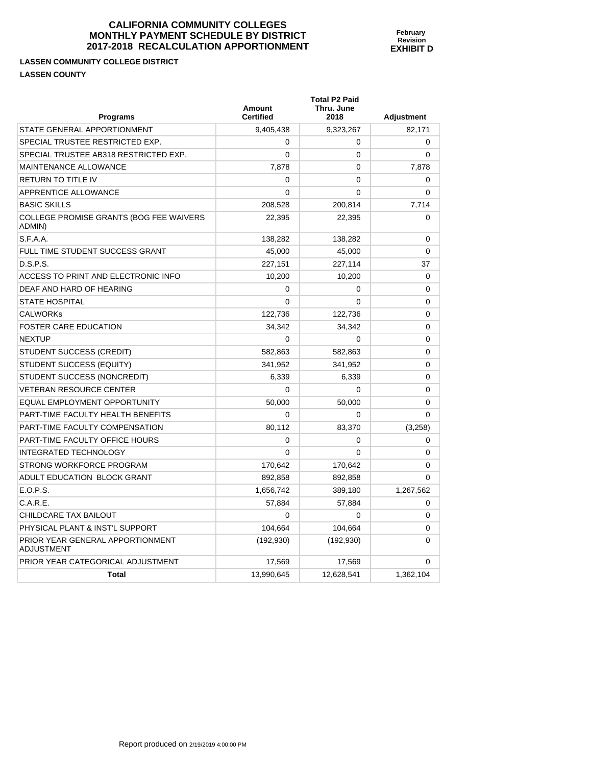# CALIFORNIA COMMUNITY COLLEGES
# MONTHLY PAYMENT SCHEDULE BY DISTRICT
# 2017-2018 RECALCULATION APPORTIONMENT

**February Revision**
**EXHIBIT D**

**LASSEN COMMUNITY COLLEGE DISTRICT**

**LASSEN COUNTY**

| Programs | Amount Certified | Total P2 Paid Thru. June 2018 | Adjustment |
|---|---|---|---|
| STATE GENERAL APPORTIONMENT | 9,405,438 | 9,323,267 | 82,171 |
| SPECIAL TRUSTEE RESTRICTED EXP. | 0 | 0 | 0 |
| SPECIAL TRUSTEE AB318 RESTRICTED EXP. | 0 | 0 | 0 |
| MAINTENANCE ALLOWANCE | 7,878 | 0 | 7,878 |
| RETURN TO TITLE IV | 0 | 0 | 0 |
| APPRENTICE ALLOWANCE | 0 | 0 | 0 |
| BASIC SKILLS | 208,528 | 200,814 | 7,714 |
| COLLEGE PROMISE GRANTS (BOG FEE WAIVERS ADMIN) | 22,395 | 22,395 | 0 |
| S.F.A.A. | 138,282 | 138,282 | 0 |
| FULL TIME STUDENT SUCCESS GRANT | 45,000 | 45,000 | 0 |
| D.S.P.S. | 227,151 | 227,114 | 37 |
| ACCESS TO PRINT AND ELECTRONIC INFO | 10,200 | 10,200 | 0 |
| DEAF AND HARD OF HEARING | 0 | 0 | 0 |
| STATE HOSPITAL | 0 | 0 | 0 |
| CALWORKs | 122,736 | 122,736 | 0 |
| FOSTER CARE EDUCATION | 34,342 | 34,342 | 0 |
| NEXTUP | 0 | 0 | 0 |
| STUDENT SUCCESS (CREDIT) | 582,863 | 582,863 | 0 |
| STUDENT SUCCESS (EQUITY) | 341,952 | 341,952 | 0 |
| STUDENT SUCCESS (NONCREDIT) | 6,339 | 6,339 | 0 |
| VETERAN RESOURCE CENTER | 0 | 0 | 0 |
| EQUAL EMPLOYMENT OPPORTUNITY | 50,000 | 50,000 | 0 |
| PART-TIME FACULTY HEALTH BENEFITS | 0 | 0 | 0 |
| PART-TIME FACULTY COMPENSATION | 80,112 | 83,370 | (3,258) |
| PART-TIME FACULTY OFFICE HOURS | 0 | 0 | 0 |
| INTEGRATED TECHNOLOGY | 0 | 0 | 0 |
| STRONG WORKFORCE PROGRAM | 170,642 | 170,642 | 0 |
| ADULT EDUCATION BLOCK GRANT | 892,858 | 892,858 | 0 |
| E.O.P.S. | 1,656,742 | 389,180 | 1,267,562 |
| C.A.R.E. | 57,884 | 57,884 | 0 |
| CHILDCARE TAX BAILOUT | 0 | 0 | 0 |
| PHYSICAL PLANT & INST'L SUPPORT | 104,664 | 104,664 | 0 |
| PRIOR YEAR GENERAL APPORTIONMENT ADJUSTMENT | (192,930) | (192,930) | 0 |
| PRIOR YEAR CATEGORICAL ADJUSTMENT | 17,569 | 17,569 | 0 |
| **Total** | 13,990,645 | 12,628,541 | 1,362,104 |

Report produced on 2/19/2019 4:00:00 PM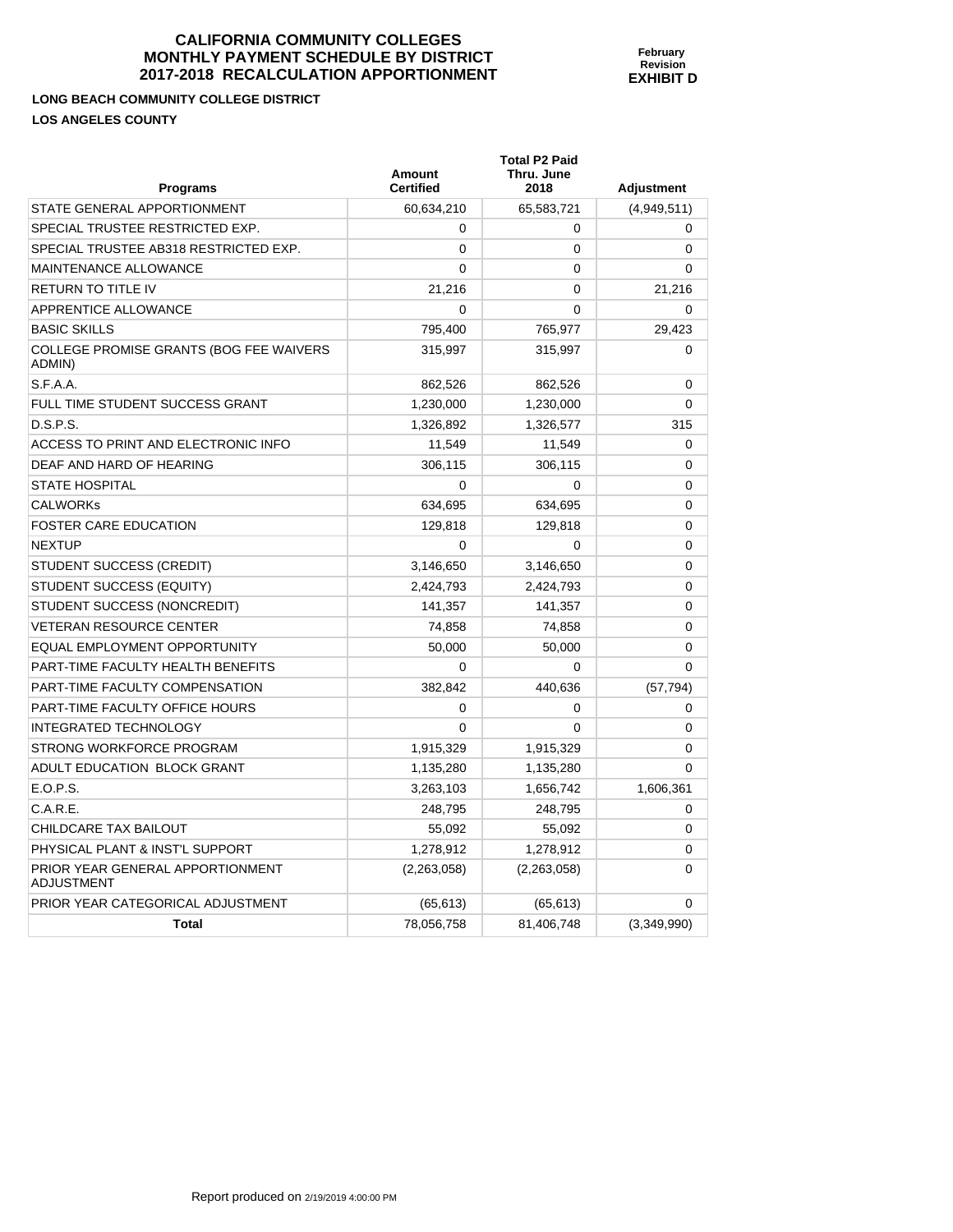# CALIFORNIA COMMUNITY COLLEGES
# MONTHLY PAYMENT SCHEDULE BY DISTRICT
# 2017-2018 RECALCULATION APPORTIONMENT

**February Revision**
**EXHIBIT D**

**LONG BEACH COMMUNITY COLLEGE DISTRICT**
**LOS ANGELES COUNTY**

| Programs | Amount Certified | Total P2 Paid Thru. June 2018 | Adjustment |
|---|---|---|---|
| STATE GENERAL APPORTIONMENT | 60,634,210 | 65,583,721 | (4,949,511) |
| SPECIAL TRUSTEE RESTRICTED EXP. | 0 | 0 | 0 |
| SPECIAL TRUSTEE AB318 RESTRICTED EXP. | 0 | 0 | 0 |
| MAINTENANCE ALLOWANCE | 0 | 0 | 0 |
| RETURN TO TITLE IV | 21,216 | 0 | 21,216 |
| APPRENTICE ALLOWANCE | 0 | 0 | 0 |
| BASIC SKILLS | 795,400 | 765,977 | 29,423 |
| COLLEGE PROMISE GRANTS (BOG FEE WAIVERS ADMIN) | 315,997 | 315,997 | 0 |
| S.F.A.A. | 862,526 | 862,526 | 0 |
| FULL TIME STUDENT SUCCESS GRANT | 1,230,000 | 1,230,000 | 0 |
| D.S.P.S. | 1,326,892 | 1,326,577 | 315 |
| ACCESS TO PRINT AND ELECTRONIC INFO | 11,549 | 11,549 | 0 |
| DEAF AND HARD OF HEARING | 306,115 | 306,115 | 0 |
| STATE HOSPITAL | 0 | 0 | 0 |
| CALWORKs | 634,695 | 634,695 | 0 |
| FOSTER CARE EDUCATION | 129,818 | 129,818 | 0 |
| NEXTUP | 0 | 0 | 0 |
| STUDENT SUCCESS (CREDIT) | 3,146,650 | 3,146,650 | 0 |
| STUDENT SUCCESS (EQUITY) | 2,424,793 | 2,424,793 | 0 |
| STUDENT SUCCESS (NONCREDIT) | 141,357 | 141,357 | 0 |
| VETERAN RESOURCE CENTER | 74,858 | 74,858 | 0 |
| EQUAL EMPLOYMENT OPPORTUNITY | 50,000 | 50,000 | 0 |
| PART-TIME FACULTY HEALTH BENEFITS | 0 | 0 | 0 |
| PART-TIME FACULTY COMPENSATION | 382,842 | 440,636 | (57,794) |
| PART-TIME FACULTY OFFICE HOURS | 0 | 0 | 0 |
| INTEGRATED TECHNOLOGY | 0 | 0 | 0 |
| STRONG WORKFORCE PROGRAM | 1,915,329 | 1,915,329 | 0 |
| ADULT EDUCATION BLOCK GRANT | 1,135,280 | 1,135,280 | 0 |
| E.O.P.S. | 3,263,103 | 1,656,742 | 1,606,361 |
| C.A.R.E. | 248,795 | 248,795 | 0 |
| CHILDCARE TAX BAILOUT | 55,092 | 55,092 | 0 |
| PHYSICAL PLANT & INST'L SUPPORT | 1,278,912 | 1,278,912 | 0 |
| PRIOR YEAR GENERAL APPORTIONMENT ADJUSTMENT | (2,263,058) | (2,263,058) | 0 |
| PRIOR YEAR CATEGORICAL ADJUSTMENT | (65,613) | (65,613) | 0 |
| **Total** | 78,056,758 | 81,406,748 | (3,349,990) |

Report produced on 2/19/2019 4:00:00 PM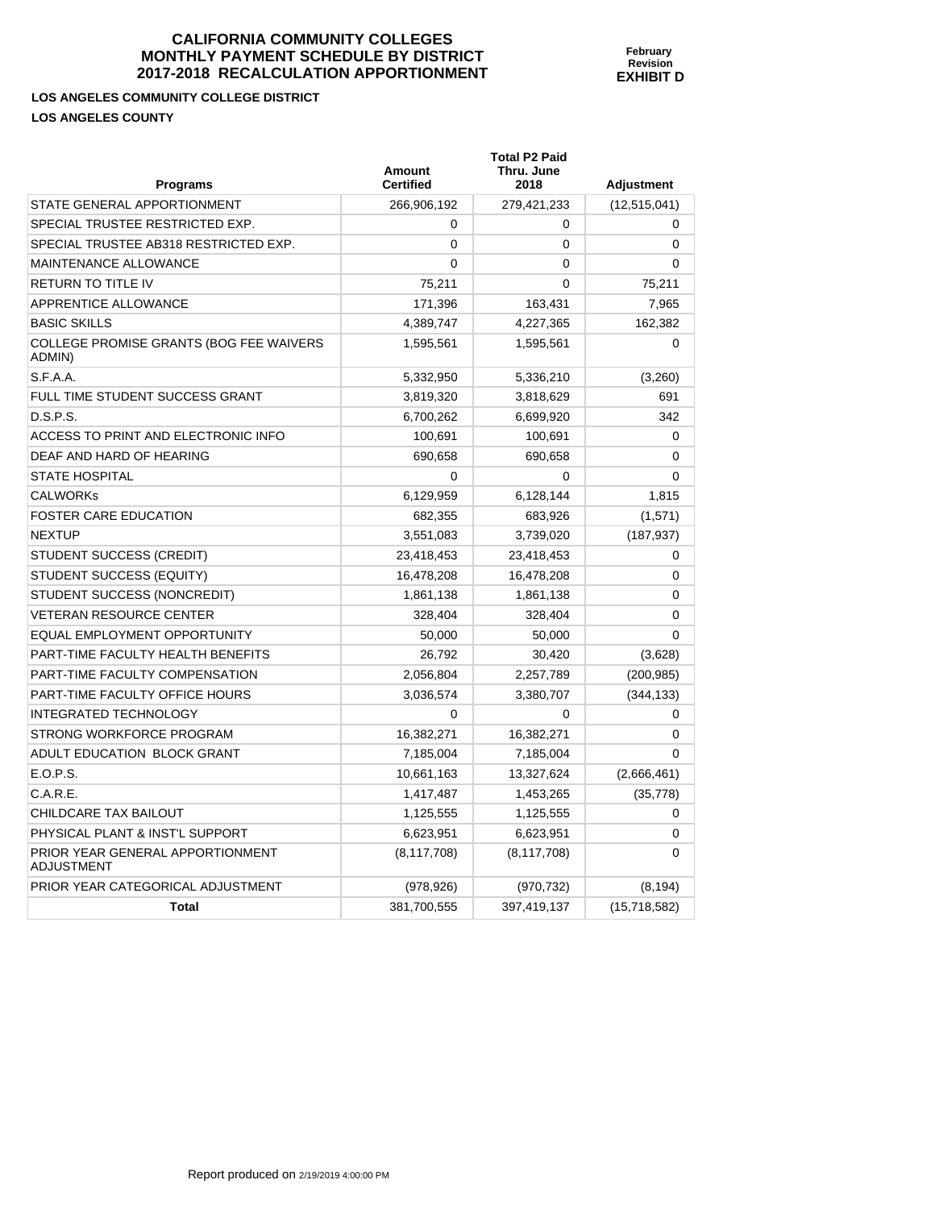# CALIFORNIA COMMUNITY COLLEGES
# MONTHLY PAYMENT SCHEDULE BY DISTRICT
# 2017-2018 RECALCULATION APPORTIONMENT

**February Revision**
**EXHIBIT D**

**LOS ANGELES COMMUNITY COLLEGE DISTRICT**

**LOS ANGELES COUNTY**

| Programs | Amount Certified | Total P2 Paid Thru. June 2018 | Adjustment |
|---|---|---|---|
| STATE GENERAL APPORTIONMENT | 266,906,192 | 279,421,233 | (12,515,041) |
| SPECIAL TRUSTEE RESTRICTED EXP. | 0 | 0 | 0 |
| SPECIAL TRUSTEE AB318 RESTRICTED EXP. | 0 | 0 | 0 |
| MAINTENANCE ALLOWANCE | 0 | 0 | 0 |
| RETURN TO TITLE IV | 75,211 | 0 | 75,211 |
| APPRENTICE ALLOWANCE | 171,396 | 163,431 | 7,965 |
| BASIC SKILLS | 4,389,747 | 4,227,365 | 162,382 |
| COLLEGE PROMISE GRANTS (BOG FEE WAIVERS ADMIN) | 1,595,561 | 1,595,561 | 0 |
| S.F.A.A. | 5,332,950 | 5,336,210 | (3,260) |
| FULL TIME STUDENT SUCCESS GRANT | 3,819,320 | 3,818,629 | 691 |
| D.S.P.S. | 6,700,262 | 6,699,920 | 342 |
| ACCESS TO PRINT AND ELECTRONIC INFO | 100,691 | 100,691 | 0 |
| DEAF AND HARD OF HEARING | 690,658 | 690,658 | 0 |
| STATE HOSPITAL | 0 | 0 | 0 |
| CALWORKs | 6,129,959 | 6,128,144 | 1,815 |
| FOSTER CARE EDUCATION | 682,355 | 683,926 | (1,571) |
| NEXTUP | 3,551,083 | 3,739,020 | (187,937) |
| STUDENT SUCCESS (CREDIT) | 23,418,453 | 23,418,453 | 0 |
| STUDENT SUCCESS (EQUITY) | 16,478,208 | 16,478,208 | 0 |
| STUDENT SUCCESS (NONCREDIT) | 1,861,138 | 1,861,138 | 0 |
| VETERAN RESOURCE CENTER | 328,404 | 328,404 | 0 |
| EQUAL EMPLOYMENT OPPORTUNITY | 50,000 | 50,000 | 0 |
| PART-TIME FACULTY HEALTH BENEFITS | 26,792 | 30,420 | (3,628) |
| PART-TIME FACULTY COMPENSATION | 2,056,804 | 2,257,789 | (200,985) |
| PART-TIME FACULTY OFFICE HOURS | 3,036,574 | 3,380,707 | (344,133) |
| INTEGRATED TECHNOLOGY | 0 | 0 | 0 |
| STRONG WORKFORCE PROGRAM | 16,382,271 | 16,382,271 | 0 |
| ADULT EDUCATION BLOCK GRANT | 7,185,004 | 7,185,004 | 0 |
| E.O.P.S. | 10,661,163 | 13,327,624 | (2,666,461) |
| C.A.R.E. | 1,417,487 | 1,453,265 | (35,778) |
| CHILDCARE TAX BAILOUT | 1,125,555 | 1,125,555 | 0 |
| PHYSICAL PLANT & INST'L SUPPORT | 6,623,951 | 6,623,951 | 0 |
| PRIOR YEAR GENERAL APPORTIONMENT ADJUSTMENT | (8,117,708) | (8,117,708) | 0 |
| PRIOR YEAR CATEGORICAL ADJUSTMENT | (978,926) | (970,732) | (8,194) |
| **Total** | 381,700,555 | 397,419,137 | (15,718,582) |

Report produced on 2/19/2019 4:00:00 PM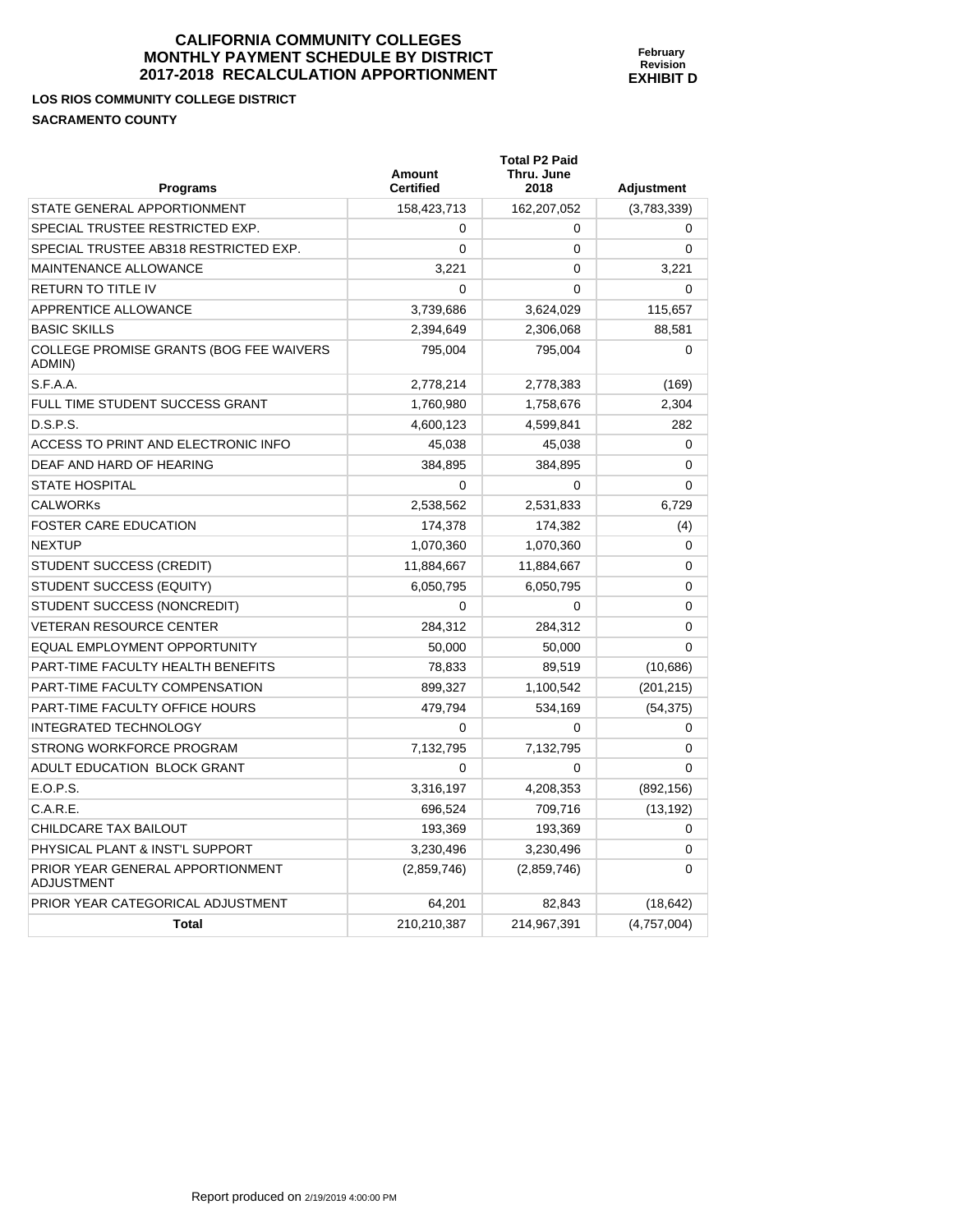# CALIFORNIA COMMUNITY COLLEGES
# MONTHLY PAYMENT SCHEDULE BY DISTRICT
# 2017-2018 RECALCULATION APPORTIONMENT

**February Revision**
**EXHIBIT D**

**LOS RIOS COMMUNITY COLLEGE DISTRICT**

**SACRAMENTO COUNTY**

| Programs | Amount Certified | Total P2 Paid Thru. June 2018 | Adjustment |
|---|---|---|---|
| STATE GENERAL APPORTIONMENT | 158,423,713 | 162,207,052 | (3,783,339) |
| SPECIAL TRUSTEE RESTRICTED EXP. | 0 | 0 | 0 |
| SPECIAL TRUSTEE AB318 RESTRICTED EXP. | 0 | 0 | 0 |
| MAINTENANCE ALLOWANCE | 3,221 | 0 | 3,221 |
| RETURN TO TITLE IV | 0 | 0 | 0 |
| APPRENTICE ALLOWANCE | 3,739,686 | 3,624,029 | 115,657 |
| BASIC SKILLS | 2,394,649 | 2,306,068 | 88,581 |
| COLLEGE PROMISE GRANTS (BOG FEE WAIVERS ADMIN) | 795,004 | 795,004 | 0 |
| S.F.A.A. | 2,778,214 | 2,778,383 | (169) |
| FULL TIME STUDENT SUCCESS GRANT | 1,760,980 | 1,758,676 | 2,304 |
| D.S.P.S. | 4,600,123 | 4,599,841 | 282 |
| ACCESS TO PRINT AND ELECTRONIC INFO | 45,038 | 45,038 | 0 |
| DEAF AND HARD OF HEARING | 384,895 | 384,895 | 0 |
| STATE HOSPITAL | 0 | 0 | 0 |
| CALWORKs | 2,538,562 | 2,531,833 | 6,729 |
| FOSTER CARE EDUCATION | 174,378 | 174,382 | (4) |
| NEXTUP | 1,070,360 | 1,070,360 | 0 |
| STUDENT SUCCESS (CREDIT) | 11,884,667 | 11,884,667 | 0 |
| STUDENT SUCCESS (EQUITY) | 6,050,795 | 6,050,795 | 0 |
| STUDENT SUCCESS (NONCREDIT) | 0 | 0 | 0 |
| VETERAN RESOURCE CENTER | 284,312 | 284,312 | 0 |
| EQUAL EMPLOYMENT OPPORTUNITY | 50,000 | 50,000 | 0 |
| PART-TIME FACULTY HEALTH BENEFITS | 78,833 | 89,519 | (10,686) |
| PART-TIME FACULTY COMPENSATION | 899,327 | 1,100,542 | (201,215) |
| PART-TIME FACULTY OFFICE HOURS | 479,794 | 534,169 | (54,375) |
| INTEGRATED TECHNOLOGY | 0 | 0 | 0 |
| STRONG WORKFORCE PROGRAM | 7,132,795 | 7,132,795 | 0 |
| ADULT EDUCATION BLOCK GRANT | 0 | 0 | 0 |
| E.O.P.S. | 3,316,197 | 4,208,353 | (892,156) |
| C.A.R.E. | 696,524 | 709,716 | (13,192) |
| CHILDCARE TAX BAILOUT | 193,369 | 193,369 | 0 |
| PHYSICAL PLANT & INST'L SUPPORT | 3,230,496 | 3,230,496 | 0 |
| PRIOR YEAR GENERAL APPORTIONMENT ADJUSTMENT | (2,859,746) | (2,859,746) | 0 |
| PRIOR YEAR CATEGORICAL ADJUSTMENT | 64,201 | 82,843 | (18,642) |
| **Total** | 210,210,387 | 214,967,391 | (4,757,004) |

Report produced on 2/19/2019 4:00:00 PM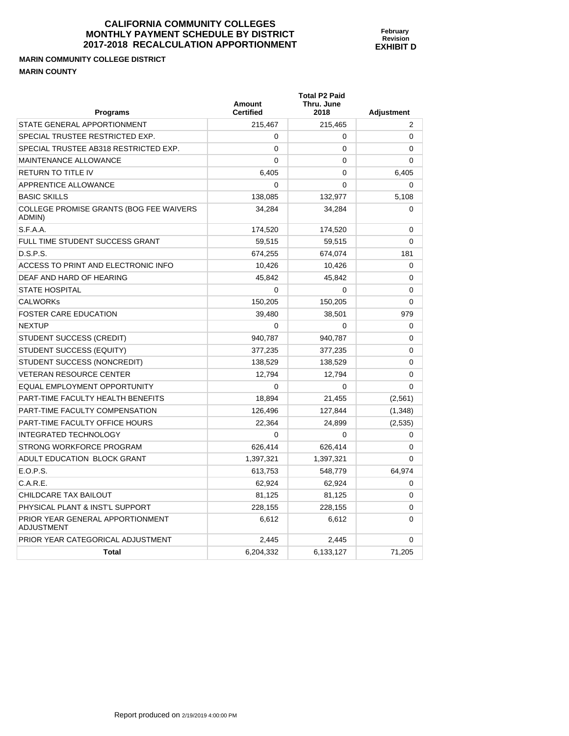**CALIFORNIA COMMUNITY COLLEGES**
**MONTHLY PAYMENT SCHEDULE BY DISTRICT**
**2017-2018 RECALCULATION APPORTIONMENT**

**February Revision**
**EXHIBIT D**

**MARIN COMMUNITY COLLEGE DISTRICT**

**MARIN COUNTY**

| Programs | Amount Certified | Total P2 Paid Thru. June 2018 | Adjustment |
|---|---|---|---|
| STATE GENERAL APPORTIONMENT | 215,467 | 215,465 | 2 |
| SPECIAL TRUSTEE RESTRICTED EXP. | 0 | 0 | 0 |
| SPECIAL TRUSTEE AB318 RESTRICTED EXP. | 0 | 0 | 0 |
| MAINTENANCE ALLOWANCE | 0 | 0 | 0 |
| RETURN TO TITLE IV | 6,405 | 0 | 6,405 |
| APPRENTICE ALLOWANCE | 0 | 0 | 0 |
| BASIC SKILLS | 138,085 | 132,977 | 5,108 |
| COLLEGE PROMISE GRANTS (BOG FEE WAIVERS ADMIN) | 34,284 | 34,284 | 0 |
| S.F.A.A. | 174,520 | 174,520 | 0 |
| FULL TIME STUDENT SUCCESS GRANT | 59,515 | 59,515 | 0 |
| D.S.P.S. | 674,255 | 674,074 | 181 |
| ACCESS TO PRINT AND ELECTRONIC INFO | 10,426 | 10,426 | 0 |
| DEAF AND HARD OF HEARING | 45,842 | 45,842 | 0 |
| STATE HOSPITAL | 0 | 0 | 0 |
| CALWORKs | 150,205 | 150,205 | 0 |
| FOSTER CARE EDUCATION | 39,480 | 38,501 | 979 |
| NEXTUP | 0 | 0 | 0 |
| STUDENT SUCCESS (CREDIT) | 940,787 | 940,787 | 0 |
| STUDENT SUCCESS (EQUITY) | 377,235 | 377,235 | 0 |
| STUDENT SUCCESS (NONCREDIT) | 138,529 | 138,529 | 0 |
| VETERAN RESOURCE CENTER | 12,794 | 12,794 | 0 |
| EQUAL EMPLOYMENT OPPORTUNITY | 0 | 0 | 0 |
| PART-TIME FACULTY HEALTH BENEFITS | 18,894 | 21,455 | (2,561) |
| PART-TIME FACULTY COMPENSATION | 126,496 | 127,844 | (1,348) |
| PART-TIME FACULTY OFFICE HOURS | 22,364 | 24,899 | (2,535) |
| INTEGRATED TECHNOLOGY | 0 | 0 | 0 |
| STRONG WORKFORCE PROGRAM | 626,414 | 626,414 | 0 |
| ADULT EDUCATION BLOCK GRANT | 1,397,321 | 1,397,321 | 0 |
| E.O.P.S. | 613,753 | 548,779 | 64,974 |
| C.A.R.E. | 62,924 | 62,924 | 0 |
| CHILDCARE TAX BAILOUT | 81,125 | 81,125 | 0 |
| PHYSICAL PLANT & INST'L SUPPORT | 228,155 | 228,155 | 0 |
| PRIOR YEAR GENERAL APPORTIONMENT ADJUSTMENT | 6,612 | 6,612 | 0 |
| PRIOR YEAR CATEGORICAL ADJUSTMENT | 2,445 | 2,445 | 0 |
| **Total** | 6,204,332 | 6,133,127 | 71,205 |

Report produced on 2/19/2019 4:00:00 PM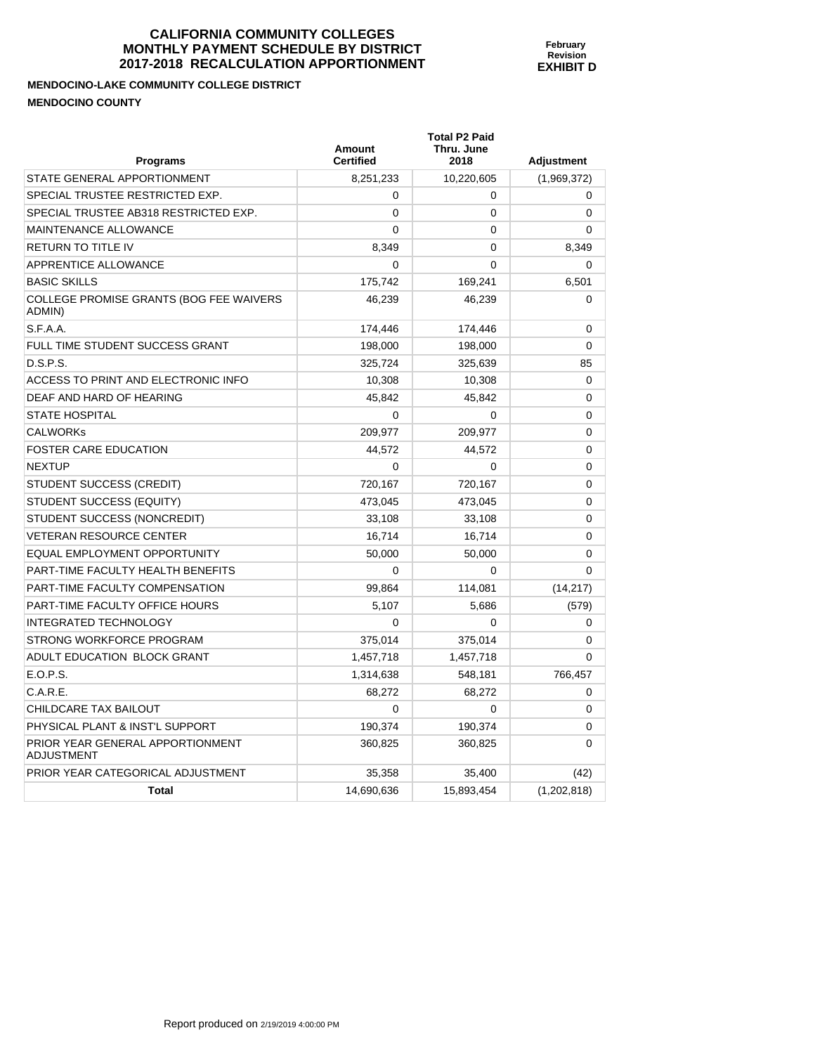**CALIFORNIA COMMUNITY COLLEGES**
**MONTHLY PAYMENT SCHEDULE BY DISTRICT**
**2017-2018 RECALCULATION APPORTIONMENT**

**February Revision**
**EXHIBIT D**

**MENDOCINO-LAKE COMMUNITY COLLEGE DISTRICT**

**MENDOCINO COUNTY**

| Programs | Amount Certified | Total P2 Paid Thru. June 2018 | Adjustment |
|---|---|---|---|
| STATE GENERAL APPORTIONMENT | 8,251,233 | 10,220,605 | (1,969,372) |
| SPECIAL TRUSTEE RESTRICTED EXP. | 0 | 0 | 0 |
| SPECIAL TRUSTEE AB318 RESTRICTED EXP. | 0 | 0 | 0 |
| MAINTENANCE ALLOWANCE | 0 | 0 | 0 |
| RETURN TO TITLE IV | 8,349 | 0 | 8,349 |
| APPRENTICE ALLOWANCE | 0 | 0 | 0 |
| BASIC SKILLS | 175,742 | 169,241 | 6,501 |
| COLLEGE PROMISE GRANTS (BOG FEE WAIVERS ADMIN) | 46,239 | 46,239 | 0 |
| S.F.A.A. | 174,446 | 174,446 | 0 |
| FULL TIME STUDENT SUCCESS GRANT | 198,000 | 198,000 | 0 |
| D.S.P.S. | 325,724 | 325,639 | 85 |
| ACCESS TO PRINT AND ELECTRONIC INFO | 10,308 | 10,308 | 0 |
| DEAF AND HARD OF HEARING | 45,842 | 45,842 | 0 |
| STATE HOSPITAL | 0 | 0 | 0 |
| CALWORKs | 209,977 | 209,977 | 0 |
| FOSTER CARE EDUCATION | 44,572 | 44,572 | 0 |
| NEXTUP | 0 | 0 | 0 |
| STUDENT SUCCESS (CREDIT) | 720,167 | 720,167 | 0 |
| STUDENT SUCCESS (EQUITY) | 473,045 | 473,045 | 0 |
| STUDENT SUCCESS (NONCREDIT) | 33,108 | 33,108 | 0 |
| VETERAN RESOURCE CENTER | 16,714 | 16,714 | 0 |
| EQUAL EMPLOYMENT OPPORTUNITY | 50,000 | 50,000 | 0 |
| PART-TIME FACULTY HEALTH BENEFITS | 0 | 0 | 0 |
| PART-TIME FACULTY COMPENSATION | 99,864 | 114,081 | (14,217) |
| PART-TIME FACULTY OFFICE HOURS | 5,107 | 5,686 | (579) |
| INTEGRATED TECHNOLOGY | 0 | 0 | 0 |
| STRONG WORKFORCE PROGRAM | 375,014 | 375,014 | 0 |
| ADULT EDUCATION BLOCK GRANT | 1,457,718 | 1,457,718 | 0 |
| E.O.P.S. | 1,314,638 | 548,181 | 766,457 |
| C.A.R.E. | 68,272 | 68,272 | 0 |
| CHILDCARE TAX BAILOUT | 0 | 0 | 0 |
| PHYSICAL PLANT & INST'L SUPPORT | 190,374 | 190,374 | 0 |
| PRIOR YEAR GENERAL APPORTIONMENT ADJUSTMENT | 360,825 | 360,825 | 0 |
| PRIOR YEAR CATEGORICAL ADJUSTMENT | 35,358 | 35,400 | (42) |
| **Total** | 14,690,636 | 15,893,454 | (1,202,818) |

Report produced on 2/19/2019 4:00:00 PM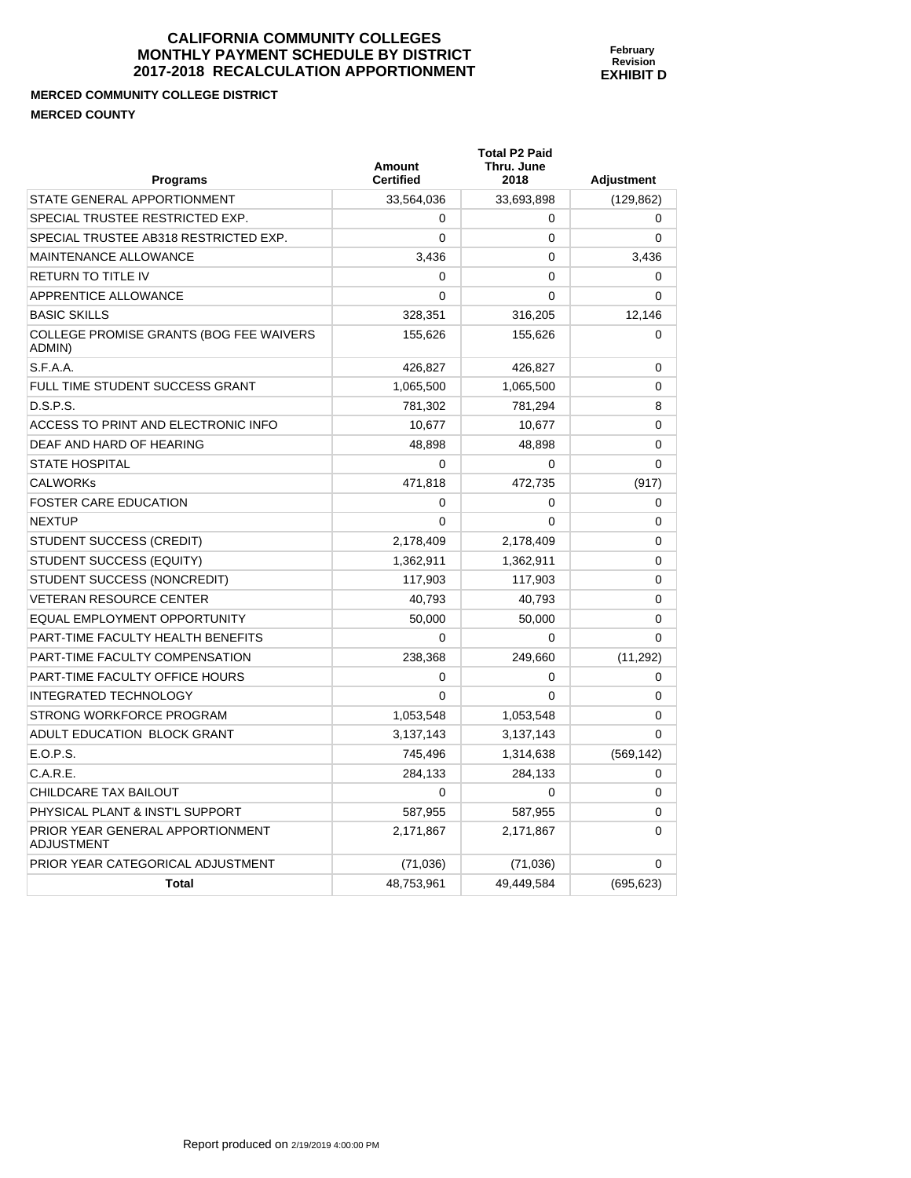# CALIFORNIA COMMUNITY COLLEGES
# MONTHLY PAYMENT SCHEDULE BY DISTRICT
# 2017-2018 RECALCULATION APPORTIONMENT

**February Revision**
**EXHIBIT D**

**MERCED COMMUNITY COLLEGE DISTRICT**

**MERCED COUNTY**

| Programs | Amount Certified | Total P2 Paid Thru. June 2018 | Adjustment |
|---|---|---|---|
| STATE GENERAL APPORTIONMENT | 33,564,036 | 33,693,898 | (129,862) |
| SPECIAL TRUSTEE RESTRICTED EXP. | 0 | 0 | 0 |
| SPECIAL TRUSTEE AB318 RESTRICTED EXP. | 0 | 0 | 0 |
| MAINTENANCE ALLOWANCE | 3,436 | 0 | 3,436 |
| RETURN TO TITLE IV | 0 | 0 | 0 |
| APPRENTICE ALLOWANCE | 0 | 0 | 0 |
| BASIC SKILLS | 328,351 | 316,205 | 12,146 |
| COLLEGE PROMISE GRANTS (BOG FEE WAIVERS ADMIN) | 155,626 | 155,626 | 0 |
| S.F.A.A. | 426,827 | 426,827 | 0 |
| FULL TIME STUDENT SUCCESS GRANT | 1,065,500 | 1,065,500 | 0 |
| D.S.P.S. | 781,302 | 781,294 | 8 |
| ACCESS TO PRINT AND ELECTRONIC INFO | 10,677 | 10,677 | 0 |
| DEAF AND HARD OF HEARING | 48,898 | 48,898 | 0 |
| STATE HOSPITAL | 0 | 0 | 0 |
| CALWORKs | 471,818 | 472,735 | (917) |
| FOSTER CARE EDUCATION | 0 | 0 | 0 |
| NEXTUP | 0 | 0 | 0 |
| STUDENT SUCCESS (CREDIT) | 2,178,409 | 2,178,409 | 0 |
| STUDENT SUCCESS (EQUITY) | 1,362,911 | 1,362,911 | 0 |
| STUDENT SUCCESS (NONCREDIT) | 117,903 | 117,903 | 0 |
| VETERAN RESOURCE CENTER | 40,793 | 40,793 | 0 |
| EQUAL EMPLOYMENT OPPORTUNITY | 50,000 | 50,000 | 0 |
| PART-TIME FACULTY HEALTH BENEFITS | 0 | 0 | 0 |
| PART-TIME FACULTY COMPENSATION | 238,368 | 249,660 | (11,292) |
| PART-TIME FACULTY OFFICE HOURS | 0 | 0 | 0 |
| INTEGRATED TECHNOLOGY | 0 | 0 | 0 |
| STRONG WORKFORCE PROGRAM | 1,053,548 | 1,053,548 | 0 |
| ADULT EDUCATION BLOCK GRANT | 3,137,143 | 3,137,143 | 0 |
| E.O.P.S. | 745,496 | 1,314,638 | (569,142) |
| C.A.R.E. | 284,133 | 284,133 | 0 |
| CHILDCARE TAX BAILOUT | 0 | 0 | 0 |
| PHYSICAL PLANT & INST'L SUPPORT | 587,955 | 587,955 | 0 |
| PRIOR YEAR GENERAL APPORTIONMENT ADJUSTMENT | 2,171,867 | 2,171,867 | 0 |
| PRIOR YEAR CATEGORICAL ADJUSTMENT | (71,036) | (71,036) | 0 |
| **Total** | 48,753,961 | 49,449,584 | (695,623) |

Report produced on 2/19/2019 4:00:00 PM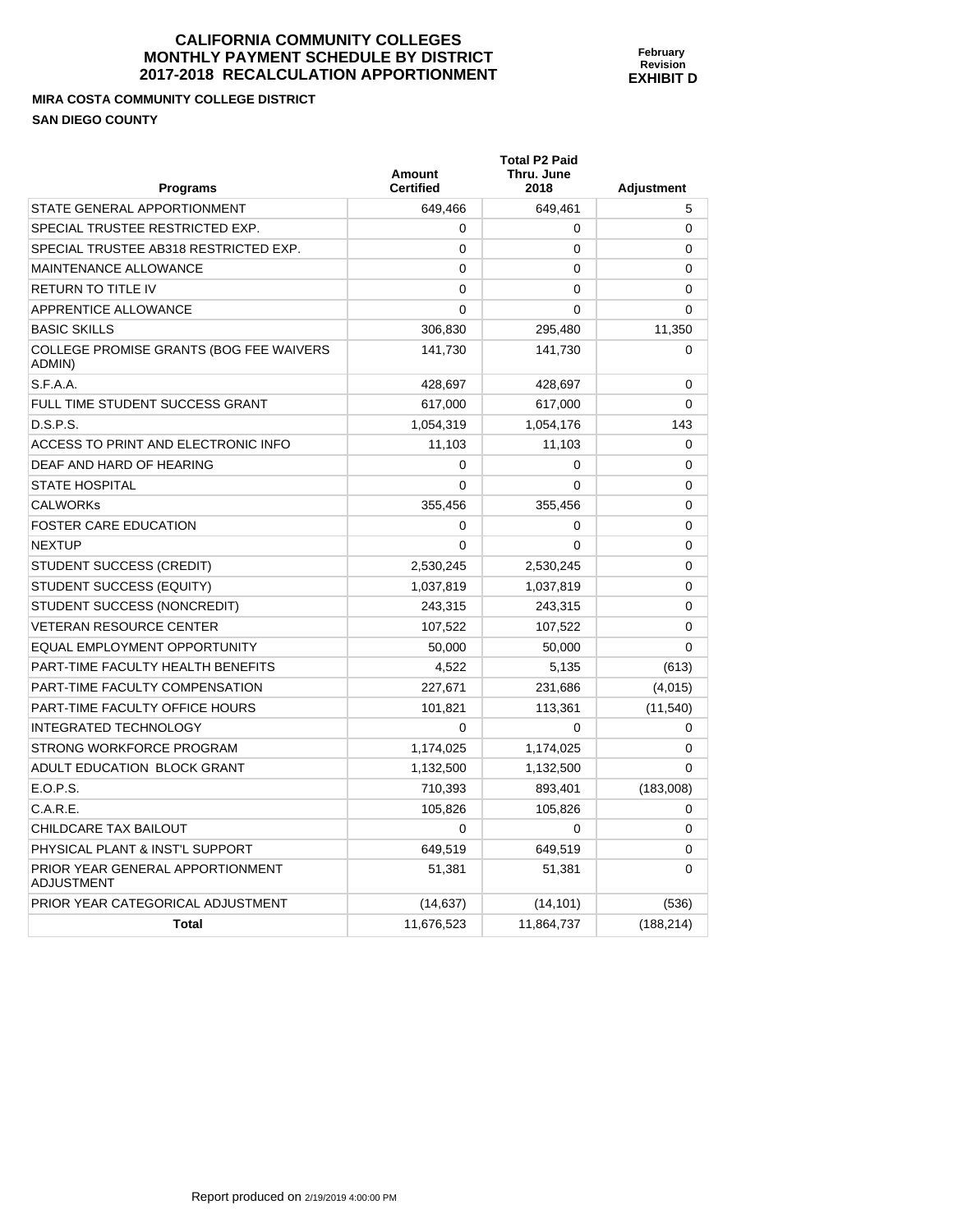# CALIFORNIA COMMUNITY COLLEGES
# MONTHLY PAYMENT SCHEDULE BY DISTRICT
# 2017-2018 RECALCULATION APPORTIONMENT

**February Revision**
**EXHIBIT D**

**MIRA COSTA COMMUNITY COLLEGE DISTRICT**
**SAN DIEGO COUNTY**

| Programs | Amount Certified | Total P2 Paid Thru. June 2018 | Adjustment |
|---|---|---|---|
| STATE GENERAL APPORTIONMENT | 649,466 | 649,461 | 5 |
| SPECIAL TRUSTEE RESTRICTED EXP. | 0 | 0 | 0 |
| SPECIAL TRUSTEE AB318 RESTRICTED EXP. | 0 | 0 | 0 |
| MAINTENANCE ALLOWANCE | 0 | 0 | 0 |
| RETURN TO TITLE IV | 0 | 0 | 0 |
| APPRENTICE ALLOWANCE | 0 | 0 | 0 |
| BASIC SKILLS | 306,830 | 295,480 | 11,350 |
| COLLEGE PROMISE GRANTS (BOG FEE WAIVERS ADMIN) | 141,730 | 141,730 | 0 |
| S.F.A.A. | 428,697 | 428,697 | 0 |
| FULL TIME STUDENT SUCCESS GRANT | 617,000 | 617,000 | 0 |
| D.S.P.S. | 1,054,319 | 1,054,176 | 143 |
| ACCESS TO PRINT AND ELECTRONIC INFO | 11,103 | 11,103 | 0 |
| DEAF AND HARD OF HEARING | 0 | 0 | 0 |
| STATE HOSPITAL | 0 | 0 | 0 |
| CALWORKs | 355,456 | 355,456 | 0 |
| FOSTER CARE EDUCATION | 0 | 0 | 0 |
| NEXTUP | 0 | 0 | 0 |
| STUDENT SUCCESS (CREDIT) | 2,530,245 | 2,530,245 | 0 |
| STUDENT SUCCESS (EQUITY) | 1,037,819 | 1,037,819 | 0 |
| STUDENT SUCCESS (NONCREDIT) | 243,315 | 243,315 | 0 |
| VETERAN RESOURCE CENTER | 107,522 | 107,522 | 0 |
| EQUAL EMPLOYMENT OPPORTUNITY | 50,000 | 50,000 | 0 |
| PART-TIME FACULTY HEALTH BENEFITS | 4,522 | 5,135 | (613) |
| PART-TIME FACULTY COMPENSATION | 227,671 | 231,686 | (4,015) |
| PART-TIME FACULTY OFFICE HOURS | 101,821 | 113,361 | (11,540) |
| INTEGRATED TECHNOLOGY | 0 | 0 | 0 |
| STRONG WORKFORCE PROGRAM | 1,174,025 | 1,174,025 | 0 |
| ADULT EDUCATION BLOCK GRANT | 1,132,500 | 1,132,500 | 0 |
| E.O.P.S. | 710,393 | 893,401 | (183,008) |
| C.A.R.E. | 105,826 | 105,826 | 0 |
| CHILDCARE TAX BAILOUT | 0 | 0 | 0 |
| PHYSICAL PLANT & INST'L SUPPORT | 649,519 | 649,519 | 0 |
| PRIOR YEAR GENERAL APPORTIONMENT ADJUSTMENT | 51,381 | 51,381 | 0 |
| PRIOR YEAR CATEGORICAL ADJUSTMENT | (14,637) | (14,101) | (536) |
| **Total** | 11,676,523 | 11,864,737 | (188,214) |

Report produced on 2/19/2019 4:00:00 PM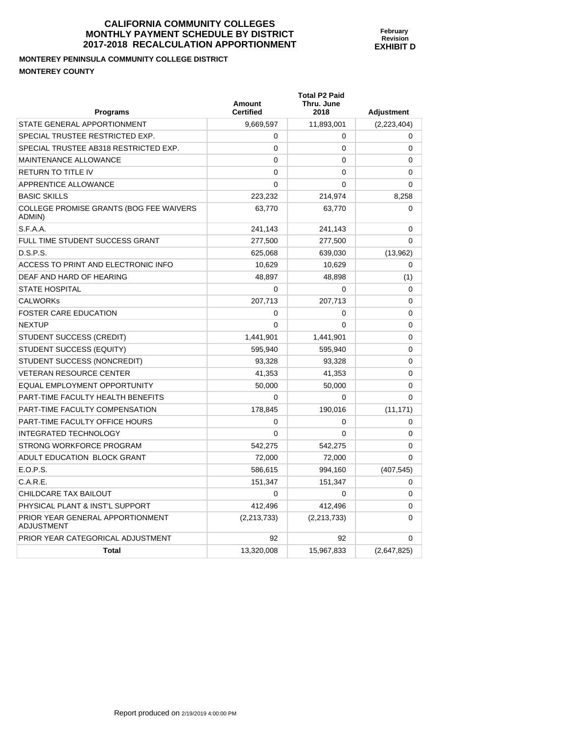# CALIFORNIA COMMUNITY COLLEGES
# MONTHLY PAYMENT SCHEDULE BY DISTRICT
# 2017-2018 RECALCULATION APPORTIONMENT

**February Revision**
**EXHIBIT D**

**MONTEREY PENINSULA COMMUNITY COLLEGE DISTRICT**

**MONTEREY COUNTY**

| Programs | Amount Certified | Total P2 Paid Thru. June 2018 | Adjustment |
|---|---|---|---|
| STATE GENERAL APPORTIONMENT | 9,669,597 | 11,893,001 | (2,223,404) |
| SPECIAL TRUSTEE RESTRICTED EXP. | 0 | 0 | 0 |
| SPECIAL TRUSTEE AB318 RESTRICTED EXP. | 0 | 0 | 0 |
| MAINTENANCE ALLOWANCE | 0 | 0 | 0 |
| RETURN TO TITLE IV | 0 | 0 | 0 |
| APPRENTICE ALLOWANCE | 0 | 0 | 0 |
| BASIC SKILLS | 223,232 | 214,974 | 8,258 |
| COLLEGE PROMISE GRANTS (BOG FEE WAIVERS ADMIN) | 63,770 | 63,770 | 0 |
| S.F.A.A. | 241,143 | 241,143 | 0 |
| FULL TIME STUDENT SUCCESS GRANT | 277,500 | 277,500 | 0 |
| D.S.P.S. | 625,068 | 639,030 | (13,962) |
| ACCESS TO PRINT AND ELECTRONIC INFO | 10,629 | 10,629 | 0 |
| DEAF AND HARD OF HEARING | 48,897 | 48,898 | (1) |
| STATE HOSPITAL | 0 | 0 | 0 |
| CALWORKs | 207,713 | 207,713 | 0 |
| FOSTER CARE EDUCATION | 0 | 0 | 0 |
| NEXTUP | 0 | 0 | 0 |
| STUDENT SUCCESS (CREDIT) | 1,441,901 | 1,441,901 | 0 |
| STUDENT SUCCESS (EQUITY) | 595,940 | 595,940 | 0 |
| STUDENT SUCCESS (NONCREDIT) | 93,328 | 93,328 | 0 |
| VETERAN RESOURCE CENTER | 41,353 | 41,353 | 0 |
| EQUAL EMPLOYMENT OPPORTUNITY | 50,000 | 50,000 | 0 |
| PART-TIME FACULTY HEALTH BENEFITS | 0 | 0 | 0 |
| PART-TIME FACULTY COMPENSATION | 178,845 | 190,016 | (11,171) |
| PART-TIME FACULTY OFFICE HOURS | 0 | 0 | 0 |
| INTEGRATED TECHNOLOGY | 0 | 0 | 0 |
| STRONG WORKFORCE PROGRAM | 542,275 | 542,275 | 0 |
| ADULT EDUCATION BLOCK GRANT | 72,000 | 72,000 | 0 |
| E.O.P.S. | 586,615 | 994,160 | (407,545) |
| C.A.R.E. | 151,347 | 151,347 | 0 |
| CHILDCARE TAX BAILOUT | 0 | 0 | 0 |
| PHYSICAL PLANT & INST'L SUPPORT | 412,496 | 412,496 | 0 |
| PRIOR YEAR GENERAL APPORTIONMENT ADJUSTMENT | (2,213,733) | (2,213,733) | 0 |
| PRIOR YEAR CATEGORICAL ADJUSTMENT | 92 | 92 | 0 |
| **Total** | 13,320,008 | 15,967,833 | (2,647,825) |

Report produced on 2/19/2019 4:00:00 PM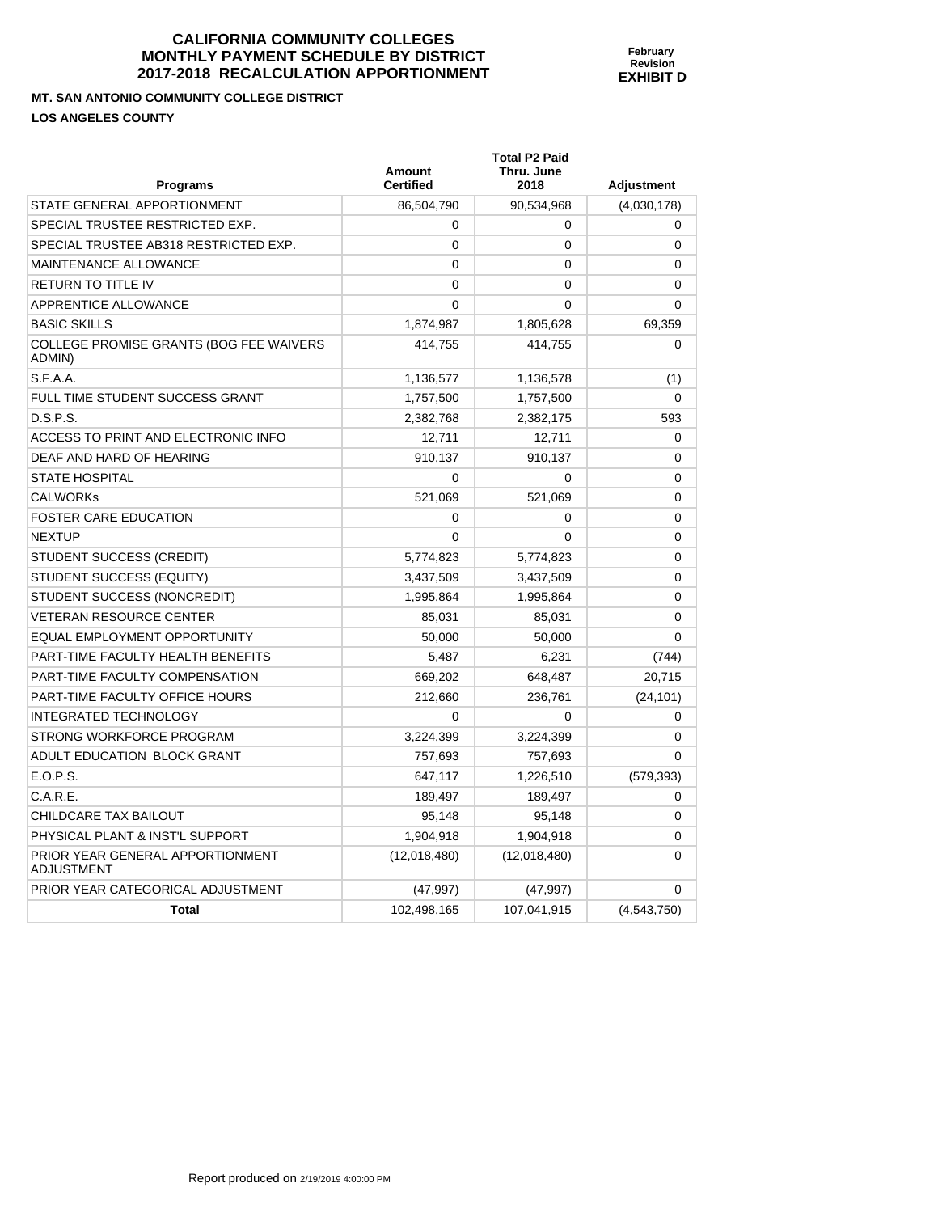# CALIFORNIA COMMUNITY COLLEGES
# MONTHLY PAYMENT SCHEDULE BY DISTRICT
# 2017-2018 RECALCULATION APPORTIONMENT

**February Revision**
**EXHIBIT D**

**MT. SAN ANTONIO COMMUNITY COLLEGE DISTRICT**

**LOS ANGELES COUNTY**

| Programs | Amount Certified | Total P2 Paid Thru. June 2018 | Adjustment |
|---|---|---|---|
| STATE GENERAL APPORTIONMENT | 86,504,790 | 90,534,968 | (4,030,178) |
| SPECIAL TRUSTEE RESTRICTED EXP. | 0 | 0 | 0 |
| SPECIAL TRUSTEE AB318 RESTRICTED EXP. | 0 | 0 | 0 |
| MAINTENANCE ALLOWANCE | 0 | 0 | 0 |
| RETURN TO TITLE IV | 0 | 0 | 0 |
| APPRENTICE ALLOWANCE | 0 | 0 | 0 |
| BASIC SKILLS | 1,874,987 | 1,805,628 | 69,359 |
| COLLEGE PROMISE GRANTS (BOG FEE WAIVERS ADMIN) | 414,755 | 414,755 | 0 |
| S.F.A.A. | 1,136,577 | 1,136,578 | (1) |
| FULL TIME STUDENT SUCCESS GRANT | 1,757,500 | 1,757,500 | 0 |
| D.S.P.S. | 2,382,768 | 2,382,175 | 593 |
| ACCESS TO PRINT AND ELECTRONIC INFO | 12,711 | 12,711 | 0 |
| DEAF AND HARD OF HEARING | 910,137 | 910,137 | 0 |
| STATE HOSPITAL | 0 | 0 | 0 |
| CALWORKs | 521,069 | 521,069 | 0 |
| FOSTER CARE EDUCATION | 0 | 0 | 0 |
| NEXTUP | 0 | 0 | 0 |
| STUDENT SUCCESS (CREDIT) | 5,774,823 | 5,774,823 | 0 |
| STUDENT SUCCESS (EQUITY) | 3,437,509 | 3,437,509 | 0 |
| STUDENT SUCCESS (NONCREDIT) | 1,995,864 | 1,995,864 | 0 |
| VETERAN RESOURCE CENTER | 85,031 | 85,031 | 0 |
| EQUAL EMPLOYMENT OPPORTUNITY | 50,000 | 50,000 | 0 |
| PART-TIME FACULTY HEALTH BENEFITS | 5,487 | 6,231 | (744) |
| PART-TIME FACULTY COMPENSATION | 669,202 | 648,487 | 20,715 |
| PART-TIME FACULTY OFFICE HOURS | 212,660 | 236,761 | (24,101) |
| INTEGRATED TECHNOLOGY | 0 | 0 | 0 |
| STRONG WORKFORCE PROGRAM | 3,224,399 | 3,224,399 | 0 |
| ADULT EDUCATION BLOCK GRANT | 757,693 | 757,693 | 0 |
| E.O.P.S. | 647,117 | 1,226,510 | (579,393) |
| C.A.R.E. | 189,497 | 189,497 | 0 |
| CHILDCARE TAX BAILOUT | 95,148 | 95,148 | 0 |
| PHYSICAL PLANT & INST'L SUPPORT | 1,904,918 | 1,904,918 | 0 |
| PRIOR YEAR GENERAL APPORTIONMENT ADJUSTMENT | (12,018,480) | (12,018,480) | 0 |
| PRIOR YEAR CATEGORICAL ADJUSTMENT | (47,997) | (47,997) | 0 |
| **Total** | 102,498,165 | 107,041,915 | (4,543,750) |

Report produced on 2/19/2019 4:00:00 PM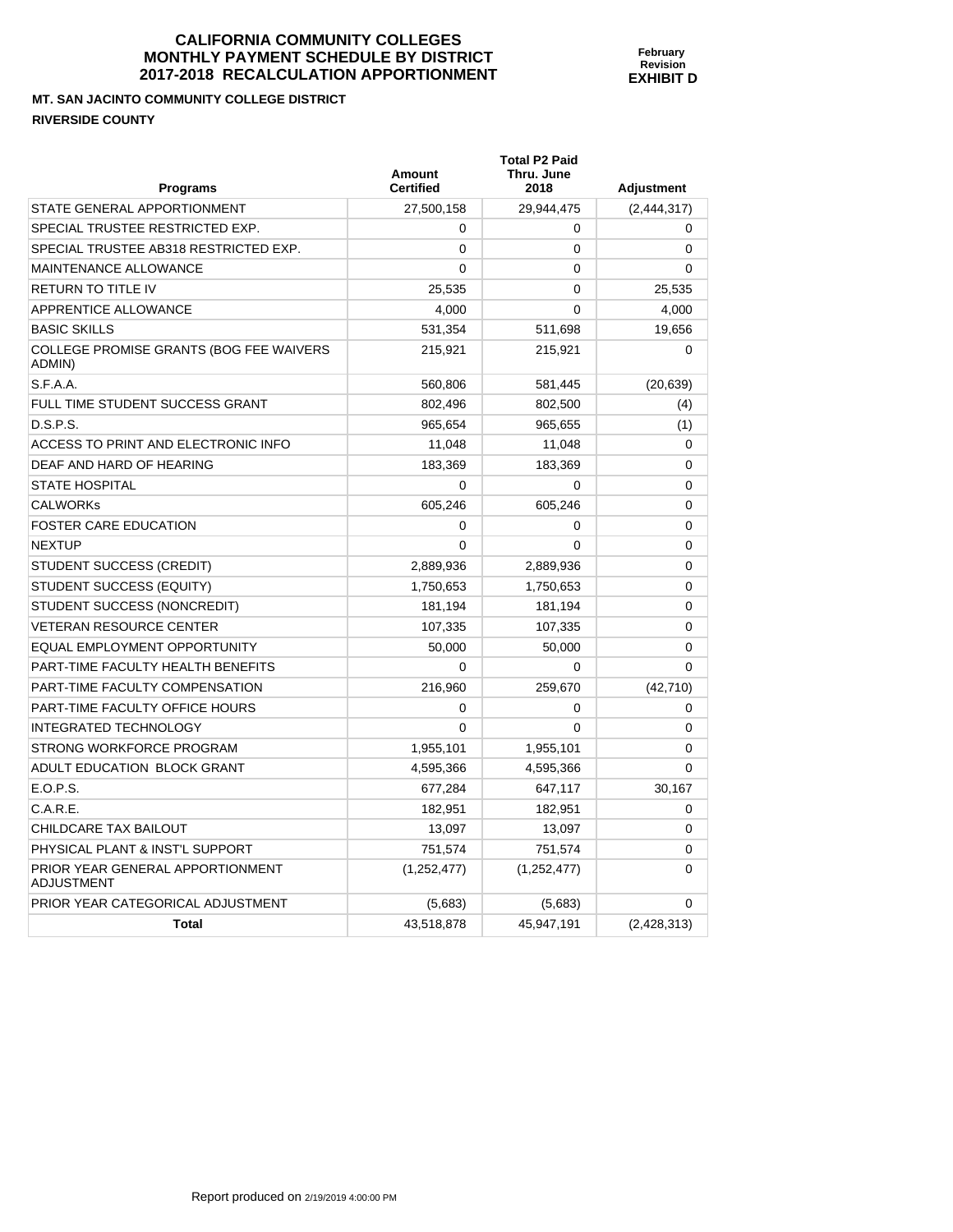# CALIFORNIA COMMUNITY COLLEGES
# MONTHLY PAYMENT SCHEDULE BY DISTRICT
# 2017-2018 RECALCULATION APPORTIONMENT

**February Revision**
**EXHIBIT D**

**MT. SAN JACINTO COMMUNITY COLLEGE DISTRICT**

**RIVERSIDE COUNTY**

| Programs | Amount Certified | Total P2 Paid Thru. June 2018 | Adjustment |
|---|---|---|---|
| STATE GENERAL APPORTIONMENT | 27,500,158 | 29,944,475 | (2,444,317) |
| SPECIAL TRUSTEE RESTRICTED EXP. | 0 | 0 | 0 |
| SPECIAL TRUSTEE AB318 RESTRICTED EXP. | 0 | 0 | 0 |
| MAINTENANCE ALLOWANCE | 0 | 0 | 0 |
| RETURN TO TITLE IV | 25,535 | 0 | 25,535 |
| APPRENTICE ALLOWANCE | 4,000 | 0 | 4,000 |
| BASIC SKILLS | 531,354 | 511,698 | 19,656 |
| COLLEGE PROMISE GRANTS (BOG FEE WAIVERS ADMIN) | 215,921 | 215,921 | 0 |
| S.F.A.A. | 560,806 | 581,445 | (20,639) |
| FULL TIME STUDENT SUCCESS GRANT | 802,496 | 802,500 | (4) |
| D.S.P.S. | 965,654 | 965,655 | (1) |
| ACCESS TO PRINT AND ELECTRONIC INFO | 11,048 | 11,048 | 0 |
| DEAF AND HARD OF HEARING | 183,369 | 183,369 | 0 |
| STATE HOSPITAL | 0 | 0 | 0 |
| CALWORKs | 605,246 | 605,246 | 0 |
| FOSTER CARE EDUCATION | 0 | 0 | 0 |
| NEXTUP | 0 | 0 | 0 |
| STUDENT SUCCESS (CREDIT) | 2,889,936 | 2,889,936 | 0 |
| STUDENT SUCCESS (EQUITY) | 1,750,653 | 1,750,653 | 0 |
| STUDENT SUCCESS (NONCREDIT) | 181,194 | 181,194 | 0 |
| VETERAN RESOURCE CENTER | 107,335 | 107,335 | 0 |
| EQUAL EMPLOYMENT OPPORTUNITY | 50,000 | 50,000 | 0 |
| PART-TIME FACULTY HEALTH BENEFITS | 0 | 0 | 0 |
| PART-TIME FACULTY COMPENSATION | 216,960 | 259,670 | (42,710) |
| PART-TIME FACULTY OFFICE HOURS | 0 | 0 | 0 |
| INTEGRATED TECHNOLOGY | 0 | 0 | 0 |
| STRONG WORKFORCE PROGRAM | 1,955,101 | 1,955,101 | 0 |
| ADULT EDUCATION BLOCK GRANT | 4,595,366 | 4,595,366 | 0 |
| E.O.P.S. | 677,284 | 647,117 | 30,167 |
| C.A.R.E. | 182,951 | 182,951 | 0 |
| CHILDCARE TAX BAILOUT | 13,097 | 13,097 | 0 |
| PHYSICAL PLANT & INST'L SUPPORT | 751,574 | 751,574 | 0 |
| PRIOR YEAR GENERAL APPORTIONMENT ADJUSTMENT | (1,252,477) | (1,252,477) | 0 |
| PRIOR YEAR CATEGORICAL ADJUSTMENT | (5,683) | (5,683) | 0 |
| **Total** | 43,518,878 | 45,947,191 | (2,428,313) |

Report produced on 2/19/2019 4:00:00 PM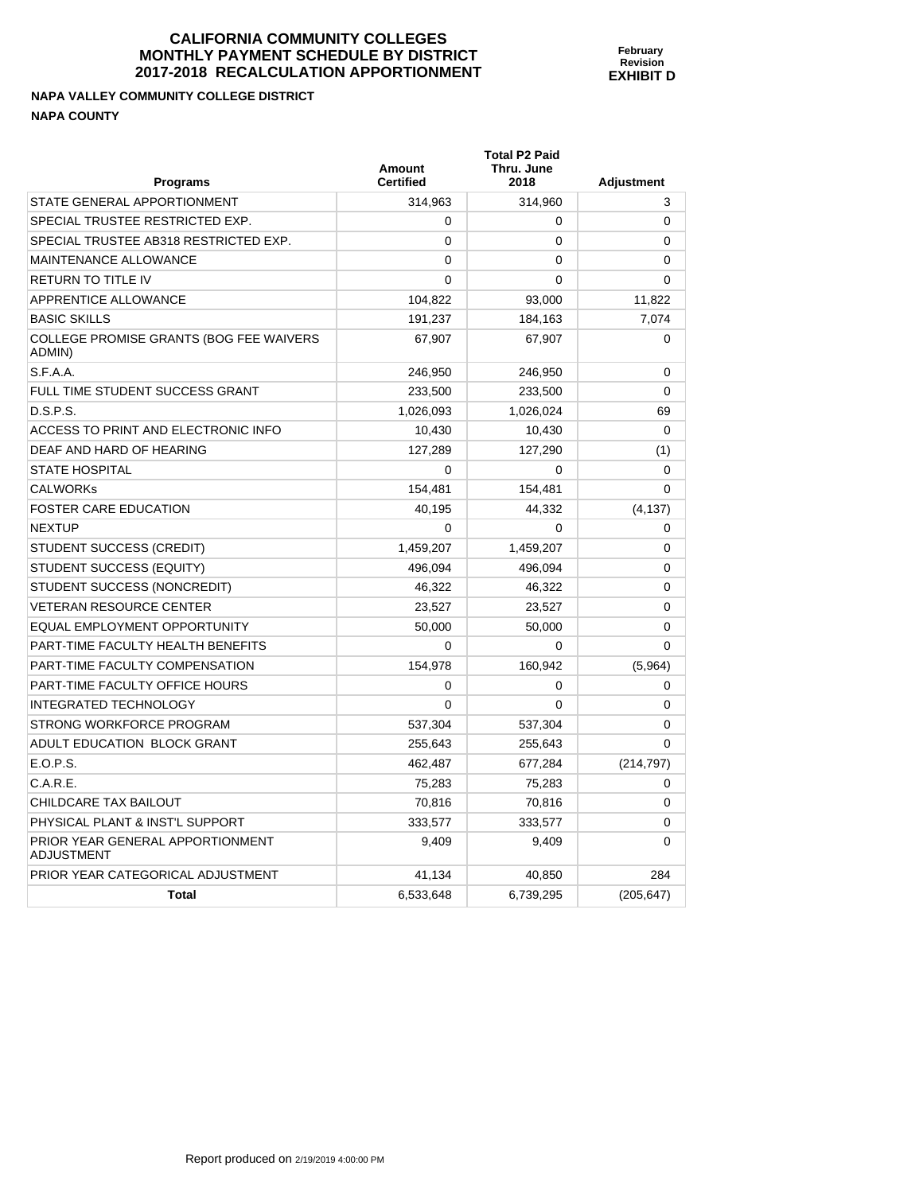# CALIFORNIA COMMUNITY COLLEGES
# MONTHLY PAYMENT SCHEDULE BY DISTRICT
# 2017-2018 RECALCULATION APPORTIONMENT

**February Revision**
**EXHIBIT D**

**NAPA VALLEY COMMUNITY COLLEGE DISTRICT**

**NAPA COUNTY**

| Programs | Amount Certified | Total P2 Paid Thru. June 2018 | Adjustment |
|---|---|---|---|
| STATE GENERAL APPORTIONMENT | 314,963 | 314,960 | 3 |
| SPECIAL TRUSTEE RESTRICTED EXP. | 0 | 0 | 0 |
| SPECIAL TRUSTEE AB318 RESTRICTED EXP. | 0 | 0 | 0 |
| MAINTENANCE ALLOWANCE | 0 | 0 | 0 |
| RETURN TO TITLE IV | 0 | 0 | 0 |
| APPRENTICE ALLOWANCE | 104,822 | 93,000 | 11,822 |
| BASIC SKILLS | 191,237 | 184,163 | 7,074 |
| COLLEGE PROMISE GRANTS (BOG FEE WAIVERS ADMIN) | 67,907 | 67,907 | 0 |
| S.F.A.A. | 246,950 | 246,950 | 0 |
| FULL TIME STUDENT SUCCESS GRANT | 233,500 | 233,500 | 0 |
| D.S.P.S. | 1,026,093 | 1,026,024 | 69 |
| ACCESS TO PRINT AND ELECTRONIC INFO | 10,430 | 10,430 | 0 |
| DEAF AND HARD OF HEARING | 127,289 | 127,290 | (1) |
| STATE HOSPITAL | 0 | 0 | 0 |
| CALWORKs | 154,481 | 154,481 | 0 |
| FOSTER CARE EDUCATION | 40,195 | 44,332 | (4,137) |
| NEXTUP | 0 | 0 | 0 |
| STUDENT SUCCESS (CREDIT) | 1,459,207 | 1,459,207 | 0 |
| STUDENT SUCCESS (EQUITY) | 496,094 | 496,094 | 0 |
| STUDENT SUCCESS (NONCREDIT) | 46,322 | 46,322 | 0 |
| VETERAN RESOURCE CENTER | 23,527 | 23,527 | 0 |
| EQUAL EMPLOYMENT OPPORTUNITY | 50,000 | 50,000 | 0 |
| PART-TIME FACULTY HEALTH BENEFITS | 0 | 0 | 0 |
| PART-TIME FACULTY COMPENSATION | 154,978 | 160,942 | (5,964) |
| PART-TIME FACULTY OFFICE HOURS | 0 | 0 | 0 |
| INTEGRATED TECHNOLOGY | 0 | 0 | 0 |
| STRONG WORKFORCE PROGRAM | 537,304 | 537,304 | 0 |
| ADULT EDUCATION BLOCK GRANT | 255,643 | 255,643 | 0 |
| E.O.P.S. | 462,487 | 677,284 | (214,797) |
| C.A.R.E. | 75,283 | 75,283 | 0 |
| CHILDCARE TAX BAILOUT | 70,816 | 70,816 | 0 |
| PHYSICAL PLANT & INST'L SUPPORT | 333,577 | 333,577 | 0 |
| PRIOR YEAR GENERAL APPORTIONMENT ADJUSTMENT | 9,409 | 9,409 | 0 |
| PRIOR YEAR CATEGORICAL ADJUSTMENT | 41,134 | 40,850 | 284 |
| **Total** | 6,533,648 | 6,739,295 | (205,647) |

Report produced on 2/19/2019 4:00:00 PM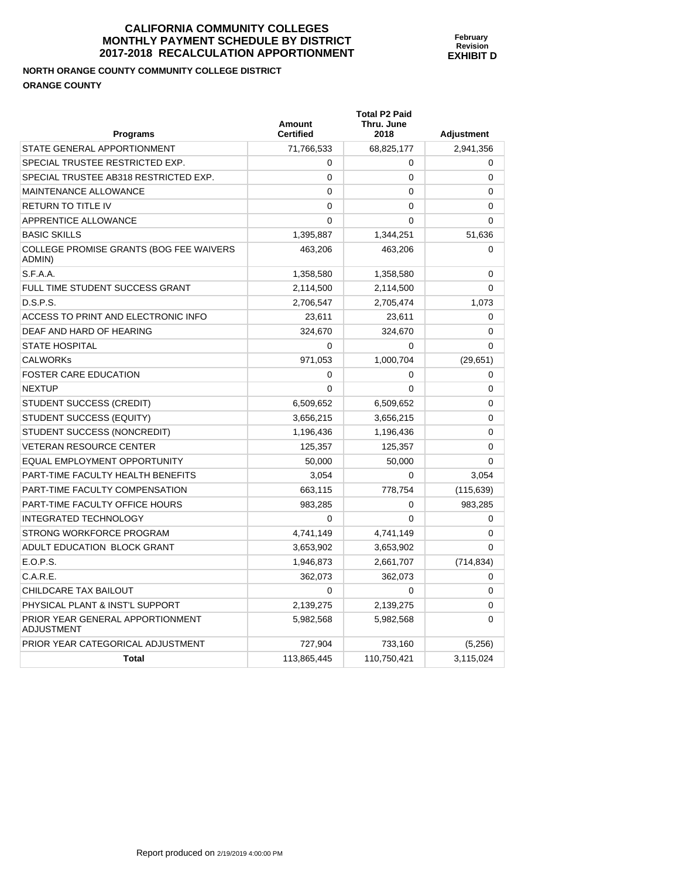# CALIFORNIA COMMUNITY COLLEGES
# MONTHLY PAYMENT SCHEDULE BY DISTRICT
# 2017-2018 RECALCULATION APPORTIONMENT

**February Revision**
**EXHIBIT D**

**NORTH ORANGE COUNTY COMMUNITY COLLEGE DISTRICT**

**ORANGE COUNTY**

| Programs | Amount Certified | Total P2 Paid Thru. June 2018 | Adjustment |
|---|---|---|---|
| STATE GENERAL APPORTIONMENT | 71,766,533 | 68,825,177 | 2,941,356 |
| SPECIAL TRUSTEE RESTRICTED EXP. | 0 | 0 | 0 |
| SPECIAL TRUSTEE AB318 RESTRICTED EXP. | 0 | 0 | 0 |
| MAINTENANCE ALLOWANCE | 0 | 0 | 0 |
| RETURN TO TITLE IV | 0 | 0 | 0 |
| APPRENTICE ALLOWANCE | 0 | 0 | 0 |
| BASIC SKILLS | 1,395,887 | 1,344,251 | 51,636 |
| COLLEGE PROMISE GRANTS (BOG FEE WAIVERS ADMIN) | 463,206 | 463,206 | 0 |
| S.F.A.A. | 1,358,580 | 1,358,580 | 0 |
| FULL TIME STUDENT SUCCESS GRANT | 2,114,500 | 2,114,500 | 0 |
| D.S.P.S. | 2,706,547 | 2,705,474 | 1,073 |
| ACCESS TO PRINT AND ELECTRONIC INFO | 23,611 | 23,611 | 0 |
| DEAF AND HARD OF HEARING | 324,670 | 324,670 | 0 |
| STATE HOSPITAL | 0 | 0 | 0 |
| CALWORKs | 971,053 | 1,000,704 | (29,651) |
| FOSTER CARE EDUCATION | 0 | 0 | 0 |
| NEXTUP | 0 | 0 | 0 |
| STUDENT SUCCESS (CREDIT) | 6,509,652 | 6,509,652 | 0 |
| STUDENT SUCCESS (EQUITY) | 3,656,215 | 3,656,215 | 0 |
| STUDENT SUCCESS (NONCREDIT) | 1,196,436 | 1,196,436 | 0 |
| VETERAN RESOURCE CENTER | 125,357 | 125,357 | 0 |
| EQUAL EMPLOYMENT OPPORTUNITY | 50,000 | 50,000 | 0 |
| PART-TIME FACULTY HEALTH BENEFITS | 3,054 | 0 | 3,054 |
| PART-TIME FACULTY COMPENSATION | 663,115 | 778,754 | (115,639) |
| PART-TIME FACULTY OFFICE HOURS | 983,285 | 0 | 983,285 |
| INTEGRATED TECHNOLOGY | 0 | 0 | 0 |
| STRONG WORKFORCE PROGRAM | 4,741,149 | 4,741,149 | 0 |
| ADULT EDUCATION BLOCK GRANT | 3,653,902 | 3,653,902 | 0 |
| E.O.P.S. | 1,946,873 | 2,661,707 | (714,834) |
| C.A.R.E. | 362,073 | 362,073 | 0 |
| CHILDCARE TAX BAILOUT | 0 | 0 | 0 |
| PHYSICAL PLANT & INST'L SUPPORT | 2,139,275 | 2,139,275 | 0 |
| PRIOR YEAR GENERAL APPORTIONMENT ADJUSTMENT | 5,982,568 | 5,982,568 | 0 |
| PRIOR YEAR CATEGORICAL ADJUSTMENT | 727,904 | 733,160 | (5,256) |
| **Total** | 113,865,445 | 110,750,421 | 3,115,024 |

Report produced on 2/19/2019 4:00:00 PM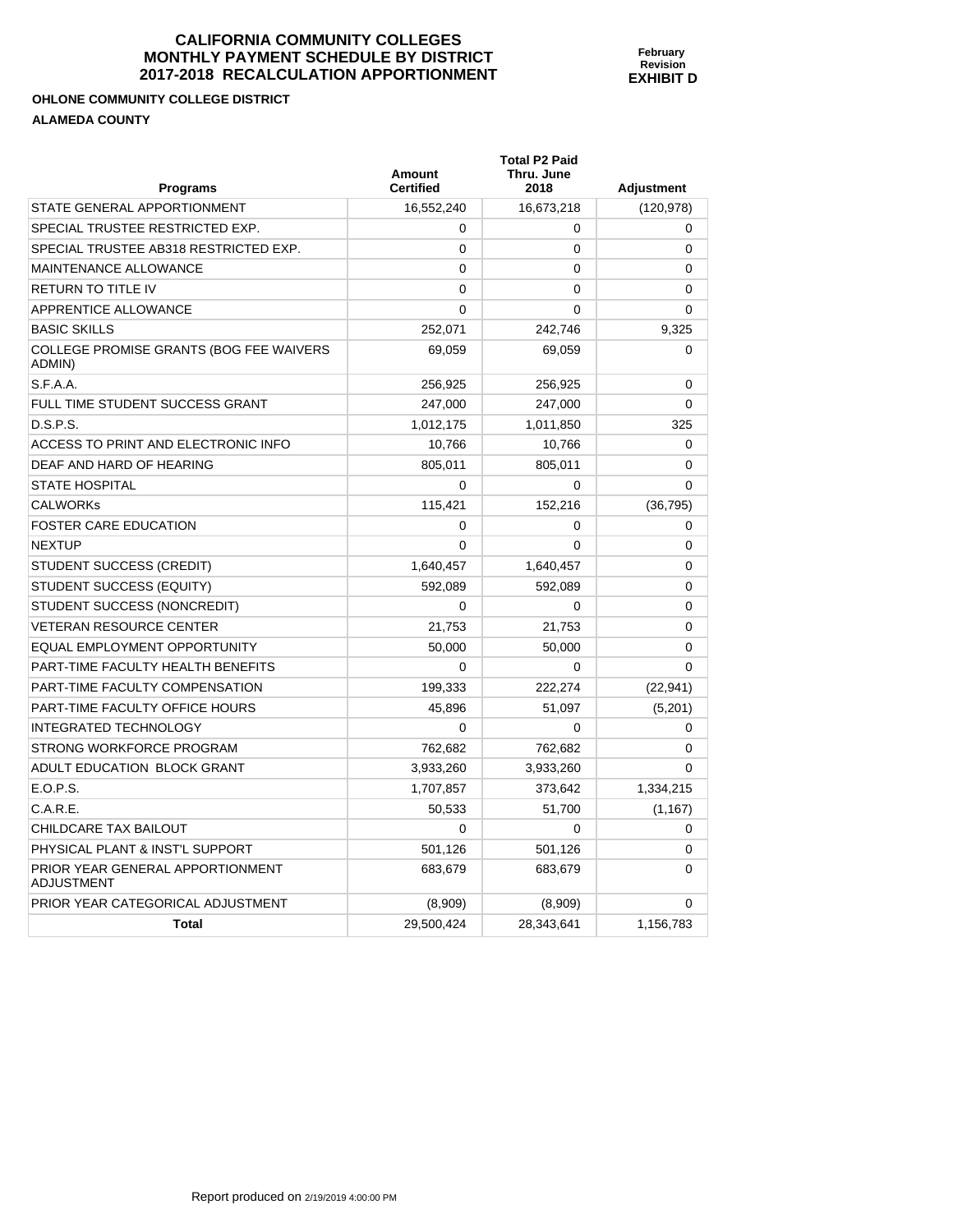# CALIFORNIA COMMUNITY COLLEGES
# MONTHLY PAYMENT SCHEDULE BY DISTRICT
# 2017-2018 RECALCULATION APPORTIONMENT

**February Revision**
**EXHIBIT D**

**OHLONE COMMUNITY COLLEGE DISTRICT**

**ALAMEDA COUNTY**

| Programs | Amount Certified | Total P2 Paid Thru. June 2018 | Adjustment |
|---|---|---|---|
| STATE GENERAL APPORTIONMENT | 16,552,240 | 16,673,218 | (120,978) |
| SPECIAL TRUSTEE RESTRICTED EXP. | 0 | 0 | 0 |
| SPECIAL TRUSTEE AB318 RESTRICTED EXP. | 0 | 0 | 0 |
| MAINTENANCE ALLOWANCE | 0 | 0 | 0 |
| RETURN TO TITLE IV | 0 | 0 | 0 |
| APPRENTICE ALLOWANCE | 0 | 0 | 0 |
| BASIC SKILLS | 252,071 | 242,746 | 9,325 |
| COLLEGE PROMISE GRANTS (BOG FEE WAIVERS ADMIN) | 69,059 | 69,059 | 0 |
| S.F.A.A. | 256,925 | 256,925 | 0 |
| FULL TIME STUDENT SUCCESS GRANT | 247,000 | 247,000 | 0 |
| D.S.P.S. | 1,012,175 | 1,011,850 | 325 |
| ACCESS TO PRINT AND ELECTRONIC INFO | 10,766 | 10,766 | 0 |
| DEAF AND HARD OF HEARING | 805,011 | 805,011 | 0 |
| STATE HOSPITAL | 0 | 0 | 0 |
| CALWORKs | 115,421 | 152,216 | (36,795) |
| FOSTER CARE EDUCATION | 0 | 0 | 0 |
| NEXTUP | 0 | 0 | 0 |
| STUDENT SUCCESS (CREDIT) | 1,640,457 | 1,640,457 | 0 |
| STUDENT SUCCESS (EQUITY) | 592,089 | 592,089 | 0 |
| STUDENT SUCCESS (NONCREDIT) | 0 | 0 | 0 |
| VETERAN RESOURCE CENTER | 21,753 | 21,753 | 0 |
| EQUAL EMPLOYMENT OPPORTUNITY | 50,000 | 50,000 | 0 |
| PART-TIME FACULTY HEALTH BENEFITS | 0 | 0 | 0 |
| PART-TIME FACULTY COMPENSATION | 199,333 | 222,274 | (22,941) |
| PART-TIME FACULTY OFFICE HOURS | 45,896 | 51,097 | (5,201) |
| INTEGRATED TECHNOLOGY | 0 | 0 | 0 |
| STRONG WORKFORCE PROGRAM | 762,682 | 762,682 | 0 |
| ADULT EDUCATION BLOCK GRANT | 3,933,260 | 3,933,260 | 0 |
| E.O.P.S. | 1,707,857 | 373,642 | 1,334,215 |
| C.A.R.E. | 50,533 | 51,700 | (1,167) |
| CHILDCARE TAX BAILOUT | 0 | 0 | 0 |
| PHYSICAL PLANT & INST'L SUPPORT | 501,126 | 501,126 | 0 |
| PRIOR YEAR GENERAL APPORTIONMENT ADJUSTMENT | 683,679 | 683,679 | 0 |
| PRIOR YEAR CATEGORICAL ADJUSTMENT | (8,909) | (8,909) | 0 |
| **Total** | 29,500,424 | 28,343,641 | 1,156,783 |

Report produced on 2/19/2019 4:00:00 PM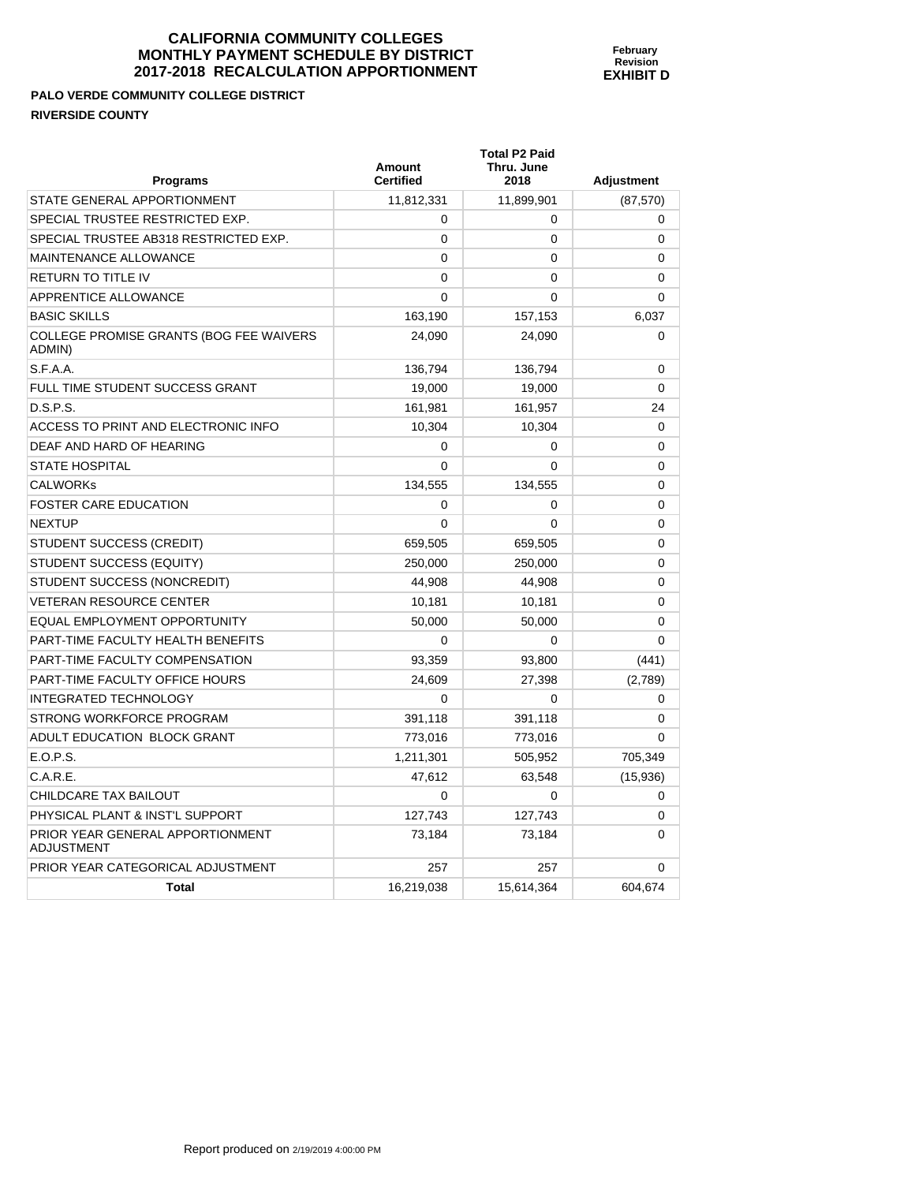# CALIFORNIA COMMUNITY COLLEGES
# MONTHLY PAYMENT SCHEDULE BY DISTRICT
# 2017-2018 RECALCULATION APPORTIONMENT

**February Revision**
**EXHIBIT D**

**PALO VERDE COMMUNITY COLLEGE DISTRICT**
**RIVERSIDE COUNTY**

| Programs | Amount Certified | Total P2 Paid Thru. June 2018 | Adjustment |
|---|---|---|---|
| STATE GENERAL APPORTIONMENT | 11,812,331 | 11,899,901 | (87,570) |
| SPECIAL TRUSTEE RESTRICTED EXP. | 0 | 0 | 0 |
| SPECIAL TRUSTEE AB318 RESTRICTED EXP. | 0 | 0 | 0 |
| MAINTENANCE ALLOWANCE | 0 | 0 | 0 |
| RETURN TO TITLE IV | 0 | 0 | 0 |
| APPRENTICE ALLOWANCE | 0 | 0 | 0 |
| BASIC SKILLS | 163,190 | 157,153 | 6,037 |
| COLLEGE PROMISE GRANTS (BOG FEE WAIVERS ADMIN) | 24,090 | 24,090 | 0 |
| S.F.A.A. | 136,794 | 136,794 | 0 |
| FULL TIME STUDENT SUCCESS GRANT | 19,000 | 19,000 | 0 |
| D.S.P.S. | 161,981 | 161,957 | 24 |
| ACCESS TO PRINT AND ELECTRONIC INFO | 10,304 | 10,304 | 0 |
| DEAF AND HARD OF HEARING | 0 | 0 | 0 |
| STATE HOSPITAL | 0 | 0 | 0 |
| CALWORKs | 134,555 | 134,555 | 0 |
| FOSTER CARE EDUCATION | 0 | 0 | 0 |
| NEXTUP | 0 | 0 | 0 |
| STUDENT SUCCESS (CREDIT) | 659,505 | 659,505 | 0 |
| STUDENT SUCCESS (EQUITY) | 250,000 | 250,000 | 0 |
| STUDENT SUCCESS (NONCREDIT) | 44,908 | 44,908 | 0 |
| VETERAN RESOURCE CENTER | 10,181 | 10,181 | 0 |
| EQUAL EMPLOYMENT OPPORTUNITY | 50,000 | 50,000 | 0 |
| PART-TIME FACULTY HEALTH BENEFITS | 0 | 0 | 0 |
| PART-TIME FACULTY COMPENSATION | 93,359 | 93,800 | (441) |
| PART-TIME FACULTY OFFICE HOURS | 24,609 | 27,398 | (2,789) |
| INTEGRATED TECHNOLOGY | 0 | 0 | 0 |
| STRONG WORKFORCE PROGRAM | 391,118 | 391,118 | 0 |
| ADULT EDUCATION BLOCK GRANT | 773,016 | 773,016 | 0 |
| E.O.P.S. | 1,211,301 | 505,952 | 705,349 |
| C.A.R.E. | 47,612 | 63,548 | (15,936) |
| CHILDCARE TAX BAILOUT | 0 | 0 | 0 |
| PHYSICAL PLANT & INST'L SUPPORT | 127,743 | 127,743 | 0 |
| PRIOR YEAR GENERAL APPORTIONMENT ADJUSTMENT | 73,184 | 73,184 | 0 |
| PRIOR YEAR CATEGORICAL ADJUSTMENT | 257 | 257 | 0 |
| **Total** | 16,219,038 | 15,614,364 | 604,674 |

Report produced on 2/19/2019 4:00:00 PM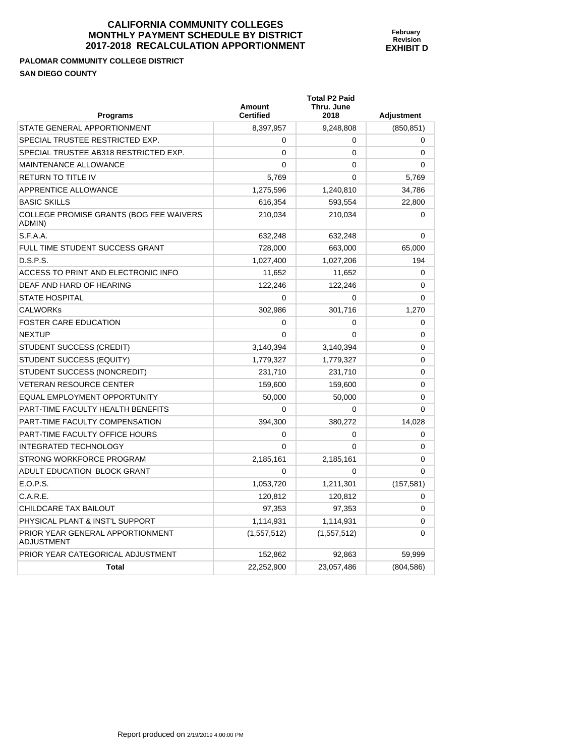**CALIFORNIA COMMUNITY COLLEGES**
**MONTHLY PAYMENT SCHEDULE BY DISTRICT**
**2017-2018 RECALCULATION APPORTIONMENT**

**February Revision**
**EXHIBIT D**

**PALOMAR COMMUNITY COLLEGE DISTRICT**

**SAN DIEGO COUNTY**

| Programs | Amount Certified | Total P2 Paid Thru. June 2018 | Adjustment |
|---|---|---|---|
| STATE GENERAL APPORTIONMENT | 8,397,957 | 9,248,808 | (850,851) |
| SPECIAL TRUSTEE RESTRICTED EXP. | 0 | 0 | 0 |
| SPECIAL TRUSTEE AB318 RESTRICTED EXP. | 0 | 0 | 0 |
| MAINTENANCE ALLOWANCE | 0 | 0 | 0 |
| RETURN TO TITLE IV | 5,769 | 0 | 5,769 |
| APPRENTICE ALLOWANCE | 1,275,596 | 1,240,810 | 34,786 |
| BASIC SKILLS | 616,354 | 593,554 | 22,800 |
| COLLEGE PROMISE GRANTS (BOG FEE WAIVERS ADMIN) | 210,034 | 210,034 | 0 |
| S.F.A.A. | 632,248 | 632,248 | 0 |
| FULL TIME STUDENT SUCCESS GRANT | 728,000 | 663,000 | 65,000 |
| D.S.P.S. | 1,027,400 | 1,027,206 | 194 |
| ACCESS TO PRINT AND ELECTRONIC INFO | 11,652 | 11,652 | 0 |
| DEAF AND HARD OF HEARING | 122,246 | 122,246 | 0 |
| STATE HOSPITAL | 0 | 0 | 0 |
| CALWORKs | 302,986 | 301,716 | 1,270 |
| FOSTER CARE EDUCATION | 0 | 0 | 0 |
| NEXTUP | 0 | 0 | 0 |
| STUDENT SUCCESS (CREDIT) | 3,140,394 | 3,140,394 | 0 |
| STUDENT SUCCESS (EQUITY) | 1,779,327 | 1,779,327 | 0 |
| STUDENT SUCCESS (NONCREDIT) | 231,710 | 231,710 | 0 |
| VETERAN RESOURCE CENTER | 159,600 | 159,600 | 0 |
| EQUAL EMPLOYMENT OPPORTUNITY | 50,000 | 50,000 | 0 |
| PART-TIME FACULTY HEALTH BENEFITS | 0 | 0 | 0 |
| PART-TIME FACULTY COMPENSATION | 394,300 | 380,272 | 14,028 |
| PART-TIME FACULTY OFFICE HOURS | 0 | 0 | 0 |
| INTEGRATED TECHNOLOGY | 0 | 0 | 0 |
| STRONG WORKFORCE PROGRAM | 2,185,161 | 2,185,161 | 0 |
| ADULT EDUCATION BLOCK GRANT | 0 | 0 | 0 |
| E.O.P.S. | 1,053,720 | 1,211,301 | (157,581) |
| C.A.R.E. | 120,812 | 120,812 | 0 |
| CHILDCARE TAX BAILOUT | 97,353 | 97,353 | 0 |
| PHYSICAL PLANT & INST'L SUPPORT | 1,114,931 | 1,114,931 | 0 |
| PRIOR YEAR GENERAL APPORTIONMENT ADJUSTMENT | (1,557,512) | (1,557,512) | 0 |
| PRIOR YEAR CATEGORICAL ADJUSTMENT | 152,862 | 92,863 | 59,999 |
| **Total** | 22,252,900 | 23,057,486 | (804,586) |

Report produced on 2/19/2019 4:00:00 PM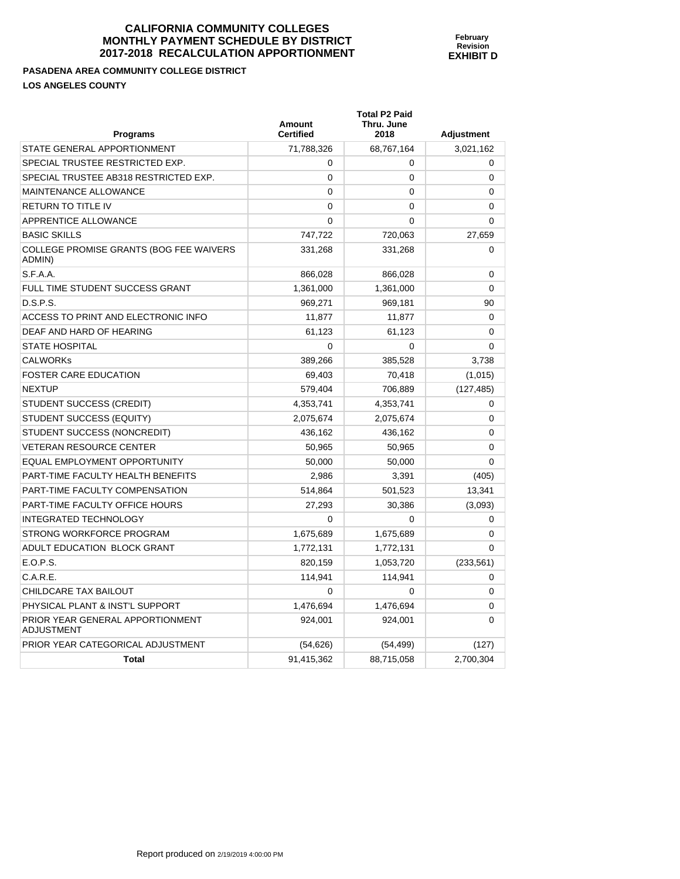# CALIFORNIA COMMUNITY COLLEGES
# MONTHLY PAYMENT SCHEDULE BY DISTRICT
# 2017-2018 RECALCULATION APPORTIONMENT

**February Revision**
**EXHIBIT D**

**PASADENA AREA COMMUNITY COLLEGE DISTRICT**

**LOS ANGELES COUNTY**

| Programs | Amount Certified | Total P2 Paid Thru. June 2018 | Adjustment |
|---|---|---|---|
| STATE GENERAL APPORTIONMENT | 71,788,326 | 68,767,164 | 3,021,162 |
| SPECIAL TRUSTEE RESTRICTED EXP. | 0 | 0 | 0 |
| SPECIAL TRUSTEE AB318 RESTRICTED EXP. | 0 | 0 | 0 |
| MAINTENANCE ALLOWANCE | 0 | 0 | 0 |
| RETURN TO TITLE IV | 0 | 0 | 0 |
| APPRENTICE ALLOWANCE | 0 | 0 | 0 |
| BASIC SKILLS | 747,722 | 720,063 | 27,659 |
| COLLEGE PROMISE GRANTS (BOG FEE WAIVERS ADMIN) | 331,268 | 331,268 | 0 |
| S.F.A.A. | 866,028 | 866,028 | 0 |
| FULL TIME STUDENT SUCCESS GRANT | 1,361,000 | 1,361,000 | 0 |
| D.S.P.S. | 969,271 | 969,181 | 90 |
| ACCESS TO PRINT AND ELECTRONIC INFO | 11,877 | 11,877 | 0 |
| DEAF AND HARD OF HEARING | 61,123 | 61,123 | 0 |
| STATE HOSPITAL | 0 | 0 | 0 |
| CALWORKs | 389,266 | 385,528 | 3,738 |
| FOSTER CARE EDUCATION | 69,403 | 70,418 | (1,015) |
| NEXTUP | 579,404 | 706,889 | (127,485) |
| STUDENT SUCCESS (CREDIT) | 4,353,741 | 4,353,741 | 0 |
| STUDENT SUCCESS (EQUITY) | 2,075,674 | 2,075,674 | 0 |
| STUDENT SUCCESS (NONCREDIT) | 436,162 | 436,162 | 0 |
| VETERAN RESOURCE CENTER | 50,965 | 50,965 | 0 |
| EQUAL EMPLOYMENT OPPORTUNITY | 50,000 | 50,000 | 0 |
| PART-TIME FACULTY HEALTH BENEFITS | 2,986 | 3,391 | (405) |
| PART-TIME FACULTY COMPENSATION | 514,864 | 501,523 | 13,341 |
| PART-TIME FACULTY OFFICE HOURS | 27,293 | 30,386 | (3,093) |
| INTEGRATED TECHNOLOGY | 0 | 0 | 0 |
| STRONG WORKFORCE PROGRAM | 1,675,689 | 1,675,689 | 0 |
| ADULT EDUCATION BLOCK GRANT | 1,772,131 | 1,772,131 | 0 |
| E.O.P.S. | 820,159 | 1,053,720 | (233,561) |
| C.A.R.E. | 114,941 | 114,941 | 0 |
| CHILDCARE TAX BAILOUT | 0 | 0 | 0 |
| PHYSICAL PLANT & INST'L SUPPORT | 1,476,694 | 1,476,694 | 0 |
| PRIOR YEAR GENERAL APPORTIONMENT ADJUSTMENT | 924,001 | 924,001 | 0 |
| PRIOR YEAR CATEGORICAL ADJUSTMENT | (54,626) | (54,499) | (127) |
| **Total** | 91,415,362 | 88,715,058 | 2,700,304 |

Report produced on 2/19/2019 4:00:00 PM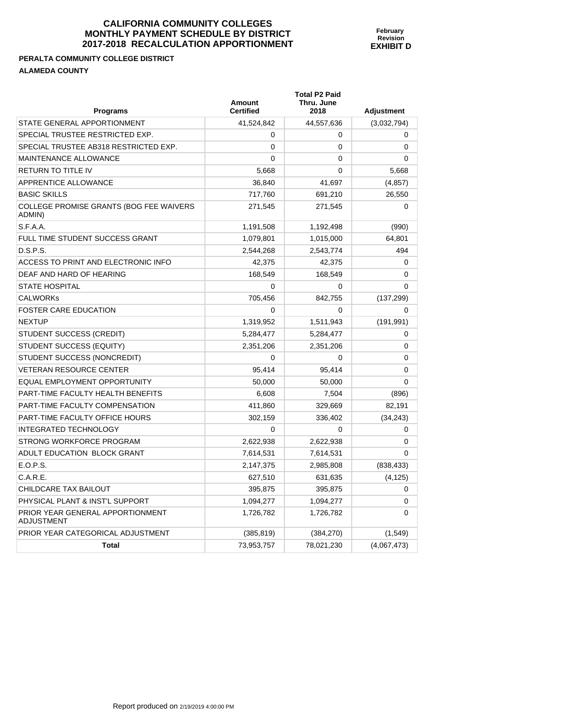# CALIFORNIA COMMUNITY COLLEGES
# MONTHLY PAYMENT SCHEDULE BY DISTRICT
# 2017-2018 RECALCULATION APPORTIONMENT

**February Revision**
**EXHIBIT D**

**PERALTA COMMUNITY COLLEGE DISTRICT**

**ALAMEDA COUNTY**

| Programs | Amount Certified | Total P2 Paid Thru. June 2018 | Adjustment |
|---|---|---|---|
| STATE GENERAL APPORTIONMENT | 41,524,842 | 44,557,636 | (3,032,794) |
| SPECIAL TRUSTEE RESTRICTED EXP. | 0 | 0 | 0 |
| SPECIAL TRUSTEE AB318 RESTRICTED EXP. | 0 | 0 | 0 |
| MAINTENANCE ALLOWANCE | 0 | 0 | 0 |
| RETURN TO TITLE IV | 5,668 | 0 | 5,668 |
| APPRENTICE ALLOWANCE | 36,840 | 41,697 | (4,857) |
| BASIC SKILLS | 717,760 | 691,210 | 26,550 |
| COLLEGE PROMISE GRANTS (BOG FEE WAIVERS ADMIN) | 271,545 | 271,545 | 0 |
| S.F.A.A. | 1,191,508 | 1,192,498 | (990) |
| FULL TIME STUDENT SUCCESS GRANT | 1,079,801 | 1,015,000 | 64,801 |
| D.S.P.S. | 2,544,268 | 2,543,774 | 494 |
| ACCESS TO PRINT AND ELECTRONIC INFO | 42,375 | 42,375 | 0 |
| DEAF AND HARD OF HEARING | 168,549 | 168,549 | 0 |
| STATE HOSPITAL | 0 | 0 | 0 |
| CALWORKs | 705,456 | 842,755 | (137,299) |
| FOSTER CARE EDUCATION | 0 | 0 | 0 |
| NEXTUP | 1,319,952 | 1,511,943 | (191,991) |
| STUDENT SUCCESS (CREDIT) | 5,284,477 | 5,284,477 | 0 |
| STUDENT SUCCESS (EQUITY) | 2,351,206 | 2,351,206 | 0 |
| STUDENT SUCCESS (NONCREDIT) | 0 | 0 | 0 |
| VETERAN RESOURCE CENTER | 95,414 | 95,414 | 0 |
| EQUAL EMPLOYMENT OPPORTUNITY | 50,000 | 50,000 | 0 |
| PART-TIME FACULTY HEALTH BENEFITS | 6,608 | 7,504 | (896) |
| PART-TIME FACULTY COMPENSATION | 411,860 | 329,669 | 82,191 |
| PART-TIME FACULTY OFFICE HOURS | 302,159 | 336,402 | (34,243) |
| INTEGRATED TECHNOLOGY | 0 | 0 | 0 |
| STRONG WORKFORCE PROGRAM | 2,622,938 | 2,622,938 | 0 |
| ADULT EDUCATION BLOCK GRANT | 7,614,531 | 7,614,531 | 0 |
| E.O.P.S. | 2,147,375 | 2,985,808 | (838,433) |
| C.A.R.E. | 627,510 | 631,635 | (4,125) |
| CHILDCARE TAX BAILOUT | 395,875 | 395,875 | 0 |
| PHYSICAL PLANT & INST'L SUPPORT | 1,094,277 | 1,094,277 | 0 |
| PRIOR YEAR GENERAL APPORTIONMENT ADJUSTMENT | 1,726,782 | 1,726,782 | 0 |
| PRIOR YEAR CATEGORICAL ADJUSTMENT | (385,819) | (384,270) | (1,549) |
| **Total** | 73,953,757 | 78,021,230 | (4,067,473) |

Report produced on 2/19/2019 4:00:00 PM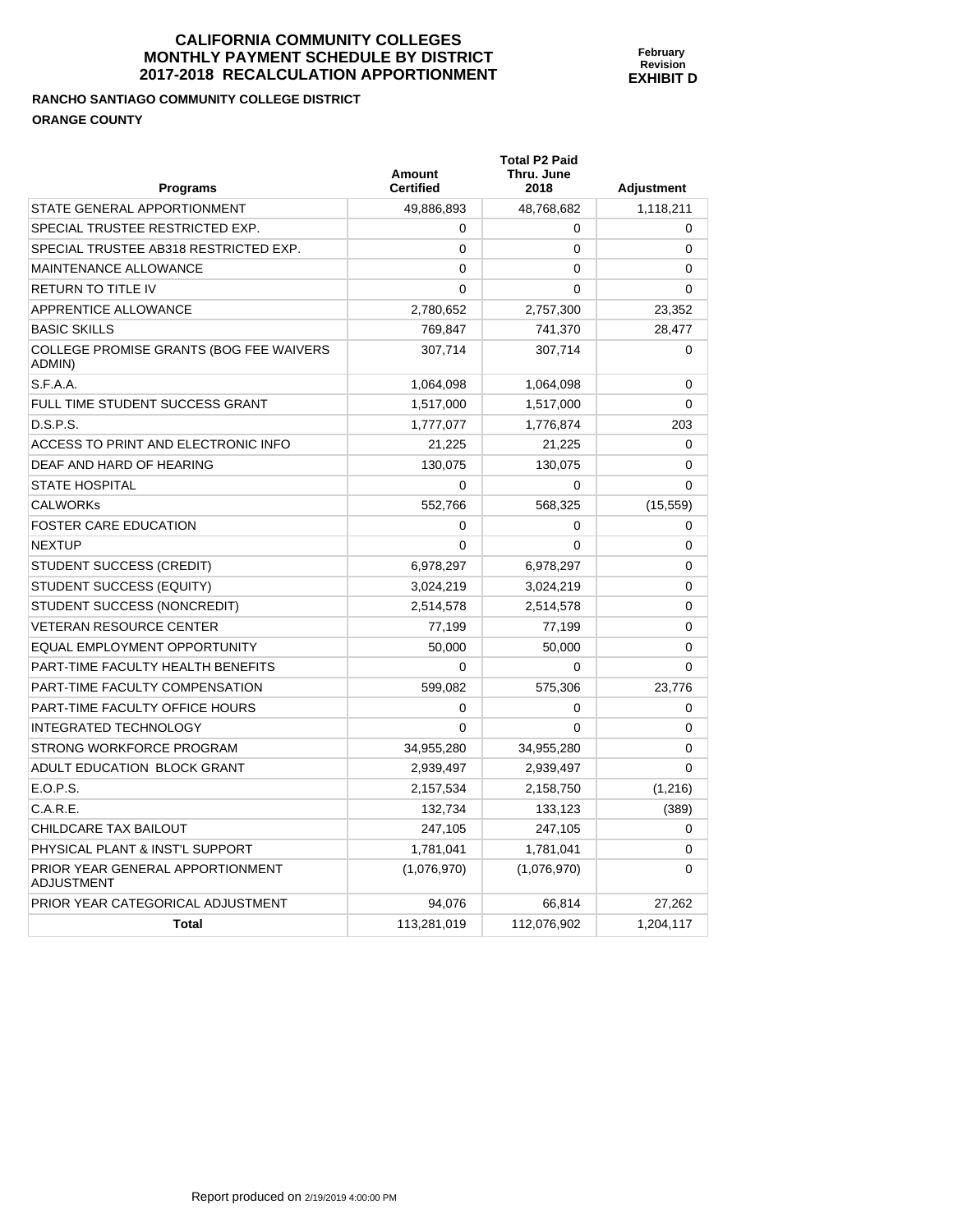# CALIFORNIA COMMUNITY COLLEGES
# MONTHLY PAYMENT SCHEDULE BY DISTRICT
# 2017-2018 RECALCULATION APPORTIONMENT

**February Revision**
**EXHIBIT D**

**RANCHO SANTIAGO COMMUNITY COLLEGE DISTRICT**

**ORANGE COUNTY**

| Programs | Amount Certified | Total P2 Paid Thru. June 2018 | Adjustment |
|---|---|---|---|
| STATE GENERAL APPORTIONMENT | 49,886,893 | 48,768,682 | 1,118,211 |
| SPECIAL TRUSTEE RESTRICTED EXP. | 0 | 0 | 0 |
| SPECIAL TRUSTEE AB318 RESTRICTED EXP. | 0 | 0 | 0 |
| MAINTENANCE ALLOWANCE | 0 | 0 | 0 |
| RETURN TO TITLE IV | 0 | 0 | 0 |
| APPRENTICE ALLOWANCE | 2,780,652 | 2,757,300 | 23,352 |
| BASIC SKILLS | 769,847 | 741,370 | 28,477 |
| COLLEGE PROMISE GRANTS (BOG FEE WAIVERS ADMIN) | 307,714 | 307,714 | 0 |
| S.F.A.A. | 1,064,098 | 1,064,098 | 0 |
| FULL TIME STUDENT SUCCESS GRANT | 1,517,000 | 1,517,000 | 0 |
| D.S.P.S. | 1,777,077 | 1,776,874 | 203 |
| ACCESS TO PRINT AND ELECTRONIC INFO | 21,225 | 21,225 | 0 |
| DEAF AND HARD OF HEARING | 130,075 | 130,075 | 0 |
| STATE HOSPITAL | 0 | 0 | 0 |
| CALWORKs | 552,766 | 568,325 | (15,559) |
| FOSTER CARE EDUCATION | 0 | 0 | 0 |
| NEXTUP | 0 | 0 | 0 |
| STUDENT SUCCESS (CREDIT) | 6,978,297 | 6,978,297 | 0 |
| STUDENT SUCCESS (EQUITY) | 3,024,219 | 3,024,219 | 0 |
| STUDENT SUCCESS (NONCREDIT) | 2,514,578 | 2,514,578 | 0 |
| VETERAN RESOURCE CENTER | 77,199 | 77,199 | 0 |
| EQUAL EMPLOYMENT OPPORTUNITY | 50,000 | 50,000 | 0 |
| PART-TIME FACULTY HEALTH BENEFITS | 0 | 0 | 0 |
| PART-TIME FACULTY COMPENSATION | 599,082 | 575,306 | 23,776 |
| PART-TIME FACULTY OFFICE HOURS | 0 | 0 | 0 |
| INTEGRATED TECHNOLOGY | 0 | 0 | 0 |
| STRONG WORKFORCE PROGRAM | 34,955,280 | 34,955,280 | 0 |
| ADULT EDUCATION BLOCK GRANT | 2,939,497 | 2,939,497 | 0 |
| E.O.P.S. | 2,157,534 | 2,158,750 | (1,216) |
| C.A.R.E. | 132,734 | 133,123 | (389) |
| CHILDCARE TAX BAILOUT | 247,105 | 247,105 | 0 |
| PHYSICAL PLANT & INST'L SUPPORT | 1,781,041 | 1,781,041 | 0 |
| PRIOR YEAR GENERAL APPORTIONMENT ADJUSTMENT | (1,076,970) | (1,076,970) | 0 |
| PRIOR YEAR CATEGORICAL ADJUSTMENT | 94,076 | 66,814 | 27,262 |
| **Total** | 113,281,019 | 112,076,902 | 1,204,117 |

Report produced on 2/19/2019 4:00:00 PM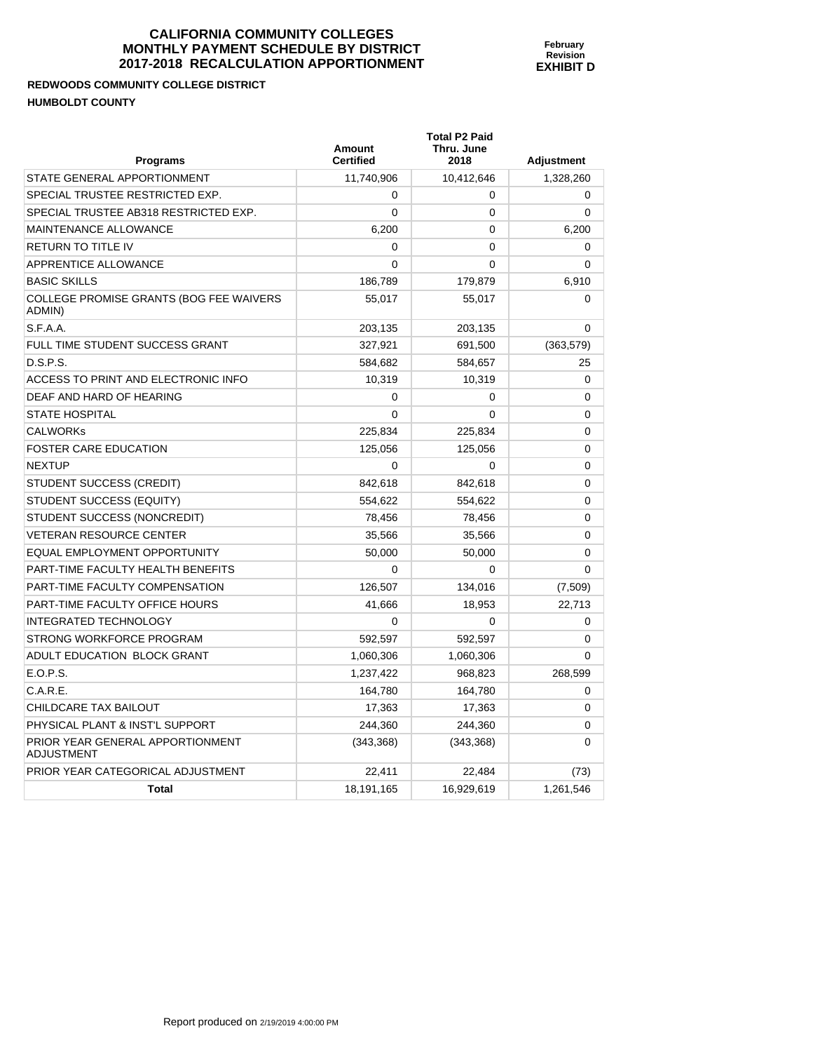# CALIFORNIA COMMUNITY COLLEGES
# MONTHLY PAYMENT SCHEDULE BY DISTRICT
# 2017-2018 RECALCULATION APPORTIONMENT

**February Revision**
**EXHIBIT D**

**REDWOODS COMMUNITY COLLEGE DISTRICT**
**HUMBOLDT COUNTY**

| Programs | Amount Certified | Total P2 Paid Thru. June 2018 | Adjustment |
|---|---|---|---|
| STATE GENERAL APPORTIONMENT | 11,740,906 | 10,412,646 | 1,328,260 |
| SPECIAL TRUSTEE RESTRICTED EXP. | 0 | 0 | 0 |
| SPECIAL TRUSTEE AB318 RESTRICTED EXP. | 0 | 0 | 0 |
| MAINTENANCE ALLOWANCE | 6,200 | 0 | 6,200 |
| RETURN TO TITLE IV | 0 | 0 | 0 |
| APPRENTICE ALLOWANCE | 0 | 0 | 0 |
| BASIC SKILLS | 186,789 | 179,879 | 6,910 |
| COLLEGE PROMISE GRANTS (BOG FEE WAIVERS ADMIN) | 55,017 | 55,017 | 0 |
| S.F.A.A. | 203,135 | 203,135 | 0 |
| FULL TIME STUDENT SUCCESS GRANT | 327,921 | 691,500 | (363,579) |
| D.S.P.S. | 584,682 | 584,657 | 25 |
| ACCESS TO PRINT AND ELECTRONIC INFO | 10,319 | 10,319 | 0 |
| DEAF AND HARD OF HEARING | 0 | 0 | 0 |
| STATE HOSPITAL | 0 | 0 | 0 |
| CALWORKs | 225,834 | 225,834 | 0 |
| FOSTER CARE EDUCATION | 125,056 | 125,056 | 0 |
| NEXTUP | 0 | 0 | 0 |
| STUDENT SUCCESS (CREDIT) | 842,618 | 842,618 | 0 |
| STUDENT SUCCESS (EQUITY) | 554,622 | 554,622 | 0 |
| STUDENT SUCCESS (NONCREDIT) | 78,456 | 78,456 | 0 |
| VETERAN RESOURCE CENTER | 35,566 | 35,566 | 0 |
| EQUAL EMPLOYMENT OPPORTUNITY | 50,000 | 50,000 | 0 |
| PART-TIME FACULTY HEALTH BENEFITS | 0 | 0 | 0 |
| PART-TIME FACULTY COMPENSATION | 126,507 | 134,016 | (7,509) |
| PART-TIME FACULTY OFFICE HOURS | 41,666 | 18,953 | 22,713 |
| INTEGRATED TECHNOLOGY | 0 | 0 | 0 |
| STRONG WORKFORCE PROGRAM | 592,597 | 592,597 | 0 |
| ADULT EDUCATION BLOCK GRANT | 1,060,306 | 1,060,306 | 0 |
| E.O.P.S. | 1,237,422 | 968,823 | 268,599 |
| C.A.R.E. | 164,780 | 164,780 | 0 |
| CHILDCARE TAX BAILOUT | 17,363 | 17,363 | 0 |
| PHYSICAL PLANT & INST'L SUPPORT | 244,360 | 244,360 | 0 |
| PRIOR YEAR GENERAL APPORTIONMENT ADJUSTMENT | (343,368) | (343,368) | 0 |
| PRIOR YEAR CATEGORICAL ADJUSTMENT | 22,411 | 22,484 | (73) |
| **Total** | 18,191,165 | 16,929,619 | 1,261,546 |

Report produced on 2/19/2019 4:00:00 PM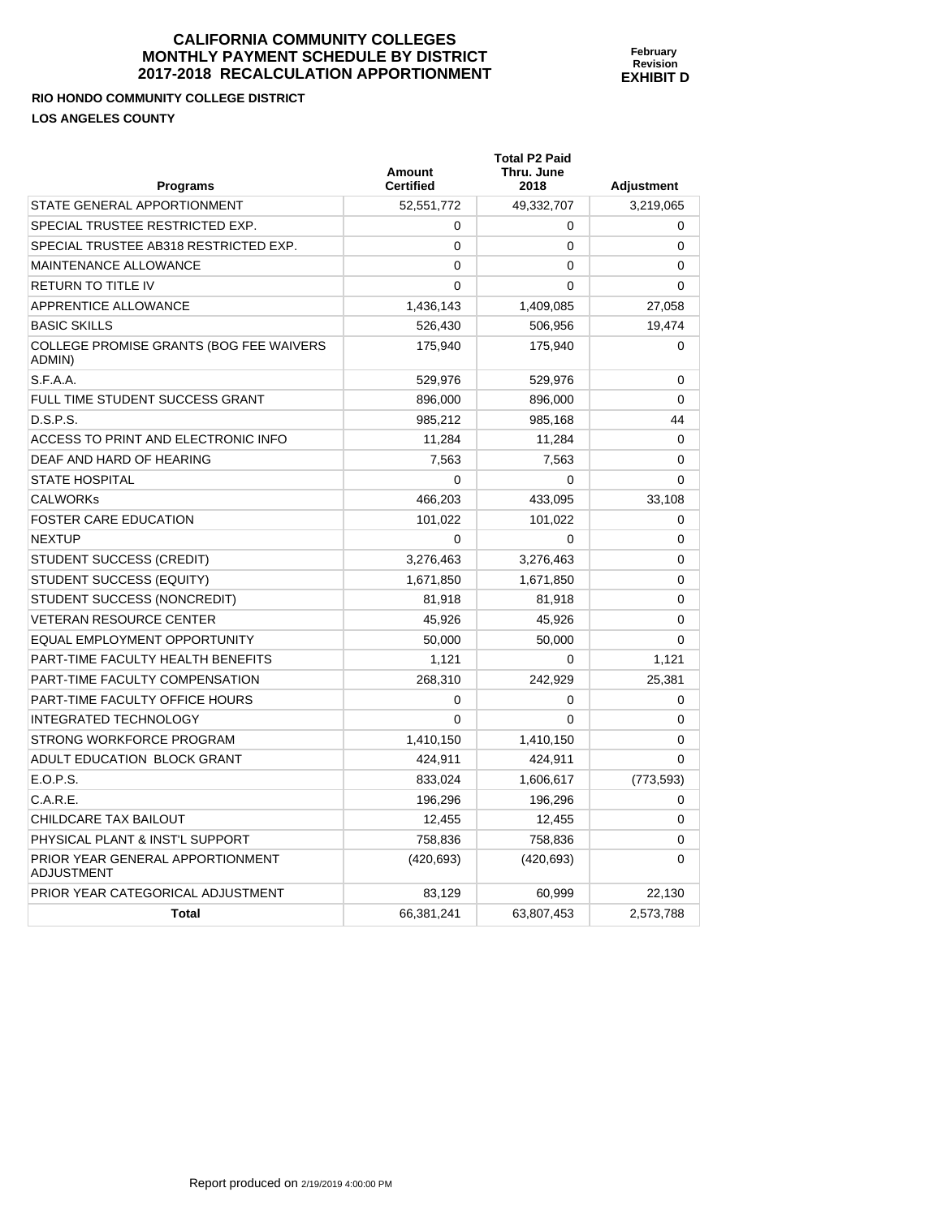# CALIFORNIA COMMUNITY COLLEGES
# MONTHLY PAYMENT SCHEDULE BY DISTRICT
# 2017-2018 RECALCULATION APPORTIONMENT

**February Revision**
**EXHIBIT D**

**RIO HONDO COMMUNITY COLLEGE DISTRICT**

**LOS ANGELES COUNTY**

| Programs | Amount Certified | Total P2 Paid Thru. June 2018 | Adjustment |
|---|---|---|---|
| STATE GENERAL APPORTIONMENT | 52,551,772 | 49,332,707 | 3,219,065 |
| SPECIAL TRUSTEE RESTRICTED EXP. | 0 | 0 | 0 |
| SPECIAL TRUSTEE AB318 RESTRICTED EXP. | 0 | 0 | 0 |
| MAINTENANCE ALLOWANCE | 0 | 0 | 0 |
| RETURN TO TITLE IV | 0 | 0 | 0 |
| APPRENTICE ALLOWANCE | 1,436,143 | 1,409,085 | 27,058 |
| BASIC SKILLS | 526,430 | 506,956 | 19,474 |
| COLLEGE PROMISE GRANTS (BOG FEE WAIVERS ADMIN) | 175,940 | 175,940 | 0 |
| S.F.A.A. | 529,976 | 529,976 | 0 |
| FULL TIME STUDENT SUCCESS GRANT | 896,000 | 896,000 | 0 |
| D.S.P.S. | 985,212 | 985,168 | 44 |
| ACCESS TO PRINT AND ELECTRONIC INFO | 11,284 | 11,284 | 0 |
| DEAF AND HARD OF HEARING | 7,563 | 7,563 | 0 |
| STATE HOSPITAL | 0 | 0 | 0 |
| CALWORKs | 466,203 | 433,095 | 33,108 |
| FOSTER CARE EDUCATION | 101,022 | 101,022 | 0 |
| NEXTUP | 0 | 0 | 0 |
| STUDENT SUCCESS (CREDIT) | 3,276,463 | 3,276,463 | 0 |
| STUDENT SUCCESS (EQUITY) | 1,671,850 | 1,671,850 | 0 |
| STUDENT SUCCESS (NONCREDIT) | 81,918 | 81,918 | 0 |
| VETERAN RESOURCE CENTER | 45,926 | 45,926 | 0 |
| EQUAL EMPLOYMENT OPPORTUNITY | 50,000 | 50,000 | 0 |
| PART-TIME FACULTY HEALTH BENEFITS | 1,121 | 0 | 1,121 |
| PART-TIME FACULTY COMPENSATION | 268,310 | 242,929 | 25,381 |
| PART-TIME FACULTY OFFICE HOURS | 0 | 0 | 0 |
| INTEGRATED TECHNOLOGY | 0 | 0 | 0 |
| STRONG WORKFORCE PROGRAM | 1,410,150 | 1,410,150 | 0 |
| ADULT EDUCATION BLOCK GRANT | 424,911 | 424,911 | 0 |
| E.O.P.S. | 833,024 | 1,606,617 | (773,593) |
| C.A.R.E. | 196,296 | 196,296 | 0 |
| CHILDCARE TAX BAILOUT | 12,455 | 12,455 | 0 |
| PHYSICAL PLANT & INST'L SUPPORT | 758,836 | 758,836 | 0 |
| PRIOR YEAR GENERAL APPORTIONMENT ADJUSTMENT | (420,693) | (420,693) | 0 |
| PRIOR YEAR CATEGORICAL ADJUSTMENT | 83,129 | 60,999 | 22,130 |
| **Total** | 66,381,241 | 63,807,453 | 2,573,788 |

Report produced on 2/19/2019 4:00:00 PM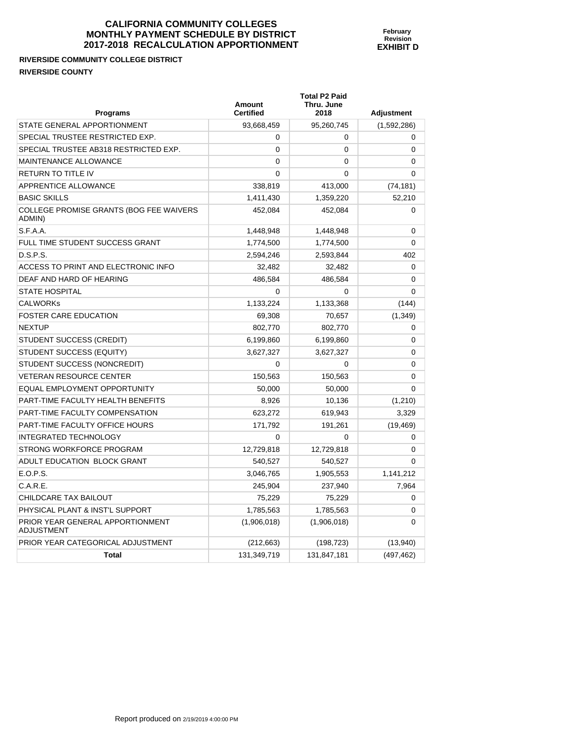# CALIFORNIA COMMUNITY COLLEGES
# MONTHLY PAYMENT SCHEDULE BY DISTRICT
# 2017-2018 RECALCULATION APPORTIONMENT

**February Revision**
**EXHIBIT D**

**RIVERSIDE COMMUNITY COLLEGE DISTRICT**

**RIVERSIDE COUNTY**

| Programs | Amount Certified | Total P2 Paid Thru. June 2018 | Adjustment |
|---|---|---|---|
| STATE GENERAL APPORTIONMENT | 93,668,459 | 95,260,745 | (1,592,286) |
| SPECIAL TRUSTEE RESTRICTED EXP. | 0 | 0 | 0 |
| SPECIAL TRUSTEE AB318 RESTRICTED EXP. | 0 | 0 | 0 |
| MAINTENANCE ALLOWANCE | 0 | 0 | 0 |
| RETURN TO TITLE IV | 0 | 0 | 0 |
| APPRENTICE ALLOWANCE | 338,819 | 413,000 | (74,181) |
| BASIC SKILLS | 1,411,430 | 1,359,220 | 52,210 |
| COLLEGE PROMISE GRANTS (BOG FEE WAIVERS ADMIN) | 452,084 | 452,084 | 0 |
| S.F.A.A. | 1,448,948 | 1,448,948 | 0 |
| FULL TIME STUDENT SUCCESS GRANT | 1,774,500 | 1,774,500 | 0 |
| D.S.P.S. | 2,594,246 | 2,593,844 | 402 |
| ACCESS TO PRINT AND ELECTRONIC INFO | 32,482 | 32,482 | 0 |
| DEAF AND HARD OF HEARING | 486,584 | 486,584 | 0 |
| STATE HOSPITAL | 0 | 0 | 0 |
| CALWORKs | 1,133,224 | 1,133,368 | (144) |
| FOSTER CARE EDUCATION | 69,308 | 70,657 | (1,349) |
| NEXTUP | 802,770 | 802,770 | 0 |
| STUDENT SUCCESS (CREDIT) | 6,199,860 | 6,199,860 | 0 |
| STUDENT SUCCESS (EQUITY) | 3,627,327 | 3,627,327 | 0 |
| STUDENT SUCCESS (NONCREDIT) | 0 | 0 | 0 |
| VETERAN RESOURCE CENTER | 150,563 | 150,563 | 0 |
| EQUAL EMPLOYMENT OPPORTUNITY | 50,000 | 50,000 | 0 |
| PART-TIME FACULTY HEALTH BENEFITS | 8,926 | 10,136 | (1,210) |
| PART-TIME FACULTY COMPENSATION | 623,272 | 619,943 | 3,329 |
| PART-TIME FACULTY OFFICE HOURS | 171,792 | 191,261 | (19,469) |
| INTEGRATED TECHNOLOGY | 0 | 0 | 0 |
| STRONG WORKFORCE PROGRAM | 12,729,818 | 12,729,818 | 0 |
| ADULT EDUCATION BLOCK GRANT | 540,527 | 540,527 | 0 |
| E.O.P.S. | 3,046,765 | 1,905,553 | 1,141,212 |
| C.A.R.E. | 245,904 | 237,940 | 7,964 |
| CHILDCARE TAX BAILOUT | 75,229 | 75,229 | 0 |
| PHYSICAL PLANT & INST'L SUPPORT | 1,785,563 | 1,785,563 | 0 |
| PRIOR YEAR GENERAL APPORTIONMENT ADJUSTMENT | (1,906,018) | (1,906,018) | 0 |
| PRIOR YEAR CATEGORICAL ADJUSTMENT | (212,663) | (198,723) | (13,940) |
| **Total** | 131,349,719 | 131,847,181 | (497,462) |

Report produced on 2/19/2019 4:00:00 PM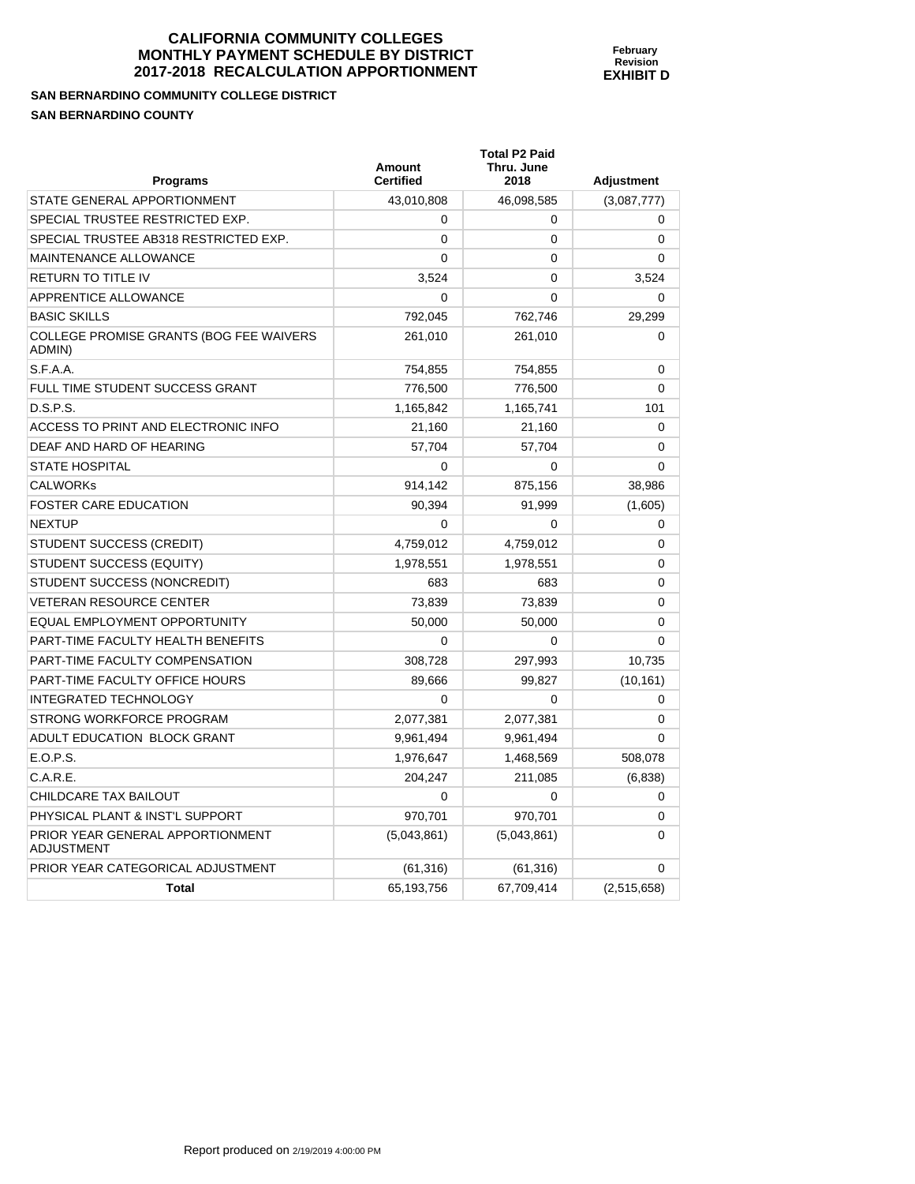# CALIFORNIA COMMUNITY COLLEGES
# MONTHLY PAYMENT SCHEDULE BY DISTRICT
# 2017-2018 RECALCULATION APPORTIONMENT

**February Revision**
**EXHIBIT D**

**SAN BERNARDINO COMMUNITY COLLEGE DISTRICT**

**SAN BERNARDINO COUNTY**

| Programs | Amount Certified | Total P2 Paid Thru. June 2018 | Adjustment |
|---|---|---|---|
| STATE GENERAL APPORTIONMENT | 43,010,808 | 46,098,585 | (3,087,777) |
| SPECIAL TRUSTEE RESTRICTED EXP. | 0 | 0 | 0 |
| SPECIAL TRUSTEE AB318 RESTRICTED EXP. | 0 | 0 | 0 |
| MAINTENANCE ALLOWANCE | 0 | 0 | 0 |
| RETURN TO TITLE IV | 3,524 | 0 | 3,524 |
| APPRENTICE ALLOWANCE | 0 | 0 | 0 |
| BASIC SKILLS | 792,045 | 762,746 | 29,299 |
| COLLEGE PROMISE GRANTS (BOG FEE WAIVERS ADMIN) | 261,010 | 261,010 | 0 |
| S.F.A.A. | 754,855 | 754,855 | 0 |
| FULL TIME STUDENT SUCCESS GRANT | 776,500 | 776,500 | 0 |
| D.S.P.S. | 1,165,842 | 1,165,741 | 101 |
| ACCESS TO PRINT AND ELECTRONIC INFO | 21,160 | 21,160 | 0 |
| DEAF AND HARD OF HEARING | 57,704 | 57,704 | 0 |
| STATE HOSPITAL | 0 | 0 | 0 |
| CALWORKs | 914,142 | 875,156 | 38,986 |
| FOSTER CARE EDUCATION | 90,394 | 91,999 | (1,605) |
| NEXTUP | 0 | 0 | 0 |
| STUDENT SUCCESS (CREDIT) | 4,759,012 | 4,759,012 | 0 |
| STUDENT SUCCESS (EQUITY) | 1,978,551 | 1,978,551 | 0 |
| STUDENT SUCCESS (NONCREDIT) | 683 | 683 | 0 |
| VETERAN RESOURCE CENTER | 73,839 | 73,839 | 0 |
| EQUAL EMPLOYMENT OPPORTUNITY | 50,000 | 50,000 | 0 |
| PART-TIME FACULTY HEALTH BENEFITS | 0 | 0 | 0 |
| PART-TIME FACULTY COMPENSATION | 308,728 | 297,993 | 10,735 |
| PART-TIME FACULTY OFFICE HOURS | 89,666 | 99,827 | (10,161) |
| INTEGRATED TECHNOLOGY | 0 | 0 | 0 |
| STRONG WORKFORCE PROGRAM | 2,077,381 | 2,077,381 | 0 |
| ADULT EDUCATION BLOCK GRANT | 9,961,494 | 9,961,494 | 0 |
| E.O.P.S. | 1,976,647 | 1,468,569 | 508,078 |
| C.A.R.E. | 204,247 | 211,085 | (6,838) |
| CHILDCARE TAX BAILOUT | 0 | 0 | 0 |
| PHYSICAL PLANT & INST'L SUPPORT | 970,701 | 970,701 | 0 |
| PRIOR YEAR GENERAL APPORTIONMENT ADJUSTMENT | (5,043,861) | (5,043,861) | 0 |
| PRIOR YEAR CATEGORICAL ADJUSTMENT | (61,316) | (61,316) | 0 |
| **Total** | 65,193,756 | 67,709,414 | (2,515,658) |

Report produced on 2/19/2019 4:00:00 PM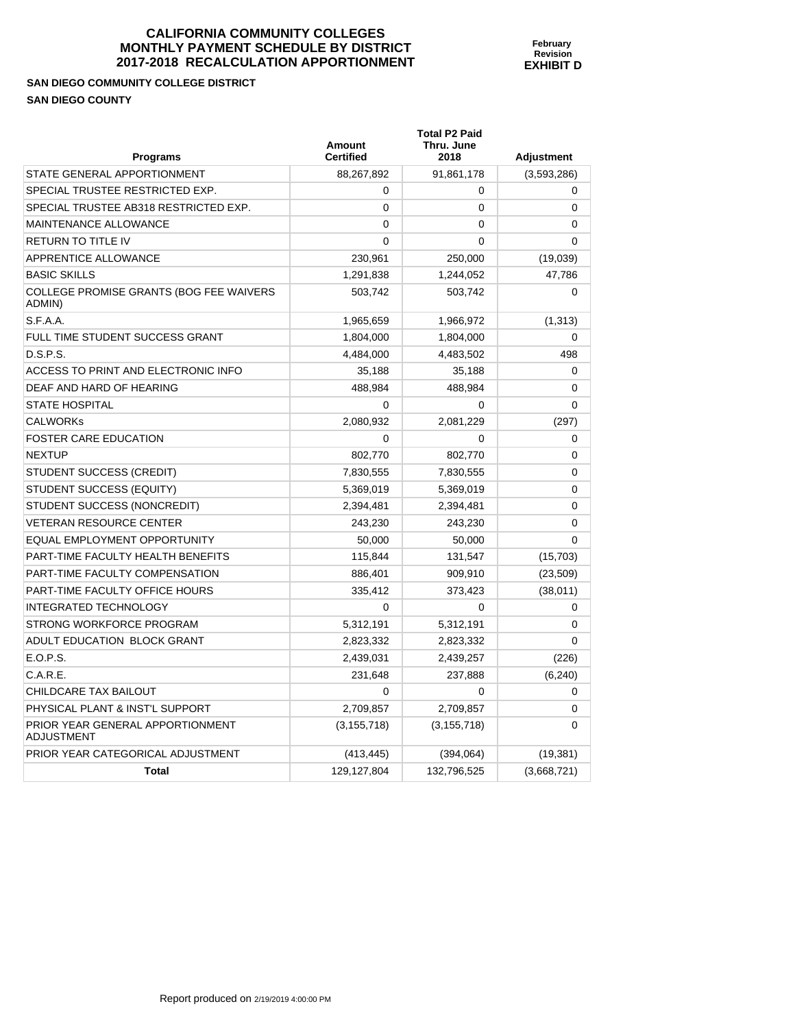# CALIFORNIA COMMUNITY COLLEGES
# MONTHLY PAYMENT SCHEDULE BY DISTRICT
# 2017-2018 RECALCULATION APPORTIONMENT

**February Revision**
**EXHIBIT D**

**SAN DIEGO COMMUNITY COLLEGE DISTRICT**
**SAN DIEGO COUNTY**

| Programs | Amount Certified | Total P2 Paid Thru. June 2018 | Adjustment |
|---|---|---|---|
| STATE GENERAL APPORTIONMENT | 88,267,892 | 91,861,178 | (3,593,286) |
| SPECIAL TRUSTEE RESTRICTED EXP. | 0 | 0 | 0 |
| SPECIAL TRUSTEE AB318 RESTRICTED EXP. | 0 | 0 | 0 |
| MAINTENANCE ALLOWANCE | 0 | 0 | 0 |
| RETURN TO TITLE IV | 0 | 0 | 0 |
| APPRENTICE ALLOWANCE | 230,961 | 250,000 | (19,039) |
| BASIC SKILLS | 1,291,838 | 1,244,052 | 47,786 |
| COLLEGE PROMISE GRANTS (BOG FEE WAIVERS ADMIN) | 503,742 | 503,742 | 0 |
| S.F.A.A. | 1,965,659 | 1,966,972 | (1,313) |
| FULL TIME STUDENT SUCCESS GRANT | 1,804,000 | 1,804,000 | 0 |
| D.S.P.S. | 4,484,000 | 4,483,502 | 498 |
| ACCESS TO PRINT AND ELECTRONIC INFO | 35,188 | 35,188 | 0 |
| DEAF AND HARD OF HEARING | 488,984 | 488,984 | 0 |
| STATE HOSPITAL | 0 | 0 | 0 |
| CALWORKs | 2,080,932 | 2,081,229 | (297) |
| FOSTER CARE EDUCATION | 0 | 0 | 0 |
| NEXTUP | 802,770 | 802,770 | 0 |
| STUDENT SUCCESS (CREDIT) | 7,830,555 | 7,830,555 | 0 |
| STUDENT SUCCESS (EQUITY) | 5,369,019 | 5,369,019 | 0 |
| STUDENT SUCCESS (NONCREDIT) | 2,394,481 | 2,394,481 | 0 |
| VETERAN RESOURCE CENTER | 243,230 | 243,230 | 0 |
| EQUAL EMPLOYMENT OPPORTUNITY | 50,000 | 50,000 | 0 |
| PART-TIME FACULTY HEALTH BENEFITS | 115,844 | 131,547 | (15,703) |
| PART-TIME FACULTY COMPENSATION | 886,401 | 909,910 | (23,509) |
| PART-TIME FACULTY OFFICE HOURS | 335,412 | 373,423 | (38,011) |
| INTEGRATED TECHNOLOGY | 0 | 0 | 0 |
| STRONG WORKFORCE PROGRAM | 5,312,191 | 5,312,191 | 0 |
| ADULT EDUCATION BLOCK GRANT | 2,823,332 | 2,823,332 | 0 |
| E.O.P.S. | 2,439,031 | 2,439,257 | (226) |
| C.A.R.E. | 231,648 | 237,888 | (6,240) |
| CHILDCARE TAX BAILOUT | 0 | 0 | 0 |
| PHYSICAL PLANT & INST'L SUPPORT | 2,709,857 | 2,709,857 | 0 |
| PRIOR YEAR GENERAL APPORTIONMENT ADJUSTMENT | (3,155,718) | (3,155,718) | 0 |
| PRIOR YEAR CATEGORICAL ADJUSTMENT | (413,445) | (394,064) | (19,381) |
| **Total** | 129,127,804 | 132,796,525 | (3,668,721) |

Report produced on 2/19/2019 4:00:00 PM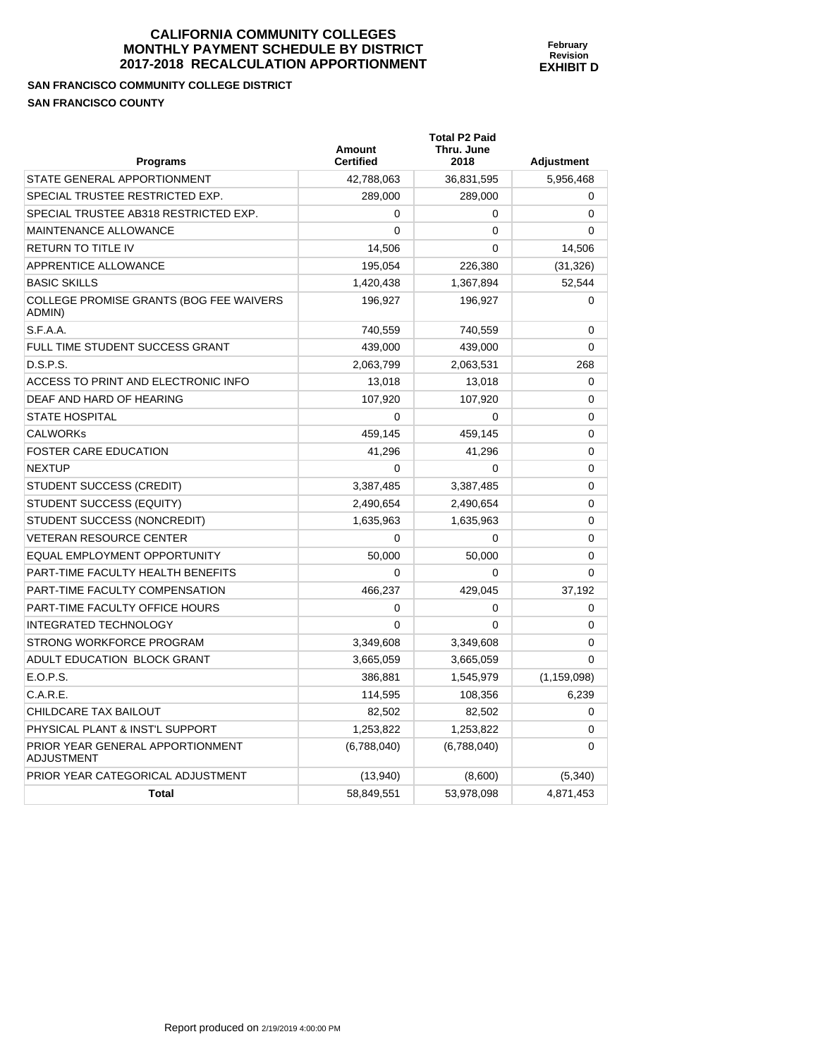# CALIFORNIA COMMUNITY COLLEGES
# MONTHLY PAYMENT SCHEDULE BY DISTRICT
# 2017-2018 RECALCULATION APPORTIONMENT

**February Revision**
**EXHIBIT D**

**SAN FRANCISCO COMMUNITY COLLEGE DISTRICT**

**SAN FRANCISCO COUNTY**

| Programs | Amount Certified | Total P2 Paid Thru. June 2018 | Adjustment |
|---|---|---|---|
| STATE GENERAL APPORTIONMENT | 42,788,063 | 36,831,595 | 5,956,468 |
| SPECIAL TRUSTEE RESTRICTED EXP. | 289,000 | 289,000 | 0 |
| SPECIAL TRUSTEE AB318 RESTRICTED EXP. | 0 | 0 | 0 |
| MAINTENANCE ALLOWANCE | 0 | 0 | 0 |
| RETURN TO TITLE IV | 14,506 | 0 | 14,506 |
| APPRENTICE ALLOWANCE | 195,054 | 226,380 | (31,326) |
| BASIC SKILLS | 1,420,438 | 1,367,894 | 52,544 |
| COLLEGE PROMISE GRANTS (BOG FEE WAIVERS ADMIN) | 196,927 | 196,927 | 0 |
| S.F.A.A. | 740,559 | 740,559 | 0 |
| FULL TIME STUDENT SUCCESS GRANT | 439,000 | 439,000 | 0 |
| D.S.P.S. | 2,063,799 | 2,063,531 | 268 |
| ACCESS TO PRINT AND ELECTRONIC INFO | 13,018 | 13,018 | 0 |
| DEAF AND HARD OF HEARING | 107,920 | 107,920 | 0 |
| STATE HOSPITAL | 0 | 0 | 0 |
| CALWORKs | 459,145 | 459,145 | 0 |
| FOSTER CARE EDUCATION | 41,296 | 41,296 | 0 |
| NEXTUP | 0 | 0 | 0 |
| STUDENT SUCCESS (CREDIT) | 3,387,485 | 3,387,485 | 0 |
| STUDENT SUCCESS (EQUITY) | 2,490,654 | 2,490,654 | 0 |
| STUDENT SUCCESS (NONCREDIT) | 1,635,963 | 1,635,963 | 0 |
| VETERAN RESOURCE CENTER | 0 | 0 | 0 |
| EQUAL EMPLOYMENT OPPORTUNITY | 50,000 | 50,000 | 0 |
| PART-TIME FACULTY HEALTH BENEFITS | 0 | 0 | 0 |
| PART-TIME FACULTY COMPENSATION | 466,237 | 429,045 | 37,192 |
| PART-TIME FACULTY OFFICE HOURS | 0 | 0 | 0 |
| INTEGRATED TECHNOLOGY | 0 | 0 | 0 |
| STRONG WORKFORCE PROGRAM | 3,349,608 | 3,349,608 | 0 |
| ADULT EDUCATION BLOCK GRANT | 3,665,059 | 3,665,059 | 0 |
| E.O.P.S. | 386,881 | 1,545,979 | (1,159,098) |
| C.A.R.E. | 114,595 | 108,356 | 6,239 |
| CHILDCARE TAX BAILOUT | 82,502 | 82,502 | 0 |
| PHYSICAL PLANT & INST'L SUPPORT | 1,253,822 | 1,253,822 | 0 |
| PRIOR YEAR GENERAL APPORTIONMENT ADJUSTMENT | (6,788,040) | (6,788,040) | 0 |
| PRIOR YEAR CATEGORICAL ADJUSTMENT | (13,940) | (8,600) | (5,340) |
| **Total** | 58,849,551 | 53,978,098 | 4,871,453 |

Report produced on 2/19/2019 4:00:00 PM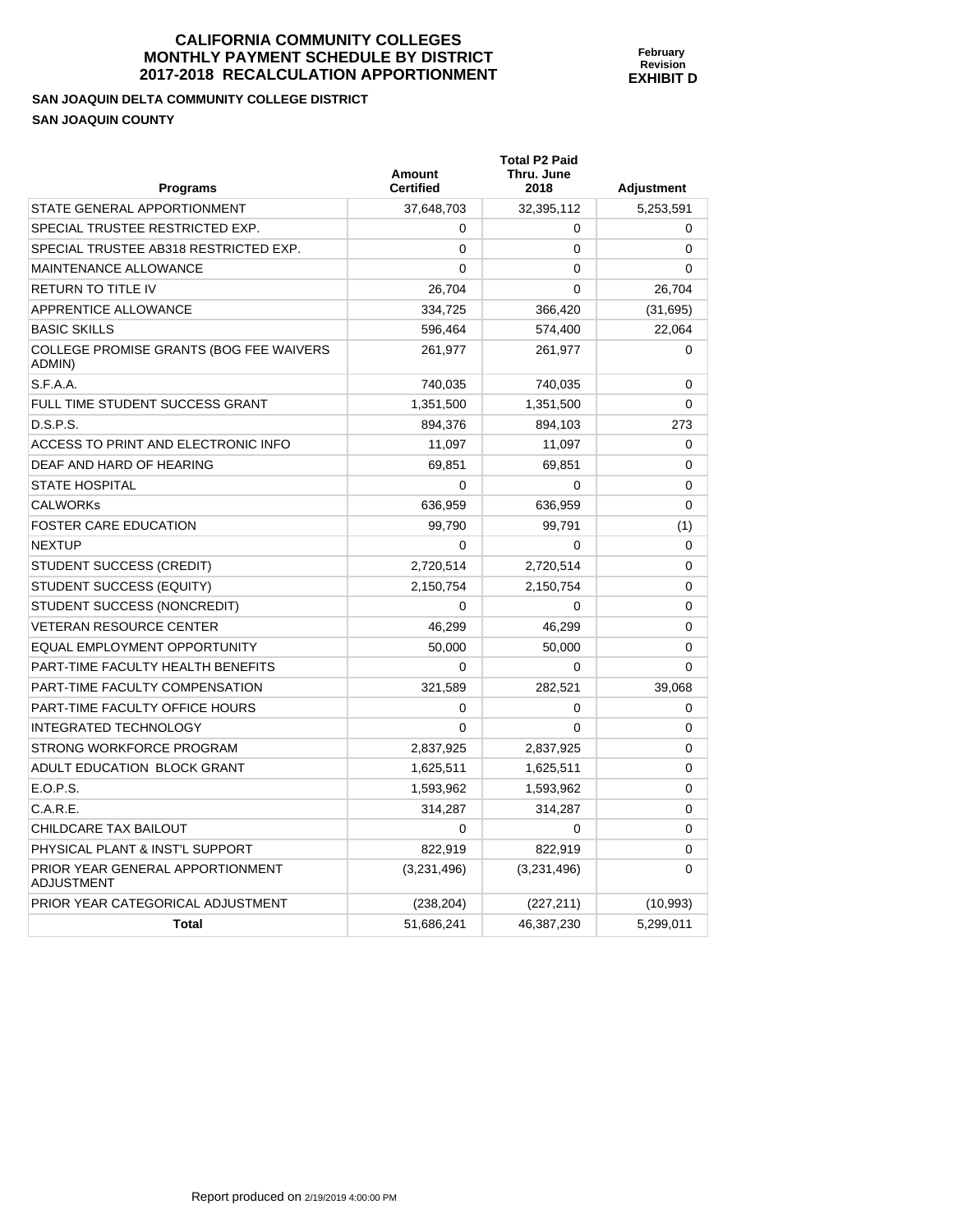# CALIFORNIA COMMUNITY COLLEGES
# MONTHLY PAYMENT SCHEDULE BY DISTRICT
# 2017-2018 RECALCULATION APPORTIONMENT

**February Revision**
**EXHIBIT D**

**SAN JOAQUIN DELTA COMMUNITY COLLEGE DISTRICT**
**SAN JOAQUIN COUNTY**

| Programs | Amount Certified | Total P2 Paid Thru. June 2018 | Adjustment |
|---|---|---|---|
| STATE GENERAL APPORTIONMENT | 37,648,703 | 32,395,112 | 5,253,591 |
| SPECIAL TRUSTEE RESTRICTED EXP. | 0 | 0 | 0 |
| SPECIAL TRUSTEE AB318 RESTRICTED EXP. | 0 | 0 | 0 |
| MAINTENANCE ALLOWANCE | 0 | 0 | 0 |
| RETURN TO TITLE IV | 26,704 | 0 | 26,704 |
| APPRENTICE ALLOWANCE | 334,725 | 366,420 | (31,695) |
| BASIC SKILLS | 596,464 | 574,400 | 22,064 |
| COLLEGE PROMISE GRANTS (BOG FEE WAIVERS ADMIN) | 261,977 | 261,977 | 0 |
| S.F.A.A. | 740,035 | 740,035 | 0 |
| FULL TIME STUDENT SUCCESS GRANT | 1,351,500 | 1,351,500 | 0 |
| D.S.P.S. | 894,376 | 894,103 | 273 |
| ACCESS TO PRINT AND ELECTRONIC INFO | 11,097 | 11,097 | 0 |
| DEAF AND HARD OF HEARING | 69,851 | 69,851 | 0 |
| STATE HOSPITAL | 0 | 0 | 0 |
| CALWORKs | 636,959 | 636,959 | 0 |
| FOSTER CARE EDUCATION | 99,790 | 99,791 | (1) |
| NEXTUP | 0 | 0 | 0 |
| STUDENT SUCCESS (CREDIT) | 2,720,514 | 2,720,514 | 0 |
| STUDENT SUCCESS (EQUITY) | 2,150,754 | 2,150,754 | 0 |
| STUDENT SUCCESS (NONCREDIT) | 0 | 0 | 0 |
| VETERAN RESOURCE CENTER | 46,299 | 46,299 | 0 |
| EQUAL EMPLOYMENT OPPORTUNITY | 50,000 | 50,000 | 0 |
| PART-TIME FACULTY HEALTH BENEFITS | 0 | 0 | 0 |
| PART-TIME FACULTY COMPENSATION | 321,589 | 282,521 | 39,068 |
| PART-TIME FACULTY OFFICE HOURS | 0 | 0 | 0 |
| INTEGRATED TECHNOLOGY | 0 | 0 | 0 |
| STRONG WORKFORCE PROGRAM | 2,837,925 | 2,837,925 | 0 |
| ADULT EDUCATION BLOCK GRANT | 1,625,511 | 1,625,511 | 0 |
| E.O.P.S. | 1,593,962 | 1,593,962 | 0 |
| C.A.R.E. | 314,287 | 314,287 | 0 |
| CHILDCARE TAX BAILOUT | 0 | 0 | 0 |
| PHYSICAL PLANT & INST'L SUPPORT | 822,919 | 822,919 | 0 |
| PRIOR YEAR GENERAL APPORTIONMENT ADJUSTMENT | (3,231,496) | (3,231,496) | 0 |
| PRIOR YEAR CATEGORICAL ADJUSTMENT | (238,204) | (227,211) | (10,993) |
| **Total** | 51,686,241 | 46,387,230 | 5,299,011 |

Report produced on 2/19/2019 4:00:00 PM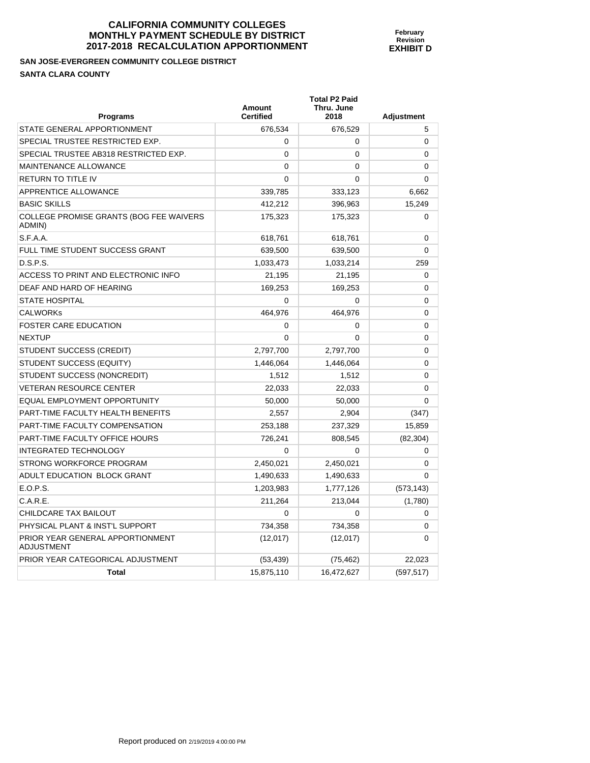# CALIFORNIA COMMUNITY COLLEGES
# MONTHLY PAYMENT SCHEDULE BY DISTRICT
# 2017-2018 RECALCULATION APPORTIONMENT

**February Revision**
**EXHIBIT D**

**SAN JOSE-EVERGREEN COMMUNITY COLLEGE DISTRICT**

**SANTA CLARA COUNTY**

| Programs | Amount Certified | Total P2 Paid Thru. June 2018 | Adjustment |
|---|---|---|---|
| STATE GENERAL APPORTIONMENT | 676,534 | 676,529 | 5 |
| SPECIAL TRUSTEE RESTRICTED EXP. | 0 | 0 | 0 |
| SPECIAL TRUSTEE AB318 RESTRICTED EXP. | 0 | 0 | 0 |
| MAINTENANCE ALLOWANCE | 0 | 0 | 0 |
| RETURN TO TITLE IV | 0 | 0 | 0 |
| APPRENTICE ALLOWANCE | 339,785 | 333,123 | 6,662 |
| BASIC SKILLS | 412,212 | 396,963 | 15,249 |
| COLLEGE PROMISE GRANTS (BOG FEE WAIVERS ADMIN) | 175,323 | 175,323 | 0 |
| S.F.A.A. | 618,761 | 618,761 | 0 |
| FULL TIME STUDENT SUCCESS GRANT | 639,500 | 639,500 | 0 |
| D.S.P.S. | 1,033,473 | 1,033,214 | 259 |
| ACCESS TO PRINT AND ELECTRONIC INFO | 21,195 | 21,195 | 0 |
| DEAF AND HARD OF HEARING | 169,253 | 169,253 | 0 |
| STATE HOSPITAL | 0 | 0 | 0 |
| CALWORKs | 464,976 | 464,976 | 0 |
| FOSTER CARE EDUCATION | 0 | 0 | 0 |
| NEXTUP | 0 | 0 | 0 |
| STUDENT SUCCESS (CREDIT) | 2,797,700 | 2,797,700 | 0 |
| STUDENT SUCCESS (EQUITY) | 1,446,064 | 1,446,064 | 0 |
| STUDENT SUCCESS (NONCREDIT) | 1,512 | 1,512 | 0 |
| VETERAN RESOURCE CENTER | 22,033 | 22,033 | 0 |
| EQUAL EMPLOYMENT OPPORTUNITY | 50,000 | 50,000 | 0 |
| PART-TIME FACULTY HEALTH BENEFITS | 2,557 | 2,904 | (347) |
| PART-TIME FACULTY COMPENSATION | 253,188 | 237,329 | 15,859 |
| PART-TIME FACULTY OFFICE HOURS | 726,241 | 808,545 | (82,304) |
| INTEGRATED TECHNOLOGY | 0 | 0 | 0 |
| STRONG WORKFORCE PROGRAM | 2,450,021 | 2,450,021 | 0 |
| ADULT EDUCATION BLOCK GRANT | 1,490,633 | 1,490,633 | 0 |
| E.O.P.S. | 1,203,983 | 1,777,126 | (573,143) |
| C.A.R.E. | 211,264 | 213,044 | (1,780) |
| CHILDCARE TAX BAILOUT | 0 | 0 | 0 |
| PHYSICAL PLANT & INST'L SUPPORT | 734,358 | 734,358 | 0 |
| PRIOR YEAR GENERAL APPORTIONMENT ADJUSTMENT | (12,017) | (12,017) | 0 |
| PRIOR YEAR CATEGORICAL ADJUSTMENT | (53,439) | (75,462) | 22,023 |
| **Total** | 15,875,110 | 16,472,627 | (597,517) |

Report produced on 2/19/2019 4:00:00 PM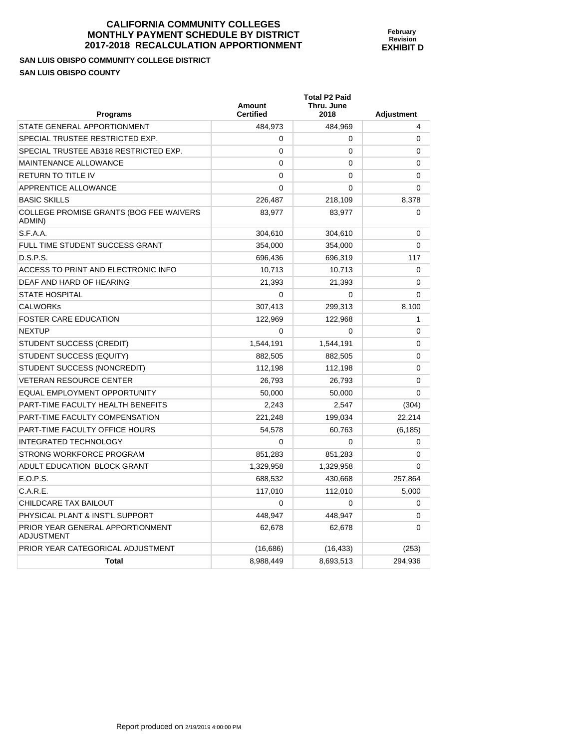# CALIFORNIA COMMUNITY COLLEGES
# MONTHLY PAYMENT SCHEDULE BY DISTRICT
# 2017-2018 RECALCULATION APPORTIONMENT

**February Revision**
**EXHIBIT D**

**SAN LUIS OBISPO COMMUNITY COLLEGE DISTRICT**
**SAN LUIS OBISPO COUNTY**

| Programs | Amount Certified | Total P2 Paid Thru. June 2018 | Adjustment |
|---|---|---|---|
| STATE GENERAL APPORTIONMENT | 484,973 | 484,969 | 4 |
| SPECIAL TRUSTEE RESTRICTED EXP. | 0 | 0 | 0 |
| SPECIAL TRUSTEE AB318 RESTRICTED EXP. | 0 | 0 | 0 |
| MAINTENANCE ALLOWANCE | 0 | 0 | 0 |
| RETURN TO TITLE IV | 0 | 0 | 0 |
| APPRENTICE ALLOWANCE | 0 | 0 | 0 |
| BASIC SKILLS | 226,487 | 218,109 | 8,378 |
| COLLEGE PROMISE GRANTS (BOG FEE WAIVERS ADMIN) | 83,977 | 83,977 | 0 |
| S.F.A.A. | 304,610 | 304,610 | 0 |
| FULL TIME STUDENT SUCCESS GRANT | 354,000 | 354,000 | 0 |
| D.S.P.S. | 696,436 | 696,319 | 117 |
| ACCESS TO PRINT AND ELECTRONIC INFO | 10,713 | 10,713 | 0 |
| DEAF AND HARD OF HEARING | 21,393 | 21,393 | 0 |
| STATE HOSPITAL | 0 | 0 | 0 |
| CALWORKs | 307,413 | 299,313 | 8,100 |
| FOSTER CARE EDUCATION | 122,969 | 122,968 | 1 |
| NEXTUP | 0 | 0 | 0 |
| STUDENT SUCCESS (CREDIT) | 1,544,191 | 1,544,191 | 0 |
| STUDENT SUCCESS (EQUITY) | 882,505 | 882,505 | 0 |
| STUDENT SUCCESS (NONCREDIT) | 112,198 | 112,198 | 0 |
| VETERAN RESOURCE CENTER | 26,793 | 26,793 | 0 |
| EQUAL EMPLOYMENT OPPORTUNITY | 50,000 | 50,000 | 0 |
| PART-TIME FACULTY HEALTH BENEFITS | 2,243 | 2,547 | (304) |
| PART-TIME FACULTY COMPENSATION | 221,248 | 199,034 | 22,214 |
| PART-TIME FACULTY OFFICE HOURS | 54,578 | 60,763 | (6,185) |
| INTEGRATED TECHNOLOGY | 0 | 0 | 0 |
| STRONG WORKFORCE PROGRAM | 851,283 | 851,283 | 0 |
| ADULT EDUCATION BLOCK GRANT | 1,329,958 | 1,329,958 | 0 |
| E.O.P.S. | 688,532 | 430,668 | 257,864 |
| C.A.R.E. | 117,010 | 112,010 | 5,000 |
| CHILDCARE TAX BAILOUT | 0 | 0 | 0 |
| PHYSICAL PLANT & INST'L SUPPORT | 448,947 | 448,947 | 0 |
| PRIOR YEAR GENERAL APPORTIONMENT ADJUSTMENT | 62,678 | 62,678 | 0 |
| PRIOR YEAR CATEGORICAL ADJUSTMENT | (16,686) | (16,433) | (253) |
| **Total** | 8,988,449 | 8,693,513 | 294,936 |

Report produced on 2/19/2019 4:00:00 PM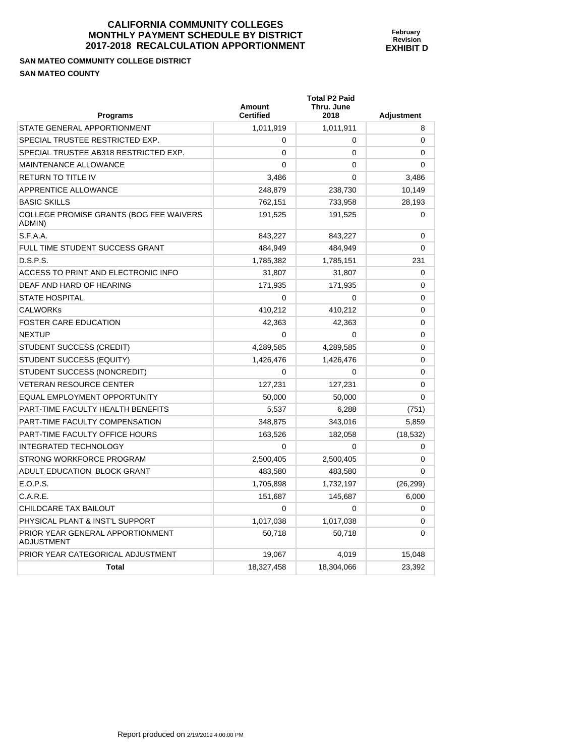# CALIFORNIA COMMUNITY COLLEGES
# MONTHLY PAYMENT SCHEDULE BY DISTRICT
# 2017-2018 RECALCULATION APPORTIONMENT

**February Revision**
**EXHIBIT D**

**SAN MATEO COMMUNITY COLLEGE DISTRICT**
**SAN MATEO COUNTY**

| Programs | Amount Certified | Total P2 Paid Thru. June 2018 | Adjustment |
|---|---|---|---|
| STATE GENERAL APPORTIONMENT | 1,011,919 | 1,011,911 | 8 |
| SPECIAL TRUSTEE RESTRICTED EXP. | 0 | 0 | 0 |
| SPECIAL TRUSTEE AB318 RESTRICTED EXP. | 0 | 0 | 0 |
| MAINTENANCE ALLOWANCE | 0 | 0 | 0 |
| RETURN TO TITLE IV | 3,486 | 0 | 3,486 |
| APPRENTICE ALLOWANCE | 248,879 | 238,730 | 10,149 |
| BASIC SKILLS | 762,151 | 733,958 | 28,193 |
| COLLEGE PROMISE GRANTS (BOG FEE WAIVERS ADMIN) | 191,525 | 191,525 | 0 |
| S.F.A.A. | 843,227 | 843,227 | 0 |
| FULL TIME STUDENT SUCCESS GRANT | 484,949 | 484,949 | 0 |
| D.S.P.S. | 1,785,382 | 1,785,151 | 231 |
| ACCESS TO PRINT AND ELECTRONIC INFO | 31,807 | 31,807 | 0 |
| DEAF AND HARD OF HEARING | 171,935 | 171,935 | 0 |
| STATE HOSPITAL | 0 | 0 | 0 |
| CALWORKs | 410,212 | 410,212 | 0 |
| FOSTER CARE EDUCATION | 42,363 | 42,363 | 0 |
| NEXTUP | 0 | 0 | 0 |
| STUDENT SUCCESS (CREDIT) | 4,289,585 | 4,289,585 | 0 |
| STUDENT SUCCESS (EQUITY) | 1,426,476 | 1,426,476 | 0 |
| STUDENT SUCCESS (NONCREDIT) | 0 | 0 | 0 |
| VETERAN RESOURCE CENTER | 127,231 | 127,231 | 0 |
| EQUAL EMPLOYMENT OPPORTUNITY | 50,000 | 50,000 | 0 |
| PART-TIME FACULTY HEALTH BENEFITS | 5,537 | 6,288 | (751) |
| PART-TIME FACULTY COMPENSATION | 348,875 | 343,016 | 5,859 |
| PART-TIME FACULTY OFFICE HOURS | 163,526 | 182,058 | (18,532) |
| INTEGRATED TECHNOLOGY | 0 | 0 | 0 |
| STRONG WORKFORCE PROGRAM | 2,500,405 | 2,500,405 | 0 |
| ADULT EDUCATION BLOCK GRANT | 483,580 | 483,580 | 0 |
| E.O.P.S. | 1,705,898 | 1,732,197 | (26,299) |
| C.A.R.E. | 151,687 | 145,687 | 6,000 |
| CHILDCARE TAX BAILOUT | 0 | 0 | 0 |
| PHYSICAL PLANT & INST'L SUPPORT | 1,017,038 | 1,017,038 | 0 |
| PRIOR YEAR GENERAL APPORTIONMENT ADJUSTMENT | 50,718 | 50,718 | 0 |
| PRIOR YEAR CATEGORICAL ADJUSTMENT | 19,067 | 4,019 | 15,048 |
| **Total** | 18,327,458 | 18,304,066 | 23,392 |

Report produced on 2/19/2019 4:00:00 PM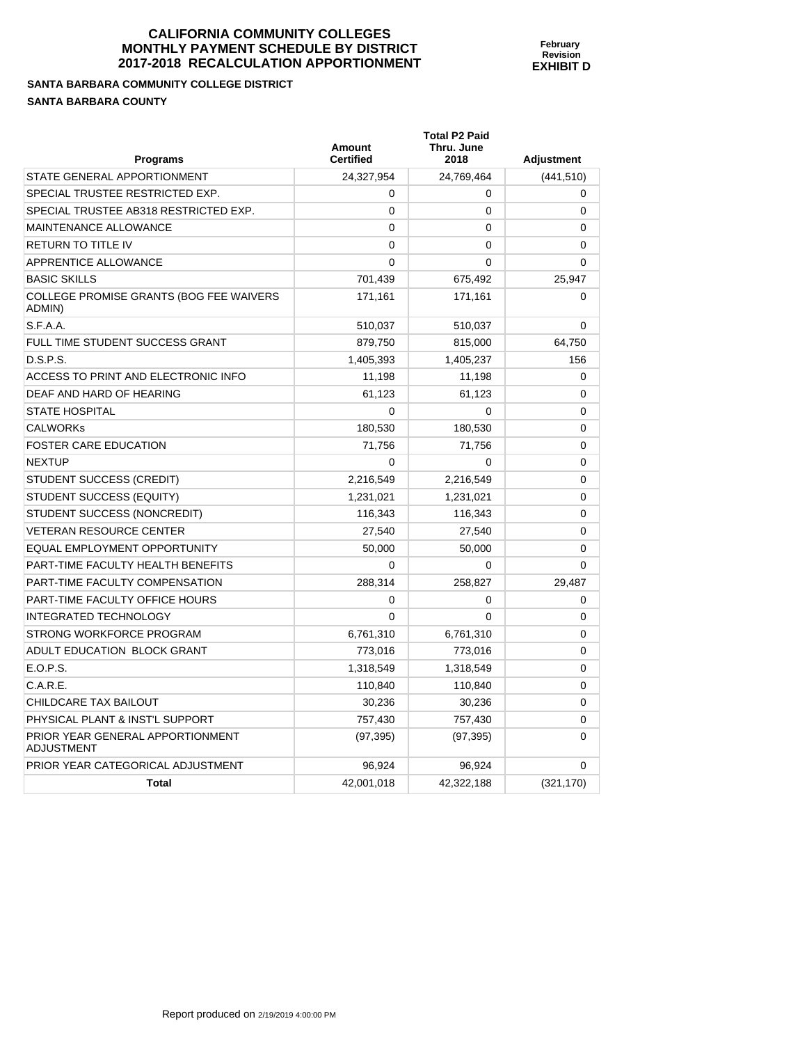# CALIFORNIA COMMUNITY COLLEGES
# MONTHLY PAYMENT SCHEDULE BY DISTRICT
# 2017-2018 RECALCULATION APPORTIONMENT

**February Revision**
**EXHIBIT D**

**SANTA BARBARA COMMUNITY COLLEGE DISTRICT**
**SANTA BARBARA COUNTY**

| Programs | Amount Certified | Total P2 Paid Thru. June 2018 | Adjustment |
|---|---|---|---|
| STATE GENERAL APPORTIONMENT | 24,327,954 | 24,769,464 | (441,510) |
| SPECIAL TRUSTEE RESTRICTED EXP. | 0 | 0 | 0 |
| SPECIAL TRUSTEE AB318 RESTRICTED EXP. | 0 | 0 | 0 |
| MAINTENANCE ALLOWANCE | 0 | 0 | 0 |
| RETURN TO TITLE IV | 0 | 0 | 0 |
| APPRENTICE ALLOWANCE | 0 | 0 | 0 |
| BASIC SKILLS | 701,439 | 675,492 | 25,947 |
| COLLEGE PROMISE GRANTS (BOG FEE WAIVERS ADMIN) | 171,161 | 171,161 | 0 |
| S.F.A.A. | 510,037 | 510,037 | 0 |
| FULL TIME STUDENT SUCCESS GRANT | 879,750 | 815,000 | 64,750 |
| D.S.P.S. | 1,405,393 | 1,405,237 | 156 |
| ACCESS TO PRINT AND ELECTRONIC INFO | 11,198 | 11,198 | 0 |
| DEAF AND HARD OF HEARING | 61,123 | 61,123 | 0 |
| STATE HOSPITAL | 0 | 0 | 0 |
| CALWORKs | 180,530 | 180,530 | 0 |
| FOSTER CARE EDUCATION | 71,756 | 71,756 | 0 |
| NEXTUP | 0 | 0 | 0 |
| STUDENT SUCCESS (CREDIT) | 2,216,549 | 2,216,549 | 0 |
| STUDENT SUCCESS (EQUITY) | 1,231,021 | 1,231,021 | 0 |
| STUDENT SUCCESS (NONCREDIT) | 116,343 | 116,343 | 0 |
| VETERAN RESOURCE CENTER | 27,540 | 27,540 | 0 |
| EQUAL EMPLOYMENT OPPORTUNITY | 50,000 | 50,000 | 0 |
| PART-TIME FACULTY HEALTH BENEFITS | 0 | 0 | 0 |
| PART-TIME FACULTY COMPENSATION | 288,314 | 258,827 | 29,487 |
| PART-TIME FACULTY OFFICE HOURS | 0 | 0 | 0 |
| INTEGRATED TECHNOLOGY | 0 | 0 | 0 |
| STRONG WORKFORCE PROGRAM | 6,761,310 | 6,761,310 | 0 |
| ADULT EDUCATION BLOCK GRANT | 773,016 | 773,016 | 0 |
| E.O.P.S. | 1,318,549 | 1,318,549 | 0 |
| C.A.R.E. | 110,840 | 110,840 | 0 |
| CHILDCARE TAX BAILOUT | 30,236 | 30,236 | 0 |
| PHYSICAL PLANT & INST'L SUPPORT | 757,430 | 757,430 | 0 |
| PRIOR YEAR GENERAL APPORTIONMENT ADJUSTMENT | (97,395) | (97,395) | 0 |
| PRIOR YEAR CATEGORICAL ADJUSTMENT | 96,924 | 96,924 | 0 |
| **Total** | 42,001,018 | 42,322,188 | (321,170) |

Report produced on 2/19/2019 4:00:00 PM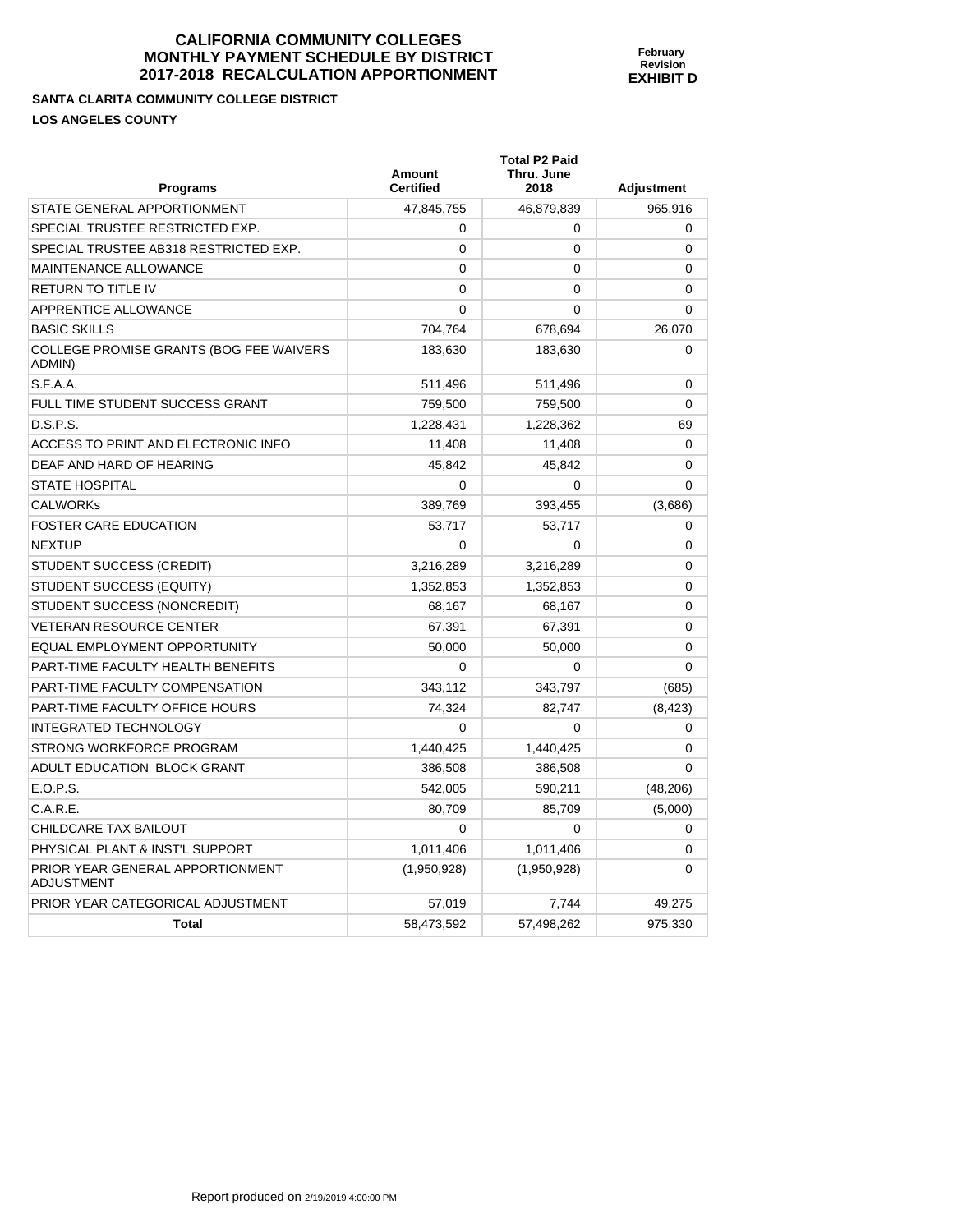# CALIFORNIA COMMUNITY COLLEGES MONTHLY PAYMENT SCHEDULE BY DISTRICT 2017-2018 RECALCULATION APPORTIONMENT

**February Revision EXHIBIT D**

**SANTA CLARITA COMMUNITY COLLEGE DISTRICT**

**LOS ANGELES COUNTY**

| Programs | Amount Certified | Total P2 Paid Thru. June 2018 | Adjustment |
|---|---|---|---|
| STATE GENERAL APPORTIONMENT | 47,845,755 | 46,879,839 | 965,916 |
| SPECIAL TRUSTEE RESTRICTED EXP. | 0 | 0 | 0 |
| SPECIAL TRUSTEE AB318 RESTRICTED EXP. | 0 | 0 | 0 |
| MAINTENANCE ALLOWANCE | 0 | 0 | 0 |
| RETURN TO TITLE IV | 0 | 0 | 0 |
| APPRENTICE ALLOWANCE | 0 | 0 | 0 |
| BASIC SKILLS | 704,764 | 678,694 | 26,070 |
| COLLEGE PROMISE GRANTS (BOG FEE WAIVERS ADMIN) | 183,630 | 183,630 | 0 |
| S.F.A.A. | 511,496 | 511,496 | 0 |
| FULL TIME STUDENT SUCCESS GRANT | 759,500 | 759,500 | 0 |
| D.S.P.S. | 1,228,431 | 1,228,362 | 69 |
| ACCESS TO PRINT AND ELECTRONIC INFO | 11,408 | 11,408 | 0 |
| DEAF AND HARD OF HEARING | 45,842 | 45,842 | 0 |
| STATE HOSPITAL | 0 | 0 | 0 |
| CALWORKs | 389,769 | 393,455 | (3,686) |
| FOSTER CARE EDUCATION | 53,717 | 53,717 | 0 |
| NEXTUP | 0 | 0 | 0 |
| STUDENT SUCCESS (CREDIT) | 3,216,289 | 3,216,289 | 0 |
| STUDENT SUCCESS (EQUITY) | 1,352,853 | 1,352,853 | 0 |
| STUDENT SUCCESS (NONCREDIT) | 68,167 | 68,167 | 0 |
| VETERAN RESOURCE CENTER | 67,391 | 67,391 | 0 |
| EQUAL EMPLOYMENT OPPORTUNITY | 50,000 | 50,000 | 0 |
| PART-TIME FACULTY HEALTH BENEFITS | 0 | 0 | 0 |
| PART-TIME FACULTY COMPENSATION | 343,112 | 343,797 | (685) |
| PART-TIME FACULTY OFFICE HOURS | 74,324 | 82,747 | (8,423) |
| INTEGRATED TECHNOLOGY | 0 | 0 | 0 |
| STRONG WORKFORCE PROGRAM | 1,440,425 | 1,440,425 | 0 |
| ADULT EDUCATION BLOCK GRANT | 386,508 | 386,508 | 0 |
| E.O.P.S. | 542,005 | 590,211 | (48,206) |
| C.A.R.E. | 80,709 | 85,709 | (5,000) |
| CHILDCARE TAX BAILOUT | 0 | 0 | 0 |
| PHYSICAL PLANT & INST'L SUPPORT | 1,011,406 | 1,011,406 | 0 |
| PRIOR YEAR GENERAL APPORTIONMENT ADJUSTMENT | (1,950,928) | (1,950,928) | 0 |
| PRIOR YEAR CATEGORICAL ADJUSTMENT | 57,019 | 7,744 | 49,275 |
| **Total** | 58,473,592 | 57,498,262 | 975,330 |

Report produced on 2/19/2019 4:00:00 PM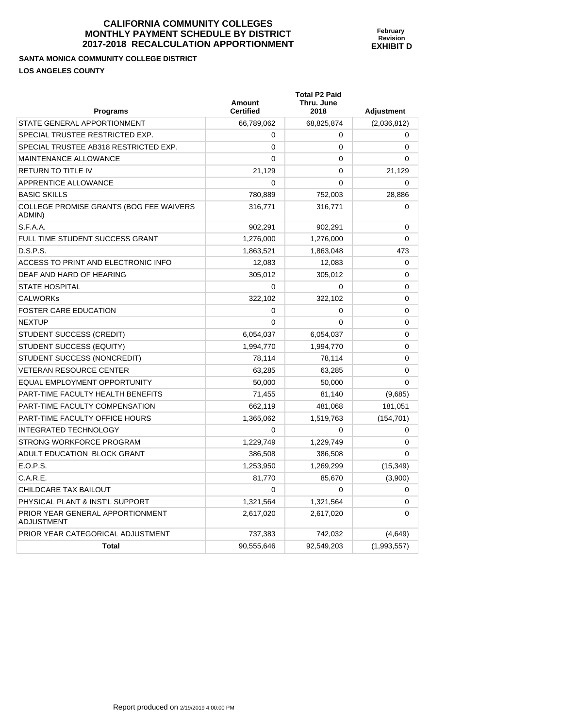# CALIFORNIA COMMUNITY COLLEGES
# MONTHLY PAYMENT SCHEDULE BY DISTRICT
# 2017-2018 RECALCULATION APPORTIONMENT

**February Revision**
**EXHIBIT D**

**SANTA MONICA COMMUNITY COLLEGE DISTRICT**

**LOS ANGELES COUNTY**

| Programs | Amount Certified | Total P2 Paid Thru. June 2018 | Adjustment |
|---|---|---|---|
| STATE GENERAL APPORTIONMENT | 66,789,062 | 68,825,874 | (2,036,812) |
| SPECIAL TRUSTEE RESTRICTED EXP. | 0 | 0 | 0 |
| SPECIAL TRUSTEE AB318 RESTRICTED EXP. | 0 | 0 | 0 |
| MAINTENANCE ALLOWANCE | 0 | 0 | 0 |
| RETURN TO TITLE IV | 21,129 | 0 | 21,129 |
| APPRENTICE ALLOWANCE | 0 | 0 | 0 |
| BASIC SKILLS | 780,889 | 752,003 | 28,886 |
| COLLEGE PROMISE GRANTS (BOG FEE WAIVERS ADMIN) | 316,771 | 316,771 | 0 |
| S.F.A.A. | 902,291 | 902,291 | 0 |
| FULL TIME STUDENT SUCCESS GRANT | 1,276,000 | 1,276,000 | 0 |
| D.S.P.S. | 1,863,521 | 1,863,048 | 473 |
| ACCESS TO PRINT AND ELECTRONIC INFO | 12,083 | 12,083 | 0 |
| DEAF AND HARD OF HEARING | 305,012 | 305,012 | 0 |
| STATE HOSPITAL | 0 | 0 | 0 |
| CALWORKs | 322,102 | 322,102 | 0 |
| FOSTER CARE EDUCATION | 0 | 0 | 0 |
| NEXTUP | 0 | 0 | 0 |
| STUDENT SUCCESS (CREDIT) | 6,054,037 | 6,054,037 | 0 |
| STUDENT SUCCESS (EQUITY) | 1,994,770 | 1,994,770 | 0 |
| STUDENT SUCCESS (NONCREDIT) | 78,114 | 78,114 | 0 |
| VETERAN RESOURCE CENTER | 63,285 | 63,285 | 0 |
| EQUAL EMPLOYMENT OPPORTUNITY | 50,000 | 50,000 | 0 |
| PART-TIME FACULTY HEALTH BENEFITS | 71,455 | 81,140 | (9,685) |
| PART-TIME FACULTY COMPENSATION | 662,119 | 481,068 | 181,051 |
| PART-TIME FACULTY OFFICE HOURS | 1,365,062 | 1,519,763 | (154,701) |
| INTEGRATED TECHNOLOGY | 0 | 0 | 0 |
| STRONG WORKFORCE PROGRAM | 1,229,749 | 1,229,749 | 0 |
| ADULT EDUCATION BLOCK GRANT | 386,508 | 386,508 | 0 |
| E.O.P.S. | 1,253,950 | 1,269,299 | (15,349) |
| C.A.R.E. | 81,770 | 85,670 | (3,900) |
| CHILDCARE TAX BAILOUT | 0 | 0 | 0 |
| PHYSICAL PLANT & INST'L SUPPORT | 1,321,564 | 1,321,564 | 0 |
| PRIOR YEAR GENERAL APPORTIONMENT ADJUSTMENT | 2,617,020 | 2,617,020 | 0 |
| PRIOR YEAR CATEGORICAL ADJUSTMENT | 737,383 | 742,032 | (4,649) |
| **Total** | 90,555,646 | 92,549,203 | (1,993,557) |

Report produced on 2/19/2019 4:00:00 PM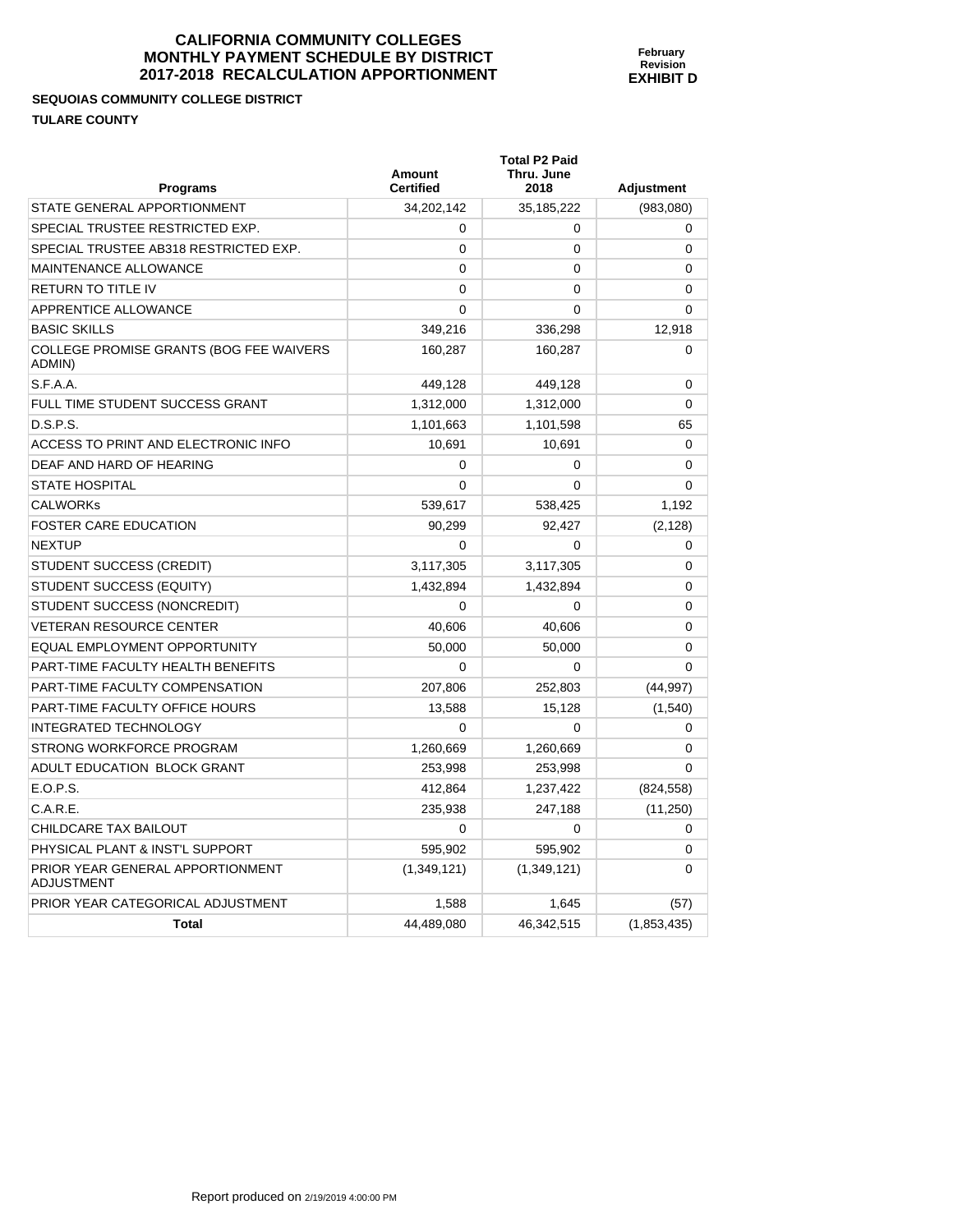# CALIFORNIA COMMUNITY COLLEGES MONTHLY PAYMENT SCHEDULE BY DISTRICT 2017-2018 RECALCULATION APPORTIONMENT

**February Revision**
**EXHIBIT D**

**SEQUOIAS COMMUNITY COLLEGE DISTRICT**

**TULARE COUNTY**

| Programs | Amount Certified | Total P2 Paid Thru. June 2018 | Adjustment |
|---|---|---|---|
| STATE GENERAL APPORTIONMENT | 34,202,142 | 35,185,222 | (983,080) |
| SPECIAL TRUSTEE RESTRICTED EXP. | 0 | 0 | 0 |
| SPECIAL TRUSTEE AB318 RESTRICTED EXP. | 0 | 0 | 0 |
| MAINTENANCE ALLOWANCE | 0 | 0 | 0 |
| RETURN TO TITLE IV | 0 | 0 | 0 |
| APPRENTICE ALLOWANCE | 0 | 0 | 0 |
| BASIC SKILLS | 349,216 | 336,298 | 12,918 |
| COLLEGE PROMISE GRANTS (BOG FEE WAIVERS ADMIN) | 160,287 | 160,287 | 0 |
| S.F.A.A. | 449,128 | 449,128 | 0 |
| FULL TIME STUDENT SUCCESS GRANT | 1,312,000 | 1,312,000 | 0 |
| D.S.P.S. | 1,101,663 | 1,101,598 | 65 |
| ACCESS TO PRINT AND ELECTRONIC INFO | 10,691 | 10,691 | 0 |
| DEAF AND HARD OF HEARING | 0 | 0 | 0 |
| STATE HOSPITAL | 0 | 0 | 0 |
| CALWORKs | 539,617 | 538,425 | 1,192 |
| FOSTER CARE EDUCATION | 90,299 | 92,427 | (2,128) |
| NEXTUP | 0 | 0 | 0 |
| STUDENT SUCCESS (CREDIT) | 3,117,305 | 3,117,305 | 0 |
| STUDENT SUCCESS (EQUITY) | 1,432,894 | 1,432,894 | 0 |
| STUDENT SUCCESS (NONCREDIT) | 0 | 0 | 0 |
| VETERAN RESOURCE CENTER | 40,606 | 40,606 | 0 |
| EQUAL EMPLOYMENT OPPORTUNITY | 50,000 | 50,000 | 0 |
| PART-TIME FACULTY HEALTH BENEFITS | 0 | 0 | 0 |
| PART-TIME FACULTY COMPENSATION | 207,806 | 252,803 | (44,997) |
| PART-TIME FACULTY OFFICE HOURS | 13,588 | 15,128 | (1,540) |
| INTEGRATED TECHNOLOGY | 0 | 0 | 0 |
| STRONG WORKFORCE PROGRAM | 1,260,669 | 1,260,669 | 0 |
| ADULT EDUCATION BLOCK GRANT | 253,998 | 253,998 | 0 |
| E.O.P.S. | 412,864 | 1,237,422 | (824,558) |
| C.A.R.E. | 235,938 | 247,188 | (11,250) |
| CHILDCARE TAX BAILOUT | 0 | 0 | 0 |
| PHYSICAL PLANT & INST'L SUPPORT | 595,902 | 595,902 | 0 |
| PRIOR YEAR GENERAL APPORTIONMENT ADJUSTMENT | (1,349,121) | (1,349,121) | 0 |
| PRIOR YEAR CATEGORICAL ADJUSTMENT | 1,588 | 1,645 | (57) |
| **Total** | 44,489,080 | 46,342,515 | (1,853,435) |

Report produced on 2/19/2019 4:00:00 PM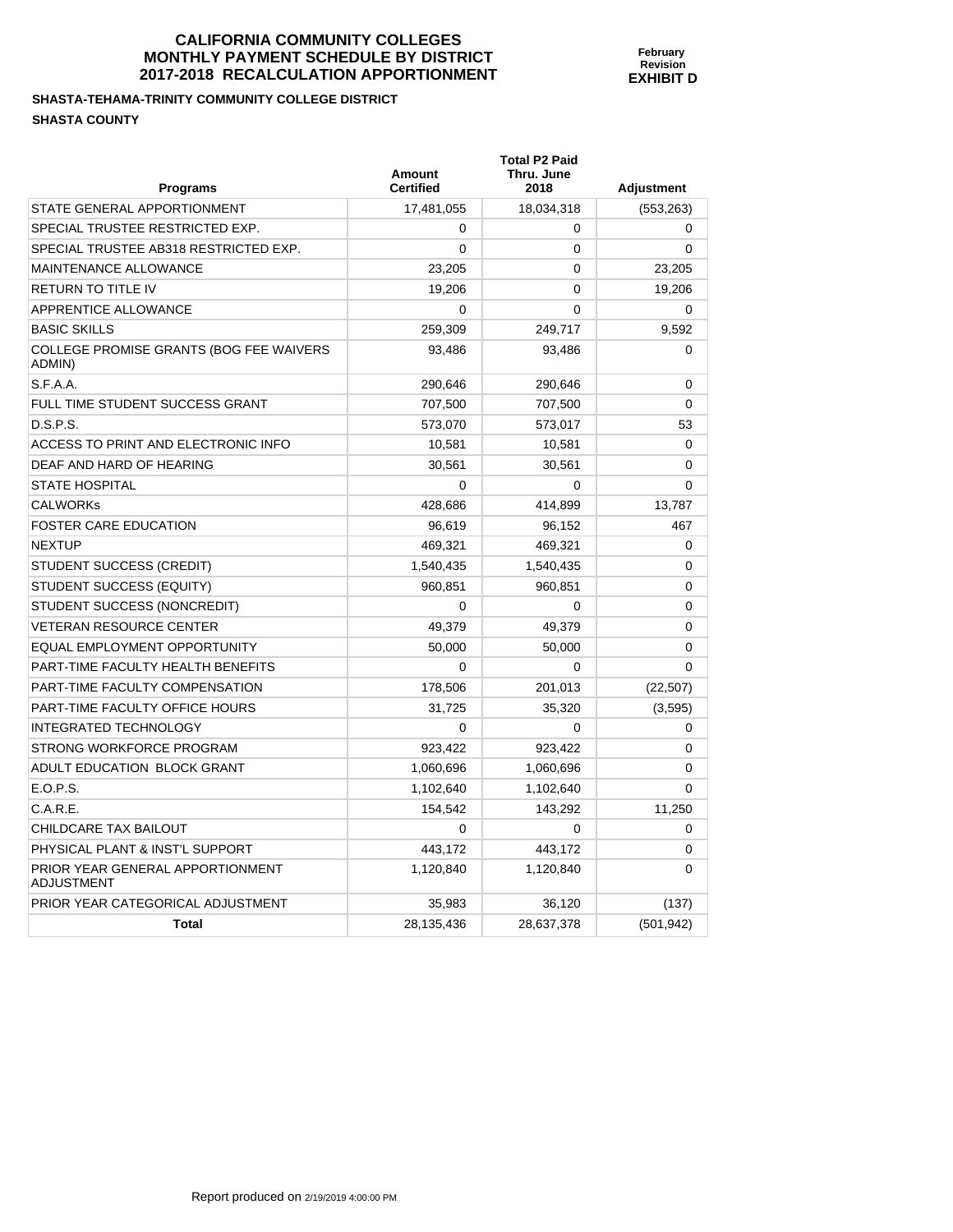# CALIFORNIA COMMUNITY COLLEGES
# MONTHLY PAYMENT SCHEDULE BY DISTRICT
# 2017-2018 RECALCULATION APPORTIONMENT

**February Revision**
**EXHIBIT D**

**SHASTA-TEHAMA-TRINITY COMMUNITY COLLEGE DISTRICT**

**SHASTA COUNTY**

| Programs | Amount Certified | Total P2 Paid Thru. June 2018 | Adjustment |
|---|---|---|---|
| STATE GENERAL APPORTIONMENT | 17,481,055 | 18,034,318 | (553,263) |
| SPECIAL TRUSTEE RESTRICTED EXP. | 0 | 0 | 0 |
| SPECIAL TRUSTEE AB318 RESTRICTED EXP. | 0 | 0 | 0 |
| MAINTENANCE ALLOWANCE | 23,205 | 0 | 23,205 |
| RETURN TO TITLE IV | 19,206 | 0 | 19,206 |
| APPRENTICE ALLOWANCE | 0 | 0 | 0 |
| BASIC SKILLS | 259,309 | 249,717 | 9,592 |
| COLLEGE PROMISE GRANTS (BOG FEE WAIVERS ADMIN) | 93,486 | 93,486 | 0 |
| S.F.A.A. | 290,646 | 290,646 | 0 |
| FULL TIME STUDENT SUCCESS GRANT | 707,500 | 707,500 | 0 |
| D.S.P.S. | 573,070 | 573,017 | 53 |
| ACCESS TO PRINT AND ELECTRONIC INFO | 10,581 | 10,581 | 0 |
| DEAF AND HARD OF HEARING | 30,561 | 30,561 | 0 |
| STATE HOSPITAL | 0 | 0 | 0 |
| CALWORKs | 428,686 | 414,899 | 13,787 |
| FOSTER CARE EDUCATION | 96,619 | 96,152 | 467 |
| NEXTUP | 469,321 | 469,321 | 0 |
| STUDENT SUCCESS (CREDIT) | 1,540,435 | 1,540,435 | 0 |
| STUDENT SUCCESS (EQUITY) | 960,851 | 960,851 | 0 |
| STUDENT SUCCESS (NONCREDIT) | 0 | 0 | 0 |
| VETERAN RESOURCE CENTER | 49,379 | 49,379 | 0 |
| EQUAL EMPLOYMENT OPPORTUNITY | 50,000 | 50,000 | 0 |
| PART-TIME FACULTY HEALTH BENEFITS | 0 | 0 | 0 |
| PART-TIME FACULTY COMPENSATION | 178,506 | 201,013 | (22,507) |
| PART-TIME FACULTY OFFICE HOURS | 31,725 | 35,320 | (3,595) |
| INTEGRATED TECHNOLOGY | 0 | 0 | 0 |
| STRONG WORKFORCE PROGRAM | 923,422 | 923,422 | 0 |
| ADULT EDUCATION BLOCK GRANT | 1,060,696 | 1,060,696 | 0 |
| E.O.P.S. | 1,102,640 | 1,102,640 | 0 |
| C.A.R.E. | 154,542 | 143,292 | 11,250 |
| CHILDCARE TAX BAILOUT | 0 | 0 | 0 |
| PHYSICAL PLANT & INST'L SUPPORT | 443,172 | 443,172 | 0 |
| PRIOR YEAR GENERAL APPORTIONMENT ADJUSTMENT | 1,120,840 | 1,120,840 | 0 |
| PRIOR YEAR CATEGORICAL ADJUSTMENT | 35,983 | 36,120 | (137) |
| **Total** | 28,135,436 | 28,637,378 | (501,942) |

Report produced on 2/19/2019 4:00:00 PM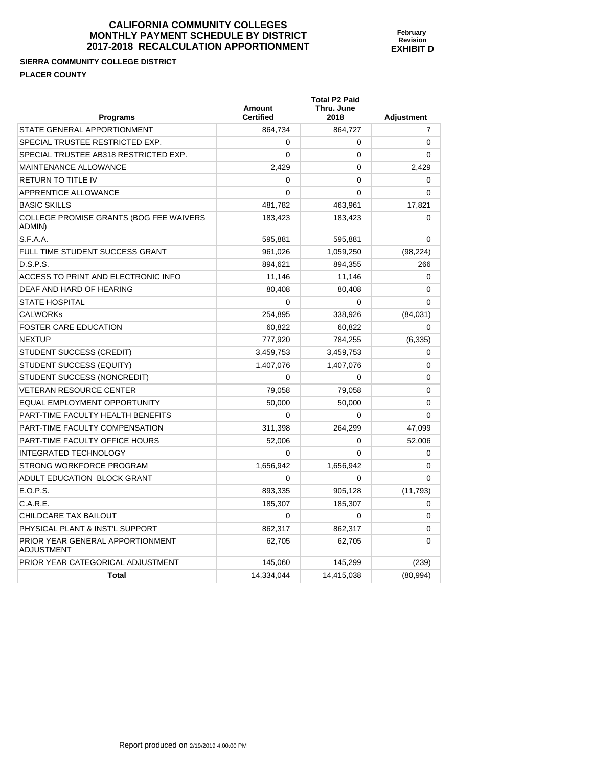# CALIFORNIA COMMUNITY COLLEGES
# MONTHLY PAYMENT SCHEDULE BY DISTRICT
# 2017-2018 RECALCULATION APPORTIONMENT

**February Revision**
**EXHIBIT D**

**SIERRA COMMUNITY COLLEGE DISTRICT**

**PLACER COUNTY**

| Programs | Amount Certified | Total P2 Paid Thru. June 2018 | Adjustment |
|---|---|---|---|
| STATE GENERAL APPORTIONMENT | 864,734 | 864,727 | 7 |
| SPECIAL TRUSTEE RESTRICTED EXP. | 0 | 0 | 0 |
| SPECIAL TRUSTEE AB318 RESTRICTED EXP. | 0 | 0 | 0 |
| MAINTENANCE ALLOWANCE | 2,429 | 0 | 2,429 |
| RETURN TO TITLE IV | 0 | 0 | 0 |
| APPRENTICE ALLOWANCE | 0 | 0 | 0 |
| BASIC SKILLS | 481,782 | 463,961 | 17,821 |
| COLLEGE PROMISE GRANTS (BOG FEE WAIVERS ADMIN) | 183,423 | 183,423 | 0 |
| S.F.A.A. | 595,881 | 595,881 | 0 |
| FULL TIME STUDENT SUCCESS GRANT | 961,026 | 1,059,250 | (98,224) |
| D.S.P.S. | 894,621 | 894,355 | 266 |
| ACCESS TO PRINT AND ELECTRONIC INFO | 11,146 | 11,146 | 0 |
| DEAF AND HARD OF HEARING | 80,408 | 80,408 | 0 |
| STATE HOSPITAL | 0 | 0 | 0 |
| CALWORKs | 254,895 | 338,926 | (84,031) |
| FOSTER CARE EDUCATION | 60,822 | 60,822 | 0 |
| NEXTUP | 777,920 | 784,255 | (6,335) |
| STUDENT SUCCESS (CREDIT) | 3,459,753 | 3,459,753 | 0 |
| STUDENT SUCCESS (EQUITY) | 1,407,076 | 1,407,076 | 0 |
| STUDENT SUCCESS (NONCREDIT) | 0 | 0 | 0 |
| VETERAN RESOURCE CENTER | 79,058 | 79,058 | 0 |
| EQUAL EMPLOYMENT OPPORTUNITY | 50,000 | 50,000 | 0 |
| PART-TIME FACULTY HEALTH BENEFITS | 0 | 0 | 0 |
| PART-TIME FACULTY COMPENSATION | 311,398 | 264,299 | 47,099 |
| PART-TIME FACULTY OFFICE HOURS | 52,006 | 0 | 52,006 |
| INTEGRATED TECHNOLOGY | 0 | 0 | 0 |
| STRONG WORKFORCE PROGRAM | 1,656,942 | 1,656,942 | 0 |
| ADULT EDUCATION BLOCK GRANT | 0 | 0 | 0 |
| E.O.P.S. | 893,335 | 905,128 | (11,793) |
| C.A.R.E. | 185,307 | 185,307 | 0 |
| CHILDCARE TAX BAILOUT | 0 | 0 | 0 |
| PHYSICAL PLANT & INST'L SUPPORT | 862,317 | 862,317 | 0 |
| PRIOR YEAR GENERAL APPORTIONMENT ADJUSTMENT | 62,705 | 62,705 | 0 |
| PRIOR YEAR CATEGORICAL ADJUSTMENT | 145,060 | 145,299 | (239) |
| **Total** | 14,334,044 | 14,415,038 | (80,994) |

Report produced on 2/19/2019 4:00:00 PM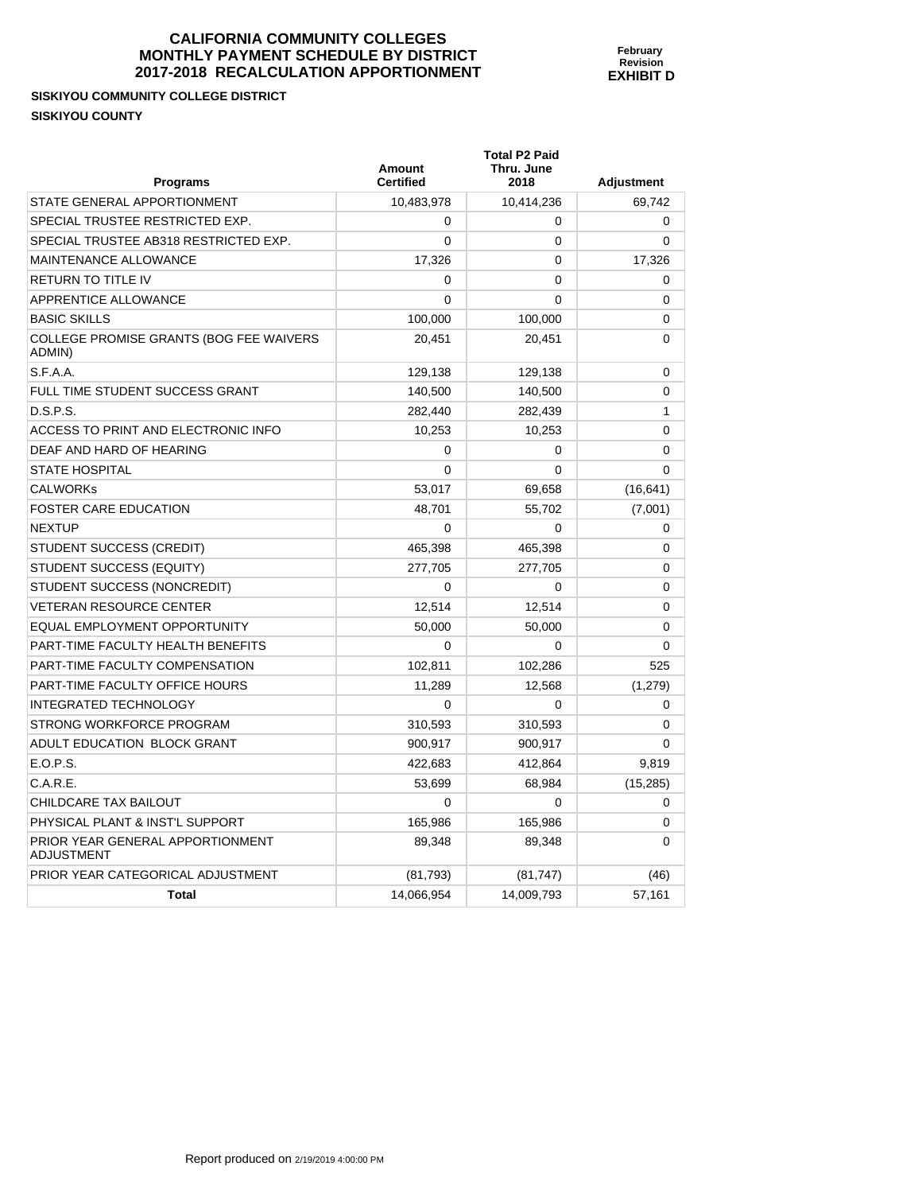# CALIFORNIA COMMUNITY COLLEGES
# MONTHLY PAYMENT SCHEDULE BY DISTRICT
# 2017-2018 RECALCULATION APPORTIONMENT

**February Revision**
**EXHIBIT D**

**SISKIYOU COMMUNITY COLLEGE DISTRICT**
**SISKIYOU COUNTY**

| Programs | Amount Certified | Total P2 Paid Thru. June 2018 | Adjustment |
|---|---|---|---|
| STATE GENERAL APPORTIONMENT | 10,483,978 | 10,414,236 | 69,742 |
| SPECIAL TRUSTEE RESTRICTED EXP. | 0 | 0 | 0 |
| SPECIAL TRUSTEE AB318 RESTRICTED EXP. | 0 | 0 | 0 |
| MAINTENANCE ALLOWANCE | 17,326 | 0 | 17,326 |
| RETURN TO TITLE IV | 0 | 0 | 0 |
| APPRENTICE ALLOWANCE | 0 | 0 | 0 |
| BASIC SKILLS | 100,000 | 100,000 | 0 |
| COLLEGE PROMISE GRANTS (BOG FEE WAIVERS ADMIN) | 20,451 | 20,451 | 0 |
| S.F.A.A. | 129,138 | 129,138 | 0 |
| FULL TIME STUDENT SUCCESS GRANT | 140,500 | 140,500 | 0 |
| D.S.P.S. | 282,440 | 282,439 | 1 |
| ACCESS TO PRINT AND ELECTRONIC INFO | 10,253 | 10,253 | 0 |
| DEAF AND HARD OF HEARING | 0 | 0 | 0 |
| STATE HOSPITAL | 0 | 0 | 0 |
| CALWORKs | 53,017 | 69,658 | (16,641) |
| FOSTER CARE EDUCATION | 48,701 | 55,702 | (7,001) |
| NEXTUP | 0 | 0 | 0 |
| STUDENT SUCCESS (CREDIT) | 465,398 | 465,398 | 0 |
| STUDENT SUCCESS (EQUITY) | 277,705 | 277,705 | 0 |
| STUDENT SUCCESS (NONCREDIT) | 0 | 0 | 0 |
| VETERAN RESOURCE CENTER | 12,514 | 12,514 | 0 |
| EQUAL EMPLOYMENT OPPORTUNITY | 50,000 | 50,000 | 0 |
| PART-TIME FACULTY HEALTH BENEFITS | 0 | 0 | 0 |
| PART-TIME FACULTY COMPENSATION | 102,811 | 102,286 | 525 |
| PART-TIME FACULTY OFFICE HOURS | 11,289 | 12,568 | (1,279) |
| INTEGRATED TECHNOLOGY | 0 | 0 | 0 |
| STRONG WORKFORCE PROGRAM | 310,593 | 310,593 | 0 |
| ADULT EDUCATION BLOCK GRANT | 900,917 | 900,917 | 0 |
| E.O.P.S. | 422,683 | 412,864 | 9,819 |
| C.A.R.E. | 53,699 | 68,984 | (15,285) |
| CHILDCARE TAX BAILOUT | 0 | 0 | 0 |
| PHYSICAL PLANT & INST'L SUPPORT | 165,986 | 165,986 | 0 |
| PRIOR YEAR GENERAL APPORTIONMENT ADJUSTMENT | 89,348 | 89,348 | 0 |
| PRIOR YEAR CATEGORICAL ADJUSTMENT | (81,793) | (81,747) | (46) |
| **Total** | 14,066,954 | 14,009,793 | 57,161 |

Report produced on 2/19/2019 4:00:00 PM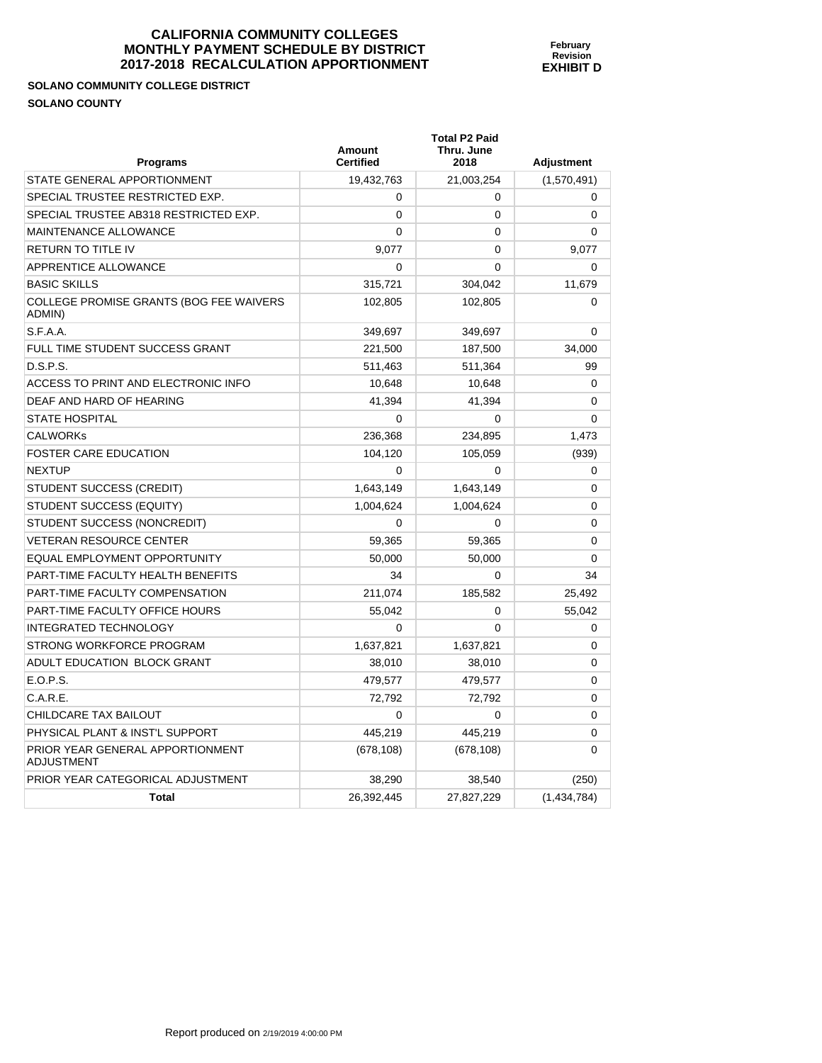# CALIFORNIA COMMUNITY COLLEGES
# MONTHLY PAYMENT SCHEDULE BY DISTRICT
# 2017-2018 RECALCULATION APPORTIONMENT

**February Revision**
**EXHIBIT D**

**SOLANO COMMUNITY COLLEGE DISTRICT**

**SOLANO COUNTY**

| Programs | Amount Certified | Total P2 Paid Thru. June 2018 | Adjustment |
|---|---|---|---|
| STATE GENERAL APPORTIONMENT | 19,432,763 | 21,003,254 | (1,570,491) |
| SPECIAL TRUSTEE RESTRICTED EXP. | 0 | 0 | 0 |
| SPECIAL TRUSTEE AB318 RESTRICTED EXP. | 0 | 0 | 0 |
| MAINTENANCE ALLOWANCE | 0 | 0 | 0 |
| RETURN TO TITLE IV | 9,077 | 0 | 9,077 |
| APPRENTICE ALLOWANCE | 0 | 0 | 0 |
| BASIC SKILLS | 315,721 | 304,042 | 11,679 |
| COLLEGE PROMISE GRANTS (BOG FEE WAIVERS ADMIN) | 102,805 | 102,805 | 0 |
| S.F.A.A. | 349,697 | 349,697 | 0 |
| FULL TIME STUDENT SUCCESS GRANT | 221,500 | 187,500 | 34,000 |
| D.S.P.S. | 511,463 | 511,364 | 99 |
| ACCESS TO PRINT AND ELECTRONIC INFO | 10,648 | 10,648 | 0 |
| DEAF AND HARD OF HEARING | 41,394 | 41,394 | 0 |
| STATE HOSPITAL | 0 | 0 | 0 |
| CALWORKs | 236,368 | 234,895 | 1,473 |
| FOSTER CARE EDUCATION | 104,120 | 105,059 | (939) |
| NEXTUP | 0 | 0 | 0 |
| STUDENT SUCCESS (CREDIT) | 1,643,149 | 1,643,149 | 0 |
| STUDENT SUCCESS (EQUITY) | 1,004,624 | 1,004,624 | 0 |
| STUDENT SUCCESS (NONCREDIT) | 0 | 0 | 0 |
| VETERAN RESOURCE CENTER | 59,365 | 59,365 | 0 |
| EQUAL EMPLOYMENT OPPORTUNITY | 50,000 | 50,000 | 0 |
| PART-TIME FACULTY HEALTH BENEFITS | 34 | 0 | 34 |
| PART-TIME FACULTY COMPENSATION | 211,074 | 185,582 | 25,492 |
| PART-TIME FACULTY OFFICE HOURS | 55,042 | 0 | 55,042 |
| INTEGRATED TECHNOLOGY | 0 | 0 | 0 |
| STRONG WORKFORCE PROGRAM | 1,637,821 | 1,637,821 | 0 |
| ADULT EDUCATION BLOCK GRANT | 38,010 | 38,010 | 0 |
| E.O.P.S. | 479,577 | 479,577 | 0 |
| C.A.R.E. | 72,792 | 72,792 | 0 |
| CHILDCARE TAX BAILOUT | 0 | 0 | 0 |
| PHYSICAL PLANT & INST'L SUPPORT | 445,219 | 445,219 | 0 |
| PRIOR YEAR GENERAL APPORTIONMENT ADJUSTMENT | (678,108) | (678,108) | 0 |
| PRIOR YEAR CATEGORICAL ADJUSTMENT | 38,290 | 38,540 | (250) |
| **Total** | 26,392,445 | 27,827,229 | (1,434,784) |

Report produced on 2/19/2019 4:00:00 PM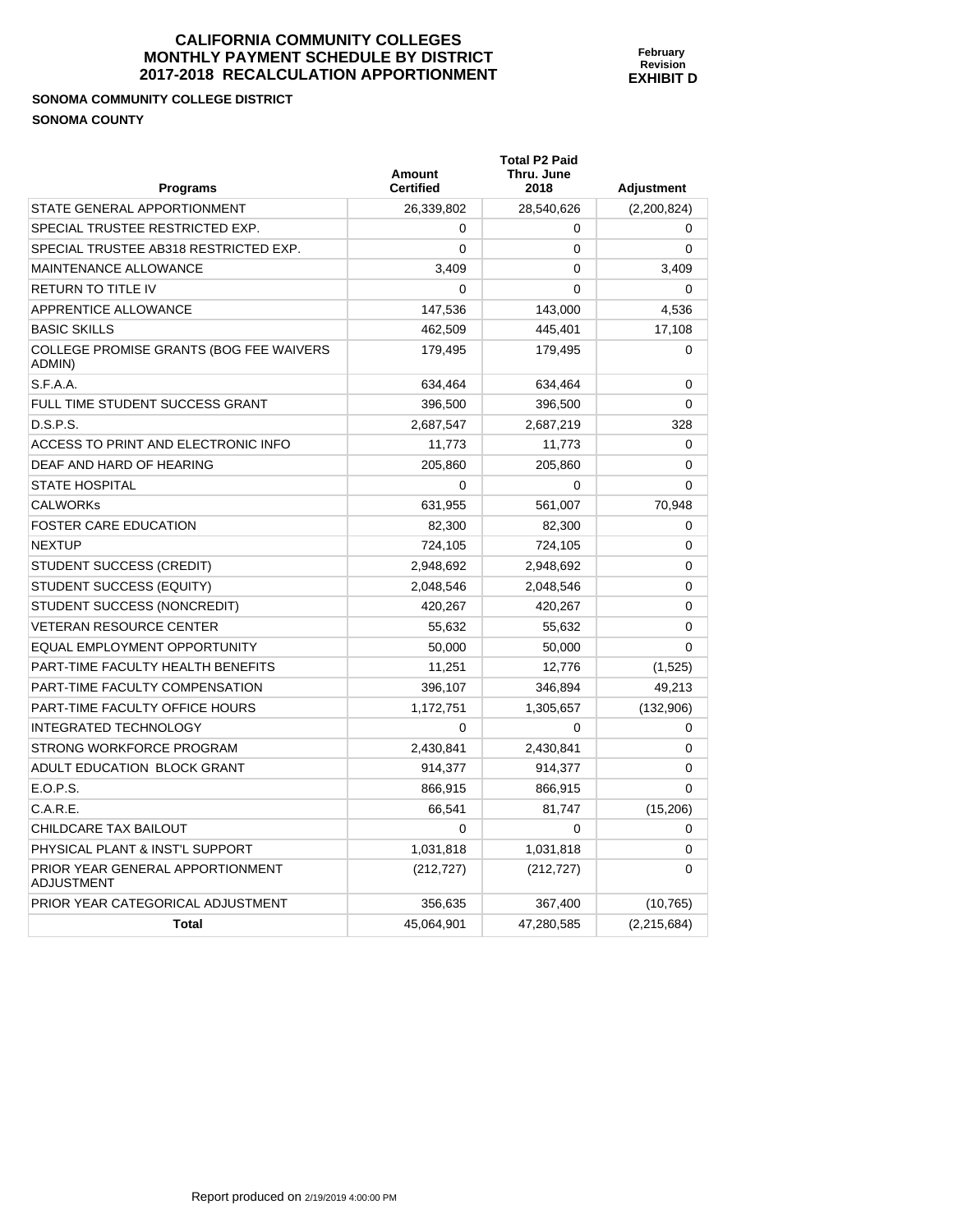# CALIFORNIA COMMUNITY COLLEGES
# MONTHLY PAYMENT SCHEDULE BY DISTRICT
# 2017-2018 RECALCULATION APPORTIONMENT

**February Revision**
**EXHIBIT D**

**SONOMA COMMUNITY COLLEGE DISTRICT**

**SONOMA COUNTY**

| Programs | Amount Certified | Total P2 Paid Thru. June 2018 | Adjustment |
|---|---|---|---|
| STATE GENERAL APPORTIONMENT | 26,339,802 | 28,540,626 | (2,200,824) |
| SPECIAL TRUSTEE RESTRICTED EXP. | 0 | 0 | 0 |
| SPECIAL TRUSTEE AB318 RESTRICTED EXP. | 0 | 0 | 0 |
| MAINTENANCE ALLOWANCE | 3,409 | 0 | 3,409 |
| RETURN TO TITLE IV | 0 | 0 | 0 |
| APPRENTICE ALLOWANCE | 147,536 | 143,000 | 4,536 |
| BASIC SKILLS | 462,509 | 445,401 | 17,108 |
| COLLEGE PROMISE GRANTS (BOG FEE WAIVERS ADMIN) | 179,495 | 179,495 | 0 |
| S.F.A.A. | 634,464 | 634,464 | 0 |
| FULL TIME STUDENT SUCCESS GRANT | 396,500 | 396,500 | 0 |
| D.S.P.S. | 2,687,547 | 2,687,219 | 328 |
| ACCESS TO PRINT AND ELECTRONIC INFO | 11,773 | 11,773 | 0 |
| DEAF AND HARD OF HEARING | 205,860 | 205,860 | 0 |
| STATE HOSPITAL | 0 | 0 | 0 |
| CALWORKs | 631,955 | 561,007 | 70,948 |
| FOSTER CARE EDUCATION | 82,300 | 82,300 | 0 |
| NEXTUP | 724,105 | 724,105 | 0 |
| STUDENT SUCCESS (CREDIT) | 2,948,692 | 2,948,692 | 0 |
| STUDENT SUCCESS (EQUITY) | 2,048,546 | 2,048,546 | 0 |
| STUDENT SUCCESS (NONCREDIT) | 420,267 | 420,267 | 0 |
| VETERAN RESOURCE CENTER | 55,632 | 55,632 | 0 |
| EQUAL EMPLOYMENT OPPORTUNITY | 50,000 | 50,000 | 0 |
| PART-TIME FACULTY HEALTH BENEFITS | 11,251 | 12,776 | (1,525) |
| PART-TIME FACULTY COMPENSATION | 396,107 | 346,894 | 49,213 |
| PART-TIME FACULTY OFFICE HOURS | 1,172,751 | 1,305,657 | (132,906) |
| INTEGRATED TECHNOLOGY | 0 | 0 | 0 |
| STRONG WORKFORCE PROGRAM | 2,430,841 | 2,430,841 | 0 |
| ADULT EDUCATION BLOCK GRANT | 914,377 | 914,377 | 0 |
| E.O.P.S. | 866,915 | 866,915 | 0 |
| C.A.R.E. | 66,541 | 81,747 | (15,206) |
| CHILDCARE TAX BAILOUT | 0 | 0 | 0 |
| PHYSICAL PLANT & INST'L SUPPORT | 1,031,818 | 1,031,818 | 0 |
| PRIOR YEAR GENERAL APPORTIONMENT ADJUSTMENT | (212,727) | (212,727) | 0 |
| PRIOR YEAR CATEGORICAL ADJUSTMENT | 356,635 | 367,400 | (10,765) |
| **Total** | 45,064,901 | 47,280,585 | (2,215,684) |

Report produced on 2/19/2019 4:00:00 PM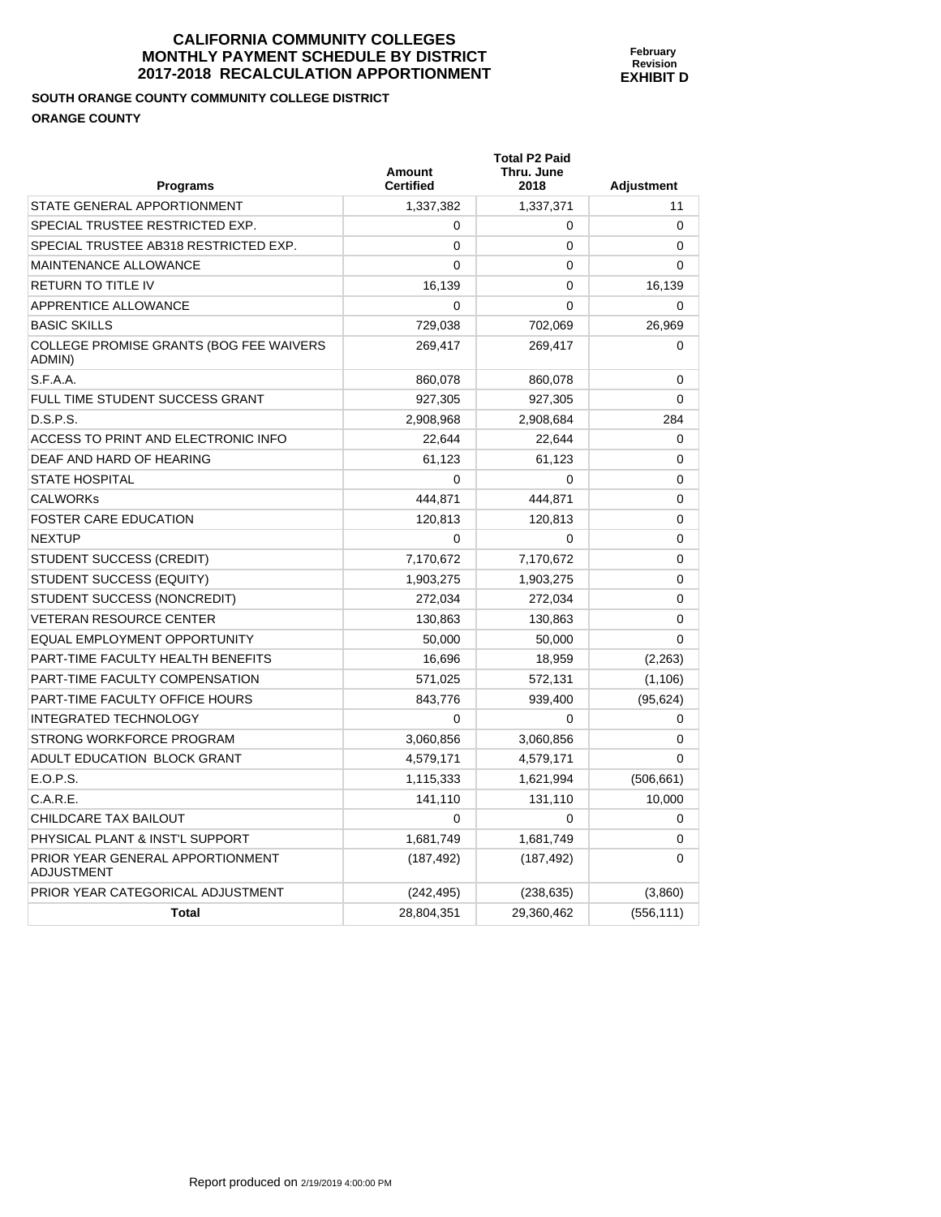# CALIFORNIA COMMUNITY COLLEGES
# MONTHLY PAYMENT SCHEDULE BY DISTRICT
# 2017-2018 RECALCULATION APPORTIONMENT

**February Revision**
**EXHIBIT D**

**SOUTH ORANGE COUNTY COMMUNITY COLLEGE DISTRICT**

**ORANGE COUNTY**

| Programs | Amount Certified | Total P2 Paid Thru. June 2018 | Adjustment |
|---|---|---|---|
| STATE GENERAL APPORTIONMENT | 1,337,382 | 1,337,371 | 11 |
| SPECIAL TRUSTEE RESTRICTED EXP. | 0 | 0 | 0 |
| SPECIAL TRUSTEE AB318 RESTRICTED EXP. | 0 | 0 | 0 |
| MAINTENANCE ALLOWANCE | 0 | 0 | 0 |
| RETURN TO TITLE IV | 16,139 | 0 | 16,139 |
| APPRENTICE ALLOWANCE | 0 | 0 | 0 |
| BASIC SKILLS | 729,038 | 702,069 | 26,969 |
| COLLEGE PROMISE GRANTS (BOG FEE WAIVERS ADMIN) | 269,417 | 269,417 | 0 |
| S.F.A.A. | 860,078 | 860,078 | 0 |
| FULL TIME STUDENT SUCCESS GRANT | 927,305 | 927,305 | 0 |
| D.S.P.S. | 2,908,968 | 2,908,684 | 284 |
| ACCESS TO PRINT AND ELECTRONIC INFO | 22,644 | 22,644 | 0 |
| DEAF AND HARD OF HEARING | 61,123 | 61,123 | 0 |
| STATE HOSPITAL | 0 | 0 | 0 |
| CALWORKs | 444,871 | 444,871 | 0 |
| FOSTER CARE EDUCATION | 120,813 | 120,813 | 0 |
| NEXTUP | 0 | 0 | 0 |
| STUDENT SUCCESS (CREDIT) | 7,170,672 | 7,170,672 | 0 |
| STUDENT SUCCESS (EQUITY) | 1,903,275 | 1,903,275 | 0 |
| STUDENT SUCCESS (NONCREDIT) | 272,034 | 272,034 | 0 |
| VETERAN RESOURCE CENTER | 130,863 | 130,863 | 0 |
| EQUAL EMPLOYMENT OPPORTUNITY | 50,000 | 50,000 | 0 |
| PART-TIME FACULTY HEALTH BENEFITS | 16,696 | 18,959 | (2,263) |
| PART-TIME FACULTY COMPENSATION | 571,025 | 572,131 | (1,106) |
| PART-TIME FACULTY OFFICE HOURS | 843,776 | 939,400 | (95,624) |
| INTEGRATED TECHNOLOGY | 0 | 0 | 0 |
| STRONG WORKFORCE PROGRAM | 3,060,856 | 3,060,856 | 0 |
| ADULT EDUCATION BLOCK GRANT | 4,579,171 | 4,579,171 | 0 |
| E.O.P.S. | 1,115,333 | 1,621,994 | (506,661) |
| C.A.R.E. | 141,110 | 131,110 | 10,000 |
| CHILDCARE TAX BAILOUT | 0 | 0 | 0 |
| PHYSICAL PLANT & INST'L SUPPORT | 1,681,749 | 1,681,749 | 0 |
| PRIOR YEAR GENERAL APPORTIONMENT ADJUSTMENT | (187,492) | (187,492) | 0 |
| PRIOR YEAR CATEGORICAL ADJUSTMENT | (242,495) | (238,635) | (3,860) |
| **Total** | 28,804,351 | 29,360,462 | (556,111) |

Report produced on 2/19/2019 4:00:00 PM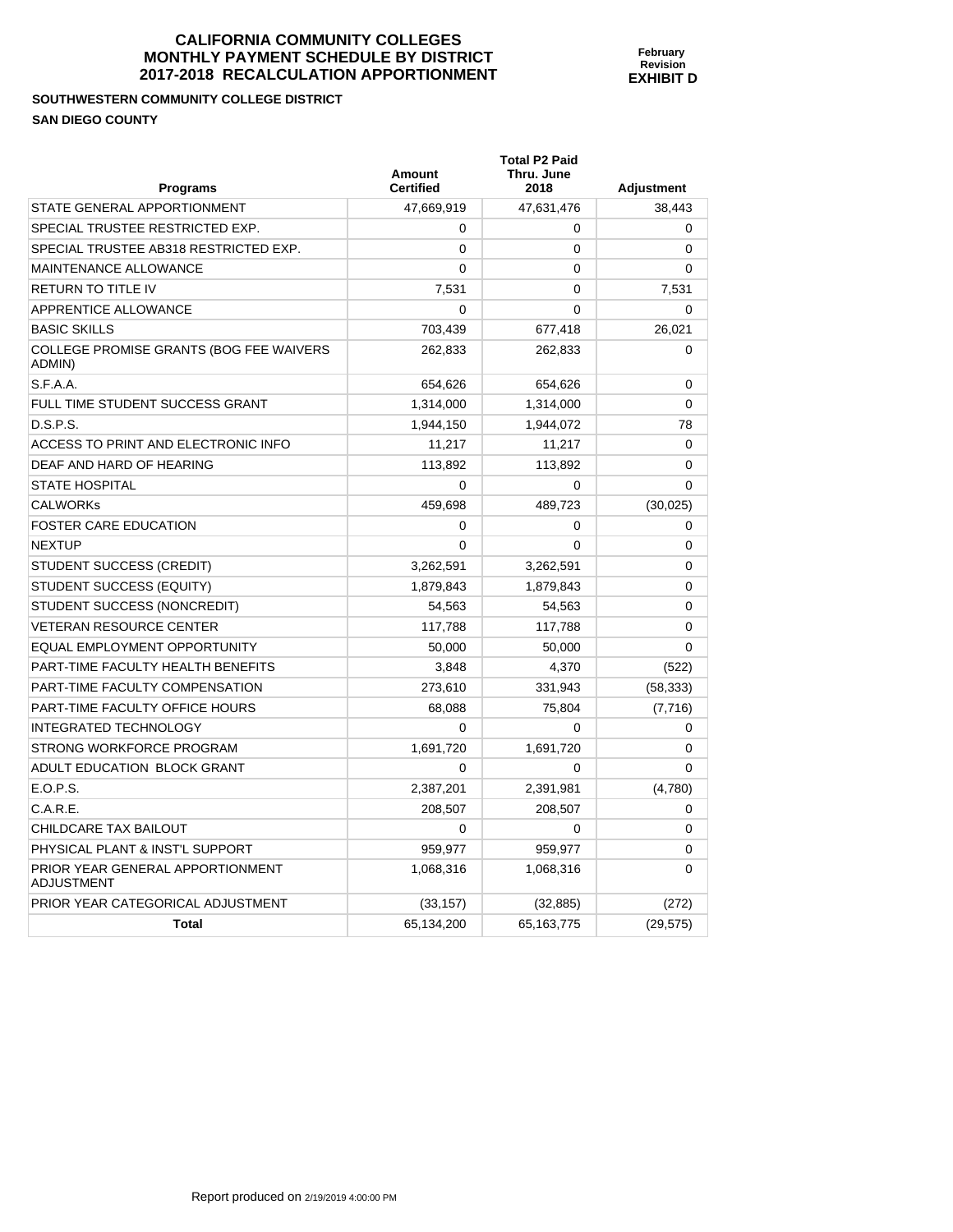**CALIFORNIA COMMUNITY COLLEGES**
**MONTHLY PAYMENT SCHEDULE BY DISTRICT**
**2017-2018 RECALCULATION APPORTIONMENT**

**February Revision**
**EXHIBIT D**

**SOUTHWESTERN COMMUNITY COLLEGE DISTRICT**
**SAN DIEGO COUNTY**

| Programs | Amount Certified | Total P2 Paid Thru. June 2018 | Adjustment |
|---|---|---|---|
| STATE GENERAL APPORTIONMENT | 47,669,919 | 47,631,476 | 38,443 |
| SPECIAL TRUSTEE RESTRICTED EXP. | 0 | 0 | 0 |
| SPECIAL TRUSTEE AB318 RESTRICTED EXP. | 0 | 0 | 0 |
| MAINTENANCE ALLOWANCE | 0 | 0 | 0 |
| RETURN TO TITLE IV | 7,531 | 0 | 7,531 |
| APPRENTICE ALLOWANCE | 0 | 0 | 0 |
| BASIC SKILLS | 703,439 | 677,418 | 26,021 |
| COLLEGE PROMISE GRANTS (BOG FEE WAIVERS ADMIN) | 262,833 | 262,833 | 0 |
| S.F.A.A. | 654,626 | 654,626 | 0 |
| FULL TIME STUDENT SUCCESS GRANT | 1,314,000 | 1,314,000 | 0 |
| D.S.P.S. | 1,944,150 | 1,944,072 | 78 |
| ACCESS TO PRINT AND ELECTRONIC INFO | 11,217 | 11,217 | 0 |
| DEAF AND HARD OF HEARING | 113,892 | 113,892 | 0 |
| STATE HOSPITAL | 0 | 0 | 0 |
| CALWORKs | 459,698 | 489,723 | (30,025) |
| FOSTER CARE EDUCATION | 0 | 0 | 0 |
| NEXTUP | 0 | 0 | 0 |
| STUDENT SUCCESS (CREDIT) | 3,262,591 | 3,262,591 | 0 |
| STUDENT SUCCESS (EQUITY) | 1,879,843 | 1,879,843 | 0 |
| STUDENT SUCCESS (NONCREDIT) | 54,563 | 54,563 | 0 |
| VETERAN RESOURCE CENTER | 117,788 | 117,788 | 0 |
| EQUAL EMPLOYMENT OPPORTUNITY | 50,000 | 50,000 | 0 |
| PART-TIME FACULTY HEALTH BENEFITS | 3,848 | 4,370 | (522) |
| PART-TIME FACULTY COMPENSATION | 273,610 | 331,943 | (58,333) |
| PART-TIME FACULTY OFFICE HOURS | 68,088 | 75,804 | (7,716) |
| INTEGRATED TECHNOLOGY | 0 | 0 | 0 |
| STRONG WORKFORCE PROGRAM | 1,691,720 | 1,691,720 | 0 |
| ADULT EDUCATION BLOCK GRANT | 0 | 0 | 0 |
| E.O.P.S. | 2,387,201 | 2,391,981 | (4,780) |
| C.A.R.E. | 208,507 | 208,507 | 0 |
| CHILDCARE TAX BAILOUT | 0 | 0 | 0 |
| PHYSICAL PLANT & INST'L SUPPORT | 959,977 | 959,977 | 0 |
| PRIOR YEAR GENERAL APPORTIONMENT ADJUSTMENT | 1,068,316 | 1,068,316 | 0 |
| PRIOR YEAR CATEGORICAL ADJUSTMENT | (33,157) | (32,885) | (272) |
| **Total** | 65,134,200 | 65,163,775 | (29,575) |

Report produced on 2/19/2019 4:00:00 PM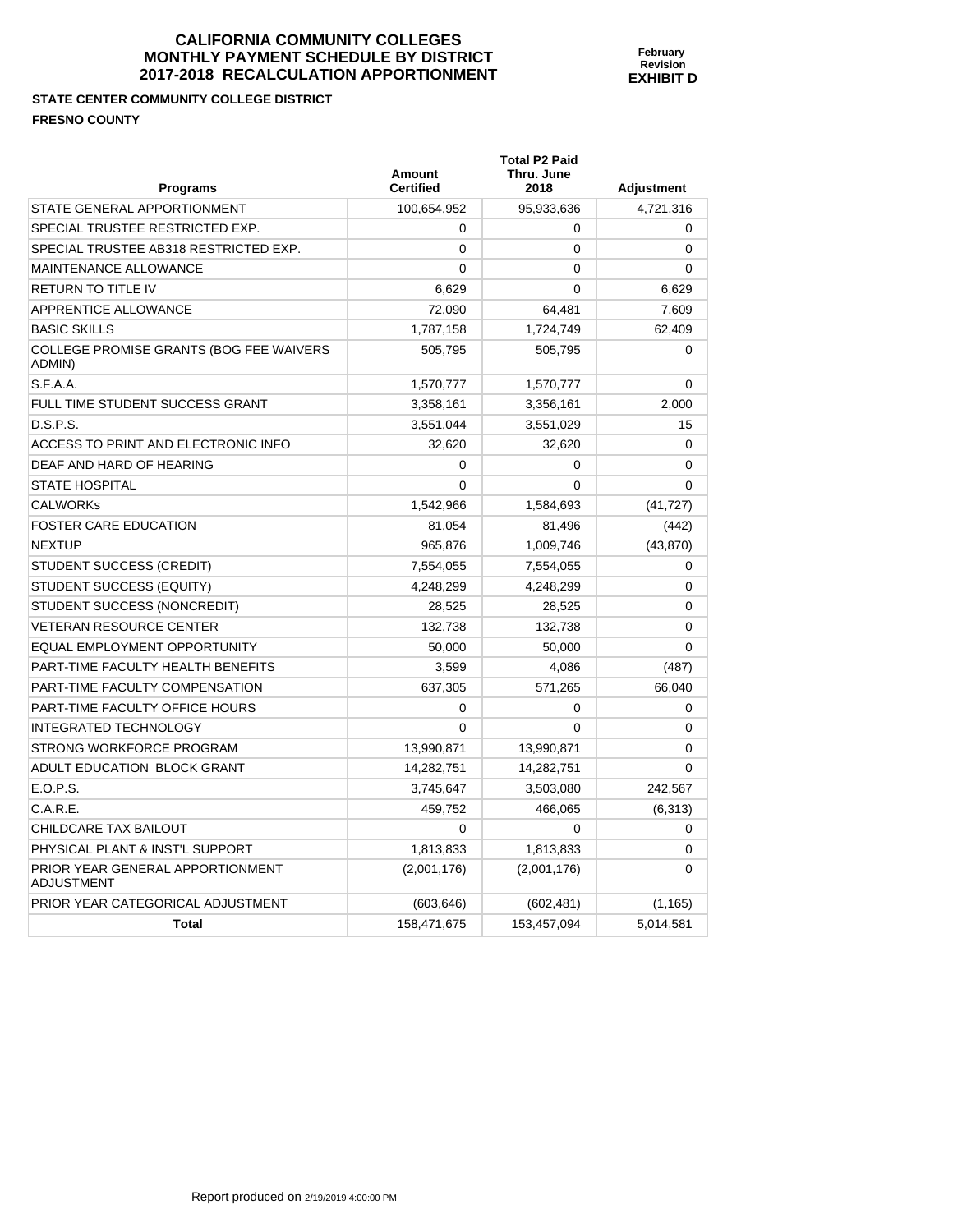# CALIFORNIA COMMUNITY COLLEGES
# MONTHLY PAYMENT SCHEDULE BY DISTRICT
# 2017-2018 RECALCULATION APPORTIONMENT

**February Revision**
**EXHIBIT D**

**STATE CENTER COMMUNITY COLLEGE DISTRICT**

**FRESNO COUNTY**

| Programs | Amount Certified | Total P2 Paid Thru. June 2018 | Adjustment |
|---|---|---|---|
| STATE GENERAL APPORTIONMENT | 100,654,952 | 95,933,636 | 4,721,316 |
| SPECIAL TRUSTEE RESTRICTED EXP. | 0 | 0 | 0 |
| SPECIAL TRUSTEE AB318 RESTRICTED EXP. | 0 | 0 | 0 |
| MAINTENANCE ALLOWANCE | 0 | 0 | 0 |
| RETURN TO TITLE IV | 6,629 | 0 | 6,629 |
| APPRENTICE ALLOWANCE | 72,090 | 64,481 | 7,609 |
| BASIC SKILLS | 1,787,158 | 1,724,749 | 62,409 |
| COLLEGE PROMISE GRANTS (BOG FEE WAIVERS ADMIN) | 505,795 | 505,795 | 0 |
| S.F.A.A. | 1,570,777 | 1,570,777 | 0 |
| FULL TIME STUDENT SUCCESS GRANT | 3,358,161 | 3,356,161 | 2,000 |
| D.S.P.S. | 3,551,044 | 3,551,029 | 15 |
| ACCESS TO PRINT AND ELECTRONIC INFO | 32,620 | 32,620 | 0 |
| DEAF AND HARD OF HEARING | 0 | 0 | 0 |
| STATE HOSPITAL | 0 | 0 | 0 |
| CALWORKs | 1,542,966 | 1,584,693 | (41,727) |
| FOSTER CARE EDUCATION | 81,054 | 81,496 | (442) |
| NEXTUP | 965,876 | 1,009,746 | (43,870) |
| STUDENT SUCCESS (CREDIT) | 7,554,055 | 7,554,055 | 0 |
| STUDENT SUCCESS (EQUITY) | 4,248,299 | 4,248,299 | 0 |
| STUDENT SUCCESS (NONCREDIT) | 28,525 | 28,525 | 0 |
| VETERAN RESOURCE CENTER | 132,738 | 132,738 | 0 |
| EQUAL EMPLOYMENT OPPORTUNITY | 50,000 | 50,000 | 0 |
| PART-TIME FACULTY HEALTH BENEFITS | 3,599 | 4,086 | (487) |
| PART-TIME FACULTY COMPENSATION | 637,305 | 571,265 | 66,040 |
| PART-TIME FACULTY OFFICE HOURS | 0 | 0 | 0 |
| INTEGRATED TECHNOLOGY | 0 | 0 | 0 |
| STRONG WORKFORCE PROGRAM | 13,990,871 | 13,990,871 | 0 |
| ADULT EDUCATION BLOCK GRANT | 14,282,751 | 14,282,751 | 0 |
| E.O.P.S. | 3,745,647 | 3,503,080 | 242,567 |
| C.A.R.E. | 459,752 | 466,065 | (6,313) |
| CHILDCARE TAX BAILOUT | 0 | 0 | 0 |
| PHYSICAL PLANT & INST'L SUPPORT | 1,813,833 | 1,813,833 | 0 |
| PRIOR YEAR GENERAL APPORTIONMENT ADJUSTMENT | (2,001,176) | (2,001,176) | 0 |
| PRIOR YEAR CATEGORICAL ADJUSTMENT | (603,646) | (602,481) | (1,165) |
| **Total** | 158,471,675 | 153,457,094 | 5,014,581 |

Report produced on 2/19/2019 4:00:00 PM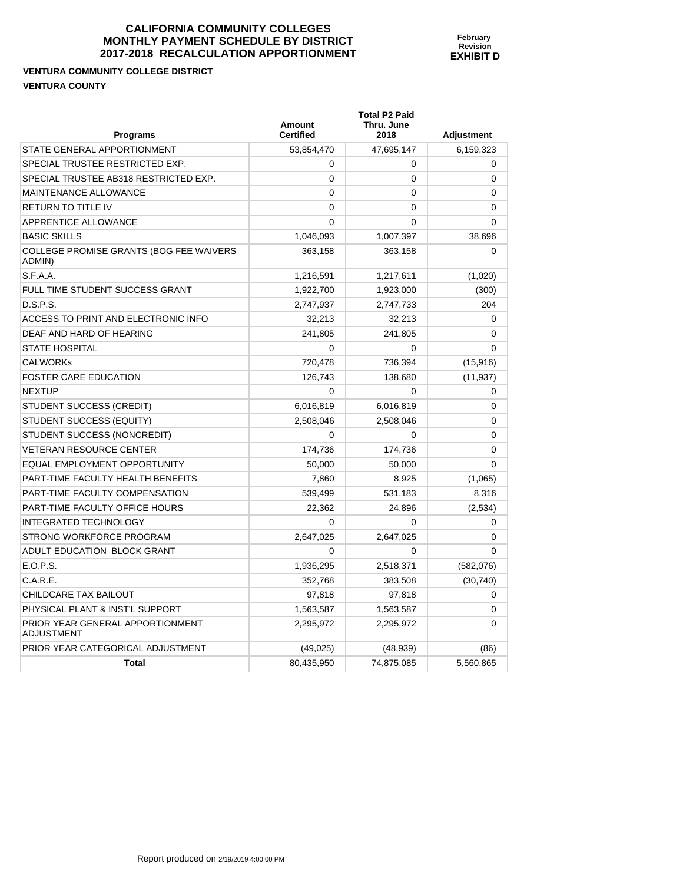# CALIFORNIA COMMUNITY COLLEGES
# MONTHLY PAYMENT SCHEDULE BY DISTRICT
# 2017-2018 RECALCULATION APPORTIONMENT

**February Revision**
**EXHIBIT D**

**VENTURA COMMUNITY COLLEGE DISTRICT**

**VENTURA COUNTY**

| Programs | Amount Certified | Total P2 Paid Thru. June 2018 | Adjustment |
|---|---|---|---|
| STATE GENERAL APPORTIONMENT | 53,854,470 | 47,695,147 | 6,159,323 |
| SPECIAL TRUSTEE RESTRICTED EXP. | 0 | 0 | 0 |
| SPECIAL TRUSTEE AB318 RESTRICTED EXP. | 0 | 0 | 0 |
| MAINTENANCE ALLOWANCE | 0 | 0 | 0 |
| RETURN TO TITLE IV | 0 | 0 | 0 |
| APPRENTICE ALLOWANCE | 0 | 0 | 0 |
| BASIC SKILLS | 1,046,093 | 1,007,397 | 38,696 |
| COLLEGE PROMISE GRANTS (BOG FEE WAIVERS ADMIN) | 363,158 | 363,158 | 0 |
| S.F.A.A. | 1,216,591 | 1,217,611 | (1,020) |
| FULL TIME STUDENT SUCCESS GRANT | 1,922,700 | 1,923,000 | (300) |
| D.S.P.S. | 2,747,937 | 2,747,733 | 204 |
| ACCESS TO PRINT AND ELECTRONIC INFO | 32,213 | 32,213 | 0 |
| DEAF AND HARD OF HEARING | 241,805 | 241,805 | 0 |
| STATE HOSPITAL | 0 | 0 | 0 |
| CALWORKs | 720,478 | 736,394 | (15,916) |
| FOSTER CARE EDUCATION | 126,743 | 138,680 | (11,937) |
| NEXTUP | 0 | 0 | 0 |
| STUDENT SUCCESS (CREDIT) | 6,016,819 | 6,016,819 | 0 |
| STUDENT SUCCESS (EQUITY) | 2,508,046 | 2,508,046 | 0 |
| STUDENT SUCCESS (NONCREDIT) | 0 | 0 | 0 |
| VETERAN RESOURCE CENTER | 174,736 | 174,736 | 0 |
| EQUAL EMPLOYMENT OPPORTUNITY | 50,000 | 50,000 | 0 |
| PART-TIME FACULTY HEALTH BENEFITS | 7,860 | 8,925 | (1,065) |
| PART-TIME FACULTY COMPENSATION | 539,499 | 531,183 | 8,316 |
| PART-TIME FACULTY OFFICE HOURS | 22,362 | 24,896 | (2,534) |
| INTEGRATED TECHNOLOGY | 0 | 0 | 0 |
| STRONG WORKFORCE PROGRAM | 2,647,025 | 2,647,025 | 0 |
| ADULT EDUCATION BLOCK GRANT | 0 | 0 | 0 |
| E.O.P.S. | 1,936,295 | 2,518,371 | (582,076) |
| C.A.R.E. | 352,768 | 383,508 | (30,740) |
| CHILDCARE TAX BAILOUT | 97,818 | 97,818 | 0 |
| PHYSICAL PLANT & INST'L SUPPORT | 1,563,587 | 1,563,587 | 0 |
| PRIOR YEAR GENERAL APPORTIONMENT ADJUSTMENT | 2,295,972 | 2,295,972 | 0 |
| PRIOR YEAR CATEGORICAL ADJUSTMENT | (49,025) | (48,939) | (86) |
| **Total** | 80,435,950 | 74,875,085 | 5,560,865 |

Report produced on 2/19/2019 4:00:00 PM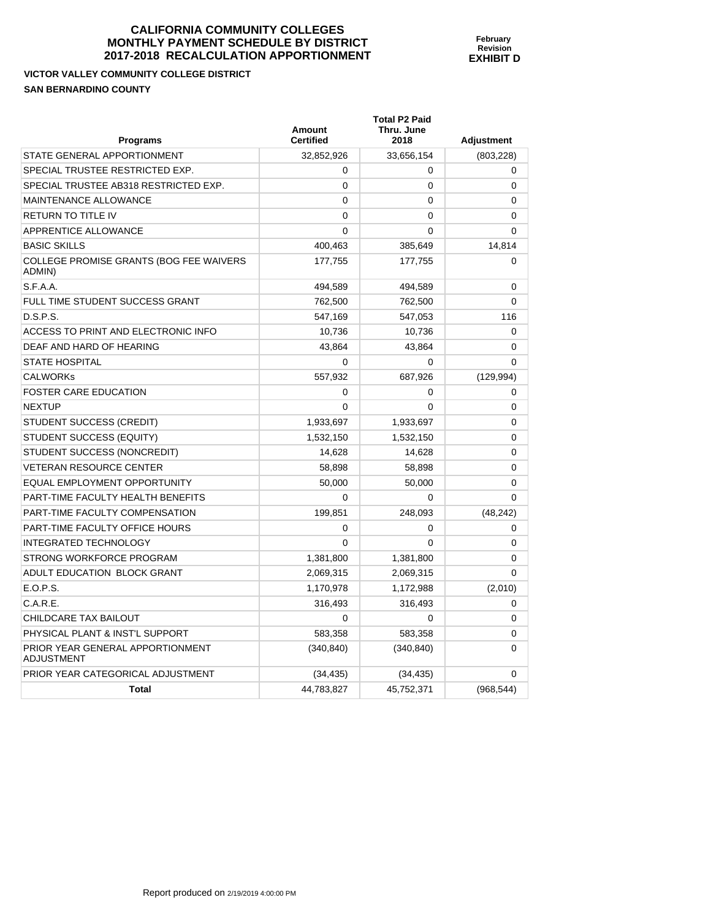# CALIFORNIA COMMUNITY COLLEGES MONTHLY PAYMENT SCHEDULE BY DISTRICT 2017-2018 RECALCULATION APPORTIONMENT

**February Revision**
**EXHIBIT D**

**VICTOR VALLEY COMMUNITY COLLEGE DISTRICT**
**SAN BERNARDINO COUNTY**

| Programs | Amount Certified | Total P2 Paid Thru. June 2018 | Adjustment |
|---|---|---|---|
| STATE GENERAL APPORTIONMENT | 32,852,926 | 33,656,154 | (803,228) |
| SPECIAL TRUSTEE RESTRICTED EXP. | 0 | 0 | 0 |
| SPECIAL TRUSTEE AB318 RESTRICTED EXP. | 0 | 0 | 0 |
| MAINTENANCE ALLOWANCE | 0 | 0 | 0 |
| RETURN TO TITLE IV | 0 | 0 | 0 |
| APPRENTICE ALLOWANCE | 0 | 0 | 0 |
| BASIC SKILLS | 400,463 | 385,649 | 14,814 |
| COLLEGE PROMISE GRANTS (BOG FEE WAIVERS ADMIN) | 177,755 | 177,755 | 0 |
| S.F.A.A. | 494,589 | 494,589 | 0 |
| FULL TIME STUDENT SUCCESS GRANT | 762,500 | 762,500 | 0 |
| D.S.P.S. | 547,169 | 547,053 | 116 |
| ACCESS TO PRINT AND ELECTRONIC INFO | 10,736 | 10,736 | 0 |
| DEAF AND HARD OF HEARING | 43,864 | 43,864 | 0 |
| STATE HOSPITAL | 0 | 0 | 0 |
| CALWORKs | 557,932 | 687,926 | (129,994) |
| FOSTER CARE EDUCATION | 0 | 0 | 0 |
| NEXTUP | 0 | 0 | 0 |
| STUDENT SUCCESS (CREDIT) | 1,933,697 | 1,933,697 | 0 |
| STUDENT SUCCESS (EQUITY) | 1,532,150 | 1,532,150 | 0 |
| STUDENT SUCCESS (NONCREDIT) | 14,628 | 14,628 | 0 |
| VETERAN RESOURCE CENTER | 58,898 | 58,898 | 0 |
| EQUAL EMPLOYMENT OPPORTUNITY | 50,000 | 50,000 | 0 |
| PART-TIME FACULTY HEALTH BENEFITS | 0 | 0 | 0 |
| PART-TIME FACULTY COMPENSATION | 199,851 | 248,093 | (48,242) |
| PART-TIME FACULTY OFFICE HOURS | 0 | 0 | 0 |
| INTEGRATED TECHNOLOGY | 0 | 0 | 0 |
| STRONG WORKFORCE PROGRAM | 1,381,800 | 1,381,800 | 0 |
| ADULT EDUCATION BLOCK GRANT | 2,069,315 | 2,069,315 | 0 |
| E.O.P.S. | 1,170,978 | 1,172,988 | (2,010) |
| C.A.R.E. | 316,493 | 316,493 | 0 |
| CHILDCARE TAX BAILOUT | 0 | 0 | 0 |
| PHYSICAL PLANT & INST'L SUPPORT | 583,358 | 583,358 | 0 |
| PRIOR YEAR GENERAL APPORTIONMENT ADJUSTMENT | (340,840) | (340,840) | 0 |
| PRIOR YEAR CATEGORICAL ADJUSTMENT | (34,435) | (34,435) | 0 |
| **Total** | 44,783,827 | 45,752,371 | (968,544) |

Report produced on 2/19/2019 4:00:00 PM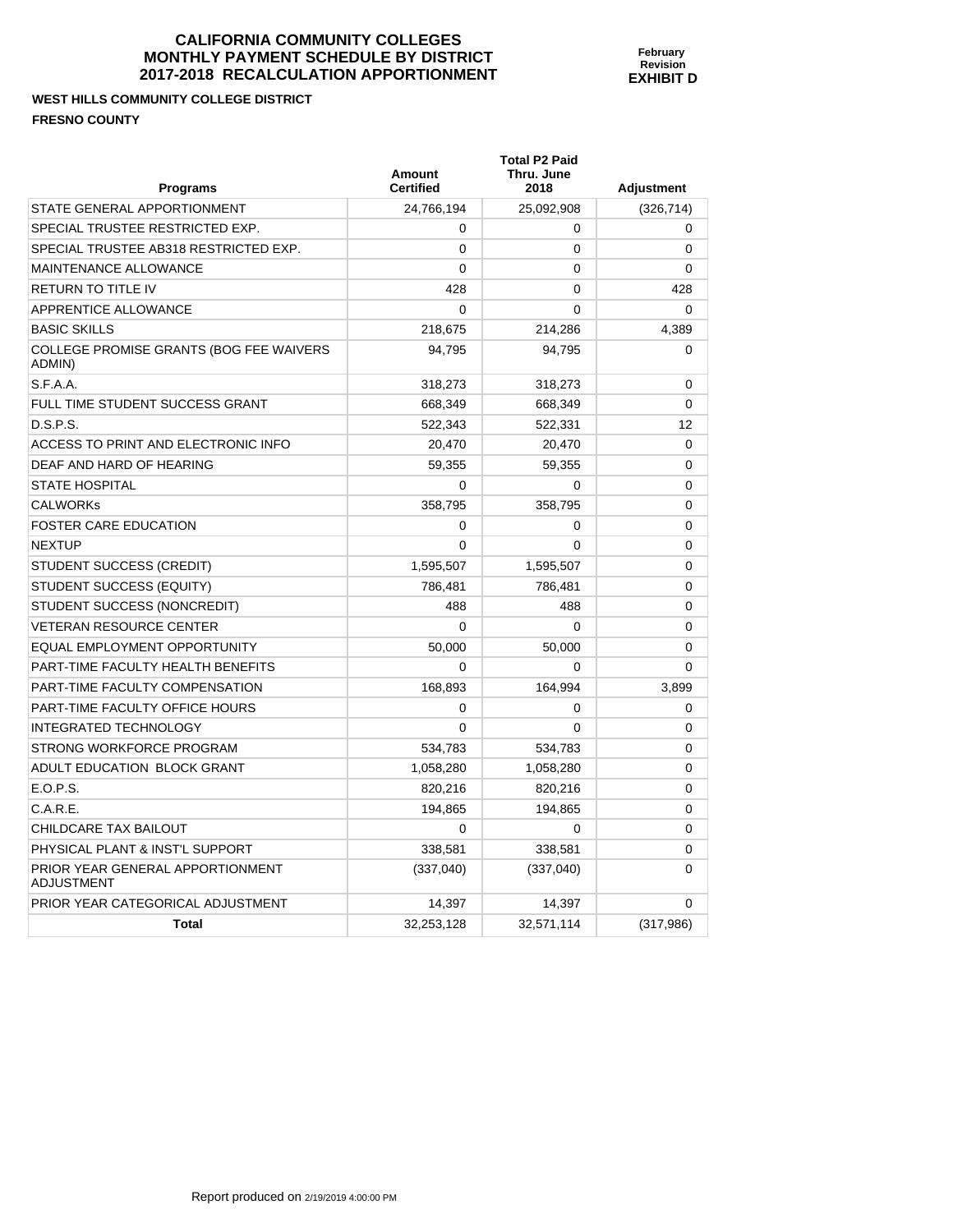# CALIFORNIA COMMUNITY COLLEGES MONTHLY PAYMENT SCHEDULE BY DISTRICT 2017-2018 RECALCULATION APPORTIONMENT

**February Revision**
**EXHIBIT D**

**WEST HILLS COMMUNITY COLLEGE DISTRICT**

**FRESNO COUNTY**

| Programs | Amount Certified | Total P2 Paid Thru. June 2018 | Adjustment |
|---|---|---|---|
| STATE GENERAL APPORTIONMENT | 24,766,194 | 25,092,908 | (326,714) |
| SPECIAL TRUSTEE RESTRICTED EXP. | 0 | 0 | 0 |
| SPECIAL TRUSTEE AB318 RESTRICTED EXP. | 0 | 0 | 0 |
| MAINTENANCE ALLOWANCE | 0 | 0 | 0 |
| RETURN TO TITLE IV | 428 | 0 | 428 |
| APPRENTICE ALLOWANCE | 0 | 0 | 0 |
| BASIC SKILLS | 218,675 | 214,286 | 4,389 |
| COLLEGE PROMISE GRANTS (BOG FEE WAIVERS ADMIN) | 94,795 | 94,795 | 0 |
| S.F.A.A. | 318,273 | 318,273 | 0 |
| FULL TIME STUDENT SUCCESS GRANT | 668,349 | 668,349 | 0 |
| D.S.P.S. | 522,343 | 522,331 | 12 |
| ACCESS TO PRINT AND ELECTRONIC INFO | 20,470 | 20,470 | 0 |
| DEAF AND HARD OF HEARING | 59,355 | 59,355 | 0 |
| STATE HOSPITAL | 0 | 0 | 0 |
| CALWORKs | 358,795 | 358,795 | 0 |
| FOSTER CARE EDUCATION | 0 | 0 | 0 |
| NEXTUP | 0 | 0 | 0 |
| STUDENT SUCCESS (CREDIT) | 1,595,507 | 1,595,507 | 0 |
| STUDENT SUCCESS (EQUITY) | 786,481 | 786,481 | 0 |
| STUDENT SUCCESS (NONCREDIT) | 488 | 488 | 0 |
| VETERAN RESOURCE CENTER | 0 | 0 | 0 |
| EQUAL EMPLOYMENT OPPORTUNITY | 50,000 | 50,000 | 0 |
| PART-TIME FACULTY HEALTH BENEFITS | 0 | 0 | 0 |
| PART-TIME FACULTY COMPENSATION | 168,893 | 164,994 | 3,899 |
| PART-TIME FACULTY OFFICE HOURS | 0 | 0 | 0 |
| INTEGRATED TECHNOLOGY | 0 | 0 | 0 |
| STRONG WORKFORCE PROGRAM | 534,783 | 534,783 | 0 |
| ADULT EDUCATION BLOCK GRANT | 1,058,280 | 1,058,280 | 0 |
| E.O.P.S. | 820,216 | 820,216 | 0 |
| C.A.R.E. | 194,865 | 194,865 | 0 |
| CHILDCARE TAX BAILOUT | 0 | 0 | 0 |
| PHYSICAL PLANT & INST'L SUPPORT | 338,581 | 338,581 | 0 |
| PRIOR YEAR GENERAL APPORTIONMENT ADJUSTMENT | (337,040) | (337,040) | 0 |
| PRIOR YEAR CATEGORICAL ADJUSTMENT | 14,397 | 14,397 | 0 |
| **Total** | 32,253,128 | 32,571,114 | (317,986) |

Report produced on 2/19/2019 4:00:00 PM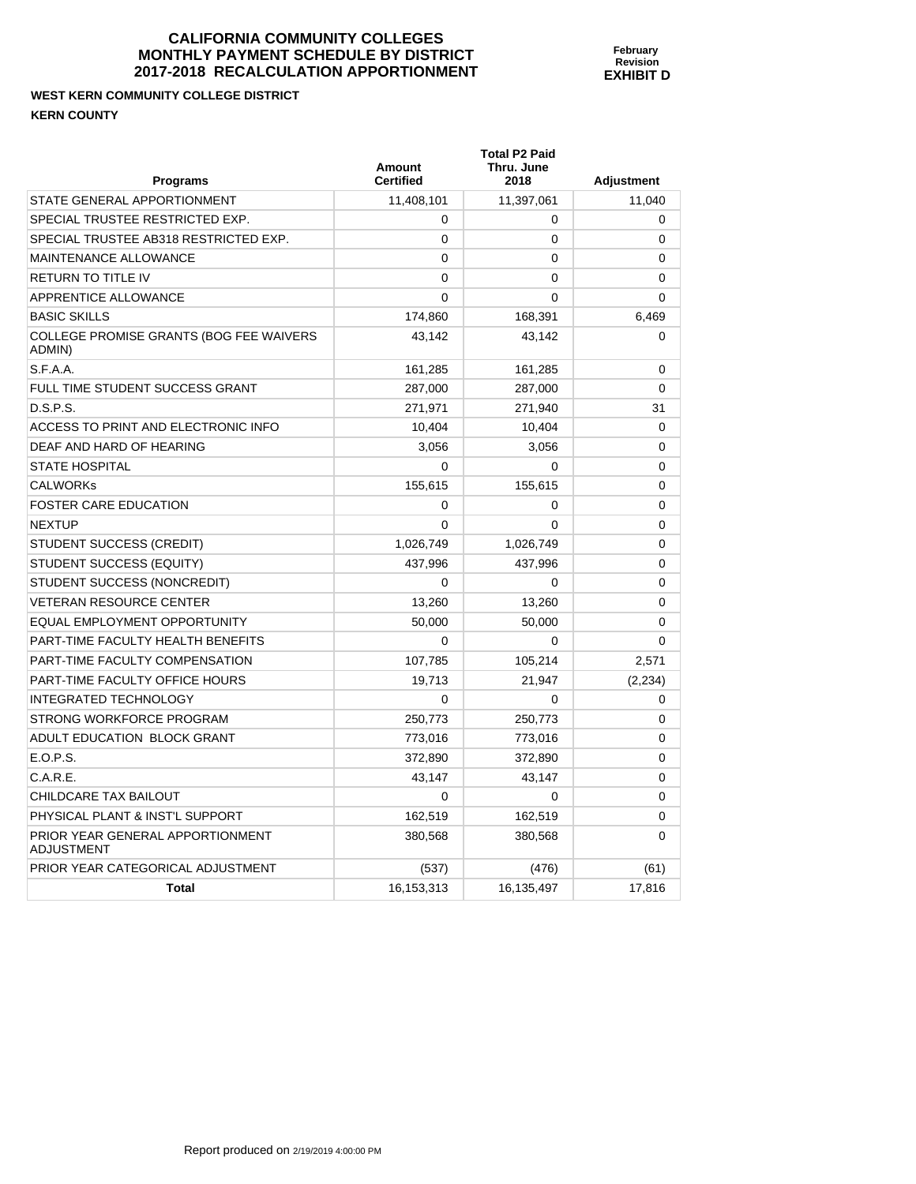**CALIFORNIA COMMUNITY COLLEGES**
**MONTHLY PAYMENT SCHEDULE BY DISTRICT**
**2017-2018 RECALCULATION APPORTIONMENT**

**February Revision**
**EXHIBIT D**

**WEST KERN COMMUNITY COLLEGE DISTRICT**

**KERN COUNTY**

| Programs | Amount Certified | Total P2 Paid Thru. June 2018 | Adjustment |
|---|---|---|---|
| STATE GENERAL APPORTIONMENT | 11,408,101 | 11,397,061 | 11,040 |
| SPECIAL TRUSTEE RESTRICTED EXP. | 0 | 0 | 0 |
| SPECIAL TRUSTEE AB318 RESTRICTED EXP. | 0 | 0 | 0 |
| MAINTENANCE ALLOWANCE | 0 | 0 | 0 |
| RETURN TO TITLE IV | 0 | 0 | 0 |
| APPRENTICE ALLOWANCE | 0 | 0 | 0 |
| BASIC SKILLS | 174,860 | 168,391 | 6,469 |
| COLLEGE PROMISE GRANTS (BOG FEE WAIVERS ADMIN) | 43,142 | 43,142 | 0 |
| S.F.A.A. | 161,285 | 161,285 | 0 |
| FULL TIME STUDENT SUCCESS GRANT | 287,000 | 287,000 | 0 |
| D.S.P.S. | 271,971 | 271,940 | 31 |
| ACCESS TO PRINT AND ELECTRONIC INFO | 10,404 | 10,404 | 0 |
| DEAF AND HARD OF HEARING | 3,056 | 3,056 | 0 |
| STATE HOSPITAL | 0 | 0 | 0 |
| CALWORKs | 155,615 | 155,615 | 0 |
| FOSTER CARE EDUCATION | 0 | 0 | 0 |
| NEXTUP | 0 | 0 | 0 |
| STUDENT SUCCESS (CREDIT) | 1,026,749 | 1,026,749 | 0 |
| STUDENT SUCCESS (EQUITY) | 437,996 | 437,996 | 0 |
| STUDENT SUCCESS (NONCREDIT) | 0 | 0 | 0 |
| VETERAN RESOURCE CENTER | 13,260 | 13,260 | 0 |
| EQUAL EMPLOYMENT OPPORTUNITY | 50,000 | 50,000 | 0 |
| PART-TIME FACULTY HEALTH BENEFITS | 0 | 0 | 0 |
| PART-TIME FACULTY COMPENSATION | 107,785 | 105,214 | 2,571 |
| PART-TIME FACULTY OFFICE HOURS | 19,713 | 21,947 | (2,234) |
| INTEGRATED TECHNOLOGY | 0 | 0 | 0 |
| STRONG WORKFORCE PROGRAM | 250,773 | 250,773 | 0 |
| ADULT EDUCATION BLOCK GRANT | 773,016 | 773,016 | 0 |
| E.O.P.S. | 372,890 | 372,890 | 0 |
| C.A.R.E. | 43,147 | 43,147 | 0 |
| CHILDCARE TAX BAILOUT | 0 | 0 | 0 |
| PHYSICAL PLANT & INST'L SUPPORT | 162,519 | 162,519 | 0 |
| PRIOR YEAR GENERAL APPORTIONMENT ADJUSTMENT | 380,568 | 380,568 | 0 |
| PRIOR YEAR CATEGORICAL ADJUSTMENT | (537) | (476) | (61) |
| **Total** | 16,153,313 | 16,135,497 | 17,816 |

Report produced on 2/19/2019 4:00:00 PM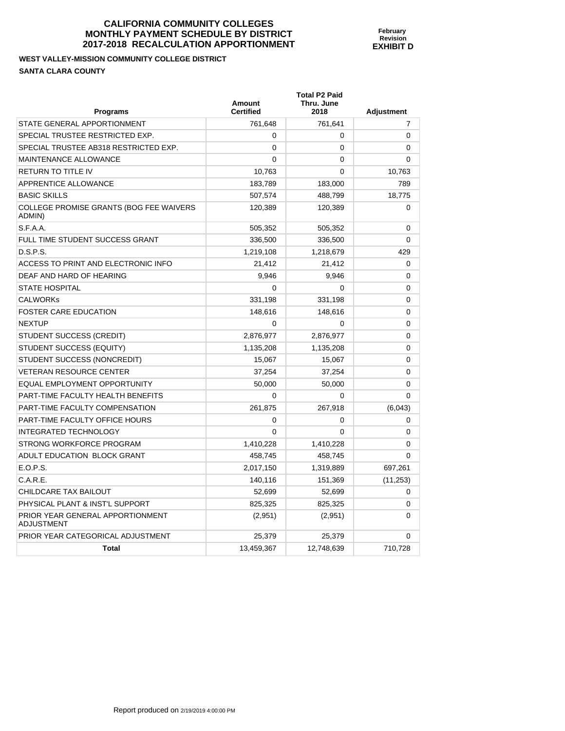# CALIFORNIA COMMUNITY COLLEGES
# MONTHLY PAYMENT SCHEDULE BY DISTRICT
# 2017-2018 RECALCULATION APPORTIONMENT

**February Revision**
**EXHIBIT D**

**WEST VALLEY-MISSION COMMUNITY COLLEGE DISTRICT**

**SANTA CLARA COUNTY**

| Programs | Amount Certified | Total P2 Paid Thru. June 2018 | Adjustment |
|---|---|---|---|
| STATE GENERAL APPORTIONMENT | 761,648 | 761,641 | 7 |
| SPECIAL TRUSTEE RESTRICTED EXP. | 0 | 0 | 0 |
| SPECIAL TRUSTEE AB318 RESTRICTED EXP. | 0 | 0 | 0 |
| MAINTENANCE ALLOWANCE | 0 | 0 | 0 |
| RETURN TO TITLE IV | 10,763 | 0 | 10,763 |
| APPRENTICE ALLOWANCE | 183,789 | 183,000 | 789 |
| BASIC SKILLS | 507,574 | 488,799 | 18,775 |
| COLLEGE PROMISE GRANTS (BOG FEE WAIVERS ADMIN) | 120,389 | 120,389 | 0 |
| S.F.A.A. | 505,352 | 505,352 | 0 |
| FULL TIME STUDENT SUCCESS GRANT | 336,500 | 336,500 | 0 |
| D.S.P.S. | 1,219,108 | 1,218,679 | 429 |
| ACCESS TO PRINT AND ELECTRONIC INFO | 21,412 | 21,412 | 0 |
| DEAF AND HARD OF HEARING | 9,946 | 9,946 | 0 |
| STATE HOSPITAL | 0 | 0 | 0 |
| CALWORKs | 331,198 | 331,198 | 0 |
| FOSTER CARE EDUCATION | 148,616 | 148,616 | 0 |
| NEXTUP | 0 | 0 | 0 |
| STUDENT SUCCESS (CREDIT) | 2,876,977 | 2,876,977 | 0 |
| STUDENT SUCCESS (EQUITY) | 1,135,208 | 1,135,208 | 0 |
| STUDENT SUCCESS (NONCREDIT) | 15,067 | 15,067 | 0 |
| VETERAN RESOURCE CENTER | 37,254 | 37,254 | 0 |
| EQUAL EMPLOYMENT OPPORTUNITY | 50,000 | 50,000 | 0 |
| PART-TIME FACULTY HEALTH BENEFITS | 0 | 0 | 0 |
| PART-TIME FACULTY COMPENSATION | 261,875 | 267,918 | (6,043) |
| PART-TIME FACULTY OFFICE HOURS | 0 | 0 | 0 |
| INTEGRATED TECHNOLOGY | 0 | 0 | 0 |
| STRONG WORKFORCE PROGRAM | 1,410,228 | 1,410,228 | 0 |
| ADULT EDUCATION BLOCK GRANT | 458,745 | 458,745 | 0 |
| E.O.P.S. | 2,017,150 | 1,319,889 | 697,261 |
| C.A.R.E. | 140,116 | 151,369 | (11,253) |
| CHILDCARE TAX BAILOUT | 52,699 | 52,699 | 0 |
| PHYSICAL PLANT & INST'L SUPPORT | 825,325 | 825,325 | 0 |
| PRIOR YEAR GENERAL APPORTIONMENT ADJUSTMENT | (2,951) | (2,951) | 0 |
| PRIOR YEAR CATEGORICAL ADJUSTMENT | 25,379 | 25,379 | 0 |
| **Total** | 13,459,367 | 12,748,639 | 710,728 |

Report produced on 2/19/2019 4:00:00 PM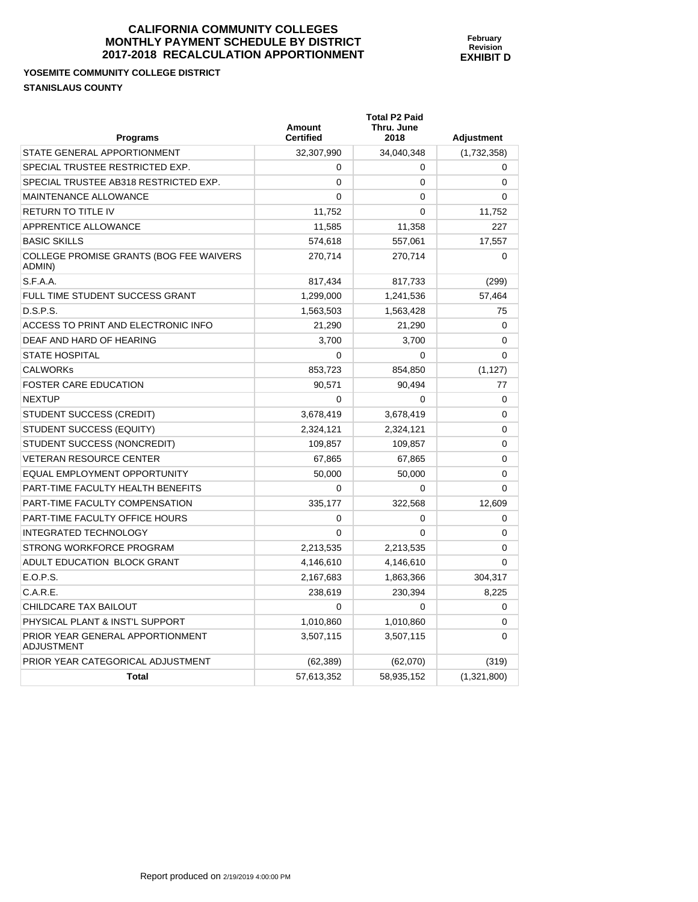# CALIFORNIA COMMUNITY COLLEGES
# MONTHLY PAYMENT SCHEDULE BY DISTRICT
# 2017-2018 RECALCULATION APPORTIONMENT

**February Revision**
**EXHIBIT D**

**YOSEMITE COMMUNITY COLLEGE DISTRICT**

**STANISLAUS COUNTY**

| Programs | Amount Certified | Total P2 Paid Thru. June 2018 | Adjustment |
|---|---|---|---|
| STATE GENERAL APPORTIONMENT | 32,307,990 | 34,040,348 | (1,732,358) |
| SPECIAL TRUSTEE RESTRICTED EXP. | 0 | 0 | 0 |
| SPECIAL TRUSTEE AB318 RESTRICTED EXP. | 0 | 0 | 0 |
| MAINTENANCE ALLOWANCE | 0 | 0 | 0 |
| RETURN TO TITLE IV | 11,752 | 0 | 11,752 |
| APPRENTICE ALLOWANCE | 11,585 | 11,358 | 227 |
| BASIC SKILLS | 574,618 | 557,061 | 17,557 |
| COLLEGE PROMISE GRANTS (BOG FEE WAIVERS ADMIN) | 270,714 | 270,714 | 0 |
| S.F.A.A. | 817,434 | 817,733 | (299) |
| FULL TIME STUDENT SUCCESS GRANT | 1,299,000 | 1,241,536 | 57,464 |
| D.S.P.S. | 1,563,503 | 1,563,428 | 75 |
| ACCESS TO PRINT AND ELECTRONIC INFO | 21,290 | 21,290 | 0 |
| DEAF AND HARD OF HEARING | 3,700 | 3,700 | 0 |
| STATE HOSPITAL | 0 | 0 | 0 |
| CALWORKs | 853,723 | 854,850 | (1,127) |
| FOSTER CARE EDUCATION | 90,571 | 90,494 | 77 |
| NEXTUP | 0 | 0 | 0 |
| STUDENT SUCCESS (CREDIT) | 3,678,419 | 3,678,419 | 0 |
| STUDENT SUCCESS (EQUITY) | 2,324,121 | 2,324,121 | 0 |
| STUDENT SUCCESS (NONCREDIT) | 109,857 | 109,857 | 0 |
| VETERAN RESOURCE CENTER | 67,865 | 67,865 | 0 |
| EQUAL EMPLOYMENT OPPORTUNITY | 50,000 | 50,000 | 0 |
| PART-TIME FACULTY HEALTH BENEFITS | 0 | 0 | 0 |
| PART-TIME FACULTY COMPENSATION | 335,177 | 322,568 | 12,609 |
| PART-TIME FACULTY OFFICE HOURS | 0 | 0 | 0 |
| INTEGRATED TECHNOLOGY | 0 | 0 | 0 |
| STRONG WORKFORCE PROGRAM | 2,213,535 | 2,213,535 | 0 |
| ADULT EDUCATION BLOCK GRANT | 4,146,610 | 4,146,610 | 0 |
| E.O.P.S. | 2,167,683 | 1,863,366 | 304,317 |
| C.A.R.E. | 238,619 | 230,394 | 8,225 |
| CHILDCARE TAX BAILOUT | 0 | 0 | 0 |
| PHYSICAL PLANT & INST'L SUPPORT | 1,010,860 | 1,010,860 | 0 |
| PRIOR YEAR GENERAL APPORTIONMENT ADJUSTMENT | 3,507,115 | 3,507,115 | 0 |
| PRIOR YEAR CATEGORICAL ADJUSTMENT | (62,389) | (62,070) | (319) |
| **Total** | 57,613,352 | 58,935,152 | (1,321,800) |

Report produced on 2/19/2019 4:00:00 PM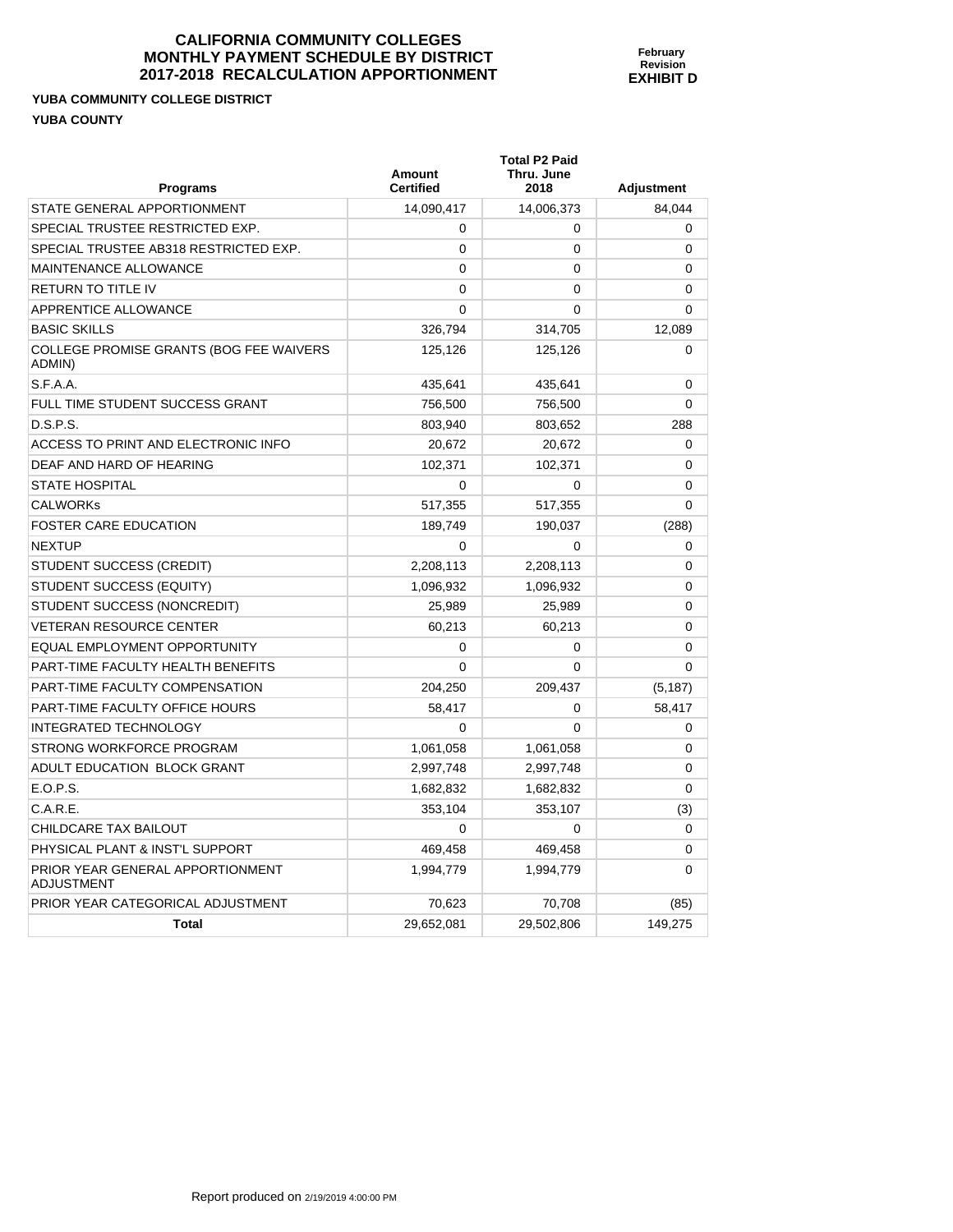**CALIFORNIA COMMUNITY COLLEGES**
**MONTHLY PAYMENT SCHEDULE BY DISTRICT**
**2017-2018 RECALCULATION APPORTIONMENT**

**February Revision**
**EXHIBIT D**

**YUBA COMMUNITY COLLEGE DISTRICT**
**YUBA COUNTY**

| Programs | Amount Certified | Total P2 Paid Thru. June 2018 | Adjustment |
|---|---|---|---|
| STATE GENERAL APPORTIONMENT | 14,090,417 | 14,006,373 | 84,044 |
| SPECIAL TRUSTEE RESTRICTED EXP. | 0 | 0 | 0 |
| SPECIAL TRUSTEE AB318 RESTRICTED EXP. | 0 | 0 | 0 |
| MAINTENANCE ALLOWANCE | 0 | 0 | 0 |
| RETURN TO TITLE IV | 0 | 0 | 0 |
| APPRENTICE ALLOWANCE | 0 | 0 | 0 |
| BASIC SKILLS | 326,794 | 314,705 | 12,089 |
| COLLEGE PROMISE GRANTS (BOG FEE WAIVERS ADMIN) | 125,126 | 125,126 | 0 |
| S.F.A.A. | 435,641 | 435,641 | 0 |
| FULL TIME STUDENT SUCCESS GRANT | 756,500 | 756,500 | 0 |
| D.S.P.S. | 803,940 | 803,652 | 288 |
| ACCESS TO PRINT AND ELECTRONIC INFO | 20,672 | 20,672 | 0 |
| DEAF AND HARD OF HEARING | 102,371 | 102,371 | 0 |
| STATE HOSPITAL | 0 | 0 | 0 |
| CALWORKs | 517,355 | 517,355 | 0 |
| FOSTER CARE EDUCATION | 189,749 | 190,037 | (288) |
| NEXTUP | 0 | 0 | 0 |
| STUDENT SUCCESS (CREDIT) | 2,208,113 | 2,208,113 | 0 |
| STUDENT SUCCESS (EQUITY) | 1,096,932 | 1,096,932 | 0 |
| STUDENT SUCCESS (NONCREDIT) | 25,989 | 25,989 | 0 |
| VETERAN RESOURCE CENTER | 60,213 | 60,213 | 0 |
| EQUAL EMPLOYMENT OPPORTUNITY | 0 | 0 | 0 |
| PART-TIME FACULTY HEALTH BENEFITS | 0 | 0 | 0 |
| PART-TIME FACULTY COMPENSATION | 204,250 | 209,437 | (5,187) |
| PART-TIME FACULTY OFFICE HOURS | 58,417 | 0 | 58,417 |
| INTEGRATED TECHNOLOGY | 0 | 0 | 0 |
| STRONG WORKFORCE PROGRAM | 1,061,058 | 1,061,058 | 0 |
| ADULT EDUCATION BLOCK GRANT | 2,997,748 | 2,997,748 | 0 |
| E.O.P.S. | 1,682,832 | 1,682,832 | 0 |
| C.A.R.E. | 353,104 | 353,107 | (3) |
| CHILDCARE TAX BAILOUT | 0 | 0 | 0 |
| PHYSICAL PLANT & INST'L SUPPORT | 469,458 | 469,458 | 0 |
| PRIOR YEAR GENERAL APPORTIONMENT ADJUSTMENT | 1,994,779 | 1,994,779 | 0 |
| PRIOR YEAR CATEGORICAL ADJUSTMENT | 70,623 | 70,708 | (85) |
| **Total** | 29,652,081 | 29,502,806 | 149,275 |

Report produced on 2/19/2019 4:00:00 PM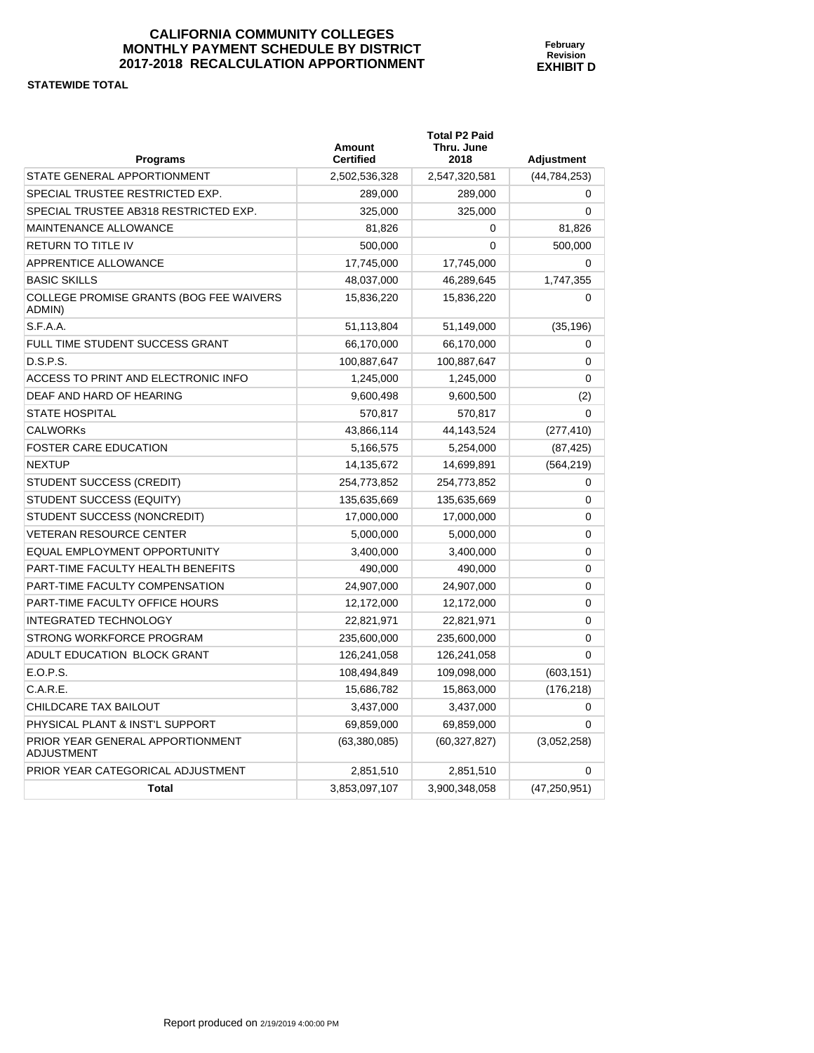# CALIFORNIA COMMUNITY COLLEGES
# MONTHLY PAYMENT SCHEDULE BY DISTRICT
# 2017-2018 RECALCULATION APPORTIONMENT

**February Revision**
**EXHIBIT D**

**STATEWIDE TOTAL**

| Programs | Amount Certified | Total P2 Paid Thru. June 2018 | Adjustment |
|---|---|---|---|
| STATE GENERAL APPORTIONMENT | 2,502,536,328 | 2,547,320,581 | (44,784,253) |
| SPECIAL TRUSTEE RESTRICTED EXP. | 289,000 | 289,000 | 0 |
| SPECIAL TRUSTEE AB318 RESTRICTED EXP. | 325,000 | 325,000 | 0 |
| MAINTENANCE ALLOWANCE | 81,826 | 0 | 81,826 |
| RETURN TO TITLE IV | 500,000 | 0 | 500,000 |
| APPRENTICE ALLOWANCE | 17,745,000 | 17,745,000 | 0 |
| BASIC SKILLS | 48,037,000 | 46,289,645 | 1,747,355 |
| COLLEGE PROMISE GRANTS (BOG FEE WAIVERS ADMIN) | 15,836,220 | 15,836,220 | 0 |
| S.F.A.A. | 51,113,804 | 51,149,000 | (35,196) |
| FULL TIME STUDENT SUCCESS GRANT | 66,170,000 | 66,170,000 | 0 |
| D.S.P.S. | 100,887,647 | 100,887,647 | 0 |
| ACCESS TO PRINT AND ELECTRONIC INFO | 1,245,000 | 1,245,000 | 0 |
| DEAF AND HARD OF HEARING | 9,600,498 | 9,600,500 | (2) |
| STATE HOSPITAL | 570,817 | 570,817 | 0 |
| CALWORKs | 43,866,114 | 44,143,524 | (277,410) |
| FOSTER CARE EDUCATION | 5,166,575 | 5,254,000 | (87,425) |
| NEXTUP | 14,135,672 | 14,699,891 | (564,219) |
| STUDENT SUCCESS (CREDIT) | 254,773,852 | 254,773,852 | 0 |
| STUDENT SUCCESS (EQUITY) | 135,635,669 | 135,635,669 | 0 |
| STUDENT SUCCESS (NONCREDIT) | 17,000,000 | 17,000,000 | 0 |
| VETERAN RESOURCE CENTER | 5,000,000 | 5,000,000 | 0 |
| EQUAL EMPLOYMENT OPPORTUNITY | 3,400,000 | 3,400,000 | 0 |
| PART-TIME FACULTY HEALTH BENEFITS | 490,000 | 490,000 | 0 |
| PART-TIME FACULTY COMPENSATION | 24,907,000 | 24,907,000 | 0 |
| PART-TIME FACULTY OFFICE HOURS | 12,172,000 | 12,172,000 | 0 |
| INTEGRATED TECHNOLOGY | 22,821,971 | 22,821,971 | 0 |
| STRONG WORKFORCE PROGRAM | 235,600,000 | 235,600,000 | 0 |
| ADULT EDUCATION BLOCK GRANT | 126,241,058 | 126,241,058 | 0 |
| E.O.P.S. | 108,494,849 | 109,098,000 | (603,151) |
| C.A.R.E. | 15,686,782 | 15,863,000 | (176,218) |
| CHILDCARE TAX BAILOUT | 3,437,000 | 3,437,000 | 0 |
| PHYSICAL PLANT & INST'L SUPPORT | 69,859,000 | 69,859,000 | 0 |
| PRIOR YEAR GENERAL APPORTIONMENT ADJUSTMENT | (63,380,085) | (60,327,827) | (3,052,258) |
| PRIOR YEAR CATEGORICAL ADJUSTMENT | 2,851,510 | 2,851,510 | 0 |
| **Total** | 3,853,097,107 | 3,900,348,058 | (47,250,951) |

Report produced on 2/19/2019 4:00:00 PM